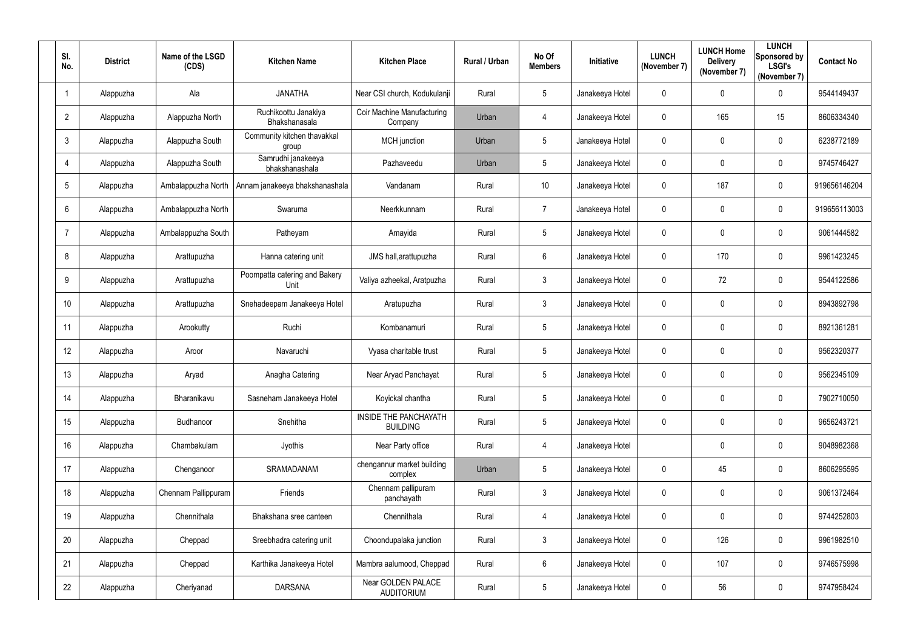| Sl. No. | District | Name of the LSGD (CDS) | Kitchen Name | Kitchen Place | Rural / Urban | No Of Members | Initiative | LUNCH (November 7) | LUNCH Home Delivery (November 7) | LUNCH Sponsored by LSGI's (November 7) | Contact No |
|---|---|---|---|---|---|---|---|---|---|---|---|
| 1 | Alappuzha | Ala | JANATHA | Near CSI church, Kodukulanji | Rural | 5 | Janakeeya Hotel | 0 | 0 | 0 | 9544149437 |
| 2 | Alappuzha | Alappuzha North | Ruchikoottu Janakiya Bhakshanasala | Coir Machine Manufacturing Company | Urban | 4 | Janakeeya Hotel | 0 | 165 | 15 | 8606334340 |
| 3 | Alappuzha | Alappuzha South | Community kitchen thavakkal group | MCH junction | Urban | 5 | Janakeeya Hotel | 0 | 0 | 0 | 6238772189 |
| 4 | Alappuzha | Alappuzha South | Samrudhi janakeeya bhakshanashala | Pazhaveedu | Urban | 5 | Janakeeya Hotel | 0 | 0 | 0 | 9745746427 |
| 5 | Alappuzha | Ambalappuzha North | Annam janakeeya bhakshanashala | Vandanam | Rural | 10 | Janakeeya Hotel | 0 | 187 | 0 | 919656146204 |
| 6 | Alappuzha | Ambalappuzha North | Swaruma | Neerkkunnam | Rural | 7 | Janakeeya Hotel | 0 | 0 | 0 | 919656113003 |
| 7 | Alappuzha | Ambalappuzha South | Patheyam | Amayida | Rural | 5 | Janakeeya Hotel | 0 | 0 | 0 | 9061444582 |
| 8 | Alappuzha | Arattupuzha | Hanna catering unit | JMS hall,arattupuzha | Rural | 6 | Janakeeya Hotel | 0 | 170 | 0 | 9961423245 |
| 9 | Alappuzha | Arattupuzha | Poompatta catering and Bakery Unit | Valiya azheekal, Aratpuzha | Rural | 3 | Janakeeya Hotel | 0 | 72 | 0 | 9544122586 |
| 10 | Alappuzha | Arattupuzha | Snehadeepam Janakeeya Hotel | Aratupuzha | Rural | 3 | Janakeeya Hotel | 0 | 0 | 0 | 8943892798 |
| 11 | Alappuzha | Arookutty | Ruchi | Kombanamuri | Rural | 5 | Janakeeya Hotel | 0 | 0 | 0 | 8921361281 |
| 12 | Alappuzha | Aroor | Navaruchi | Vyasa charitable trust | Rural | 5 | Janakeeya Hotel | 0 | 0 | 0 | 9562320377 |
| 13 | Alappuzha | Aryad | Anagha Catering | Near Aryad Panchayat | Rural | 5 | Janakeeya Hotel | 0 | 0 | 0 | 9562345109 |
| 14 | Alappuzha | Bharanikavu | Sasneham Janakeeya Hotel | Koyickal chantha | Rural | 5 | Janakeeya Hotel | 0 | 0 | 0 | 7902710050 |
| 15 | Alappuzha | Budhanoor | Snehitha | INSIDE THE PANCHAYATH BUILDING | Rural | 5 | Janakeeya Hotel | 0 | 0 | 0 | 9656243721 |
| 16 | Alappuzha | Chambakulam | Jyothis | Near Party office | Rural | 4 | Janakeeya Hotel | | 0 | 0 | 9048982368 |
| 17 | Alappuzha | Chenganoor | SRAMADANAM | chengannur market building complex | Urban | 5 | Janakeeya Hotel | 0 | 45 | 0 | 8606295595 |
| 18 | Alappuzha | Chennam Pallippuram | Friends | Chennam pallipuram panchayath | Rural | 3 | Janakeeya Hotel | 0 | 0 | 0 | 9061372464 |
| 19 | Alappuzha | Chennithala | Bhakshana sree canteen | Chennithala | Rural | 4 | Janakeeya Hotel | 0 | 0 | 0 | 9744252803 |
| 20 | Alappuzha | Cheppad | Sreebhadra catering unit | Choondupalaka junction | Rural | 3 | Janakeeya Hotel | 0 | 126 | 0 | 9961982510 |
| 21 | Alappuzha | Cheppad | Karthika Janakeeya Hotel | Mambra aalumood, Cheppad | Rural | 6 | Janakeeya Hotel | 0 | 107 | 0 | 9746575998 |
| 22 | Alappuzha | Cheriyanad | DARSANA | Near GOLDEN PALACE AUDITORIUM | Rural | 5 | Janakeeya Hotel | 0 | 56 | 0 | 9747958424 |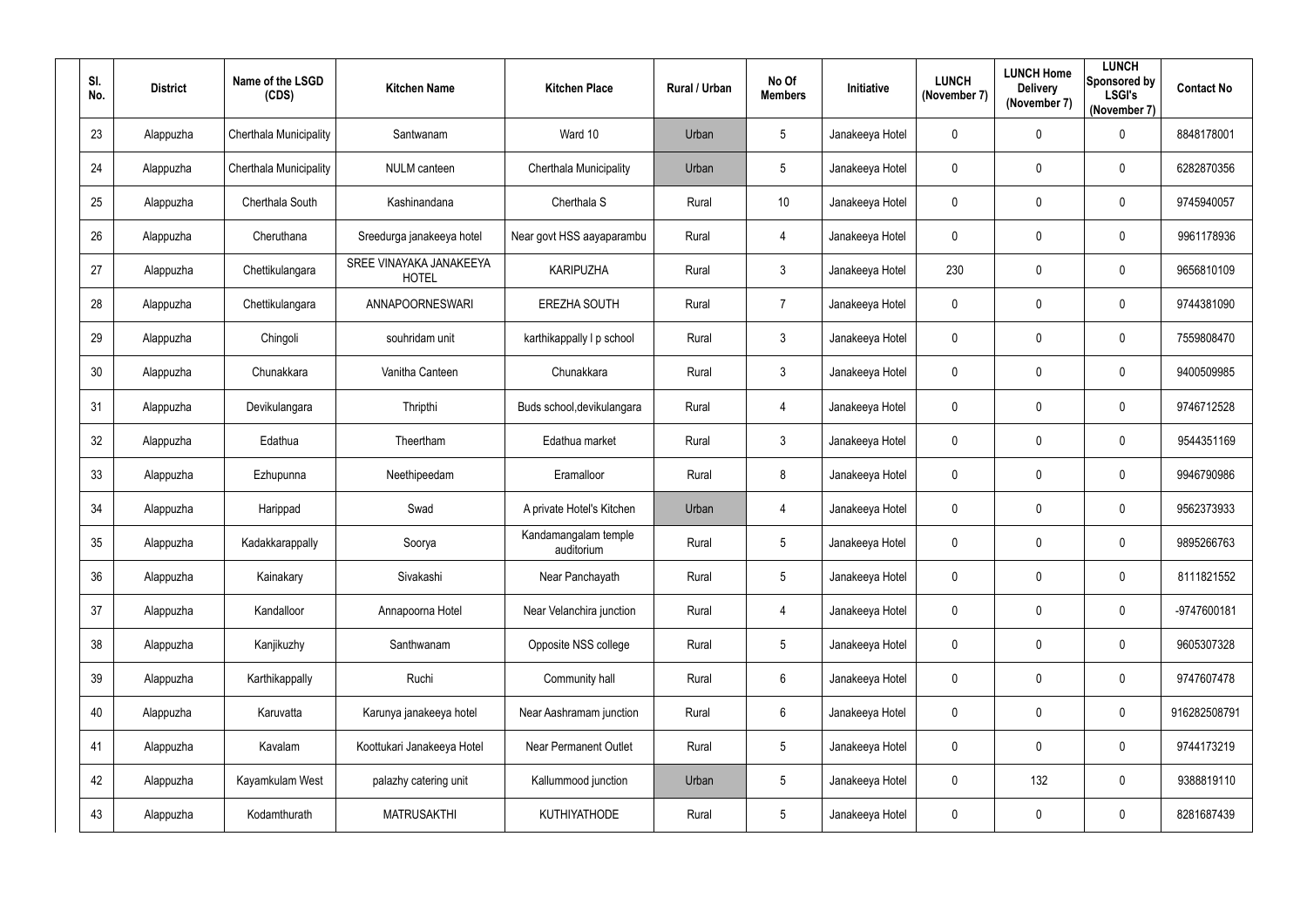| Sl. No. | District | Name of the LSGD (CDS) | Kitchen Name | Kitchen Place | Rural / Urban | No Of Members | Initiative | LUNCH (November 7) | LUNCH Home Delivery (November 7) | LUNCH Sponsored by LSGI's (November 7) | Contact No |
|---|---|---|---|---|---|---|---|---|---|---|---|
| 23 | Alappuzha | Cherthala Municipality | Santwanam | Ward 10 | Urban | 5 | Janakeeya Hotel | 0 | 0 | 0 | 8848178001 |
| 24 | Alappuzha | Cherthala Municipality | NULM canteen | Cherthala Municipality | Urban | 5 | Janakeeya Hotel | 0 | 0 | 0 | 6282870356 |
| 25 | Alappuzha | Cherthala South | Kashinandana | Cherthala S | Rural | 10 | Janakeeya Hotel | 0 | 0 | 0 | 9745940057 |
| 26 | Alappuzha | Cheruthana | Sreedurga janakeeya hotel | Near govt HSS aayaparambu | Rural | 4 | Janakeeya Hotel | 0 | 0 | 0 | 9961178936 |
| 27 | Alappuzha | Chettikulangara | SREE VINAYAKA JANAKEEYA HOTEL | KARIPUZHA | Rural | 3 | Janakeeya Hotel | 230 | 0 | 0 | 9656810109 |
| 28 | Alappuzha | Chettikulangara | ANNAPOORNESWARI | EREZHA SOUTH | Rural | 7 | Janakeeya Hotel | 0 | 0 | 0 | 9744381090 |
| 29 | Alappuzha | Chingoli | souhridam unit | karthikappally l p school | Rural | 3 | Janakeeya Hotel | 0 | 0 | 0 | 7559808470 |
| 30 | Alappuzha | Chunakkara | Vanitha Canteen | Chunakkara | Rural | 3 | Janakeeya Hotel | 0 | 0 | 0 | 9400509985 |
| 31 | Alappuzha | Devikulangara | Thripthi | Buds school,devikulangara | Rural | 4 | Janakeeya Hotel | 0 | 0 | 0 | 9746712528 |
| 32 | Alappuzha | Edathua | Theertham | Edathua market | Rural | 3 | Janakeeya Hotel | 0 | 0 | 0 | 9544351169 |
| 33 | Alappuzha | Ezhupunna | Neethipeedam | Eramalloor | Rural | 8 | Janakeeya Hotel | 0 | 0 | 0 | 9946790986 |
| 34 | Alappuzha | Harippad | Swad | A private Hotel's Kitchen | Urban | 4 | Janakeeya Hotel | 0 | 0 | 0 | 9562373933 |
| 35 | Alappuzha | Kadakkarappally | Soorya | Kandamangalam temple auditorium | Rural | 5 | Janakeeya Hotel | 0 | 0 | 0 | 9895266763 |
| 36 | Alappuzha | Kainakary | Sivakashi | Near Panchayath | Rural | 5 | Janakeeya Hotel | 0 | 0 | 0 | 8111821552 |
| 37 | Alappuzha | Kandalloor | Annapoorna Hotel | Near Velanchira junction | Rural | 4 | Janakeeya Hotel | 0 | 0 | 0 | -9747600181 |
| 38 | Alappuzha | Kanjikuzhy | Santhwanam | Opposite NSS college | Rural | 5 | Janakeeya Hotel | 0 | 0 | 0 | 9605307328 |
| 39 | Alappuzha | Karthikappally | Ruchi | Community hall | Rural | 6 | Janakeeya Hotel | 0 | 0 | 0 | 9747607478 |
| 40 | Alappuzha | Karuvatta | Karunya janakeeya hotel | Near Aashramam junction | Rural | 6 | Janakeeya Hotel | 0 | 0 | 0 | 916282508791 |
| 41 | Alappuzha | Kavalam | Koottukari Janakeeya Hotel | Near Permanent Outlet | Rural | 5 | Janakeeya Hotel | 0 | 0 | 0 | 9744173219 |
| 42 | Alappuzha | Kayamkulam West | palazhy catering unit | Kallummood junction | Urban | 5 | Janakeeya Hotel | 0 | 132 | 0 | 9388819110 |
| 43 | Alappuzha | Kodamthurath | MATRUSAKTHI | KUTHIYATHODE | Rural | 5 | Janakeeya Hotel | 0 | 0 | 0 | 8281687439 |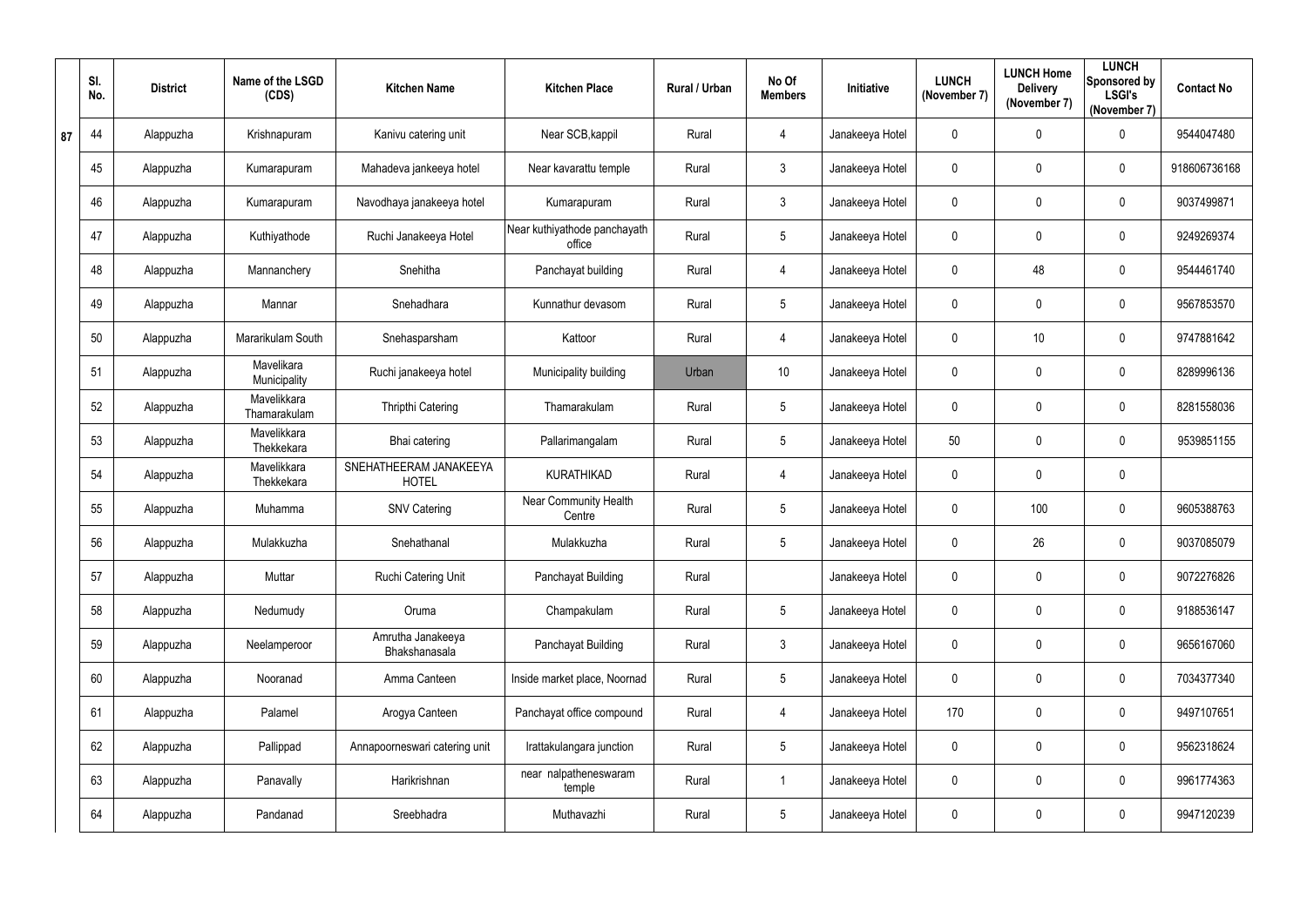| | Sl. No. | District | Name of the LSGD (CDS) | Kitchen Name | Kitchen Place | Rural / Urban | No Of Members | Initiative | LUNCH (November 7) | LUNCH Home Delivery (November 7) | LUNCH Sponsored by LSGI's (November 7) | Contact No |
|---|---|---|---|---|---|---|---|---|---|---|---|---|
| 87 | 44 | Alappuzha | Krishnapuram | Kanivu catering unit | Near SCB,kappil | Rural | 4 | Janakeeya Hotel | 0 | 0 | 0 | 9544047480 |
| | 45 | Alappuzha | Kumarapuram | Mahadeva jankeeya hotel | Near kavarattu temple | Rural | 3 | Janakeeya Hotel | 0 | 0 | 0 | 918606736168 |
| | 46 | Alappuzha | Kumarapuram | Navodhaya janakeeya hotel | Kumarapuram | Rural | 3 | Janakeeya Hotel | 0 | 0 | 0 | 9037499871 |
| | 47 | Alappuzha | Kuthiyathode | Ruchi Janakeeya Hotel | Near kuthiyathode panchayath office | Rural | 5 | Janakeeya Hotel | 0 | 0 | 0 | 9249269374 |
| | 48 | Alappuzha | Mannanchery | Snehitha | Panchayat building | Rural | 4 | Janakeeya Hotel | 0 | 48 | 0 | 9544461740 |
| | 49 | Alappuzha | Mannar | Snehadhara | Kunnathur devasom | Rural | 5 | Janakeeya Hotel | 0 | 0 | 0 | 9567853570 |
| | 50 | Alappuzha | Mararikulam South | Snehasparsham | Kattoor | Rural | 4 | Janakeeya Hotel | 0 | 10 | 0 | 9747881642 |
| | 51 | Alappuzha | Mavelikara Municipality | Ruchi janakeeya hotel | Municipality building | Urban | 10 | Janakeeya Hotel | 0 | 0 | 0 | 8289996136 |
| | 52 | Alappuzha | Mavelikkara Thamarakulam | Thripthi Catering | Thamarakulam | Rural | 5 | Janakeeya Hotel | 0 | 0 | 0 | 8281558036 |
| | 53 | Alappuzha | Mavelikkara Thekkekara | Bhai catering | Pallarimangalam | Rural | 5 | Janakeeya Hotel | 50 | 0 | 0 | 9539851155 |
| | 54 | Alappuzha | Mavelikkara Thekkekara | SNEHATHEERAM JANAKEEYA HOTEL | KURATHIKAD | Rural | 4 | Janakeeya Hotel | 0 | 0 | 0 | |
| | 55 | Alappuzha | Muhamma | SNV Catering | Near Community Health Centre | Rural | 5 | Janakeeya Hotel | 0 | 100 | 0 | 9605388763 |
| | 56 | Alappuzha | Mulakkuzha | Snehathanal | Mulakkuzha | Rural | 5 | Janakeeya Hotel | 0 | 26 | 0 | 9037085079 |
| | 57 | Alappuzha | Muttar | Ruchi Catering Unit | Panchayat Building | Rural | | Janakeeya Hotel | 0 | 0 | 0 | 9072276826 |
| | 58 | Alappuzha | Nedumudy | Oruma | Champakulam | Rural | 5 | Janakeeya Hotel | 0 | 0 | 0 | 9188536147 |
| | 59 | Alappuzha | Neelamperoor | Amrutha Janakeeya Bhakshanasala | Panchayat Building | Rural | 3 | Janakeeya Hotel | 0 | 0 | 0 | 9656167060 |
| | 60 | Alappuzha | Nooranad | Amma Canteen | Inside market place, Noornad | Rural | 5 | Janakeeya Hotel | 0 | 0 | 0 | 7034377340 |
| | 61 | Alappuzha | Palamel | Arogya Canteen | Panchayat office compound | Rural | 4 | Janakeeya Hotel | 170 | 0 | 0 | 9497107651 |
| | 62 | Alappuzha | Pallippad | Annapoorneswari catering unit | Irattakulangara junction | Rural | 5 | Janakeeya Hotel | 0 | 0 | 0 | 9562318624 |
| | 63 | Alappuzha | Panavally | Harikrishnan | near nalpatheneswaram temple | Rural | 1 | Janakeeya Hotel | 0 | 0 | 0 | 9961774363 |
| | 64 | Alappuzha | Pandanad | Sreebhadra | Muthavazhi | Rural | 5 | Janakeeya Hotel | 0 | 0 | 0 | 9947120239 |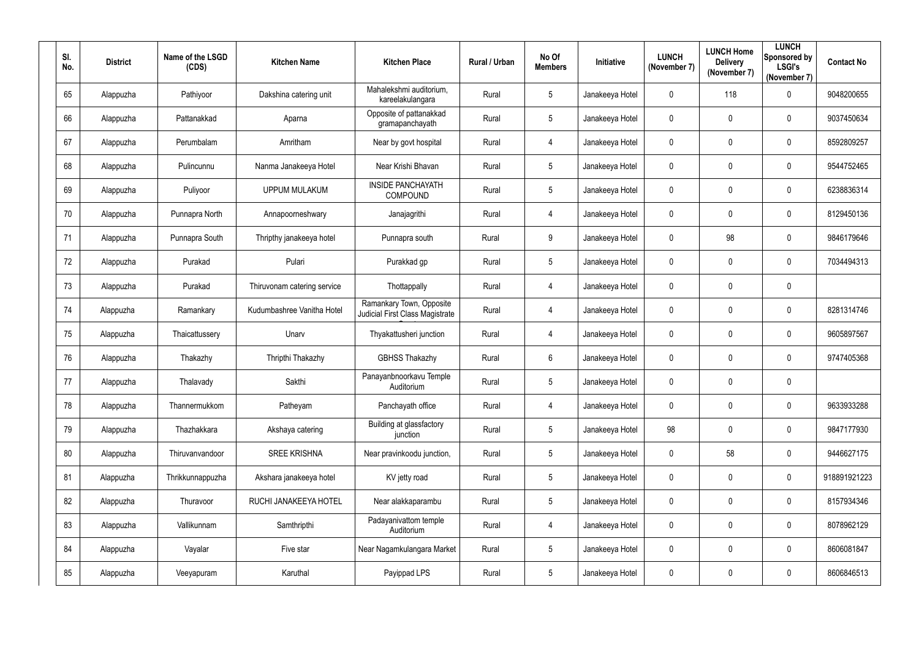| Sl. No. | District | Name of the LSGD (CDS) | Kitchen Name | Kitchen Place | Rural / Urban | No Of Members | Initiative | LUNCH (November 7) | LUNCH Home Delivery (November 7) | LUNCH Sponsored by LSGI's (November 7) | Contact No |
|---|---|---|---|---|---|---|---|---|---|---|---|
| 65 | Alappuzha | Pathiyoor | Dakshina catering unit | Mahalekshmi auditorium, kareelakulangara | Rural | 5 | Janakeeya Hotel | 0 | 118 | 0 | 9048200655 |
| 66 | Alappuzha | Pattanakkad | Aparna | Opposite of pattanakkad gramapanchayath | Rural | 5 | Janakeeya Hotel | 0 | 0 | 0 | 9037450634 |
| 67 | Alappuzha | Perumbalam | Amritham | Near by govt hospital | Rural | 4 | Janakeeya Hotel | 0 | 0 | 0 | 8592809257 |
| 68 | Alappuzha | Pulincunnu | Nanma Janakeeya Hotel | Near Krishi Bhavan | Rural | 5 | Janakeeya Hotel | 0 | 0 | 0 | 9544752465 |
| 69 | Alappuzha | Puliyoor | UPPUM MULAKUM | INSIDE PANCHAYATH COMPOUND | Rural | 5 | Janakeeya Hotel | 0 | 0 | 0 | 6238836314 |
| 70 | Alappuzha | Punnapra North | Annapoorneshwary | Janajagrithi | Rural | 4 | Janakeeya Hotel | 0 | 0 | 0 | 8129450136 |
| 71 | Alappuzha | Punnapra South | Thripthy janakeeya hotel | Punnapra south | Rural | 9 | Janakeeya Hotel | 0 | 98 | 0 | 9846179646 |
| 72 | Alappuzha | Purakad | Pulari | Purakkad gp | Rural | 5 | Janakeeya Hotel | 0 | 0 | 0 | 7034494313 |
| 73 | Alappuzha | Purakad | Thiruvonam catering service | Thottappally | Rural | 4 | Janakeeya Hotel | 0 | 0 | 0 | |
| 74 | Alappuzha | Ramankary | Kudumbashree Vanitha Hotel | Ramankary Town, Opposite Judicial First Class Magistrate Court | Rural | 4 | Janakeeya Hotel | 0 | 0 | 0 | 8281314746 |
| 75 | Alappuzha | Thaicattussery | Unarv | Thyakattusheri junction | Rural | 4 | Janakeeya Hotel | 0 | 0 | 0 | 9605897567 |
| 76 | Alappuzha | Thakazhy | Thripthi Thakazhy | GBHSS Thakazhy | Rural | 6 | Janakeeya Hotel | 0 | 0 | 0 | 9747405368 |
| 77 | Alappuzha | Thalavady | Sakthi | Panayanbnoorkavu Temple Auditorium | Rural | 5 | Janakeeya Hotel | 0 | 0 | 0 | |
| 78 | Alappuzha | Thannermukkom | Patheyam | Panchayath office | Rural | 4 | Janakeeya Hotel | 0 | 0 | 0 | 9633933288 |
| 79 | Alappuzha | Thazhakkara | Akshaya catering | Building at glassfactory junction | Rural | 5 | Janakeeya Hotel | 98 | 0 | 0 | 9847177930 |
| 80 | Alappuzha | Thiruvanvandoor | SREE KRISHNA | Near pravinkoodu junction, | Rural | 5 | Janakeeya Hotel | 0 | 58 | 0 | 9446627175 |
| 81 | Alappuzha | Thrikkunnappuzha | Akshara janakeeya hotel | KV jetty road | Rural | 5 | Janakeeya Hotel | 0 | 0 | 0 | 918891921223 |
| 82 | Alappuzha | Thuravoor | RUCHI JANAKEEYA HOTEL | Near alakkaparambu | Rural | 5 | Janakeeya Hotel | 0 | 0 | 0 | 8157934346 |
| 83 | Alappuzha | Vallikunnam | Samthripthi | Padayanivattom temple Auditorium | Rural | 4 | Janakeeya Hotel | 0 | 0 | 0 | 8078962129 |
| 84 | Alappuzha | Vayalar | Five star | Near Nagamkulangara Market | Rural | 5 | Janakeeya Hotel | 0 | 0 | 0 | 8606081847 |
| 85 | Alappuzha | Veeyapuram | Karuthal | Payippad LPS | Rural | 5 | Janakeeya Hotel | 0 | 0 | 0 | 8606846513 |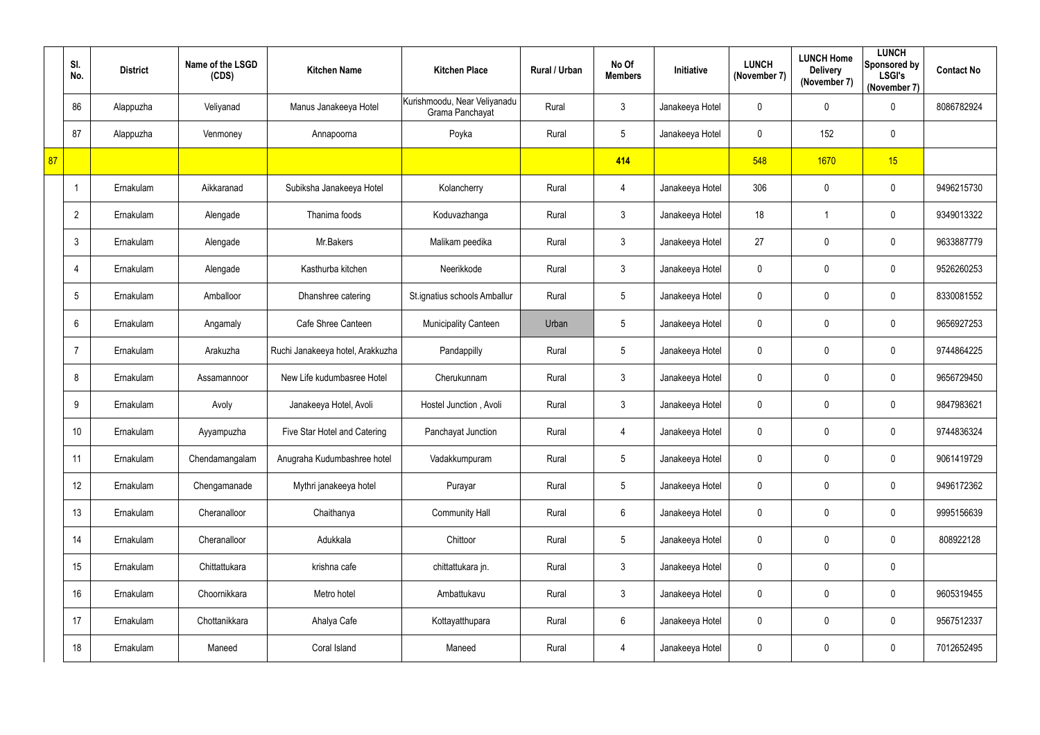| | Sl. No. | District | Name of the LSGD (CDS) | Kitchen Name | Kitchen Place | Rural / Urban | No Of Members | Initiative | LUNCH (November 7) | LUNCH Home Delivery (November 7) | LUNCH Sponsored by LSGI's (November 7) | Contact No |
|---|---|---|---|---|---|---|---|---|---|---|---|---|
| | 86 | Alappuzha | Veliyanad | Manus Janakeeya Hotel | Kurishmoodu, Near Veliyanadu Grama Panchayat | Rural | 3 | Janakeeya Hotel | 0 | 0 | 0 | 8086782924 |
| | 87 | Alappuzha | Venmoney | Annapoorna | Poyka | Rural | 5 | Janakeeya Hotel | 0 | 152 | 0 | |
| 87 | | | | | | | 414 | | 548 | 1670 | 15 | |
| | 1 | Ernakulam | Aikkaranad | Subiksha Janakeeya Hotel | Kolancherry | Rural | 4 | Janakeeya Hotel | 306 | 0 | 0 | 9496215730 |
| | 2 | Ernakulam | Alengade | Thanima foods | Koduvazhanga | Rural | 3 | Janakeeya Hotel | 18 | 1 | 0 | 9349013322 |
| | 3 | Ernakulam | Alengade | Mr.Bakers | Malikam peedika | Rural | 3 | Janakeeya Hotel | 27 | 0 | 0 | 9633887779 |
| | 4 | Ernakulam | Alengade | Kasthurba kitchen | Neerikkode | Rural | 3 | Janakeeya Hotel | 0 | 0 | 0 | 9526260253 |
| | 5 | Ernakulam | Amballoor | Dhanshree catering | St.ignatius schools Amballur | Rural | 5 | Janakeeya Hotel | 0 | 0 | 0 | 8330081552 |
| | 6 | Ernakulam | Angamaly | Cafe Shree Canteen | Municipality Canteen | Urban | 5 | Janakeeya Hotel | 0 | 0 | 0 | 9656927253 |
| | 7 | Ernakulam | Arakuzha | Ruchi Janakeeya hotel, Arakkuzha | Pandappilly | Rural | 5 | Janakeeya Hotel | 0 | 0 | 0 | 9744864225 |
| | 8 | Ernakulam | Assamannoor | New Life kudumbasree Hotel | Cherukunnam | Rural | 3 | Janakeeya Hotel | 0 | 0 | 0 | 9656729450 |
| | 9 | Ernakulam | Avoly | Janakeeya Hotel, Avoli | Hostel Junction , Avoli | Rural | 3 | Janakeeya Hotel | 0 | 0 | 0 | 9847983621 |
| | 10 | Ernakulam | Ayyampuzha | Five Star Hotel and Catering | Panchayat Junction | Rural | 4 | Janakeeya Hotel | 0 | 0 | 0 | 9744836324 |
| | 11 | Ernakulam | Chendamangalam | Anugraha Kudumbashree hotel | Vadakkumpuram | Rural | 5 | Janakeeya Hotel | 0 | 0 | 0 | 9061419729 |
| | 12 | Ernakulam | Chengamanade | Mythri janakeeya hotel | Purayar | Rural | 5 | Janakeeya Hotel | 0 | 0 | 0 | 9496172362 |
| | 13 | Ernakulam | Cheranalloor | Chaithanya | Community Hall | Rural | 6 | Janakeeya Hotel | 0 | 0 | 0 | 9995156639 |
| | 14 | Ernakulam | Cheranalloor | Adukkala | Chittoor | Rural | 5 | Janakeeya Hotel | 0 | 0 | 0 | 808922128 |
| | 15 | Ernakulam | Chittattukara | krishna cafe | chittattukara jn. | Rural | 3 | Janakeeya Hotel | 0 | 0 | 0 | |
| | 16 | Ernakulam | Choornikkara | Metro hotel | Ambattukavu | Rural | 3 | Janakeeya Hotel | 0 | 0 | 0 | 9605319455 |
| | 17 | Ernakulam | Chottanikkara | Ahalya Cafe | Kottayatthupara | Rural | 6 | Janakeeya Hotel | 0 | 0 | 0 | 9567512337 |
| | 18 | Ernakulam | Maneed | Coral Island | Maneed | Rural | 4 | Janakeeya Hotel | 0 | 0 | 0 | 7012652495 |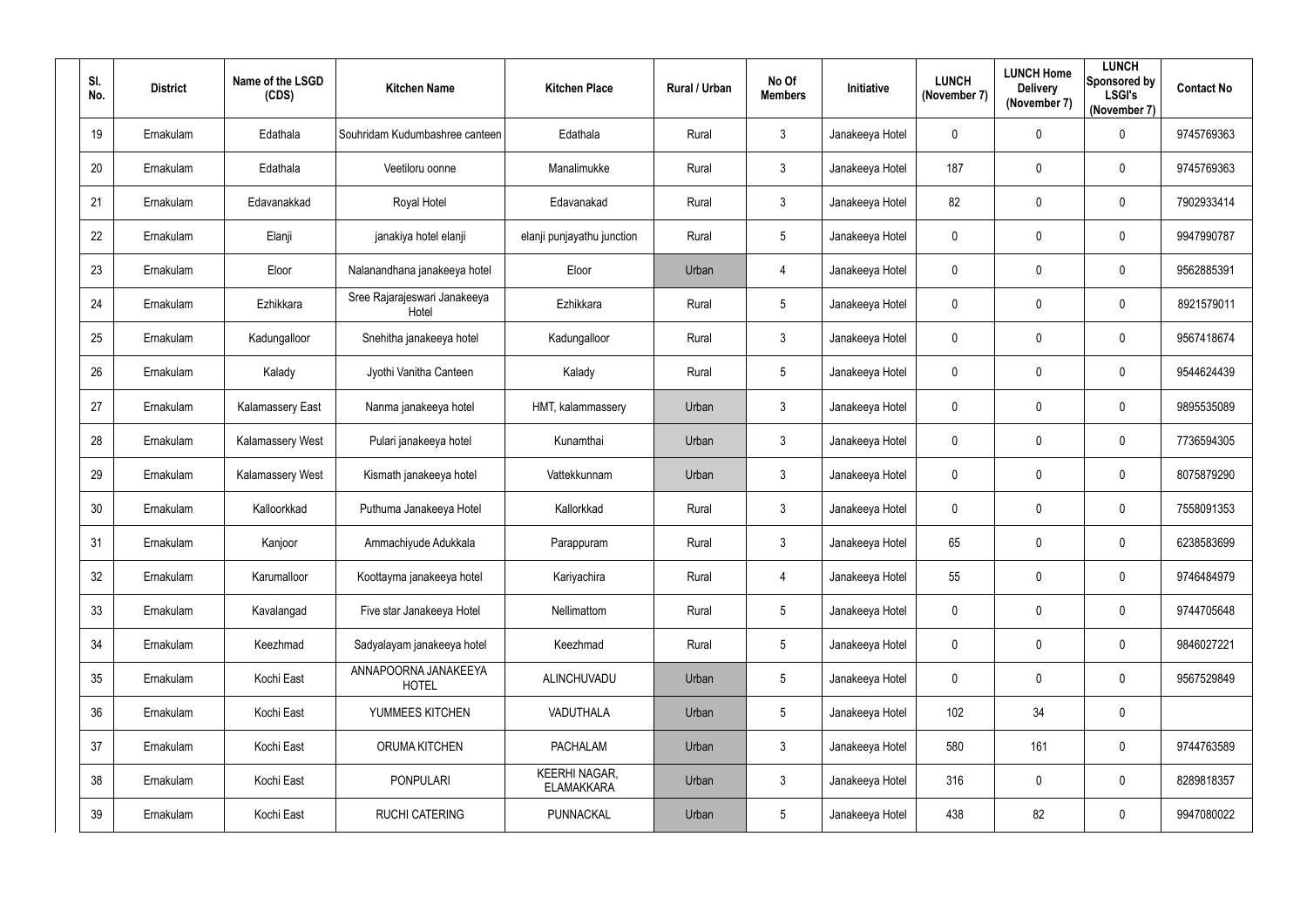| Sl. No. | District | Name of the LSGD (CDS) | Kitchen Name | Kitchen Place | Rural / Urban | No Of Members | Initiative | LUNCH (November 7) | LUNCH Home Delivery (November 7) | LUNCH Sponsored by LSGI's (November 7) | Contact No |
|---|---|---|---|---|---|---|---|---|---|---|---|
| 19 | Ernakulam | Edathala | Souhridam Kudumbashree canteen | Edathala | Rural | 3 | Janakeeya Hotel | 0 | 0 | 0 | 9745769363 |
| 20 | Ernakulam | Edathala | Veetiloru oonne | Manalimukke | Rural | 3 | Janakeeya Hotel | 187 | 0 | 0 | 9745769363 |
| 21 | Ernakulam | Edavanakkad | Royal Hotel | Edavanakad | Rural | 3 | Janakeeya Hotel | 82 | 0 | 0 | 7902933414 |
| 22 | Ernakulam | Elanji | janakiya hotel elanji | elanji punjayathu junction | Rural | 5 | Janakeeya Hotel | 0 | 0 | 0 | 9947990787 |
| 23 | Ernakulam | Eloor | Nalanandhana janakeeya hotel | Eloor | Urban | 4 | Janakeeya Hotel | 0 | 0 | 0 | 9562885391 |
| 24 | Ernakulam | Ezhikkara | Sree Rajarajeswari Janakeeya Hotel | Ezhikkara | Rural | 5 | Janakeeya Hotel | 0 | 0 | 0 | 8921579011 |
| 25 | Ernakulam | Kadungalloor | Snehitha janakeeya hotel | Kadungalloor | Rural | 3 | Janakeeya Hotel | 0 | 0 | 0 | 9567418674 |
| 26 | Ernakulam | Kalady | Jyothi Vanitha Canteen | Kalady | Rural | 5 | Janakeeya Hotel | 0 | 0 | 0 | 9544624439 |
| 27 | Ernakulam | Kalamassery East | Nanma janakeeya hotel | HMT, kalammassery | Urban | 3 | Janakeeya Hotel | 0 | 0 | 0 | 9895535089 |
| 28 | Ernakulam | Kalamassery West | Pulari janakeeya hotel | Kunamthai | Urban | 3 | Janakeeya Hotel | 0 | 0 | 0 | 7736594305 |
| 29 | Ernakulam | Kalamassery West | Kismath janakeeya hotel | Vattekkunnam | Urban | 3 | Janakeeya Hotel | 0 | 0 | 0 | 8075879290 |
| 30 | Ernakulam | Kalloorkkad | Puthuma Janakeeya Hotel | Kallorkkad | Rural | 3 | Janakeeya Hotel | 0 | 0 | 0 | 7558091353 |
| 31 | Ernakulam | Kanjoor | Ammachiyude Adukkala | Parappuram | Rural | 3 | Janakeeya Hotel | 65 | 0 | 0 | 6238583699 |
| 32 | Ernakulam | Karumalloor | Koottayma janakeeya hotel | Kariyachira | Rural | 4 | Janakeeya Hotel | 55 | 0 | 0 | 9746484979 |
| 33 | Ernakulam | Kavalangad | Five star Janakeeya Hotel | Nellimattom | Rural | 5 | Janakeeya Hotel | 0 | 0 | 0 | 9744705648 |
| 34 | Ernakulam | Keezhmad | Sadyalayam janakeeya hotel | Keezhmad | Rural | 5 | Janakeeya Hotel | 0 | 0 | 0 | 9846027221 |
| 35 | Ernakulam | Kochi East | ANNAPOORNA JANAKEEYA HOTEL | ALINCHUVADU | Urban | 5 | Janakeeya Hotel | 0 | 0 | 0 | 9567529849 |
| 36 | Ernakulam | Kochi East | YUMMEES KITCHEN | VADUTHALA | Urban | 5 | Janakeeya Hotel | 102 | 34 | 0 | |
| 37 | Ernakulam | Kochi East | ORUMA KITCHEN | PACHALAM | Urban | 3 | Janakeeya Hotel | 580 | 161 | 0 | 9744763589 |
| 38 | Ernakulam | Kochi East | PONPULARI | KEERHI NAGAR, ELAMAKKARA | Urban | 3 | Janakeeya Hotel | 316 | 0 | 0 | 8289818357 |
| 39 | Ernakulam | Kochi East | RUCHI CATERING | PUNNACKAL | Urban | 5 | Janakeeya Hotel | 438 | 82 | 0 | 9947080022 |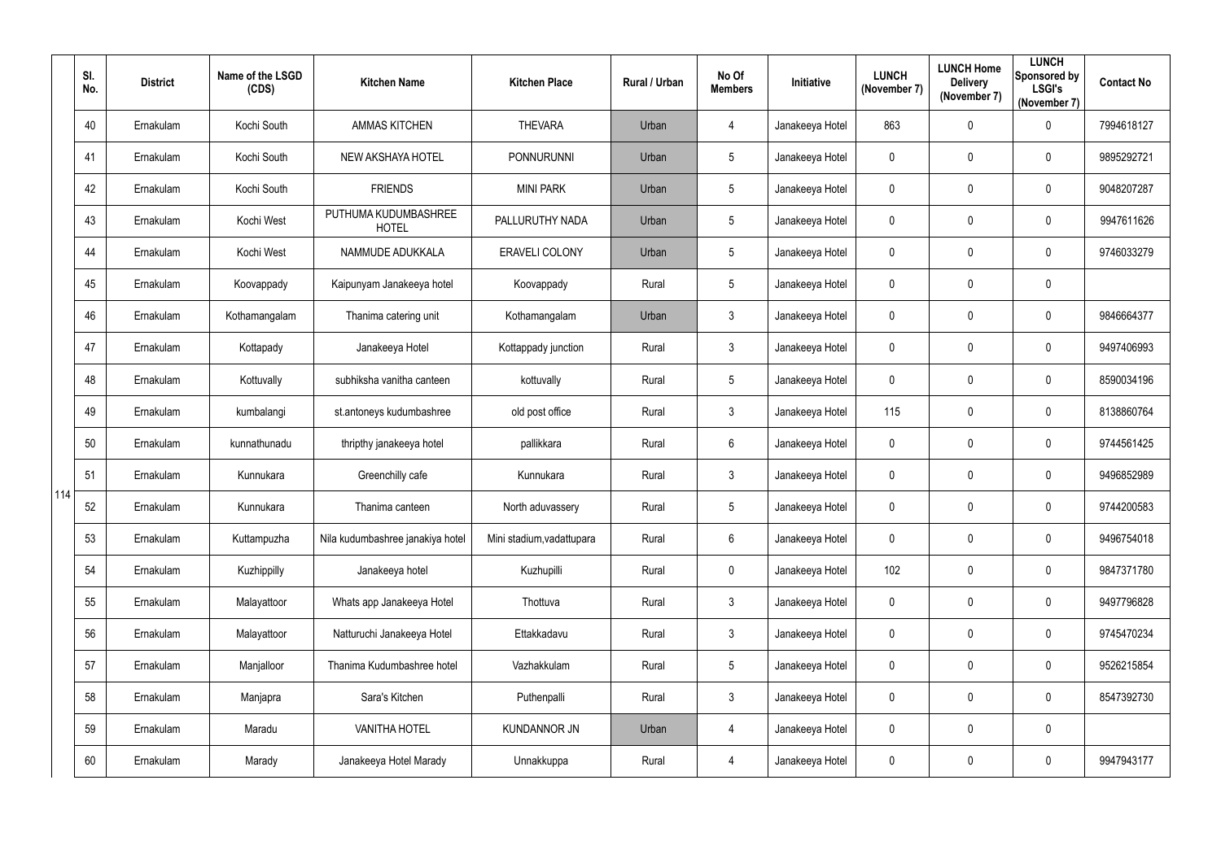|  | Sl. No. | District | Name of the LSGD (CDS) | Kitchen Name | Kitchen Place | Rural / Urban | No Of Members | Initiative | LUNCH (November 7) | LUNCH Home Delivery (November 7) | LUNCH Sponsored by LSGI's (November 7) | Contact No |
|---|---|---|---|---|---|---|---|---|---|---|---|---|
| 114 | 40 | Ernakulam | Kochi South | AMMAS KITCHEN | THEVARA | Urban | 4 | Janakeeya Hotel | 863 | 0 | 0 | 7994618127 |
|  | 41 | Ernakulam | Kochi South | NEW AKSHAYA HOTEL | PONNURUNNI | Urban | 5 | Janakeeya Hotel | 0 | 0 | 0 | 9895292721 |
|  | 42 | Ernakulam | Kochi South | FRIENDS | MINI PARK | Urban | 5 | Janakeeya Hotel | 0 | 0 | 0 | 9048207287 |
|  | 43 | Ernakulam | Kochi West | PUTHUMA KUDUMBASHREE HOTEL | PALLURUTHY NADA | Urban | 5 | Janakeeya Hotel | 0 | 0 | 0 | 9947611626 |
|  | 44 | Ernakulam | Kochi West | NAMMUDE ADUKKALA | ERAVELI COLONY | Urban | 5 | Janakeeya Hotel | 0 | 0 | 0 | 9746033279 |
|  | 45 | Ernakulam | Koovappady | Kaipunyam Janakeeya hotel | Koovappady | Rural | 5 | Janakeeya Hotel | 0 | 0 | 0 |  |
|  | 46 | Ernakulam | Kothamangalam | Thanima catering unit | Kothamangalam | Urban | 3 | Janakeeya Hotel | 0 | 0 | 0 | 9846664377 |
|  | 47 | Ernakulam | Kottapady | Janakeeya Hotel | Kottappady junction | Rural | 3 | Janakeeya Hotel | 0 | 0 | 0 | 9497406993 |
|  | 48 | Ernakulam | Kottuvally | subhiksha vanitha canteen | kottuvally | Rural | 5 | Janakeeya Hotel | 0 | 0 | 0 | 8590034196 |
|  | 49 | Ernakulam | kumbalangi | st.antoneys kudumbashree | old post office | Rural | 3 | Janakeeya Hotel | 115 | 0 | 0 | 8138860764 |
|  | 50 | Ernakulam | kunnathunadu | thripthy janakeeya hotel | pallikkara | Rural | 6 | Janakeeya Hotel | 0 | 0 | 0 | 9744561425 |
|  | 51 | Ernakulam | Kunnukara | Greenchilly cafe | Kunnukara | Rural | 3 | Janakeeya Hotel | 0 | 0 | 0 | 9496852989 |
|  | 52 | Ernakulam | Kunnukara | Thanima canteen | North aduvassery | Rural | 5 | Janakeeya Hotel | 0 | 0 | 0 | 9744200583 |
|  | 53 | Ernakulam | Kuttampuzha | Nila kudumbashree janakiya hotel | Mini stadium,vadattupara | Rural | 6 | Janakeeya Hotel | 0 | 0 | 0 | 9496754018 |
|  | 54 | Ernakulam | Kuzhippilly | Janakeeya hotel | Kuzhupilli | Rural | 0 | Janakeeya Hotel | 102 | 0 | 0 | 9847371780 |
|  | 55 | Ernakulam | Malayattoor | Whats app Janakeeya Hotel | Thottuva | Rural | 3 | Janakeeya Hotel | 0 | 0 | 0 | 9497796828 |
|  | 56 | Ernakulam | Malayattoor | Natturuchi Janakeeya Hotel | Ettakkadavu | Rural | 3 | Janakeeya Hotel | 0 | 0 | 0 | 9745470234 |
|  | 57 | Ernakulam | Manjalloor | Thanima Kudumbashree hotel | Vazhakkulam | Rural | 5 | Janakeeya Hotel | 0 | 0 | 0 | 9526215854 |
|  | 58 | Ernakulam | Manjapra | Sara's Kitchen | Puthenpalli | Rural | 3 | Janakeeya Hotel | 0 | 0 | 0 | 8547392730 |
|  | 59 | Ernakulam | Maradu | VANITHA HOTEL | KUNDANNOR JN | Urban | 4 | Janakeeya Hotel | 0 | 0 | 0 |  |
|  | 60 | Ernakulam | Marady | Janakeeya Hotel Marady | Unnakkuppa | Rural | 4 | Janakeeya Hotel | 0 | 0 | 0 | 9947943177 |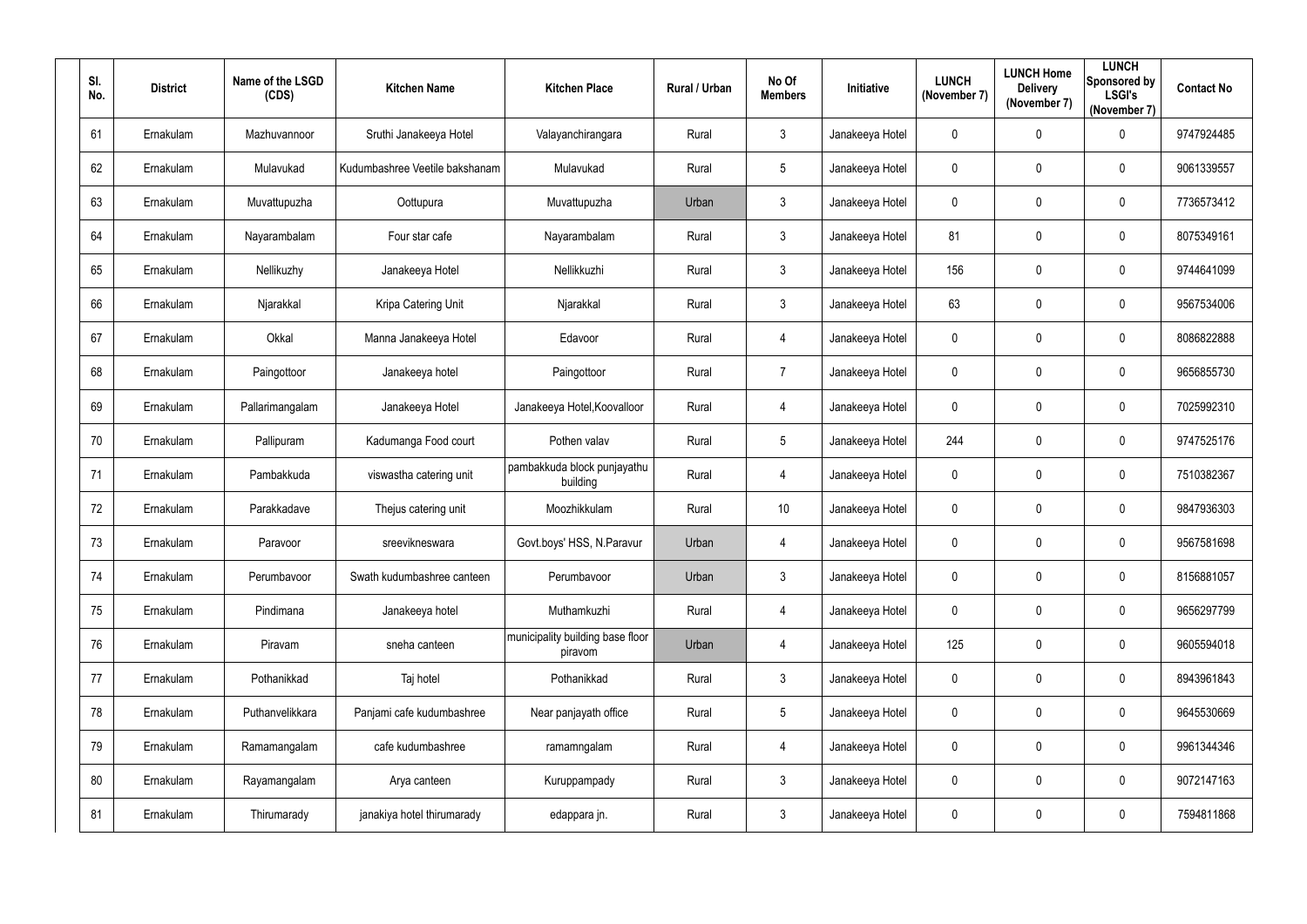| Sl. No. | District | Name of the LSGD (CDS) | Kitchen Name | Kitchen Place | Rural / Urban | No Of Members | Initiative | LUNCH (November 7) | LUNCH Home Delivery (November 7) | LUNCH Sponsored by LSGI's (November 7) | Contact No |
|---|---|---|---|---|---|---|---|---|---|---|---|
| 61 | Ernakulam | Mazhuvannoor | Sruthi Janakeeya Hotel | Valayanchirangara | Rural | 3 | Janakeeya Hotel | 0 | 0 | 0 | 9747924485 |
| 62 | Ernakulam | Mulavukad | Kudumbashree Veetile bakshanam | Mulavukad | Rural | 5 | Janakeeya Hotel | 0 | 0 | 0 | 9061339557 |
| 63 | Ernakulam | Muvattupuzha | Oottupura | Muvattupuzha | Urban | 3 | Janakeeya Hotel | 0 | 0 | 0 | 7736573412 |
| 64 | Ernakulam | Nayarambalam | Four star cafe | Nayarambalam | Rural | 3 | Janakeeya Hotel | 81 | 0 | 0 | 8075349161 |
| 65 | Ernakulam | Nellikuzhy | Janakeeya Hotel | Nellikkuzhi | Rural | 3 | Janakeeya Hotel | 156 | 0 | 0 | 9744641099 |
| 66 | Ernakulam | Njarakkal | Kripa Catering Unit | Njarakkal | Rural | 3 | Janakeeya Hotel | 63 | 0 | 0 | 9567534006 |
| 67 | Ernakulam | Okkal | Manna Janakeeya Hotel | Edavoor | Rural | 4 | Janakeeya Hotel | 0 | 0 | 0 | 8086822888 |
| 68 | Ernakulam | Paingottoor | Janakeeya hotel | Paingottoor | Rural | 7 | Janakeeya Hotel | 0 | 0 | 0 | 9656855730 |
| 69 | Ernakulam | Pallarimangalam | Janakeeya Hotel | Janakeeya Hotel,Koovalloor | Rural | 4 | Janakeeya Hotel | 0 | 0 | 0 | 7025992310 |
| 70 | Ernakulam | Pallipuram | Kadumanga Food court | Pothen valav | Rural | 5 | Janakeeya Hotel | 244 | 0 | 0 | 9747525176 |
| 71 | Ernakulam | Pambakkuda | viswastha catering unit | pambakkuda block punjayathu building | Rural | 4 | Janakeeya Hotel | 0 | 0 | 0 | 7510382367 |
| 72 | Ernakulam | Parakkadave | Thejus catering unit | Moozhikkulam | Rural | 10 | Janakeeya Hotel | 0 | 0 | 0 | 9847936303 |
| 73 | Ernakulam | Paravoor | sreevikneswara | Govt.boys' HSS, N.Paravur | Urban | 4 | Janakeeya Hotel | 0 | 0 | 0 | 9567581698 |
| 74 | Ernakulam | Perumbavoor | Swath kudumbashree canteen | Perumbavoor | Urban | 3 | Janakeeya Hotel | 0 | 0 | 0 | 8156881057 |
| 75 | Ernakulam | Pindimana | Janakeeya hotel | Muthamkuzhi | Rural | 4 | Janakeeya Hotel | 0 | 0 | 0 | 9656297799 |
| 76 | Ernakulam | Piravam | sneha canteen | municipality building base floor piravom | Urban | 4 | Janakeeya Hotel | 125 | 0 | 0 | 9605594018 |
| 77 | Ernakulam | Pothanikkad | Taj hotel | Pothanikkad | Rural | 3 | Janakeeya Hotel | 0 | 0 | 0 | 8943961843 |
| 78 | Ernakulam | Puthanvelikkara | Panjami cafe kudumbashree | Near panjayath office | Rural | 5 | Janakeeya Hotel | 0 | 0 | 0 | 9645530669 |
| 79 | Ernakulam | Ramamangalam | cafe kudumbashree | ramamngalam | Rural | 4 | Janakeeya Hotel | 0 | 0 | 0 | 9961344346 |
| 80 | Ernakulam | Rayamangalam | Arya canteen | Kuruppampady | Rural | 3 | Janakeeya Hotel | 0 | 0 | 0 | 9072147163 |
| 81 | Ernakulam | Thirumarady | janakiya hotel thirumarady | edappara jn. | Rural | 3 | Janakeeya Hotel | 0 | 0 | 0 | 7594811868 |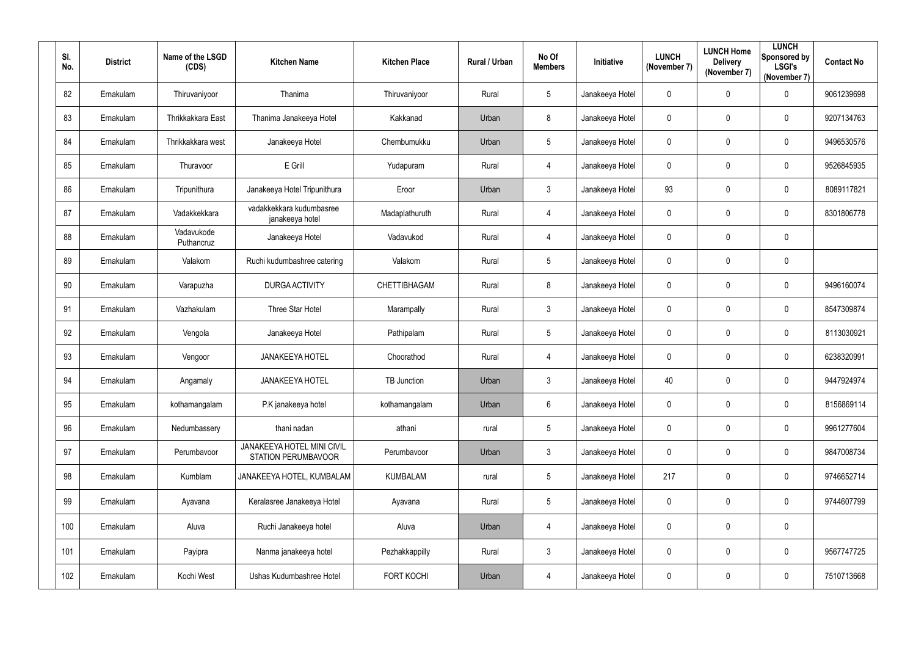| Sl. No. | District | Name of the LSGD (CDS) | Kitchen Name | Kitchen Place | Rural / Urban | No Of Members | Initiative | LUNCH (November 7) | LUNCH Home Delivery (November 7) | LUNCH Sponsored by LSGI's (November 7) | Contact No |
|---|---|---|---|---|---|---|---|---|---|---|---|
| 82 | Ernakulam | Thiruvaniyoor | Thanima | Thiruvaniyoor | Rural | 5 | Janakeeya Hotel | 0 | 0 | 0 | 9061239698 |
| 83 | Ernakulam | Thrikkakkara East | Thanima Janakeeya Hotel | Kakkanad | Urban | 8 | Janakeeya Hotel | 0 | 0 | 0 | 9207134763 |
| 84 | Ernakulam | Thrikkakkara west | Janakeeya Hotel | Chembumukku | Urban | 5 | Janakeeya Hotel | 0 | 0 | 0 | 9496530576 |
| 85 | Ernakulam | Thuravoor | E Grill | Yudapuram | Rural | 4 | Janakeeya Hotel | 0 | 0 | 0 | 9526845935 |
| 86 | Ernakulam | Tripunithura | Janakeeya Hotel Tripunithura | Eroor | Urban | 3 | Janakeeya Hotel | 93 | 0 | 0 | 8089117821 |
| 87 | Ernakulam | Vadakkekkara | vadakkekkara kudumbasree janakeeya hotel | Madaplathuruth | Rural | 4 | Janakeeya Hotel | 0 | 0 | 0 | 8301806778 |
| 88 | Ernakulam | Vadavukode Puthancruz | Janakeeya Hotel | Vadavukod | Rural | 4 | Janakeeya Hotel | 0 | 0 | 0 | |
| 89 | Ernakulam | Valakom | Ruchi kudumbashree catering | Valakom | Rural | 5 | Janakeeya Hotel | 0 | 0 | 0 | |
| 90 | Ernakulam | Varapuzha | DURGA ACTIVITY | CHETTIBHAGAM | Rural | 8 | Janakeeya Hotel | 0 | 0 | 0 | 9496160074 |
| 91 | Ernakulam | Vazhakulam | Three Star Hotel | Marampally | Rural | 3 | Janakeeya Hotel | 0 | 0 | 0 | 8547309874 |
| 92 | Ernakulam | Vengola | Janakeeya Hotel | Pathipalam | Rural | 5 | Janakeeya Hotel | 0 | 0 | 0 | 8113030921 |
| 93 | Ernakulam | Vengoor | JANAKEEYA HOTEL | Choorathod | Rural | 4 | Janakeeya Hotel | 0 | 0 | 0 | 6238320991 |
| 94 | Ernakulam | Angamaly | JANAKEEYA HOTEL | TB Junction | Urban | 3 | Janakeeya Hotel | 40 | 0 | 0 | 9447924974 |
| 95 | Ernakulam | kothamangalam | P.K janakeeya hotel | kothamangalam | Urban | 6 | Janakeeya Hotel | 0 | 0 | 0 | 8156869114 |
| 96 | Ernakulam | Nedumbassery | thani nadan | athani | rural | 5 | Janakeeya Hotel | 0 | 0 | 0 | 9961277604 |
| 97 | Ernakulam | Perumbavoor | JANAKEEYA HOTEL MINI CIVIL STATION PERUMBAVOOR | Perumbavoor | Urban | 3 | Janakeeya Hotel | 0 | 0 | 0 | 9847008734 |
| 98 | Ernakulam | Kumblam | JANAKEEYA HOTEL, KUMBALAM | KUMBALAM | rural | 5 | Janakeeya Hotel | 217 | 0 | 0 | 9746652714 |
| 99 | Ernakulam | Ayavana | Keralasree Janakeeya Hotel | Ayavana | Rural | 5 | Janakeeya Hotel | 0 | 0 | 0 | 9744607799 |
| 100 | Ernakulam | Aluva | Ruchi Janakeeya hotel | Aluva | Urban | 4 | Janakeeya Hotel | 0 | 0 | 0 | |
| 101 | Ernakulam | Payipra | Nanma janakeeya hotel | Pezhakkappilly | Rural | 3 | Janakeeya Hotel | 0 | 0 | 0 | 9567747725 |
| 102 | Ernakulam | Kochi West | Ushas Kudumbashree Hotel | FORT KOCHI | Urban | 4 | Janakeeya Hotel | 0 | 0 | 0 | 7510713668 |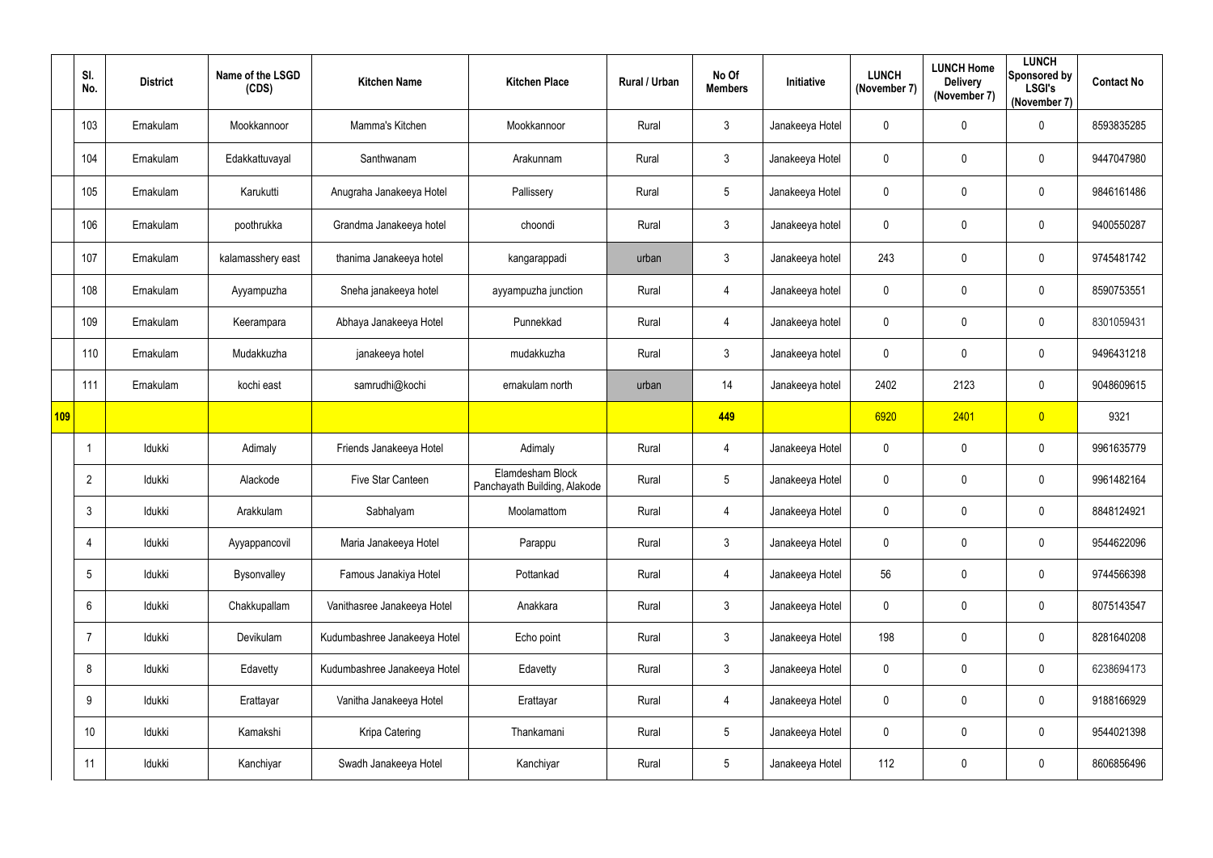| | Sl. No. | District | Name of the LSGD (CDS) | Kitchen Name | Kitchen Place | Rural / Urban | No Of Members | Initiative | LUNCH (November 7) | LUNCH Home Delivery (November 7) | LUNCH Sponsored by LSGI's (November 7) | Contact No |
|---|---|---|---|---|---|---|---|---|---|---|---|---|
| | 103 | Ernakulam | Mookkannoor | Mamma's Kitchen | Mookkannoor | Rural | 3 | Janakeeya Hotel | 0 | 0 | 0 | 8593835285 |
| | 104 | Ernakulam | Edakkattuvayal | Santhwanam | Arakunnam | Rural | 3 | Janakeeya Hotel | 0 | 0 | 0 | 9447047980 |
| | 105 | Ernakulam | Karukutti | Anugraha Janakeeya Hotel | Pallissery | Rural | 5 | Janakeeya Hotel | 0 | 0 | 0 | 9846161486 |
| | 106 | Ernakulam | poothrukka | Grandma Janakeeya hotel | choondi | Rural | 3 | Janakeeya hotel | 0 | 0 | 0 | 9400550287 |
| | 107 | Ernakulam | kalamasshery east | thanima Janakeeya hotel | kangarappadi | urban | 3 | Janakeeya hotel | 243 | 0 | 0 | 9745481742 |
| | 108 | Ernakulam | Ayyampuzha | Sneha janakeeya hotel | ayyampuzha junction | Rural | 4 | Janakeeya hotel | 0 | 0 | 0 | 8590753551 |
| | 109 | Ernakulam | Keerampara | Abhaya Janakeeya Hotel | Punnekkad | Rural | 4 | Janakeeya hotel | 0 | 0 | 0 | 8301059431 |
| | 110 | Ernakulam | Mudakkuzha | janakeeya hotel | mudakkuzha | Rural | 3 | Janakeeya hotel | 0 | 0 | 0 | 9496431218 |
| | 111 | Ernakulam | kochi east | samrudhi@kochi | ernakulam north | urban | 14 | Janakeeya hotel | 2402 | 2123 | 0 | 9048609615 |
| 109 | | | | | | | 449 | | 6920 | 2401 | 0 | 9321 |
| | 1 | Idukki | Adimaly | Friends Janakeeya Hotel | Adimaly | Rural | 4 | Janakeeya Hotel | 0 | 0 | 0 | 9961635779 |
| | 2 | Idukki | Alackode | Five Star Canteen | Elamdesham Block Panchayath Building, Alakode | Rural | 5 | Janakeeya Hotel | 0 | 0 | 0 | 9961482164 |
| | 3 | Idukki | Arakkulam | Sabhalyam | Moolamattom | Rural | 4 | Janakeeya Hotel | 0 | 0 | 0 | 8848124921 |
| | 4 | Idukki | Ayyappancovil | Maria Janakeeya Hotel | Parappu | Rural | 3 | Janakeeya Hotel | 0 | 0 | 0 | 9544622096 |
| | 5 | Idukki | Bysonvalley | Famous Janakiya Hotel | Pottankad | Rural | 4 | Janakeeya Hotel | 56 | 0 | 0 | 9744566398 |
| | 6 | Idukki | Chakkupallam | Vanithasree Janakeeya Hotel | Anakkara | Rural | 3 | Janakeeya Hotel | 0 | 0 | 0 | 8075143547 |
| | 7 | Idukki | Devikulam | Kudumbashree Janakeeya Hotel | Echo point | Rural | 3 | Janakeeya Hotel | 198 | 0 | 0 | 8281640208 |
| | 8 | Idukki | Edavetty | Kudumbashree Janakeeya Hotel | Edavetty | Rural | 3 | Janakeeya Hotel | 0 | 0 | 0 | 6238694173 |
| | 9 | Idukki | Erattayar | Vanitha Janakeeya Hotel | Erattayar | Rural | 4 | Janakeeya Hotel | 0 | 0 | 0 | 9188166929 |
| | 10 | Idukki | Kamakshi | Kripa Catering | Thankamani | Rural | 5 | Janakeeya Hotel | 0 | 0 | 0 | 9544021398 |
| | 11 | Idukki | Kanchiyar | Swadh Janakeeya Hotel | Kanchiyar | Rural | 5 | Janakeeya Hotel | 112 | 0 | 0 | 8606856496 |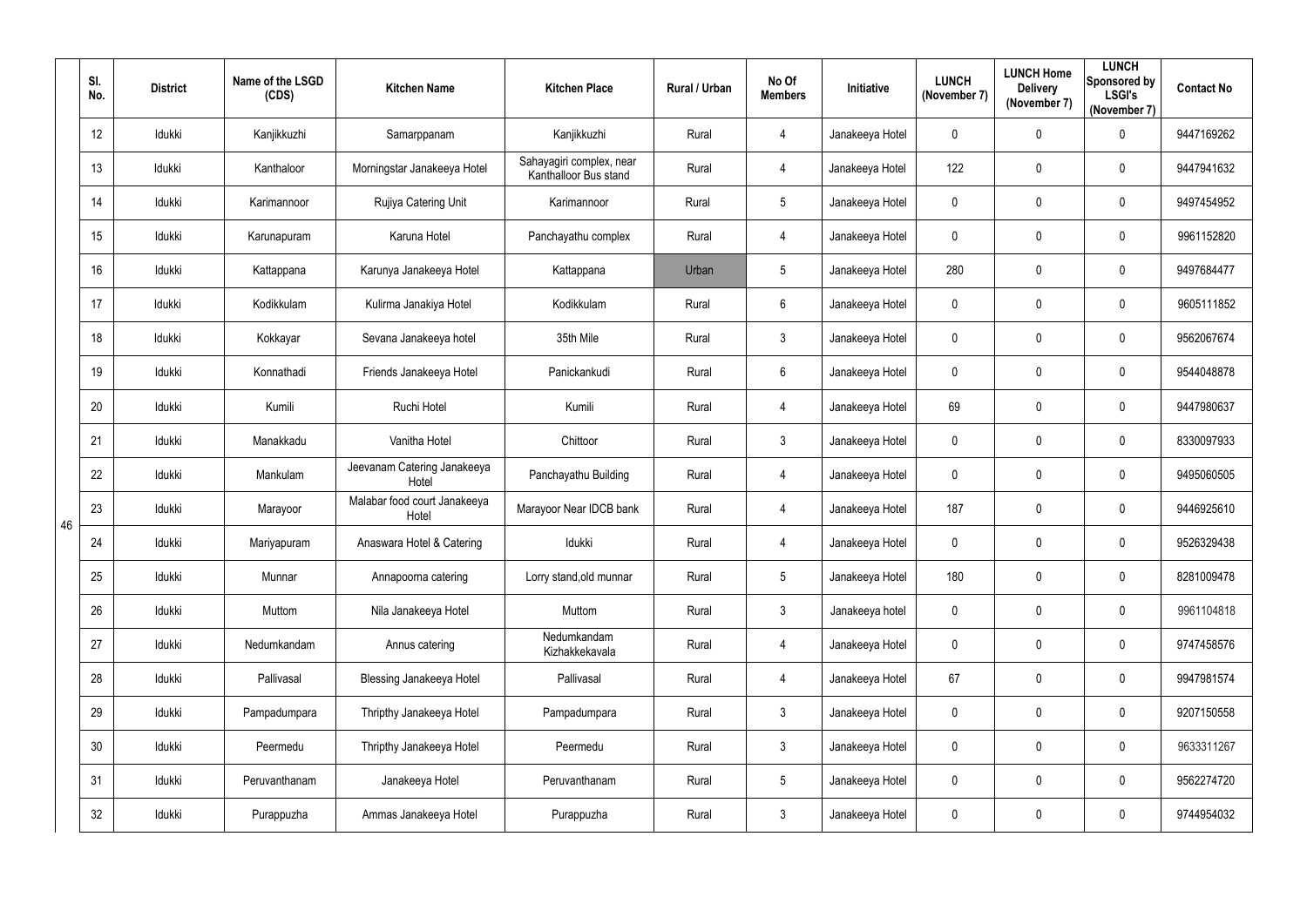| | Sl. No. | District | Name of the LSGD (CDS) | Kitchen Name | Kitchen Place | Rural / Urban | No Of Members | Initiative | LUNCH (November 7) | LUNCH Home Delivery (November 7) | LUNCH Sponsored by LSGI's (November 7) | Contact No |
|---|---|---|---|---|---|---|---|---|---|---|---|---|
| 46 | 12 | Idukki | Kanjikkuzhi | Samarppanam | Kanjikkuzhi | Rural | 4 | Janakeeya Hotel | 0 | 0 | 0 | 9447169262 |
| | 13 | Idukki | Kanthaloor | Morningstar Janakeeya Hotel | Sahayagiri complex, near Kanthalloor Bus stand | Rural | 4 | Janakeeya Hotel | 122 | 0 | 0 | 9447941632 |
| | 14 | Idukki | Karimannoor | Rujiya Catering Unit | Karimannoor | Rural | 5 | Janakeeya Hotel | 0 | 0 | 0 | 9497454952 |
| | 15 | Idukki | Karunapuram | Karuna Hotel | Panchayathu complex | Rural | 4 | Janakeeya Hotel | 0 | 0 | 0 | 9961152820 |
| | 16 | Idukki | Kattappana | Karunya Janakeeya Hotel | Kattappana | Urban | 5 | Janakeeya Hotel | 280 | 0 | 0 | 9497684477 |
| | 17 | Idukki | Kodikkulam | Kulirma Janakiya Hotel | Kodikkulam | Rural | 6 | Janakeeya Hotel | 0 | 0 | 0 | 9605111852 |
| | 18 | Idukki | Kokkayar | Sevana Janakeeya hotel | 35th Mile | Rural | 3 | Janakeeya Hotel | 0 | 0 | 0 | 9562067674 |
| | 19 | Idukki | Konnathadi | Friends Janakeeya Hotel | Panickankudi | Rural | 6 | Janakeeya Hotel | 0 | 0 | 0 | 9544048878 |
| | 20 | Idukki | Kumili | Ruchi Hotel | Kumili | Rural | 4 | Janakeeya Hotel | 69 | 0 | 0 | 9447980637 |
| | 21 | Idukki | Manakkadu | Vanitha Hotel | Chittoor | Rural | 3 | Janakeeya Hotel | 0 | 0 | 0 | 8330097933 |
| | 22 | Idukki | Mankulam | Jeevanam Catering Janakeeya Hotel | Panchayathu Building | Rural | 4 | Janakeeya Hotel | 0 | 0 | 0 | 9495060505 |
| | 23 | Idukki | Marayoor | Malabar food court Janakeeya Hotel | Marayoor Near IDCB bank | Rural | 4 | Janakeeya Hotel | 187 | 0 | 0 | 9446925610 |
| | 24 | Idukki | Mariyapuram | Anaswara Hotel & Catering | Idukki | Rural | 4 | Janakeeya Hotel | 0 | 0 | 0 | 9526329438 |
| | 25 | Idukki | Munnar | Annapoorna catering | Lorry stand,old munnar | Rural | 5 | Janakeeya Hotel | 180 | 0 | 0 | 8281009478 |
| | 26 | Idukki | Muttom | Nila Janakeeya Hotel | Muttom | Rural | 3 | Janakeeya hotel | 0 | 0 | 0 | 9961104818 |
| | 27 | Idukki | Nedumkandam | Annus catering | Nedumkandam Kizhakkekavala | Rural | 4 | Janakeeya Hotel | 0 | 0 | 0 | 9747458576 |
| | 28 | Idukki | Pallivasal | Blessing Janakeeya Hotel | Pallivasal | Rural | 4 | Janakeeya Hotel | 67 | 0 | 0 | 9947981574 |
| | 29 | Idukki | Pampadumpara | Thripthy Janakeeya Hotel | Pampadumpara | Rural | 3 | Janakeeya Hotel | 0 | 0 | 0 | 9207150558 |
| | 30 | Idukki | Peermedu | Thripthy Janakeeya Hotel | Peermedu | Rural | 3 | Janakeeya Hotel | 0 | 0 | 0 | 9633311267 |
| | 31 | Idukki | Peruvanthanam | Janakeeya Hotel | Peruvanthanam | Rural | 5 | Janakeeya Hotel | 0 | 0 | 0 | 9562274720 |
| | 32 | Idukki | Purappuzha | Ammas Janakeeya Hotel | Purappuzha | Rural | 3 | Janakeeya Hotel | 0 | 0 | 0 | 9744954032 |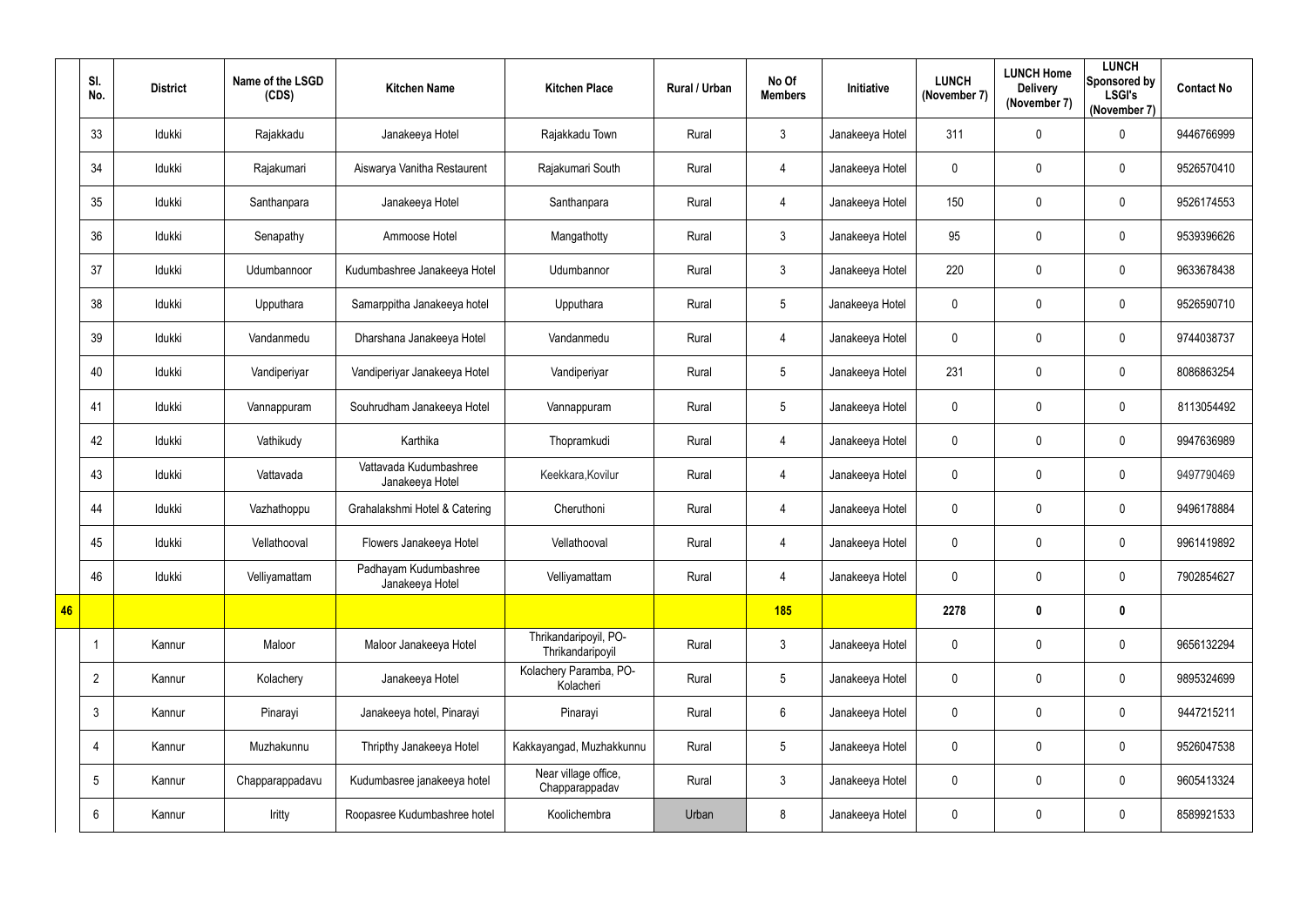| | Sl. No. | District | Name of the LSGD (CDS) | Kitchen Name | Kitchen Place | Rural / Urban | No Of Members | Initiative | LUNCH (November 7) | LUNCH Home Delivery (November 7) | LUNCH Sponsored by LSGI's (November 7) | Contact No |
|---|---|---|---|---|---|---|---|---|---|---|---|---|
| | 33 | Idukki | Rajakkadu | Janakeeya Hotel | Rajakkadu Town | Rural | 3 | Janakeeya Hotel | 311 | 0 | 0 | 9446766999 |
| | 34 | Idukki | Rajakumari | Aiswarya Vanitha Restaurent | Rajakumari South | Rural | 4 | Janakeeya Hotel | 0 | 0 | 0 | 9526570410 |
| | 35 | Idukki | Santhanpara | Janakeeya Hotel | Santhanpara | Rural | 4 | Janakeeya Hotel | 150 | 0 | 0 | 9526174553 |
| | 36 | Idukki | Senapathy | Ammoose Hotel | Mangathotty | Rural | 3 | Janakeeya Hotel | 95 | 0 | 0 | 9539396626 |
| | 37 | Idukki | Udumbannoor | Kudumbashree Janakeeya Hotel | Udumbannor | Rural | 3 | Janakeeya Hotel | 220 | 0 | 0 | 9633678438 |
| | 38 | Idukki | Upputhara | Samarppitha Janakeeya hotel | Upputhara | Rural | 5 | Janakeeya Hotel | 0 | 0 | 0 | 9526590710 |
| | 39 | Idukki | Vandanmedu | Dharshana Janakeeya Hotel | Vandanmedu | Rural | 4 | Janakeeya Hotel | 0 | 0 | 0 | 9744038737 |
| | 40 | Idukki | Vandiperiyar | Vandiperiyar Janakeeya Hotel | Vandiperiyar | Rural | 5 | Janakeeya Hotel | 231 | 0 | 0 | 8086863254 |
| | 41 | Idukki | Vannappuram | Souhrudham Janakeeya Hotel | Vannappuram | Rural | 5 | Janakeeya Hotel | 0 | 0 | 0 | 8113054492 |
| | 42 | Idukki | Vathikudy | Karthika | Thopramkudi | Rural | 4 | Janakeeya Hotel | 0 | 0 | 0 | 9947636989 |
| | 43 | Idukki | Vattavada | Vattavada Kudumbashree Janakeeya Hotel | Keekkara,Kovilur | Rural | 4 | Janakeeya Hotel | 0 | 0 | 0 | 9497790469 |
| | 44 | Idukki | Vazhathoppu | Grahalakshmi Hotel & Catering | Cheruthoni | Rural | 4 | Janakeeya Hotel | 0 | 0 | 0 | 9496178884 |
| | 45 | Idukki | Vellathooval | Flowers Janakeeya Hotel | Vellathooval | Rural | 4 | Janakeeya Hotel | 0 | 0 | 0 | 9961419892 |
| | 46 | Idukki | Velliyamattam | Padhayam Kudumbashree Janakeeya Hotel | Velliyamattam | Rural | 4 | Janakeeya Hotel | 0 | 0 | 0 | 7902854627 |
| **46** | | | | | | | **185** | | **2278** | **0** | **0** | |
| | 1 | Kannur | Maloor | Maloor Janakeeya Hotel | Thrikandaripoyil, PO-Thrikandaripoyil | Rural | 3 | Janakeeya Hotel | 0 | 0 | 0 | 9656132294 |
| | 2 | Kannur | Kolachery | Janakeeya Hotel | Kolachery Paramba, PO-Kolacheri | Rural | 5 | Janakeeya Hotel | 0 | 0 | 0 | 9895324699 |
| | 3 | Kannur | Pinarayi | Janakeeya hotel, Pinarayi | Pinarayi | Rural | 6 | Janakeeya Hotel | 0 | 0 | 0 | 9447215211 |
| | 4 | Kannur | Muzhakunnu | Thripthy Janakeeya Hotel | Kakkayangad, Muzhakkunnu | Rural | 5 | Janakeeya Hotel | 0 | 0 | 0 | 9526047538 |
| | 5 | Kannur | Chapparappadavu | Kudumbasree janakeeya hotel | Near village office, Chapparappadav | Rural | 3 | Janakeeya Hotel | 0 | 0 | 0 | 9605413324 |
| | 6 | Kannur | Iritty | Roopasree Kudumbashree hotel | Koolichembra | Urban | 8 | Janakeeya Hotel | 0 | 0 | 0 | 8589921533 |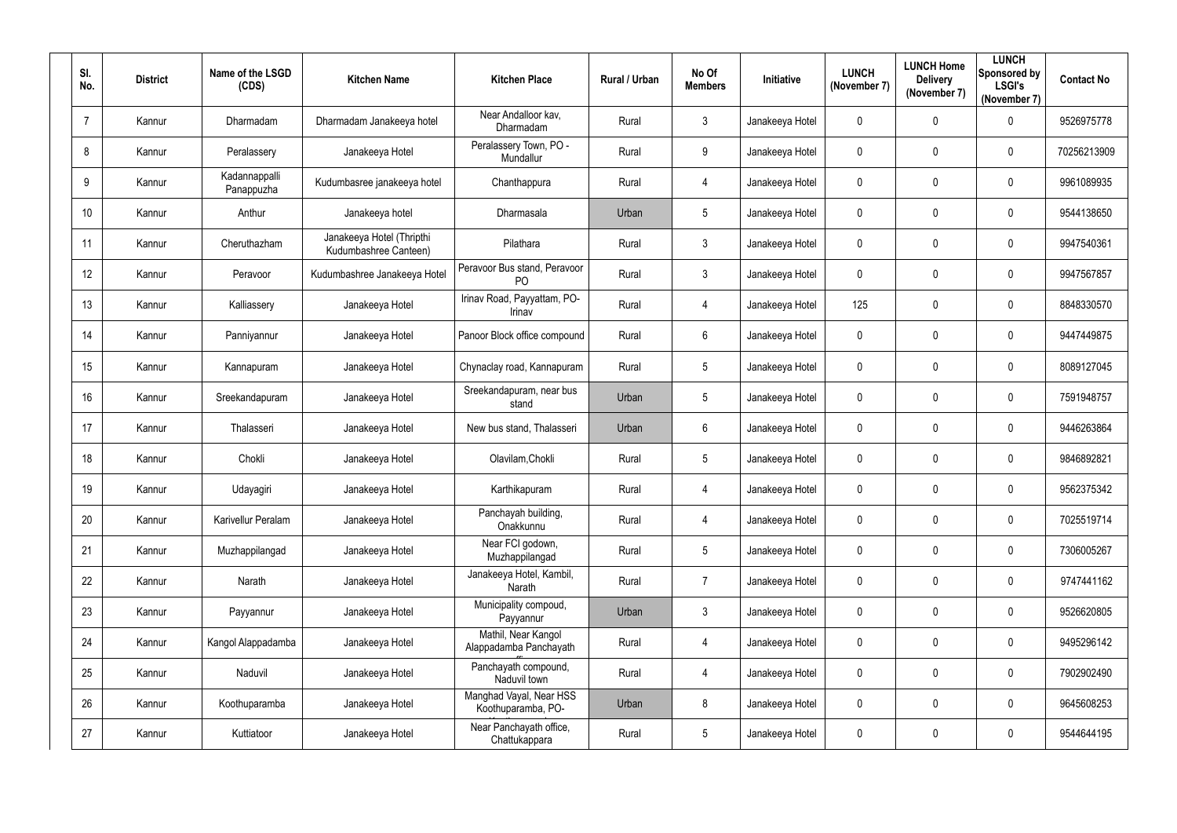| Sl. No. | District | Name of the LSGD (CDS) | Kitchen Name | Kitchen Place | Rural / Urban | No Of Members | Initiative | LUNCH (November 7) | LUNCH Home Delivery (November 7) | LUNCH Sponsored by LSGI's (November 7) | Contact No |
|---|---|---|---|---|---|---|---|---|---|---|---|
| 7 | Kannur | Dharmadam | Dharmadam Janakeeya hotel | Near Andalloor kav, Dharmadam | Rural | 3 | Janakeeya Hotel | 0 | 0 | 0 | 9526975778 |
| 8 | Kannur | Peralassery | Janakeeya Hotel | Peralassery Town, PO - Mundallur | Rural | 9 | Janakeeya Hotel | 0 | 0 | 0 | 70256213909 |
| 9 | Kannur | Kadannappalli Panappuzha | Kudumbasree janakeeya hotel | Chanthappura | Rural | 4 | Janakeeya Hotel | 0 | 0 | 0 | 9961089935 |
| 10 | Kannur | Anthur | Janakeeya hotel | Dharmasala | Urban | 5 | Janakeeya Hotel | 0 | 0 | 0 | 9544138650 |
| 11 | Kannur | Cheruthazham | Janakeeya Hotel (Thripthi Kudumbashree Canteen) | Pilathara | Rural | 3 | Janakeeya Hotel | 0 | 0 | 0 | 9947540361 |
| 12 | Kannur | Peravoor | Kudumbashree Janakeeya Hotel | Peravoor Bus stand, Peravoor PO | Rural | 3 | Janakeeya Hotel | 0 | 0 | 0 | 9947567857 |
| 13 | Kannur | Kalliassery | Janakeeya Hotel | Irinav Road, Payyattam, PO-Irinav | Rural | 4 | Janakeeya Hotel | 125 | 0 | 0 | 8848330570 |
| 14 | Kannur | Panniyannur | Janakeeya Hotel | Panoor Block office compound | Rural | 6 | Janakeeya Hotel | 0 | 0 | 0 | 9447449875 |
| 15 | Kannur | Kannapuram | Janakeeya Hotel | Chynaclay road, Kannapuram | Rural | 5 | Janakeeya Hotel | 0 | 0 | 0 | 8089127045 |
| 16 | Kannur | Sreekandapuram | Janakeeya Hotel | Sreekandapuram, near bus stand | Urban | 5 | Janakeeya Hotel | 0 | 0 | 0 | 7591948757 |
| 17 | Kannur | Thalasseri | Janakeeya Hotel | New bus stand, Thalasseri | Urban | 6 | Janakeeya Hotel | 0 | 0 | 0 | 9446263864 |
| 18 | Kannur | Chokli | Janakeeya Hotel | Olavilam,Chokli | Rural | 5 | Janakeeya Hotel | 0 | 0 | 0 | 9846892821 |
| 19 | Kannur | Udayagiri | Janakeeya Hotel | Karthikapuram | Rural | 4 | Janakeeya Hotel | 0 | 0 | 0 | 9562375342 |
| 20 | Kannur | Karivellur Peralam | Janakeeya Hotel | Panchayah building, Onakkunnu | Rural | 4 | Janakeeya Hotel | 0 | 0 | 0 | 7025519714 |
| 21 | Kannur | Muzhappilangad | Janakeeya Hotel | Near FCI godown, Muzhappilangad | Rural | 5 | Janakeeya Hotel | 0 | 0 | 0 | 7306005267 |
| 22 | Kannur | Narath | Janakeeya Hotel | Janakeeya Hotel, Kambil, Narath | Rural | 7 | Janakeeya Hotel | 0 | 0 | 0 | 9747441162 |
| 23 | Kannur | Payyannur | Janakeeya Hotel | Municipality compoud, Payyannur | Urban | 3 | Janakeeya Hotel | 0 | 0 | 0 | 9526620805 |
| 24 | Kannur | Kangol Alappadamba | Janakeeya Hotel | Mathil, Near Kangol Alappadamba Panchayath | Rural | 4 | Janakeeya Hotel | 0 | 0 | 0 | 9495296142 |
| 25 | Kannur | Naduvil | Janakeeya Hotel | Panchayath compound, Naduvil town | Rural | 4 | Janakeeya Hotel | 0 | 0 | 0 | 7902902490 |
| 26 | Kannur | Koothuparamba | Janakeeya Hotel | Manghad Vayal, Near HSS Koothuparamba, PO- | Urban | 8 | Janakeeya Hotel | 0 | 0 | 0 | 9645608253 |
| 27 | Kannur | Kuttiatoor | Janakeeya Hotel | Near Panchayath office, Chattukappara | Rural | 5 | Janakeeya Hotel | 0 | 0 | 0 | 9544644195 |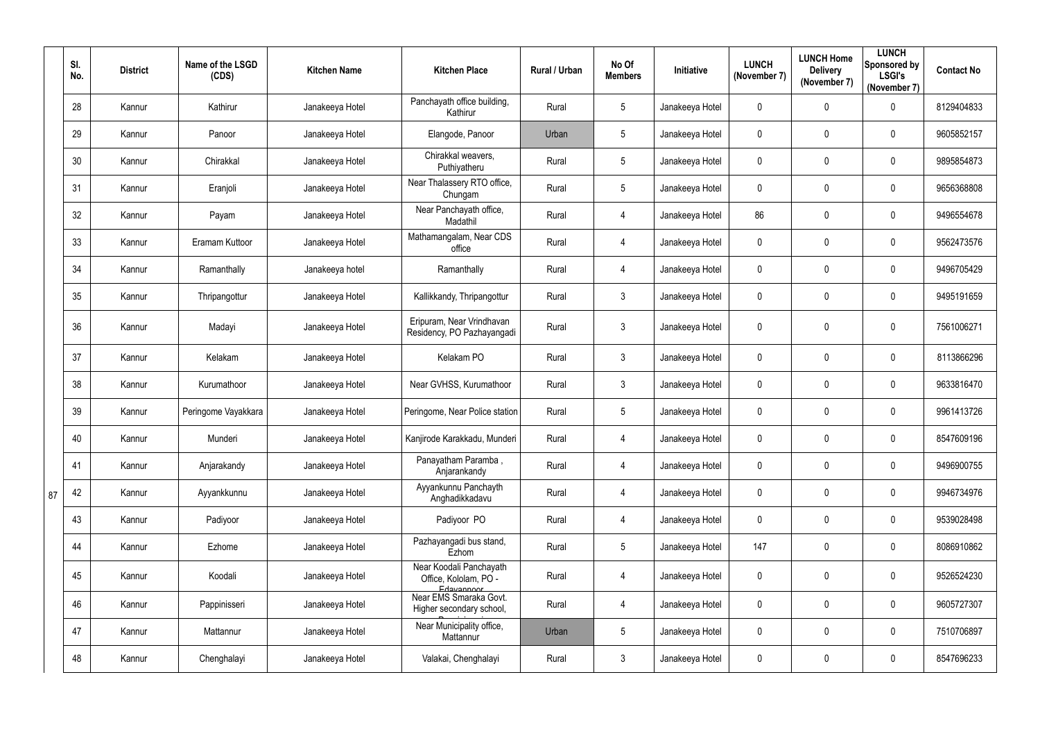| Sl. No. | District | Name of the LSGD (CDS) | Kitchen Name | Kitchen Place | Rural / Urban | No Of Members | Initiative | LUNCH (November 7) | LUNCH Home Delivery (November 7) | LUNCH Sponsored by LSGI's (November 7) | Contact No |
|---|---|---|---|---|---|---|---|---|---|---|---|
| 28 | Kannur | Kathirur | Janakeeya Hotel | Panchayath office building, Kathirur | Rural | 5 | Janakeeya Hotel | 0 | 0 | 0 | 8129404833 |
| 29 | Kannur | Panoor | Janakeeya Hotel | Elangode, Panoor | Urban | 5 | Janakeeya Hotel | 0 | 0 | 0 | 9605852157 |
| 30 | Kannur | Chirakkal | Janakeeya Hotel | Chirakkal weavers, Puthiyatheru | Rural | 5 | Janakeeya Hotel | 0 | 0 | 0 | 9895854873 |
| 31 | Kannur | Eranjoli | Janakeeya Hotel | Near Thalassery RTO office, Chungam | Rural | 5 | Janakeeya Hotel | 0 | 0 | 0 | 9656368808 |
| 32 | Kannur | Payam | Janakeeya Hotel | Near Panchayath office, Madathil | Rural | 4 | Janakeeya Hotel | 86 | 0 | 0 | 9496554678 |
| 33 | Kannur | Eramam Kuttoor | Janakeeya Hotel | Mathamangalam, Near CDS office | Rural | 4 | Janakeeya Hotel | 0 | 0 | 0 | 9562473576 |
| 34 | Kannur | Ramanthally | Janakeeya hotel | Ramanthally | Rural | 4 | Janakeeya Hotel | 0 | 0 | 0 | 9496705429 |
| 35 | Kannur | Thripangottur | Janakeeya Hotel | Kallikkandy, Thripangottur | Rural | 3 | Janakeeya Hotel | 0 | 0 | 0 | 9495191659 |
| 36 | Kannur | Madayi | Janakeeya Hotel | Eripuram, Near Vrindhavan Residency, PO Pazhayangadi | Rural | 3 | Janakeeya Hotel | 0 | 0 | 0 | 7561006271 |
| 37 | Kannur | Kelakam | Janakeeya Hotel | Kelakam PO | Rural | 3 | Janakeeya Hotel | 0 | 0 | 0 | 8113866296 |
| 38 | Kannur | Kurumathoor | Janakeeya Hotel | Near GVHSS, Kurumathoor | Rural | 3 | Janakeeya Hotel | 0 | 0 | 0 | 9633816470 |
| 39 | Kannur | Peringome Vayakkara | Janakeeya Hotel | Peringome, Near Police station | Rural | 5 | Janakeeya Hotel | 0 | 0 | 0 | 9961413726 |
| 40 | Kannur | Munderi | Janakeeya Hotel | Kanjirode Karakkadu, Munderi | Rural | 4 | Janakeeya Hotel | 0 | 0 | 0 | 8547609196 |
| 41 | Kannur | Anjarakandy | Janakeeya Hotel | Panayatham Paramba , Anjarankandy | Rural | 4 | Janakeeya Hotel | 0 | 0 | 0 | 9496900755 |
| 42 | Kannur | Ayyankkunnu | Janakeeya Hotel | Ayyankunnu Panchayth Anghadikkadavu | Rural | 4 | Janakeeya Hotel | 0 | 0 | 0 | 9946734976 |
| 43 | Kannur | Padiyoor | Janakeeya Hotel | Padiyoor PO | Rural | 4 | Janakeeya Hotel | 0 | 0 | 0 | 9539028498 |
| 44 | Kannur | Ezhome | Janakeeya Hotel | Pazhayangadi bus stand, Ezhom | Rural | 5 | Janakeeya Hotel | 147 | 0 | 0 | 8086910862 |
| 45 | Kannur | Koodali | Janakeeya Hotel | Near Koodali Panchayath Office, Kololam, PO - Edavannoor | Rural | 4 | Janakeeya Hotel | 0 | 0 | 0 | 9526524230 |
| 46 | Kannur | Pappinisseri | Janakeeya Hotel | Near EMS Smaraka Govt. Higher secondary school, Pappinisseri | Rural | 4 | Janakeeya Hotel | 0 | 0 | 0 | 9605727307 |
| 47 | Kannur | Mattannur | Janakeeya Hotel | Near Municipality office, Mattannur | Urban | 5 | Janakeeya Hotel | 0 | 0 | 0 | 7510706897 |
| 48 | Kannur | Chenghalayi | Janakeeya Hotel | Valakai, Chenghalayi | Rural | 3 | Janakeeya Hotel | 0 | 0 | 0 | 8547696233 |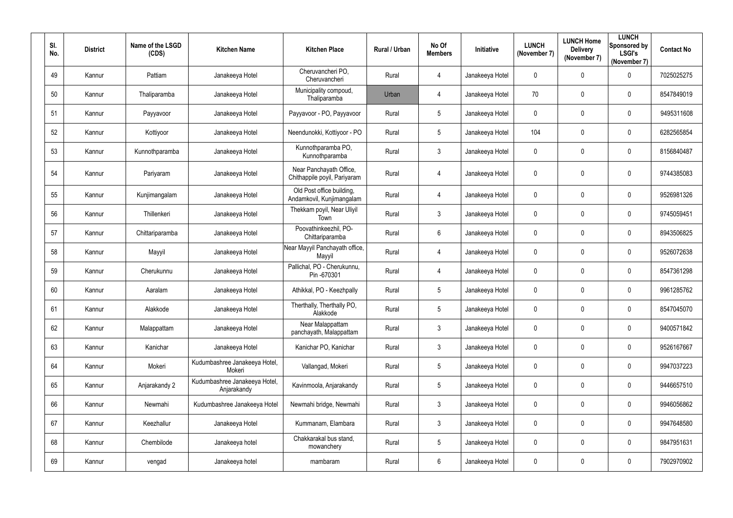| Sl. No. | District | Name of the LSGD (CDS) | Kitchen Name | Kitchen Place | Rural / Urban | No Of Members | Initiative | LUNCH (November 7) | LUNCH Home Delivery (November 7) | LUNCH Sponsored by LSGI's (November 7) | Contact No |
|---|---|---|---|---|---|---|---|---|---|---|---|
| 49 | Kannur | Pattiam | Janakeeya Hotel | Cheruvancheri PO, Cheruvancheri | Rural | 4 | Janakeeya Hotel | 0 | 0 | 0 | 7025025275 |
| 50 | Kannur | Thaliparamba | Janakeeya Hotel | Municipality compoud, Thaliparamba | Urban | 4 | Janakeeya Hotel | 70 | 0 | 0 | 8547849019 |
| 51 | Kannur | Payyavoor | Janakeeya Hotel | Payyavoor - PO, Payyavoor | Rural | 5 | Janakeeya Hotel | 0 | 0 | 0 | 9495311608 |
| 52 | Kannur | Kottiyoor | Janakeeya Hotel | Neendunokki, Kottiyoor - PO | Rural | 5 | Janakeeya Hotel | 104 | 0 | 0 | 6282565854 |
| 53 | Kannur | Kunnothparamba | Janakeeya Hotel | Kunnothparamba PO, Kunnothparamba | Rural | 3 | Janakeeya Hotel | 0 | 0 | 0 | 8156840487 |
| 54 | Kannur | Pariyaram | Janakeeya Hotel | Near Panchayath Office, Chithappile poyil, Pariyaram | Rural | 4 | Janakeeya Hotel | 0 | 0 | 0 | 9744385083 |
| 55 | Kannur | Kunjimangalam | Janakeeya Hotel | Old Post office building, Andamkovil, Kunjimangalam | Rural | 4 | Janakeeya Hotel | 0 | 0 | 0 | 9526981326 |
| 56 | Kannur | Thillenkeri | Janakeeya Hotel | Thekkam poyil, Near Uliyil Town | Rural | 3 | Janakeeya Hotel | 0 | 0 | 0 | 9745059451 |
| 57 | Kannur | Chittariparamba | Janakeeya Hotel | Poovathinkeezhil, PO-Chittariparamba | Rural | 6 | Janakeeya Hotel | 0 | 0 | 0 | 8943506825 |
| 58 | Kannur | Mayyil | Janakeeya Hotel | Near Mayyil Panchayath office, Mayyil | Rural | 4 | Janakeeya Hotel | 0 | 0 | 0 | 9526072638 |
| 59 | Kannur | Cherukunnu | Janakeeya Hotel | Pallichal, PO - Cherukunnu, Pin -670301 | Rural | 4 | Janakeeya Hotel | 0 | 0 | 0 | 8547361298 |
| 60 | Kannur | Aaralam | Janakeeya Hotel | Athikkal, PO - Keezhpally | Rural | 5 | Janakeeya Hotel | 0 | 0 | 0 | 9961285762 |
| 61 | Kannur | Alakkode | Janakeeya Hotel | Therthally, Therthally PO, Alakkode | Rural | 5 | Janakeeya Hotel | 0 | 0 | 0 | 8547045070 |
| 62 | Kannur | Malappattam | Janakeeya Hotel | Near Malappattam panchayath, Malappattam | Rural | 3 | Janakeeya Hotel | 0 | 0 | 0 | 9400571842 |
| 63 | Kannur | Kanichar | Janakeeya Hotel | Kanichar PO, Kanichar | Rural | 3 | Janakeeya Hotel | 0 | 0 | 0 | 9526167667 |
| 64 | Kannur | Mokeri | Kudumbashree Janakeeya Hotel, Mokeri | Vallangad, Mokeri | Rural | 5 | Janakeeya Hotel | 0 | 0 | 0 | 9947037223 |
| 65 | Kannur | Anjarakandy 2 | Kudumbashree Janakeeya Hotel, Anjarakandy | Kavinmoola, Anjarakandy | Rural | 5 | Janakeeya Hotel | 0 | 0 | 0 | 9446657510 |
| 66 | Kannur | Newmahi | Kudumbashree Janakeeya Hotel | Newmahi bridge, Newmahi | Rural | 3 | Janakeeya Hotel | 0 | 0 | 0 | 9946056862 |
| 67 | Kannur | Keezhallur | Janakeeya Hotel | Kummanam, Elambara | Rural | 3 | Janakeeya Hotel | 0 | 0 | 0 | 9947648580 |
| 68 | Kannur | Chembilode | Janakeeya hotel | Chakkarakal bus stand, mowanchery | Rural | 5 | Janakeeya Hotel | 0 | 0 | 0 | 9847951631 |
| 69 | Kannur | vengad | Janakeeya hotel | mambaram | Rural | 6 | Janakeeya Hotel | 0 | 0 | 0 | 7902970902 |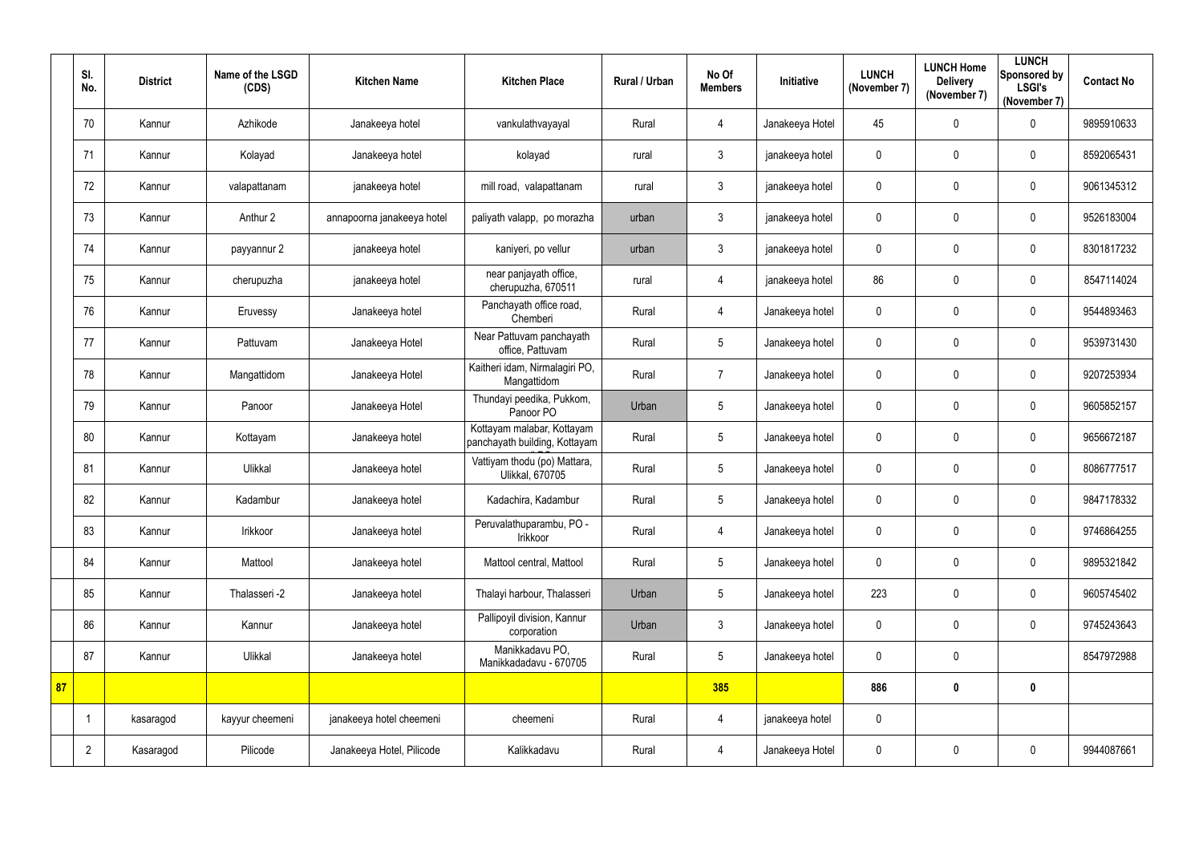| | Sl. No. | District | Name of the LSGD (CDS) | Kitchen Name | Kitchen Place | Rural / Urban | No Of Members | Initiative | LUNCH (November 7) | LUNCH Home Delivery (November 7) | LUNCH Sponsored by LSGI's (November 7) | Contact No |
|---|---|---|---|---|---|---|---|---|---|---|---|---|
| | 70 | Kannur | Azhikode | Janakeeya hotel | vankulathvayayal | Rural | 4 | Janakeeya Hotel | 45 | 0 | 0 | 9895910633 |
| | 71 | Kannur | Kolayad | Janakeeya hotel | kolayad | rural | 3 | janakeeya hotel | 0 | 0 | 0 | 8592065431 |
| | 72 | Kannur | valapattanam | janakeeya hotel | mill road, valapattanam | rural | 3 | janakeeya hotel | 0 | 0 | 0 | 9061345312 |
| | 73 | Kannur | Anthur 2 | annapoorna janakeeya hotel | paliyath valapp, po morazha | urban | 3 | janakeeya hotel | 0 | 0 | 0 | 9526183004 |
| | 74 | Kannur | payyannur 2 | janakeeya hotel | kaniyeri, po vellur | urban | 3 | janakeeya hotel | 0 | 0 | 0 | 8301817232 |
| | 75 | Kannur | cherupuzha | janakeeya hotel | near panjayath office, cherupuzha, 670511 | rural | 4 | janakeeya hotel | 86 | 0 | 0 | 8547114024 |
| | 76 | Kannur | Eruvessy | Janakeeya hotel | Panchayath office road, Chemberi | Rural | 4 | Janakeeya hotel | 0 | 0 | 0 | 9544893463 |
| | 77 | Kannur | Pattuvam | Janakeeya Hotel | Near Pattuvam panchayath office, Pattuvam | Rural | 5 | Janakeeya hotel | 0 | 0 | 0 | 9539731430 |
| | 78 | Kannur | Mangattidom | Janakeeya Hotel | Kaitheri idam, Nirmalagiri PO, Mangattidom | Rural | 7 | Janakeeya hotel | 0 | 0 | 0 | 9207253934 |
| | 79 | Kannur | Panoor | Janakeeya Hotel | Thundayi peedika, Pukkom, Panoor PO | Urban | 5 | Janakeeya hotel | 0 | 0 | 0 | 9605852157 |
| | 80 | Kannur | Kottayam | Janakeeya hotel | Kottayam malabar, Kottayam panchayath building, Kottayam | Rural | 5 | Janakeeya hotel | 0 | 0 | 0 | 9656672187 |
| | 81 | Kannur | Ulikkal | Janakeeya hotel | Vattiyam thodu (po) Mattara, Ulikkal, 670705 | Rural | 5 | Janakeeya hotel | 0 | 0 | 0 | 8086777517 |
| | 82 | Kannur | Kadambur | Janakeeya hotel | Kadachira, Kadambur | Rural | 5 | Janakeeya hotel | 0 | 0 | 0 | 9847178332 |
| | 83 | Kannur | Irikkoor | Janakeeya hotel | Peruvalathuparambu, PO - Irikkoor | Rural | 4 | Janakeeya hotel | 0 | 0 | 0 | 9746864255 |
| | 84 | Kannur | Mattool | Janakeeya hotel | Mattool central, Mattool | Rural | 5 | Janakeeya hotel | 0 | 0 | 0 | 9895321842 |
| | 85 | Kannur | Thalasseri -2 | Janakeeya hotel | Thalayi harbour, Thalasseri | Urban | 5 | Janakeeya hotel | 223 | 0 | 0 | 9605745402 |
| | 86 | Kannur | Kannur | Janakeeya hotel | Pallipoyil division, Kannur corporation | Urban | 3 | Janakeeya hotel | 0 | 0 | 0 | 9745243643 |
| | 87 | Kannur | Ulikkal | Janakeeya hotel | Manikkadavu PO, Manikkadadavu - 670705 | Rural | 5 | Janakeeya hotel | 0 | 0 | | 8547972988 |
| **87** | | | | | | | **385** | | **886** | **0** | **0** | |
| | 1 | kasaragod | kayyur cheemeni | janakeeya hotel cheemeni | cheemeni | Rural | 4 | janakeeya hotel | 0 | | | |
| | 2 | Kasaragod | Pilicode | Janakeeya Hotel, Pilicode | Kalikkadavu | Rural | 4 | Janakeeya Hotel | 0 | 0 | 0 | 9944087661 |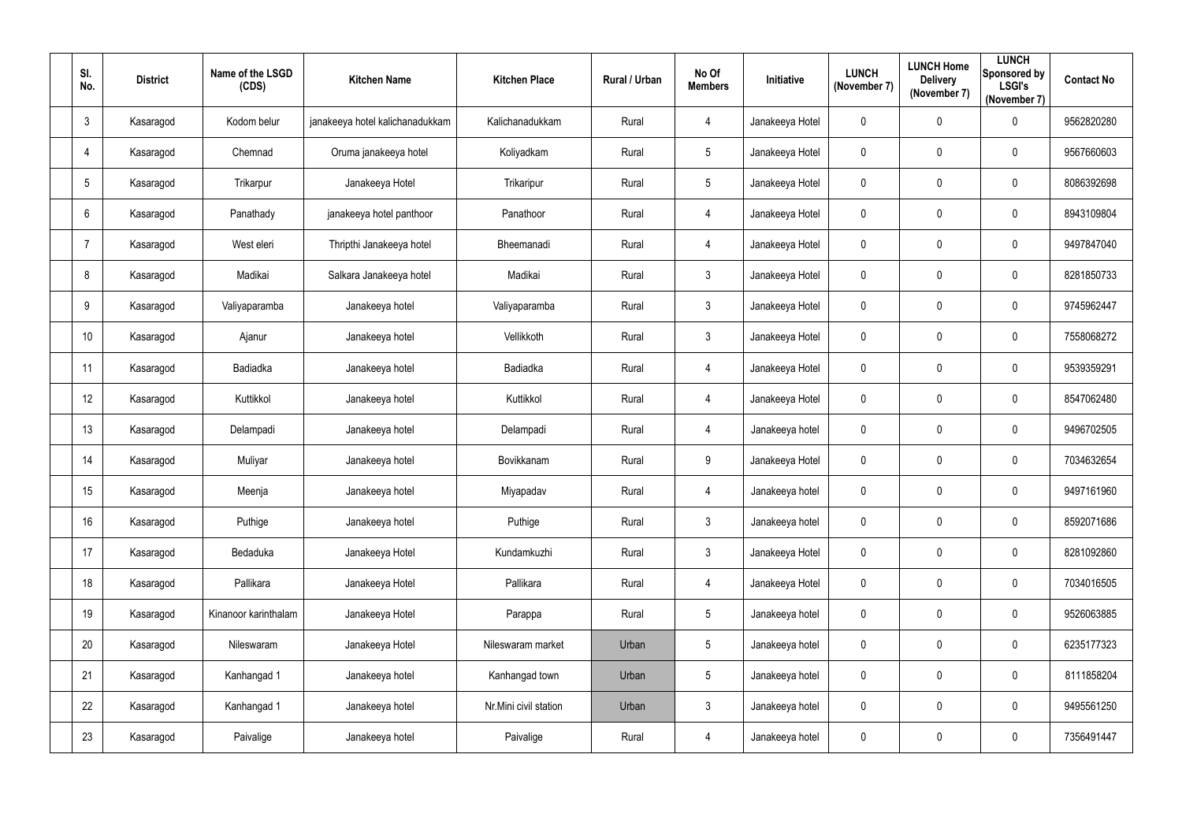| Sl. No. | District | Name of the LSGD (CDS) | Kitchen Name | Kitchen Place | Rural / Urban | No Of Members | Initiative | LUNCH (November 7) | LUNCH Home Delivery (November 7) | LUNCH Sponsored by LSGI's (November 7) | Contact No |
|---|---|---|---|---|---|---|---|---|---|---|---|
| 3 | Kasaragod | Kodom belur | janakeeya hotel kalichanadukkam | Kalichanadukkam | Rural | 4 | Janakeeya Hotel | 0 | 0 | 0 | 9562820280 |
| 4 | Kasaragod | Chemnad | Oruma janakeeya hotel | Koliyadkam | Rural | 5 | Janakeeya Hotel | 0 | 0 | 0 | 9567660603 |
| 5 | Kasaragod | Trikarpur | Janakeeya Hotel | Trikaripur | Rural | 5 | Janakeeya Hotel | 0 | 0 | 0 | 8086392698 |
| 6 | Kasaragod | Panathady | janakeeya hotel panthoor | Panathoor | Rural | 4 | Janakeeya Hotel | 0 | 0 | 0 | 8943109804 |
| 7 | Kasaragod | West eleri | Thripthi Janakeeya hotel | Bheemanadi | Rural | 4 | Janakeeya Hotel | 0 | 0 | 0 | 9497847040 |
| 8 | Kasaragod | Madikai | Salkara Janakeeya hotel | Madikai | Rural | 3 | Janakeeya Hotel | 0 | 0 | 0 | 8281850733 |
| 9 | Kasaragod | Valiyaparamba | Janakeeya hotel | Valiyaparamba | Rural | 3 | Janakeeya Hotel | 0 | 0 | 0 | 9745962447 |
| 10 | Kasaragod | Ajanur | Janakeeya hotel | Vellikkoth | Rural | 3 | Janakeeya Hotel | 0 | 0 | 0 | 7558068272 |
| 11 | Kasaragod | Badiadka | Janakeeya hotel | Badiadka | Rural | 4 | Janakeeya Hotel | 0 | 0 | 0 | 9539359291 |
| 12 | Kasaragod | Kuttikkol | Janakeeya hotel | Kuttikkol | Rural | 4 | Janakeeya Hotel | 0 | 0 | 0 | 8547062480 |
| 13 | Kasaragod | Delampadi | Janakeeya hotel | Delampadi | Rural | 4 | Janakeeya hotel | 0 | 0 | 0 | 9496702505 |
| 14 | Kasaragod | Muliyar | Janakeeya hotel | Bovikkanam | Rural | 9 | Janakeeya Hotel | 0 | 0 | 0 | 7034632654 |
| 15 | Kasaragod | Meenja | Janakeeya hotel | Miyapadav | Rural | 4 | Janakeeya hotel | 0 | 0 | 0 | 9497161960 |
| 16 | Kasaragod | Puthige | Janakeeya hotel | Puthige | Rural | 3 | Janakeeya hotel | 0 | 0 | 0 | 8592071686 |
| 17 | Kasaragod | Bedaduka | Janakeeya Hotel | Kundamkuzhi | Rural | 3 | Janakeeya Hotel | 0 | 0 | 0 | 8281092860 |
| 18 | Kasaragod | Pallikara | Janakeeya Hotel | Pallikara | Rural | 4 | Janakeeya Hotel | 0 | 0 | 0 | 7034016505 |
| 19 | Kasaragod | Kinanoor karinthalam | Janakeeya Hotel | Parappa | Rural | 5 | Janakeeya hotel | 0 | 0 | 0 | 9526063885 |
| 20 | Kasaragod | Nileswaram | Janakeeya Hotel | Nileswaram market | Urban | 5 | Janakeeya hotel | 0 | 0 | 0 | 6235177323 |
| 21 | Kasaragod | Kanhangad 1 | Janakeeya hotel | Kanhangad town | Urban | 5 | Janakeeya hotel | 0 | 0 | 0 | 8111858204 |
| 22 | Kasaragod | Kanhangad 1 | Janakeeya hotel | Nr.Mini civil station | Urban | 3 | Janakeeya hotel | 0 | 0 | 0 | 9495561250 |
| 23 | Kasaragod | Paivalige | Janakeeya hotel | Paivalige | Rural | 4 | Janakeeya hotel | 0 | 0 | 0 | 7356491447 |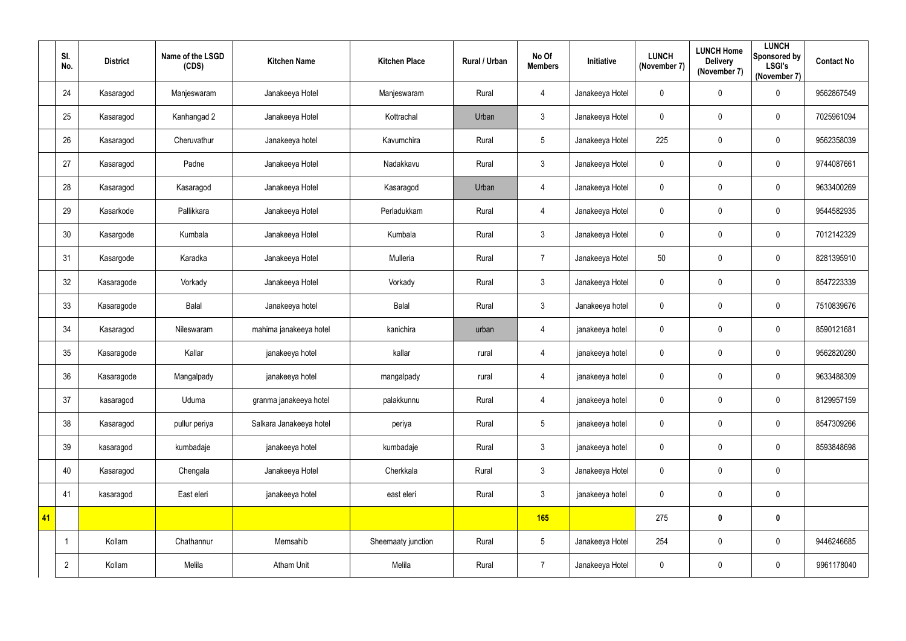| | Sl. No. | District | Name of the LSGD (CDS) | Kitchen Name | Kitchen Place | Rural / Urban | No Of Members | Initiative | LUNCH (November 7) | LUNCH Home Delivery (November 7) | LUNCH Sponsored by LSGI's (November 7) | Contact No |
|---|---|---|---|---|---|---|---|---|---|---|---|---|
| | 24 | Kasaragod | Manjeswaram | Janakeeya Hotel | Manjeswaram | Rural | 4 | Janakeeya Hotel | 0 | 0 | 0 | 9562867549 |
| | 25 | Kasaragod | Kanhangad 2 | Janakeeya Hotel | Kottrachal | Urban | 3 | Janakeeya Hotel | 0 | 0 | 0 | 7025961094 |
| | 26 | Kasaragod | Cheruvathur | Janakeeya hotel | Kavumchira | Rural | 5 | Janakeeya Hotel | 225 | 0 | 0 | 9562358039 |
| | 27 | Kasaragod | Padne | Janakeeya Hotel | Nadakkavu | Rural | 3 | Janakeeya Hotel | 0 | 0 | 0 | 9744087661 |
| | 28 | Kasaragod | Kasaragod | Janakeeya Hotel | Kasaragod | Urban | 4 | Janakeeya Hotel | 0 | 0 | 0 | 9633400269 |
| | 29 | Kasarkode | Pallikkara | Janakeeya Hotel | Perladukkam | Rural | 4 | Janakeeya Hotel | 0 | 0 | 0 | 9544582935 |
| | 30 | Kasargode | Kumbala | Janakeeya Hotel | Kumbala | Rural | 3 | Janakeeya Hotel | 0 | 0 | 0 | 7012142329 |
| | 31 | Kasargode | Karadka | Janakeeya Hotel | Mulleria | Rural | 7 | Janakeeya Hotel | 50 | 0 | 0 | 8281395910 |
| | 32 | Kasaragode | Vorkady | Janakeeya Hotel | Vorkady | Rural | 3 | Janakeeya Hotel | 0 | 0 | 0 | 8547223339 |
| | 33 | Kasaragode | Balal | Janakeeya hotel | Balal | Rural | 3 | Janakeeya hotel | 0 | 0 | 0 | 7510839676 |
| | 34 | Kasaragod | Nileswaram | mahima janakeeya hotel | kanichira | urban | 4 | janakeeya hotel | 0 | 0 | 0 | 8590121681 |
| | 35 | Kasaragode | Kallar | janakeeya hotel | kallar | rural | 4 | janakeeya hotel | 0 | 0 | 0 | 9562820280 |
| | 36 | Kasaragode | Mangalpady | janakeeya hotel | mangalpady | rural | 4 | janakeeya hotel | 0 | 0 | 0 | 9633488309 |
| | 37 | kasaragod | Uduma | granma janakeeya hotel | palakkunnu | Rural | 4 | janakeeya hotel | 0 | 0 | 0 | 8129957159 |
| | 38 | Kasaragod | pullur periya | Salkara Janakeeya hotel | periya | Rural | 5 | janakeeya hotel | 0 | 0 | 0 | 8547309266 |
| | 39 | kasaragod | kumbadaje | janakeeya hotel | kumbadaje | Rural | 3 | janakeeya hotel | 0 | 0 | 0 | 8593848698 |
| | 40 | Kasaragod | Chengala | Janakeeya Hotel | Cherkkala | Rural | 3 | Janakeeya Hotel | 0 | 0 | 0 | |
| | 41 | kasaragod | East eleri | janakeeya hotel | east eleri | Rural | 3 | janakeeya hotel | 0 | 0 | 0 | |
| **41** | | | | | | | **165** | | 275 | **0** | **0** | |
| | 1 | Kollam | Chathannur | Memsahib | Sheemaaty junction | Rural | 5 | Janakeeya Hotel | 254 | 0 | 0 | 9446246685 |
| | 2 | Kollam | Melila | Atham Unit | Melila | Rural | 7 | Janakeeya Hotel | 0 | 0 | 0 | 9961178040 |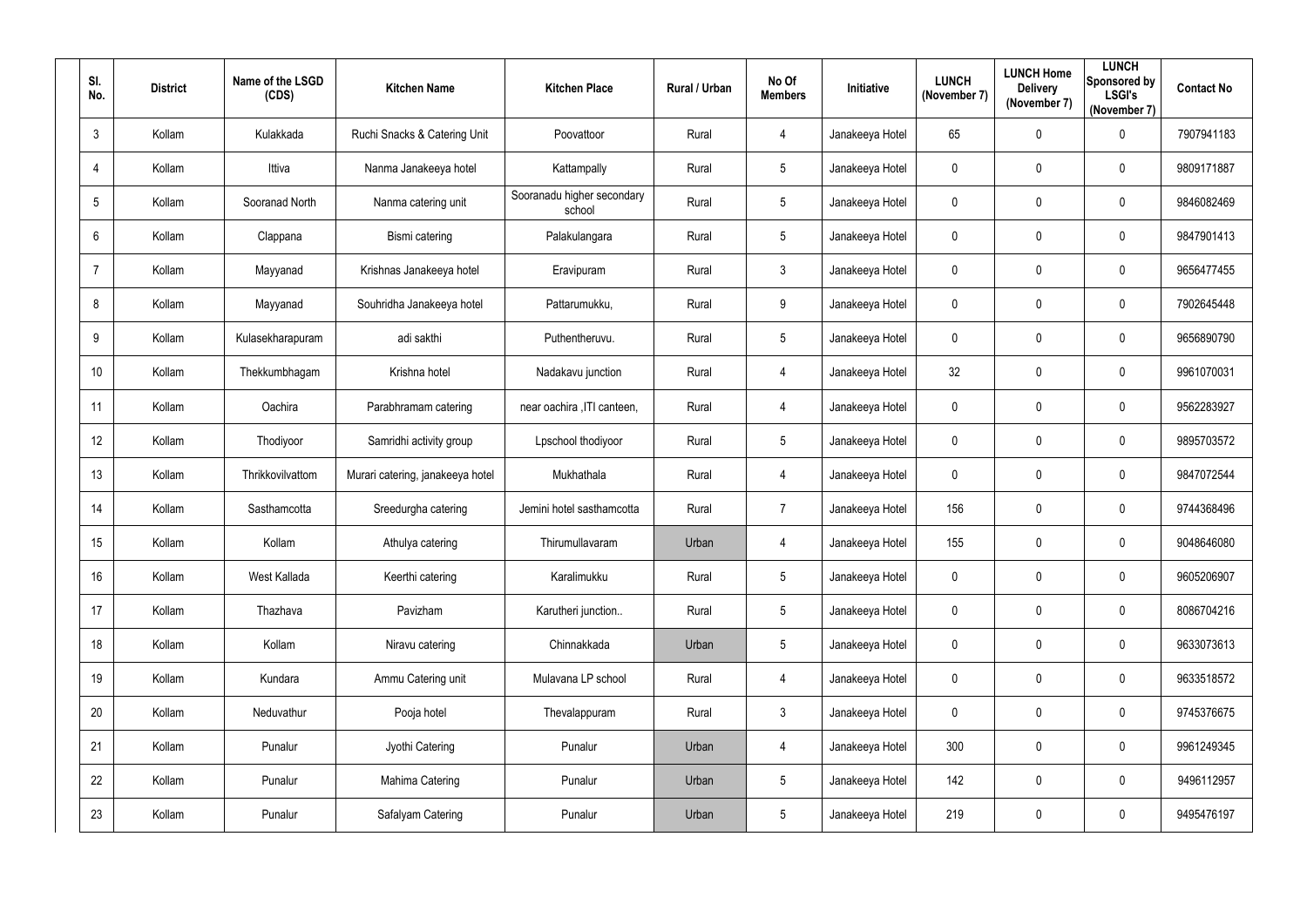| Sl. No. | District | Name of the LSGD (CDS) | Kitchen Name | Kitchen Place | Rural / Urban | No Of Members | Initiative | LUNCH (November 7) | LUNCH Home Delivery (November 7) | LUNCH Sponsored by LSGI's (November 7) | Contact No |
|---|---|---|---|---|---|---|---|---|---|---|---|
| 3 | Kollam | Kulakkada | Ruchi Snacks & Catering Unit | Poovattoor | Rural | 4 | Janakeeya Hotel | 65 | 0 | 0 | 7907941183 |
| 4 | Kollam | Ittiva | Nanma Janakeeya hotel | Kattampally | Rural | 5 | Janakeeya Hotel | 0 | 0 | 0 | 9809171887 |
| 5 | Kollam | Sooranad North | Nanma catering unit | Sooranadu higher secondary school | Rural | 5 | Janakeeya Hotel | 0 | 0 | 0 | 9846082469 |
| 6 | Kollam | Clappana | Bismi catering | Palakulangara | Rural | 5 | Janakeeya Hotel | 0 | 0 | 0 | 9847901413 |
| 7 | Kollam | Mayyanad | Krishnas Janakeeya hotel | Eravipuram | Rural | 3 | Janakeeya Hotel | 0 | 0 | 0 | 9656477455 |
| 8 | Kollam | Mayyanad | Souhridha Janakeeya hotel | Pattarumukku, | Rural | 9 | Janakeeya Hotel | 0 | 0 | 0 | 7902645448 |
| 9 | Kollam | Kulasekharapuram | adi sakthi | Puthentheruvu. | Rural | 5 | Janakeeya Hotel | 0 | 0 | 0 | 9656890790 |
| 10 | Kollam | Thekkumbhagam | Krishna hotel | Nadakavu junction | Rural | 4 | Janakeeya Hotel | 32 | 0 | 0 | 9961070031 |
| 11 | Kollam | Oachira | Parabhramam catering | near oachira ,ITI canteen, | Rural | 4 | Janakeeya Hotel | 0 | 0 | 0 | 9562283927 |
| 12 | Kollam | Thodiyoor | Samridhi activity group | Lpschool thodiyoor | Rural | 5 | Janakeeya Hotel | 0 | 0 | 0 | 9895703572 |
| 13 | Kollam | Thrikkovilvattom | Murari catering, janakeeya hotel | Mukhathala | Rural | 4 | Janakeeya Hotel | 0 | 0 | 0 | 9847072544 |
| 14 | Kollam | Sasthamcotta | Sreedurgha catering | Jemini hotel sasthamcotta | Rural | 7 | Janakeeya Hotel | 156 | 0 | 0 | 9744368496 |
| 15 | Kollam | Kollam | Athulya catering | Thirumullavaram | Urban | 4 | Janakeeya Hotel | 155 | 0 | 0 | 9048646080 |
| 16 | Kollam | West Kallada | Keerthi catering | Karalimukku | Rural | 5 | Janakeeya Hotel | 0 | 0 | 0 | 9605206907 |
| 17 | Kollam | Thazhava | Pavizham | Karutheri junction.. | Rural | 5 | Janakeeya Hotel | 0 | 0 | 0 | 8086704216 |
| 18 | Kollam | Kollam | Niravu catering | Chinnakkada | Urban | 5 | Janakeeya Hotel | 0 | 0 | 0 | 9633073613 |
| 19 | Kollam | Kundara | Ammu Catering unit | Mulavana LP school | Rural | 4 | Janakeeya Hotel | 0 | 0 | 0 | 9633518572 |
| 20 | Kollam | Neduvathur | Pooja hotel | Thevalappuram | Rural | 3 | Janakeeya Hotel | 0 | 0 | 0 | 9745376675 |
| 21 | Kollam | Punalur | Jyothi Catering | Punalur | Urban | 4 | Janakeeya Hotel | 300 | 0 | 0 | 9961249345 |
| 22 | Kollam | Punalur | Mahima Catering | Punalur | Urban | 5 | Janakeeya Hotel | 142 | 0 | 0 | 9496112957 |
| 23 | Kollam | Punalur | Safalyam Catering | Punalur | Urban | 5 | Janakeeya Hotel | 219 | 0 | 0 | 9495476197 |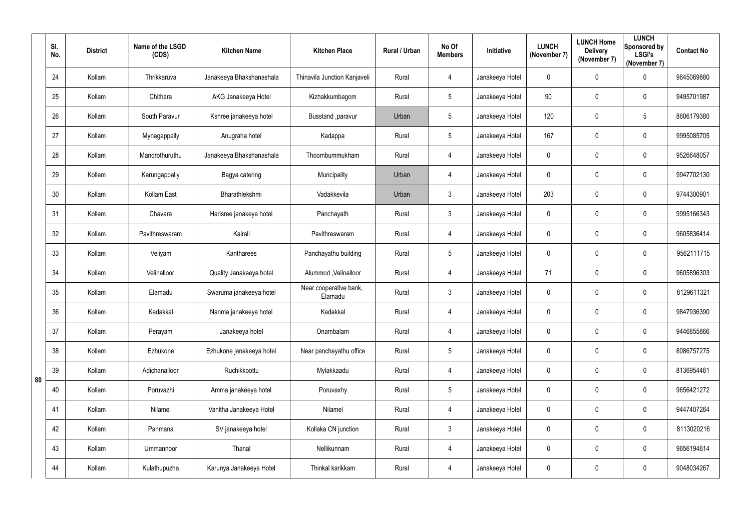| | Sl. No. | District | Name of the LSGD (CDS) | Kitchen Name | Kitchen Place | Rural / Urban | No Of Members | Initiative | LUNCH (November 7) | LUNCH Home Delivery (November 7) | LUNCH Sponsored by LSGI's (November 7) | Contact No |
|---|---|---|---|---|---|---|---|---|---|---|---|---|
| 80 | 24 | Kollam | Thrikkaruva | Janakeeya Bhakshanashala | Thinavila Junction Kanjaveli | Rural | 4 | Janakeeya Hotel | 0 | 0 | 0 | 9645069880 |
| | 25 | Kollam | Chithara | AKG Janakeeya Hotel | Kizhakkumbagom | Rural | 5 | Janakeeya Hotel | 90 | 0 | 0 | 9495701987 |
| | 26 | Kollam | South Paravur | Kshree janakeeya hotel | Busstand ,paravur | Urban | 5 | Janakeeya Hotel | 120 | 0 | 5 | 8606179380 |
| | 27 | Kollam | Mynagappally | Anugraha hotel | Kadappa | Rural | 5 | Janakeeya Hotel | 167 | 0 | 0 | 9995085705 |
| | 28 | Kollam | Mandrothuruthu | Janakeeya Bhakshanashala | Thoombummukham | Rural | 4 | Janakeeya Hotel | 0 | 0 | 0 | 9526648057 |
| | 29 | Kollam | Karungappally | Bagya catering | Muncipality | Urban | 4 | Janakeeya Hotel | 0 | 0 | 0 | 9947702130 |
| | 30 | Kollam | Kollam East | Bharathlekshmi | Vadakkevila | Urban | 3 | Janakeeya Hotel | 203 | 0 | 0 | 9744300901 |
| | 31 | Kollam | Chavara | Harisree janakeya hotel | Panchayath | Rural | 3 | Janakeeya Hotel | 0 | 0 | 0 | 9995166343 |
| | 32 | Kollam | Pavithreswaram | Kairali | Pavithreswaram | Rural | 4 | Janakeeya Hotel | 0 | 0 | 0 | 9605836414 |
| | 33 | Kollam | Veliyam | Kantharees | Panchayathu building | Rural | 5 | Janakeeya Hotel | 0 | 0 | 0 | 9562111715 |
| | 34 | Kollam | Velinalloor | Quality Janakeeya hotel | Alummod ,Velinalloor | Rural | 4 | Janakeeya Hotel | 71 | 0 | 0 | 9605896303 |
| | 35 | Kollam | Elamadu | Swaruma janakeeya hotel | Near cooperative bank, Elamadu | Rural | 3 | Janakeeya Hotel | 0 | 0 | 0 | 8129611321 |
| | 36 | Kollam | Kadakkal | Nanma janakeeya hotel | Kadakkal | Rural | 4 | Janakeeya Hotel | 0 | 0 | 0 | 9847936390 |
| | 37 | Kollam | Perayam | Janakeeya hotel | Onambalam | Rural | 4 | Janakeeya Hotel | 0 | 0 | 0 | 9446855866 |
| | 38 | Kollam | Ezhukone | Ezhukone janakeeya hotel | Near panchayathu office | Rural | 5 | Janakeeya Hotel | 0 | 0 | 0 | 8086757275 |
| | 39 | Kollam | Adichanalloor | Ruchikkoottu | Mylakkaadu | Rural | 4 | Janakeeya Hotel | 0 | 0 | 0 | 8136954461 |
| | 40 | Kollam | Poruvazhi | Amma janakeeya hotel | Poruvaxhy | Rural | 5 | Janakeeya Hotel | 0 | 0 | 0 | 9656421272 |
| | 41 | Kollam | Nilamel | Vanitha Janakeeya Hotel | Nilamel | Rural | 4 | Janakeeya Hotel | 0 | 0 | 0 | 9447407264 |
| | 42 | Kollam | Panmana | SV janakeeya hotel | Kollaka CN junction | Rural | 3 | Janakeeya Hotel | 0 | 0 | 0 | 8113020216 |
| | 43 | Kollam | Ummannoor | Thanal | Nellikunnam | Rural | 4 | Janakeeya Hotel | 0 | 0 | 0 | 9656194614 |
| | 44 | Kollam | Kulathupuzha | Karunya Janakeeya Hotel | Thinkal karikkam | Rural | 4 | Janakeeya Hotel | 0 | 0 | 0 | 9048034267 |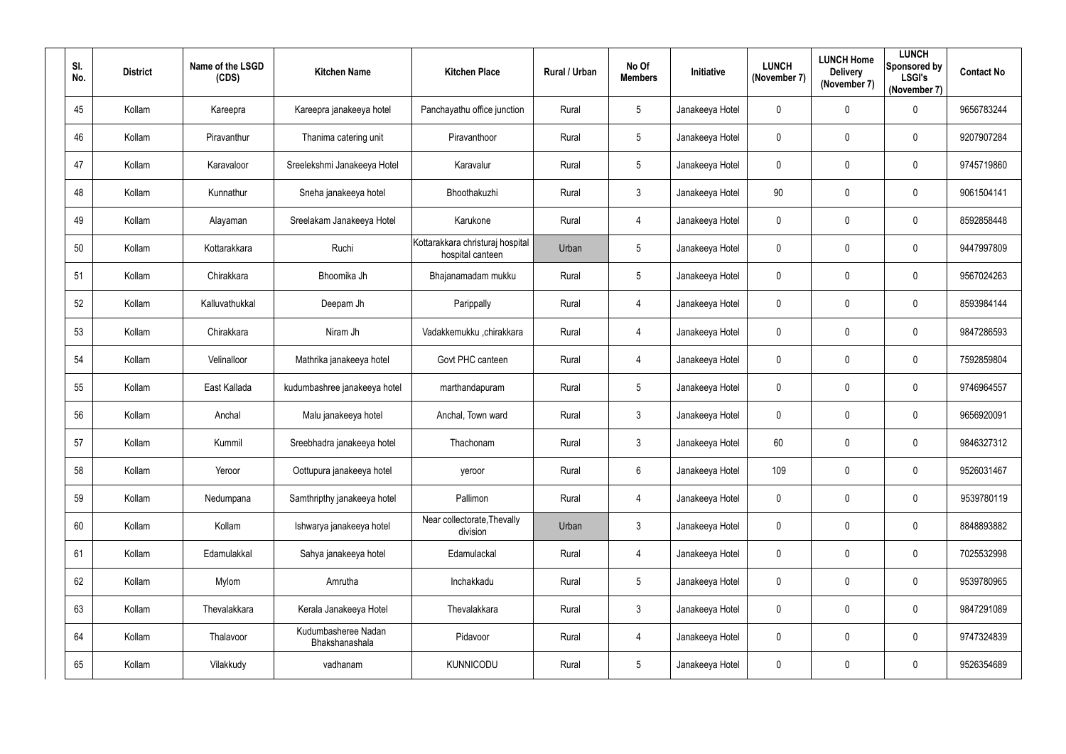| Sl. No. | District | Name of the LSGD (CDS) | Kitchen Name | Kitchen Place | Rural / Urban | No Of Members | Initiative | LUNCH (November 7) | LUNCH Home Delivery (November 7) | LUNCH Sponsored by LSGI's (November 7) | Contact No |
|---|---|---|---|---|---|---|---|---|---|---|---|
| 45 | Kollam | Kareepra | Kareepra janakeeya hotel | Panchayathu office junction | Rural | 5 | Janakeeya Hotel | 0 | 0 | 0 | 9656783244 |
| 46 | Kollam | Piravanthur | Thanima catering unit | Piravanthoor | Rural | 5 | Janakeeya Hotel | 0 | 0 | 0 | 9207907284 |
| 47 | Kollam | Karavaloor | Sreelekshmi Janakeeya Hotel | Karavalur | Rural | 5 | Janakeeya Hotel | 0 | 0 | 0 | 9745719860 |
| 48 | Kollam | Kunnathur | Sneha janakeeya hotel | Bhoothakuzhi | Rural | 3 | Janakeeya Hotel | 90 | 0 | 0 | 9061504141 |
| 49 | Kollam | Alayaman | Sreelakam Janakeeya Hotel | Karukone | Rural | 4 | Janakeeya Hotel | 0 | 0 | 0 | 8592858448 |
| 50 | Kollam | Kottarakkara | Ruchi | Kottarakkara christuraj hospital hospital canteen | Urban | 5 | Janakeeya Hotel | 0 | 0 | 0 | 9447997809 |
| 51 | Kollam | Chirakkara | Bhoomika Jh | Bhajanamadam mukku | Rural | 5 | Janakeeya Hotel | 0 | 0 | 0 | 9567024263 |
| 52 | Kollam | Kalluvathukkal | Deepam Jh | Parippally | Rural | 4 | Janakeeya Hotel | 0 | 0 | 0 | 8593984144 |
| 53 | Kollam | Chirakkara | Niram Jh | Vadakkemukku ,chirakkara | Rural | 4 | Janakeeya Hotel | 0 | 0 | 0 | 9847286593 |
| 54 | Kollam | Velinalloor | Mathrika janakeeya hotel | Govt PHC canteen | Rural | 4 | Janakeeya Hotel | 0 | 0 | 0 | 7592859804 |
| 55 | Kollam | East Kallada | kudumbashree janakeeya hotel | marthandapuram | Rural | 5 | Janakeeya Hotel | 0 | 0 | 0 | 9746964557 |
| 56 | Kollam | Anchal | Malu janakeeya hotel | Anchal, Town ward | Rural | 3 | Janakeeya Hotel | 0 | 0 | 0 | 9656920091 |
| 57 | Kollam | Kummil | Sreebhadra janakeeya hotel | Thachonam | Rural | 3 | Janakeeya Hotel | 60 | 0 | 0 | 9846327312 |
| 58 | Kollam | Yeroor | Oottupura janakeeya hotel | yeroor | Rural | 6 | Janakeeya Hotel | 109 | 0 | 0 | 9526031467 |
| 59 | Kollam | Nedumpana | Samthripthy janakeeya hotel | Pallimon | Rural | 4 | Janakeeya Hotel | 0 | 0 | 0 | 9539780119 |
| 60 | Kollam | Kollam | Ishwarya janakeeya hotel | Near collectorate,Thevally division | Urban | 3 | Janakeeya Hotel | 0 | 0 | 0 | 8848893882 |
| 61 | Kollam | Edamulakkal | Sahya janakeeya hotel | Edamulackal | Rural | 4 | Janakeeya Hotel | 0 | 0 | 0 | 7025532998 |
| 62 | Kollam | Mylom | Amrutha | Inchakkadu | Rural | 5 | Janakeeya Hotel | 0 | 0 | 0 | 9539780965 |
| 63 | Kollam | Thevalakkara | Kerala Janakeeya Hotel | Thevalakkara | Rural | 3 | Janakeeya Hotel | 0 | 0 | 0 | 9847291089 |
| 64 | Kollam | Thalavoor | Kudumbasheree Nadan Bhakshanashala | Pidavoor | Rural | 4 | Janakeeya Hotel | 0 | 0 | 0 | 9747324839 |
| 65 | Kollam | Vilakkudy | vadhanam | KUNNICODU | Rural | 5 | Janakeeya Hotel | 0 | 0 | 0 | 9526354689 |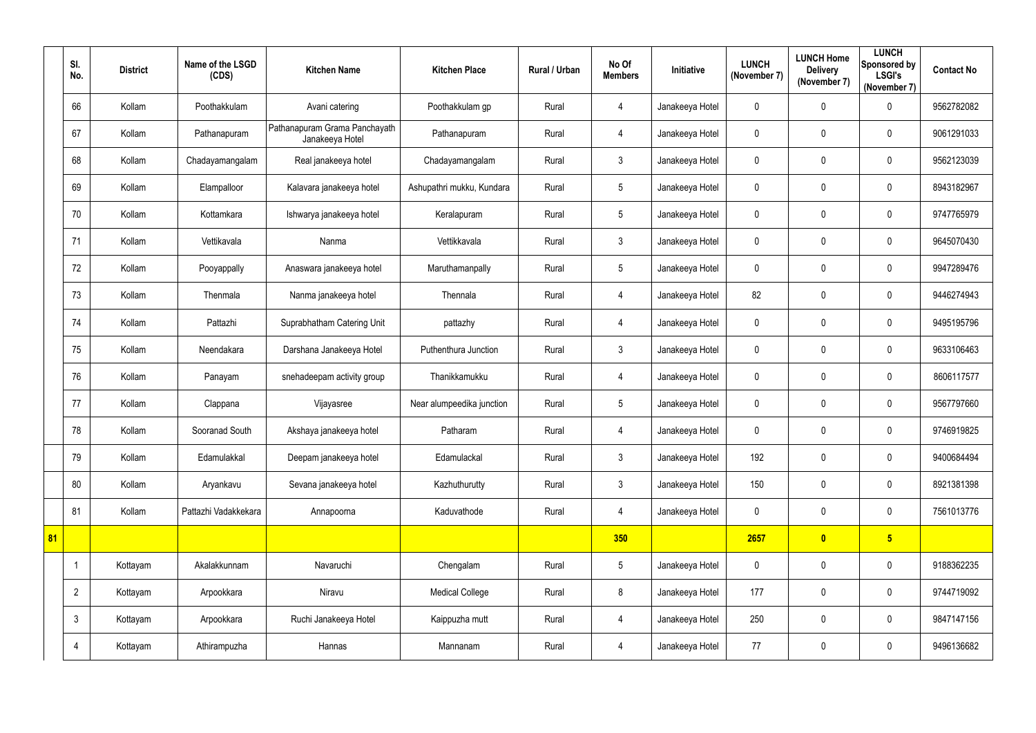| | Sl. No. | District | Name of the LSGD (CDS) | Kitchen Name | Kitchen Place | Rural / Urban | No Of Members | Initiative | LUNCH (November 7) | LUNCH Home Delivery (November 7) | LUNCH Sponsored by LSGI's (November 7) | Contact No |
|---|---|---|---|---|---|---|---|---|---|---|---|---|
| | 66 | Kollam | Poothakkulam | Avani catering | Poothakkulam gp | Rural | 4 | Janakeeya Hotel | 0 | 0 | 0 | 9562782082 |
| | 67 | Kollam | Pathanapuram | Pathanapuram Grama Panchayath Janakeeya Hotel | Pathanapuram | Rural | 4 | Janakeeya Hotel | 0 | 0 | 0 | 9061291033 |
| | 68 | Kollam | Chadayamangalam | Real janakeeya hotel | Chadayamangalam | Rural | 3 | Janakeeya Hotel | 0 | 0 | 0 | 9562123039 |
| | 69 | Kollam | Elampalloor | Kalavara janakeeya hotel | Ashupathri mukku, Kundara | Rural | 5 | Janakeeya Hotel | 0 | 0 | 0 | 8943182967 |
| | 70 | Kollam | Kottamkara | Ishwarya janakeeya hotel | Keralapuram | Rural | 5 | Janakeeya Hotel | 0 | 0 | 0 | 9747765979 |
| | 71 | Kollam | Vettikavala | Nanma | Vettikkavala | Rural | 3 | Janakeeya Hotel | 0 | 0 | 0 | 9645070430 |
| | 72 | Kollam | Pooyappally | Anaswara janakeeya hotel | Maruthamanpally | Rural | 5 | Janakeeya Hotel | 0 | 0 | 0 | 9947289476 |
| | 73 | Kollam | Thenmala | Nanma janakeeya hotel | Thennala | Rural | 4 | Janakeeya Hotel | 82 | 0 | 0 | 9446274943 |
| | 74 | Kollam | Pattazhi | Suprabhatham Catering Unit | pattazhy | Rural | 4 | Janakeeya Hotel | 0 | 0 | 0 | 9495195796 |
| | 75 | Kollam | Neendakara | Darshana Janakeeya Hotel | Puthenthura Junction | Rural | 3 | Janakeeya Hotel | 0 | 0 | 0 | 9633106463 |
| | 76 | Kollam | Panayam | snehadeepam activity group | Thanikkamukku | Rural | 4 | Janakeeya Hotel | 0 | 0 | 0 | 8606117577 |
| | 77 | Kollam | Clappana | Vijayasree | Near alumpeedika junction | Rural | 5 | Janakeeya Hotel | 0 | 0 | 0 | 9567797660 |
| | 78 | Kollam | Sooranad South | Akshaya janakeeya hotel | Patharam | Rural | 4 | Janakeeya Hotel | 0 | 0 | 0 | 9746919825 |
| | 79 | Kollam | Edamulakkal | Deepam janakeeya hotel | Edamulackal | Rural | 3 | Janakeeya Hotel | 192 | 0 | 0 | 9400684494 |
| | 80 | Kollam | Aryankavu | Sevana janakeeya hotel | Kazhuthurutty | Rural | 3 | Janakeeya Hotel | 150 | 0 | 0 | 8921381398 |
| | 81 | Kollam | Pattazhi Vadakkekara | Annapoorna | Kaduvathode | Rural | 4 | Janakeeya Hotel | 0 | 0 | 0 | 7561013776 |
| **81** | | | | | | | **350** | | **2657** | **0** | **5** | |
| | 1 | Kottayam | Akalakkunnam | Navaruchi | Chengalam | Rural | 5 | Janakeeya Hotel | 0 | 0 | 0 | 9188362235 |
| | 2 | Kottayam | Arpookkara | Niravu | Medical College | Rural | 8 | Janakeeya Hotel | 177 | 0 | 0 | 9744719092 |
| | 3 | Kottayam | Arpookkara | Ruchi Janakeeya Hotel | Kaippuzha mutt | Rural | 4 | Janakeeya Hotel | 250 | 0 | 0 | 9847147156 |
| | 4 | Kottayam | Athirampuzha | Hannas | Mannanam | Rural | 4 | Janakeeya Hotel | 77 | 0 | 0 | 9496136682 |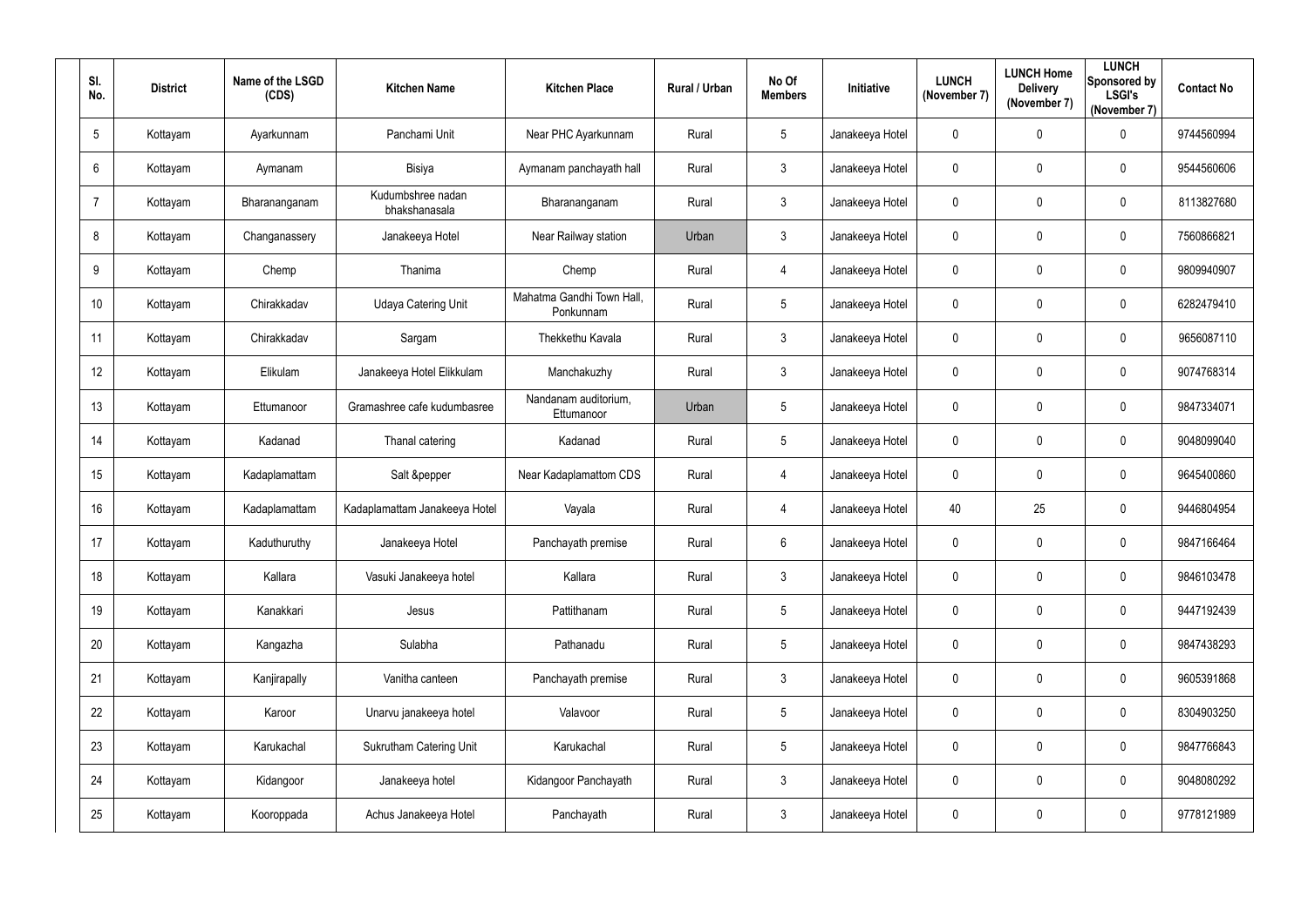| Sl. No. | District | Name of the LSGD (CDS) | Kitchen Name | Kitchen Place | Rural / Urban | No Of Members | Initiative | LUNCH (November 7) | LUNCH Home Delivery (November 7) | LUNCH Sponsored by LSGI's (November 7) | Contact No |
|---|---|---|---|---|---|---|---|---|---|---|---|
| 5 | Kottayam | Ayarkunnam | Panchami Unit | Near PHC Ayarkunnam | Rural | 5 | Janakeeya Hotel | 0 | 0 | 0 | 9744560994 |
| 6 | Kottayam | Aymanam | Bisiya | Aymanam panchayath hall | Rural | 3 | Janakeeya Hotel | 0 | 0 | 0 | 9544560606 |
| 7 | Kottayam | Bharananganam | Kudumbshree nadan bhakshanasala | Bharananganam | Rural | 3 | Janakeeya Hotel | 0 | 0 | 0 | 8113827680 |
| 8 | Kottayam | Changanassery | Janakeeya Hotel | Near Railway station | Urban | 3 | Janakeeya Hotel | 0 | 0 | 0 | 7560866821 |
| 9 | Kottayam | Chemp | Thanima | Chemp | Rural | 4 | Janakeeya Hotel | 0 | 0 | 0 | 9809940907 |
| 10 | Kottayam | Chirakkadav | Udaya Catering Unit | Mahatma Gandhi Town Hall, Ponkunnam | Rural | 5 | Janakeeya Hotel | 0 | 0 | 0 | 6282479410 |
| 11 | Kottayam | Chirakkadav | Sargam | Thekkethu Kavala | Rural | 3 | Janakeeya Hotel | 0 | 0 | 0 | 9656087110 |
| 12 | Kottayam | Elikulam | Janakeeya Hotel Elikkulam | Manchakuzhy | Rural | 3 | Janakeeya Hotel | 0 | 0 | 0 | 9074768314 |
| 13 | Kottayam | Ettumanoor | Gramashree cafe kudumbasree | Nandanam auditorium, Ettumanoor | Urban | 5 | Janakeeya Hotel | 0 | 0 | 0 | 9847334071 |
| 14 | Kottayam | Kadanad | Thanal catering | Kadanad | Rural | 5 | Janakeeya Hotel | 0 | 0 | 0 | 9048099040 |
| 15 | Kottayam | Kadaplamattam | Salt &pepper | Near Kadaplamattom CDS | Rural | 4 | Janakeeya Hotel | 0 | 0 | 0 | 9645400860 |
| 16 | Kottayam | Kadaplamattam | Kadaplamattam Janakeeya Hotel | Vayala | Rural | 4 | Janakeeya Hotel | 40 | 25 | 0 | 9446804954 |
| 17 | Kottayam | Kaduthuruthy | Janakeeya Hotel | Panchayath premise | Rural | 6 | Janakeeya Hotel | 0 | 0 | 0 | 9847166464 |
| 18 | Kottayam | Kallara | Vasuki Janakeeya hotel | Kallara | Rural | 3 | Janakeeya Hotel | 0 | 0 | 0 | 9846103478 |
| 19 | Kottayam | Kanakkari | Jesus | Pattithanam | Rural | 5 | Janakeeya Hotel | 0 | 0 | 0 | 9447192439 |
| 20 | Kottayam | Kangazha | Sulabha | Pathanadu | Rural | 5 | Janakeeya Hotel | 0 | 0 | 0 | 9847438293 |
| 21 | Kottayam | Kanjirapally | Vanitha canteen | Panchayath premise | Rural | 3 | Janakeeya Hotel | 0 | 0 | 0 | 9605391868 |
| 22 | Kottayam | Karoor | Unarvu janakeeya hotel | Valavoor | Rural | 5 | Janakeeya Hotel | 0 | 0 | 0 | 8304903250 |
| 23 | Kottayam | Karukachal | Sukrutham Catering Unit | Karukachal | Rural | 5 | Janakeeya Hotel | 0 | 0 | 0 | 9847766843 |
| 24 | Kottayam | Kidangoor | Janakeeya hotel | Kidangoor Panchayath | Rural | 3 | Janakeeya Hotel | 0 | 0 | 0 | 9048080292 |
| 25 | Kottayam | Kooroppada | Achus Janakeeya Hotel | Panchayath | Rural | 3 | Janakeeya Hotel | 0 | 0 | 0 | 9778121989 |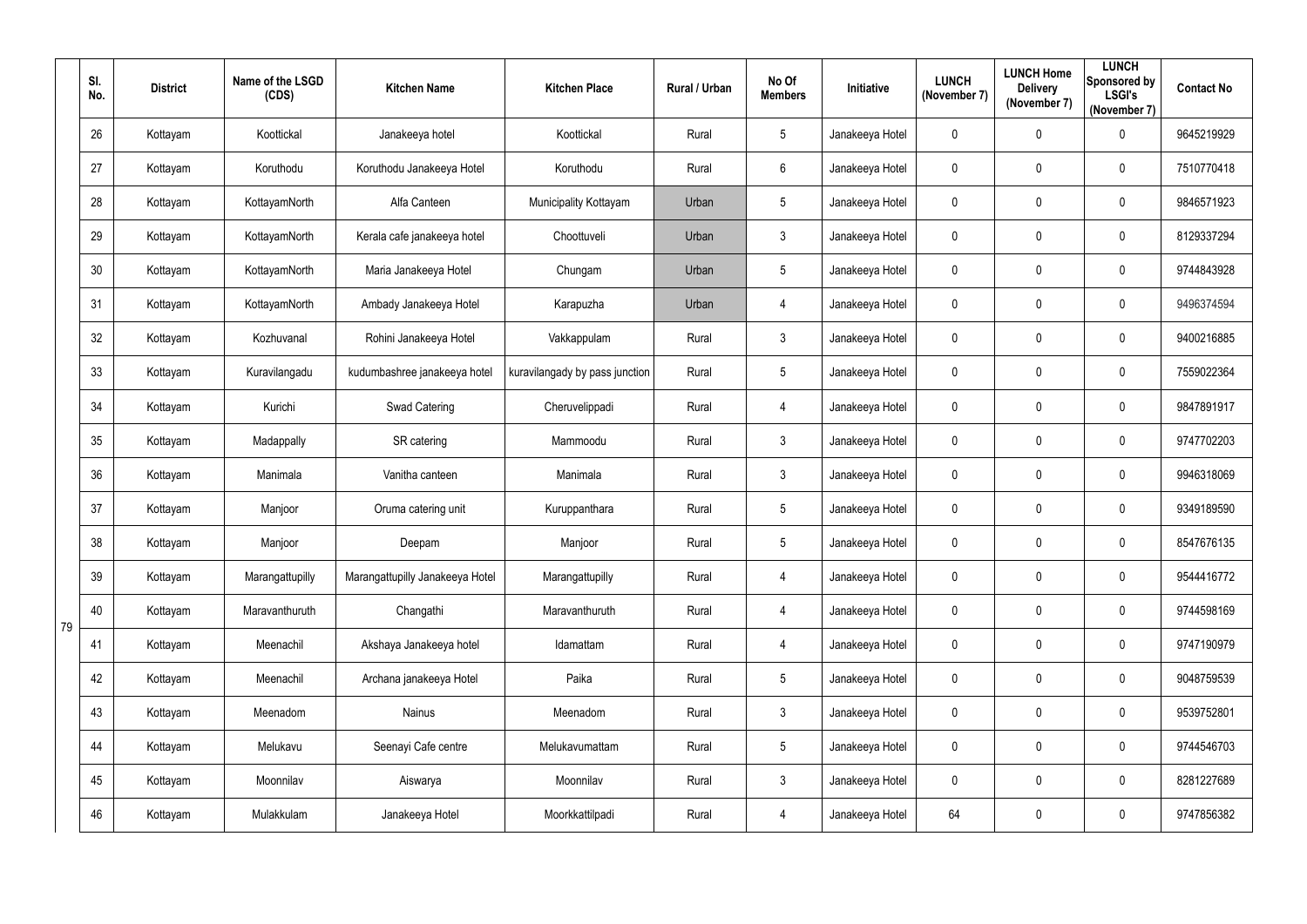|  | Sl. No. | District | Name of the LSGD (CDS) | Kitchen Name | Kitchen Place | Rural / Urban | No Of Members | Initiative | LUNCH (November 7) | LUNCH Home Delivery (November 7) | LUNCH Sponsored by LSGI's (November 7) | Contact No |
|---|---|---|---|---|---|---|---|---|---|---|---|---|
| 79 | 26 | Kottayam | Koottickal | Janakeeya hotel | Koottickal | Rural | 5 | Janakeeya Hotel | 0 | 0 | 0 | 9645219929 |
|  | 27 | Kottayam | Koruthodu | Koruthodu Janakeeya Hotel | Koruthodu | Rural | 6 | Janakeeya Hotel | 0 | 0 | 0 | 7510770418 |
|  | 28 | Kottayam | KottayamNorth | Alfa Canteen | Municipality Kottayam | Urban | 5 | Janakeeya Hotel | 0 | 0 | 0 | 9846571923 |
|  | 29 | Kottayam | KottayamNorth | Kerala cafe janakeeya hotel | Choottuveli | Urban | 3 | Janakeeya Hotel | 0 | 0 | 0 | 8129337294 |
|  | 30 | Kottayam | KottayamNorth | Maria Janakeeya Hotel | Chungam | Urban | 5 | Janakeeya Hotel | 0 | 0 | 0 | 9744843928 |
|  | 31 | Kottayam | KottayamNorth | Ambady Janakeeya Hotel | Karapuzha | Urban | 4 | Janakeeya Hotel | 0 | 0 | 0 | 9496374594 |
|  | 32 | Kottayam | Kozhuvanal | Rohini Janakeeya Hotel | Vakkappulam | Rural | 3 | Janakeeya Hotel | 0 | 0 | 0 | 9400216885 |
|  | 33 | Kottayam | Kuravilangadu | kudumbashree janakeeya hotel | kuravilangady by pass junction | Rural | 5 | Janakeeya Hotel | 0 | 0 | 0 | 7559022364 |
|  | 34 | Kottayam | Kurichi | Swad Catering | Cheruvelippadi | Rural | 4 | Janakeeya Hotel | 0 | 0 | 0 | 9847891917 |
|  | 35 | Kottayam | Madappally | SR catering | Mammoodu | Rural | 3 | Janakeeya Hotel | 0 | 0 | 0 | 9747702203 |
|  | 36 | Kottayam | Manimala | Vanitha canteen | Manimala | Rural | 3 | Janakeeya Hotel | 0 | 0 | 0 | 9946318069 |
|  | 37 | Kottayam | Manjoor | Oruma catering unit | Kuruppanthara | Rural | 5 | Janakeeya Hotel | 0 | 0 | 0 | 9349189590 |
|  | 38 | Kottayam | Manjoor | Deepam | Manjoor | Rural | 5 | Janakeeya Hotel | 0 | 0 | 0 | 8547676135 |
|  | 39 | Kottayam | Marangattupilly | Marangattupilly Janakeeya Hotel | Marangattupilly | Rural | 4 | Janakeeya Hotel | 0 | 0 | 0 | 9544416772 |
|  | 40 | Kottayam | Maravanthuruth | Changathi | Maravanthuruth | Rural | 4 | Janakeeya Hotel | 0 | 0 | 0 | 9744598169 |
|  | 41 | Kottayam | Meenachil | Akshaya Janakeeya hotel | Idamattam | Rural | 4 | Janakeeya Hotel | 0 | 0 | 0 | 9747190979 |
|  | 42 | Kottayam | Meenachil | Archana janakeeya Hotel | Paika | Rural | 5 | Janakeeya Hotel | 0 | 0 | 0 | 9048759539 |
|  | 43 | Kottayam | Meenadom | Nainus | Meenadom | Rural | 3 | Janakeeya Hotel | 0 | 0 | 0 | 9539752801 |
|  | 44 | Kottayam | Melukavu | Seenayi Cafe centre | Melukavumattam | Rural | 5 | Janakeeya Hotel | 0 | 0 | 0 | 9744546703 |
|  | 45 | Kottayam | Moonnilav | Aiswarya | Moonnilav | Rural | 3 | Janakeeya Hotel | 0 | 0 | 0 | 8281227689 |
|  | 46 | Kottayam | Mulakkulam | Janakeeya Hotel | Moorkkattilpadi | Rural | 4 | Janakeeya Hotel | 64 | 0 | 0 | 9747856382 |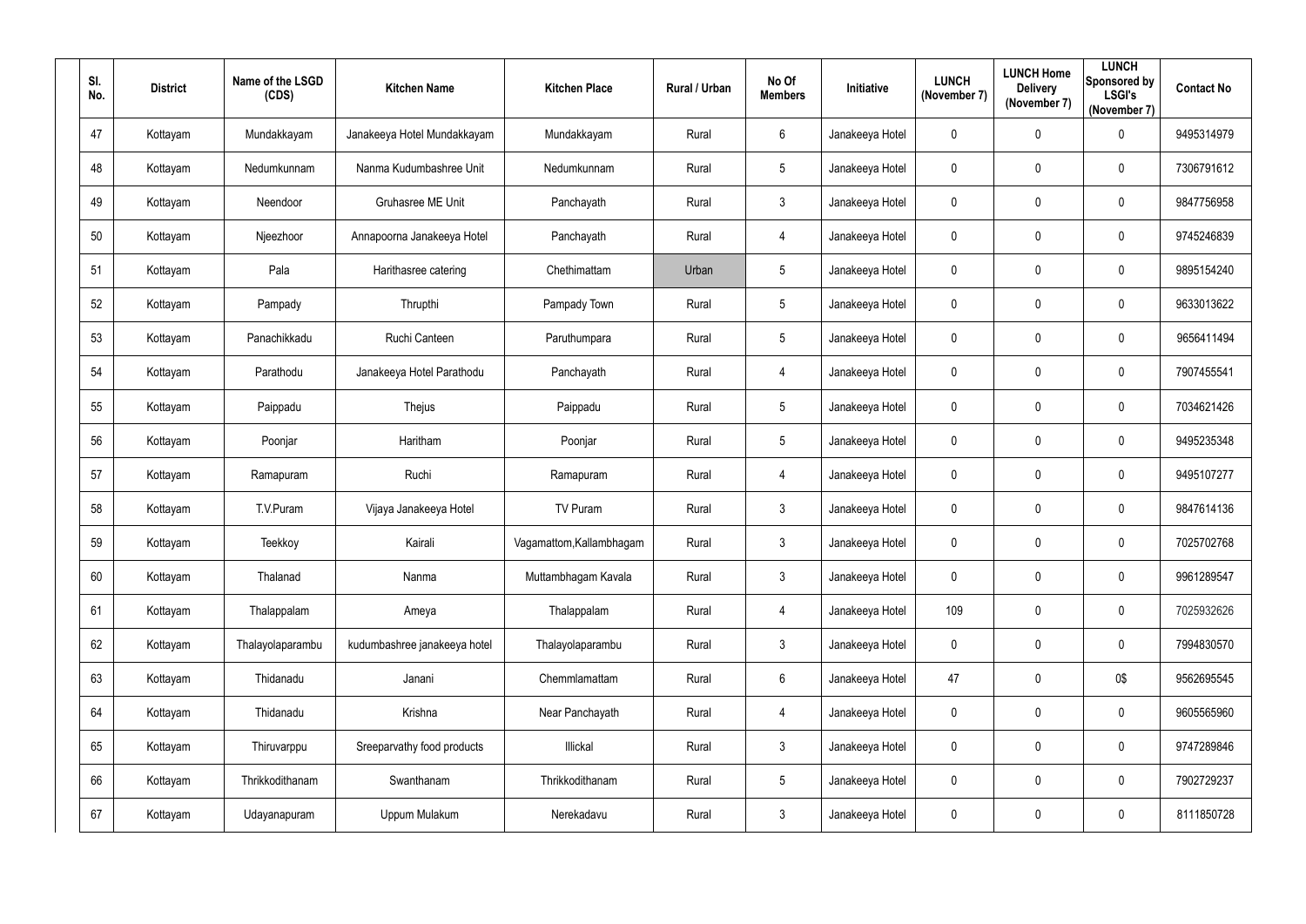| Sl. No. | District | Name of the LSGD (CDS) | Kitchen Name | Kitchen Place | Rural / Urban | No Of Members | Initiative | LUNCH (November 7) | LUNCH Home Delivery (November 7) | LUNCH Sponsored by LSGI's (November 7) | Contact No |
|---|---|---|---|---|---|---|---|---|---|---|---|
| 47 | Kottayam | Mundakkayam | Janakeeya Hotel Mundakkayam | Mundakkayam | Rural | 6 | Janakeeya Hotel | 0 | 0 | 0 | 9495314979 |
| 48 | Kottayam | Nedumkunnam | Nanma Kudumbashree Unit | Nedumkunnam | Rural | 5 | Janakeeya Hotel | 0 | 0 | 0 | 7306791612 |
| 49 | Kottayam | Neendoor | Gruhasree ME Unit | Panchayath | Rural | 3 | Janakeeya Hotel | 0 | 0 | 0 | 9847756958 |
| 50 | Kottayam | Njeezhoor | Annapoorna Janakeeya Hotel | Panchayath | Rural | 4 | Janakeeya Hotel | 0 | 0 | 0 | 9745246839 |
| 51 | Kottayam | Pala | Harithasree catering | Chethimattam | Urban | 5 | Janakeeya Hotel | 0 | 0 | 0 | 9895154240 |
| 52 | Kottayam | Pampady | Thrupthi | Pampady Town | Rural | 5 | Janakeeya Hotel | 0 | 0 | 0 | 9633013622 |
| 53 | Kottayam | Panachikkadu | Ruchi Canteen | Paruthumpara | Rural | 5 | Janakeeya Hotel | 0 | 0 | 0 | 9656411494 |
| 54 | Kottayam | Parathodu | Janakeeya Hotel Parathodu | Panchayath | Rural | 4 | Janakeeya Hotel | 0 | 0 | 0 | 7907455541 |
| 55 | Kottayam | Paippadu | Thejus | Paippadu | Rural | 5 | Janakeeya Hotel | 0 | 0 | 0 | 7034621426 |
| 56 | Kottayam | Poonjar | Haritham | Poonjar | Rural | 5 | Janakeeya Hotel | 0 | 0 | 0 | 9495235348 |
| 57 | Kottayam | Ramapuram | Ruchi | Ramapuram | Rural | 4 | Janakeeya Hotel | 0 | 0 | 0 | 9495107277 |
| 58 | Kottayam | T.V.Puram | Vijaya Janakeeya Hotel | TV Puram | Rural | 3 | Janakeeya Hotel | 0 | 0 | 0 | 9847614136 |
| 59 | Kottayam | Teekkoy | Kairali | Vagamattom,Kallambhagam | Rural | 3 | Janakeeya Hotel | 0 | 0 | 0 | 7025702768 |
| 60 | Kottayam | Thalanad | Nanma | Muttambhagam Kavala | Rural | 3 | Janakeeya Hotel | 0 | 0 | 0 | 9961289547 |
| 61 | Kottayam | Thalappalam | Ameya | Thalappalam | Rural | 4 | Janakeeya Hotel | 109 | 0 | 0 | 7025932626 |
| 62 | Kottayam | Thalayolaparambu | kudumbashree janakeeya hotel | Thalayolaparambu | Rural | 3 | Janakeeya Hotel | 0 | 0 | 0 | 7994830570 |
| 63 | Kottayam | Thidanadu | Janani | Chemmlamattam | Rural | 6 | Janakeeya Hotel | 47 | 0 | 0$ | 9562695545 |
| 64 | Kottayam | Thidanadu | Krishna | Near Panchayath | Rural | 4 | Janakeeya Hotel | 0 | 0 | 0 | 9605565960 |
| 65 | Kottayam | Thiruvarppu | Sreeparvathy food products | Illickal | Rural | 3 | Janakeeya Hotel | 0 | 0 | 0 | 9747289846 |
| 66 | Kottayam | Thrikkodithanam | Swanthanam | Thrikkodithanam | Rural | 5 | Janakeeya Hotel | 0 | 0 | 0 | 7902729237 |
| 67 | Kottayam | Udayanapuram | Uppum Mulakum | Nerekadavu | Rural | 3 | Janakeeya Hotel | 0 | 0 | 0 | 8111850728 |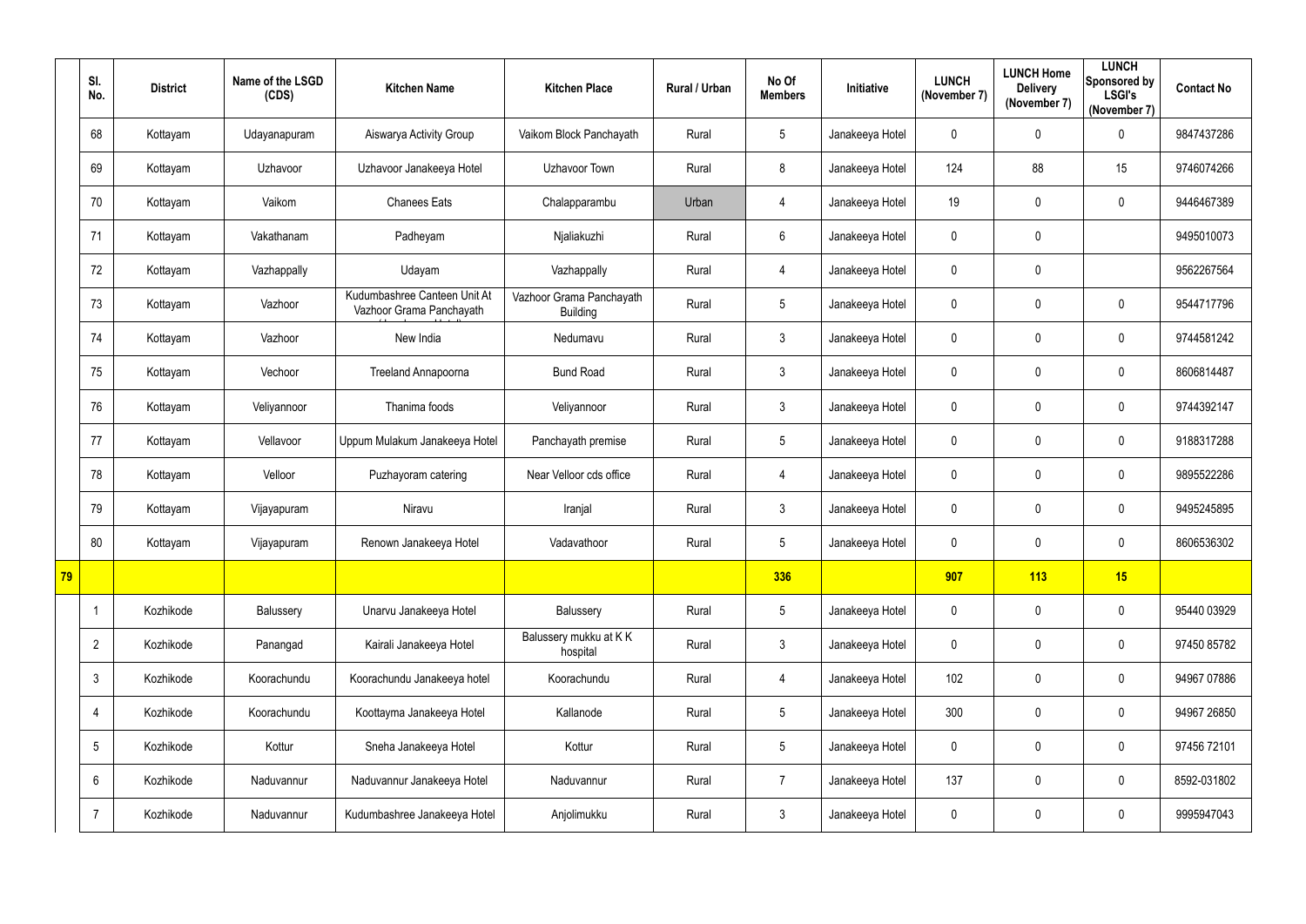| | Sl. No. | District | Name of the LSGD (CDS) | Kitchen Name | Kitchen Place | Rural / Urban | No Of Members | Initiative | LUNCH (November 7) | LUNCH Home Delivery (November 7) | LUNCH Sponsored by LSGI's (November 7) | Contact No |
|---|---|---|---|---|---|---|---|---|---|---|---|---|
| | 68 | Kottayam | Udayanapuram | Aiswarya Activity Group | Vaikom Block Panchayath | Rural | 5 | Janakeeya Hotel | 0 | 0 | 0 | 9847437286 |
| | 69 | Kottayam | Uzhavoor | Uzhavoor Janakeeya Hotel | Uzhavoor Town | Rural | 8 | Janakeeya Hotel | 124 | 88 | 15 | 9746074266 |
| | 70 | Kottayam | Vaikom | Chanees Eats | Chalapparambu | Urban | 4 | Janakeeya Hotel | 19 | 0 | 0 | 9446467389 |
| | 71 | Kottayam | Vakathanam | Padheyam | Njaliakuzhi | Rural | 6 | Janakeeya Hotel | 0 | 0 | | 9495010073 |
| | 72 | Kottayam | Vazhappally | Udayam | Vazhappally | Rural | 4 | Janakeeya Hotel | 0 | 0 | | 9562267564 |
| | 73 | Kottayam | Vazhoor | Kudumbashree Canteen Unit At Vazhoor Grama Panchayath | Vazhoor Grama Panchayath Building | Rural | 5 | Janakeeya Hotel | 0 | 0 | 0 | 9544717796 |
| | 74 | Kottayam | Vazhoor | New India | Nedumavu | Rural | 3 | Janakeeya Hotel | 0 | 0 | 0 | 9744581242 |
| | 75 | Kottayam | Vechoor | Treeland Annapoorna | Bund Road | Rural | 3 | Janakeeya Hotel | 0 | 0 | 0 | 8606814487 |
| | 76 | Kottayam | Veliyannoor | Thanima foods | Veliyannoor | Rural | 3 | Janakeeya Hotel | 0 | 0 | 0 | 9744392147 |
| | 77 | Kottayam | Vellavoor | Uppum Mulakum Janakeeya Hotel | Panchayath premise | Rural | 5 | Janakeeya Hotel | 0 | 0 | 0 | 9188317288 |
| | 78 | Kottayam | Velloor | Puzhayoram catering | Near Velloor cds office | Rural | 4 | Janakeeya Hotel | 0 | 0 | 0 | 9895522286 |
| | 79 | Kottayam | Vijayapuram | Niravu | Iranjal | Rural | 3 | Janakeeya Hotel | 0 | 0 | 0 | 9495245895 |
| | 80 | Kottayam | Vijayapuram | Renown Janakeeya Hotel | Vadavathoor | Rural | 5 | Janakeeya Hotel | 0 | 0 | 0 | 8606536302 |
| **79** | | | | | | | **336** | | **907** | **113** | **15** | |
| | 1 | Kozhikode | Balussery | Unarvu Janakeeya Hotel | Balussery | Rural | 5 | Janakeeya Hotel | 0 | 0 | 0 | 95440 03929 |
| | 2 | Kozhikode | Panangad | Kairali Janakeeya Hotel | Balussery mukku at K K hospital | Rural | 3 | Janakeeya Hotel | 0 | 0 | 0 | 97450 85782 |
| | 3 | Kozhikode | Koorachundu | Koorachundu Janakeeya hotel | Koorachundu | Rural | 4 | Janakeeya Hotel | 102 | 0 | 0 | 94967 07886 |
| | 4 | Kozhikode | Koorachundu | Koottayma Janakeeya Hotel | Kallanode | Rural | 5 | Janakeeya Hotel | 300 | 0 | 0 | 94967 26850 |
| | 5 | Kozhikode | Kottur | Sneha Janakeeya Hotel | Kottur | Rural | 5 | Janakeeya Hotel | 0 | 0 | 0 | 97456 72101 |
| | 6 | Kozhikode | Naduvannur | Naduvannur Janakeeya Hotel | Naduvannur | Rural | 7 | Janakeeya Hotel | 137 | 0 | 0 | 8592-031802 |
| | 7 | Kozhikode | Naduvannur | Kudumbashree Janakeeya Hotel | Anjolimukku | Rural | 3 | Janakeeya Hotel | 0 | 0 | 0 | 9995947043 |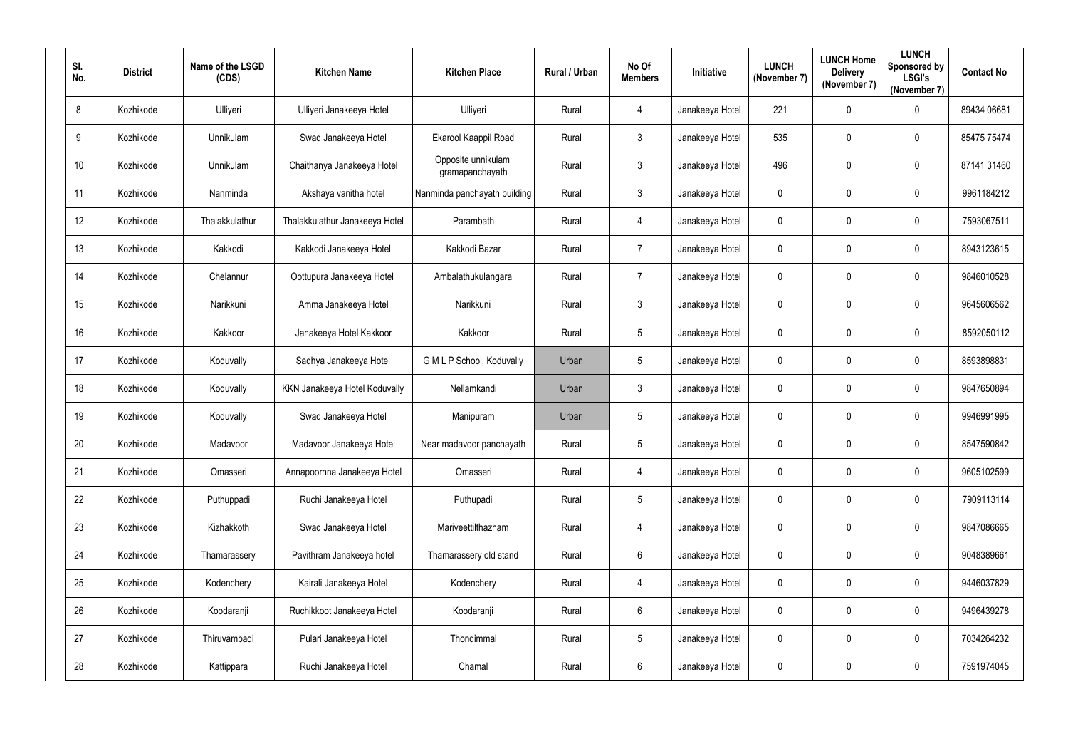| Sl. No. | District | Name of the LSGD (CDS) | Kitchen Name | Kitchen Place | Rural / Urban | No Of Members | Initiative | LUNCH (November 7) | LUNCH Home Delivery (November 7) | LUNCH Sponsored by LSGI's (November 7) | Contact No |
|---|---|---|---|---|---|---|---|---|---|---|---|
| 8 | Kozhikode | Ulliyeri | Ulliyeri Janakeeya Hotel | Ulliyeri | Rural | 4 | Janakeeya Hotel | 221 | 0 | 0 | 89434 06681 |
| 9 | Kozhikode | Unnikulam | Swad Janakeeya Hotel | Ekarool Kaappil Road | Rural | 3 | Janakeeya Hotel | 535 | 0 | 0 | 85475 75474 |
| 10 | Kozhikode | Unnikulam | Chaithanya Janakeeya Hotel | Opposite unnikulam gramapanchayath | Rural | 3 | Janakeeya Hotel | 496 | 0 | 0 | 87141 31460 |
| 11 | Kozhikode | Nanminda | Akshaya vanitha hotel | Nanminda panchayath building | Rural | 3 | Janakeeya Hotel | 0 | 0 | 0 | 9961184212 |
| 12 | Kozhikode | Thalakkulathur | Thalakkulathur Janakeeya Hotel | Parambath | Rural | 4 | Janakeeya Hotel | 0 | 0 | 0 | 7593067511 |
| 13 | Kozhikode | Kakkodi | Kakkodi Janakeeya Hotel | Kakkodi Bazar | Rural | 7 | Janakeeya Hotel | 0 | 0 | 0 | 8943123615 |
| 14 | Kozhikode | Chelannur | Oottupura Janakeeya Hotel | Ambalathukulangara | Rural | 7 | Janakeeya Hotel | 0 | 0 | 0 | 9846010528 |
| 15 | Kozhikode | Narikkuni | Amma Janakeeya Hotel | Narikkuni | Rural | 3 | Janakeeya Hotel | 0 | 0 | 0 | 9645606562 |
| 16 | Kozhikode | Kakkoor | Janakeeya Hotel Kakkoor | Kakkoor | Rural | 5 | Janakeeya Hotel | 0 | 0 | 0 | 8592050112 |
| 17 | Kozhikode | Koduvally | Sadhya Janakeeya Hotel | G M L P School, Koduvally | Urban | 5 | Janakeeya Hotel | 0 | 0 | 0 | 8593898831 |
| 18 | Kozhikode | Koduvally | KKN Janakeeya Hotel Koduvally | Nellamkandi | Urban | 3 | Janakeeya Hotel | 0 | 0 | 0 | 9847650894 |
| 19 | Kozhikode | Koduvally | Swad Janakeeya Hotel | Manipuram | Urban | 5 | Janakeeya Hotel | 0 | 0 | 0 | 9946991995 |
| 20 | Kozhikode | Madavoor | Madavoor Janakeeya Hotel | Near madavoor panchayath | Rural | 5 | Janakeeya Hotel | 0 | 0 | 0 | 8547590842 |
| 21 | Kozhikode | Omasseri | Annapoornna Janakeeya Hotel | Omasseri | Rural | 4 | Janakeeya Hotel | 0 | 0 | 0 | 9605102599 |
| 22 | Kozhikode | Puthuppadi | Ruchi Janakeeya Hotel | Puthupadi | Rural | 5 | Janakeeya Hotel | 0 | 0 | 0 | 7909113114 |
| 23 | Kozhikode | Kizhakkoth | Swad Janakeeya Hotel | Mariveettilthazham | Rural | 4 | Janakeeya Hotel | 0 | 0 | 0 | 9847086665 |
| 24 | Kozhikode | Thamarassery | Pavithram Janakeeya hotel | Thamarassery old stand | Rural | 6 | Janakeeya Hotel | 0 | 0 | 0 | 9048389661 |
| 25 | Kozhikode | Kodenchery | Kairali Janakeeya Hotel | Kodenchery | Rural | 4 | Janakeeya Hotel | 0 | 0 | 0 | 9446037829 |
| 26 | Kozhikode | Koodaranji | Ruchikkoot Janakeeya Hotel | Koodaranji | Rural | 6 | Janakeeya Hotel | 0 | 0 | 0 | 9496439278 |
| 27 | Kozhikode | Thiruvambadi | Pulari Janakeeya Hotel | Thondimmal | Rural | 5 | Janakeeya Hotel | 0 | 0 | 0 | 7034264232 |
| 28 | Kozhikode | Kattippara | Ruchi Janakeeya Hotel | Chamal | Rural | 6 | Janakeeya Hotel | 0 | 0 | 0 | 7591974045 |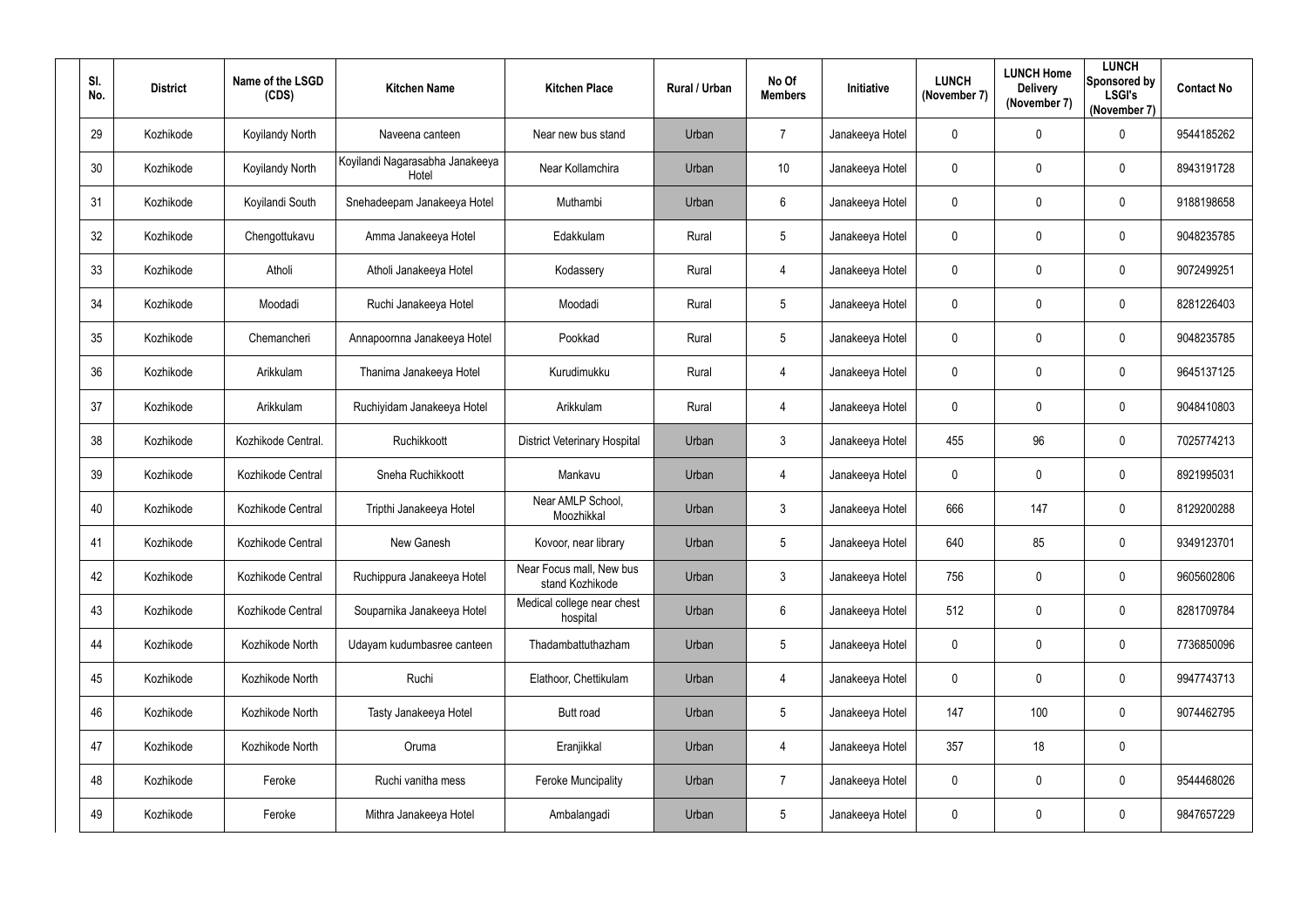| Sl. No. | District | Name of the LSGD (CDS) | Kitchen Name | Kitchen Place | Rural / Urban | No Of Members | Initiative | LUNCH (November 7) | LUNCH Home Delivery (November 7) | LUNCH Sponsored by LSGI's (November 7) | Contact No |
|---|---|---|---|---|---|---|---|---|---|---|---|
| 29 | Kozhikode | Koyilandy North | Naveena canteen | Near new bus stand | Urban | 7 | Janakeeya Hotel | 0 | 0 | 0 | 9544185262 |
| 30 | Kozhikode | Koyilandy North | Koyilandi Nagarasabha Janakeeya Hotel | Near Kollamchira | Urban | 10 | Janakeeya Hotel | 0 | 0 | 0 | 8943191728 |
| 31 | Kozhikode | Koyilandi South | Snehadeepam Janakeeya Hotel | Muthambi | Urban | 6 | Janakeeya Hotel | 0 | 0 | 0 | 9188198658 |
| 32 | Kozhikode | Chengottukavu | Amma Janakeeya Hotel | Edakkulam | Rural | 5 | Janakeeya Hotel | 0 | 0 | 0 | 9048235785 |
| 33 | Kozhikode | Atholi | Atholi Janakeeya Hotel | Kodassery | Rural | 4 | Janakeeya Hotel | 0 | 0 | 0 | 9072499251 |
| 34 | Kozhikode | Moodadi | Ruchi Janakeeya Hotel | Moodadi | Rural | 5 | Janakeeya Hotel | 0 | 0 | 0 | 8281226403 |
| 35 | Kozhikode | Chemancheri | Annapoornna Janakeeya Hotel | Pookkad | Rural | 5 | Janakeeya Hotel | 0 | 0 | 0 | 9048235785 |
| 36 | Kozhikode | Arikkulam | Thanima Janakeeya Hotel | Kurudimukku | Rural | 4 | Janakeeya Hotel | 0 | 0 | 0 | 9645137125 |
| 37 | Kozhikode | Arikkulam | Ruchiyidam Janakeeya Hotel | Arikkulam | Rural | 4 | Janakeeya Hotel | 0 | 0 | 0 | 9048410803 |
| 38 | Kozhikode | Kozhikode Central. | Ruchikkoott | District Veterinary Hospital | Urban | 3 | Janakeeya Hotel | 455 | 96 | 0 | 7025774213 |
| 39 | Kozhikode | Kozhikode Central | Sneha Ruchikkoott | Mankavu | Urban | 4 | Janakeeya Hotel | 0 | 0 | 0 | 8921995031 |
| 40 | Kozhikode | Kozhikode Central | Tripthi Janakeeya Hotel | Near AMLP School, Moozhikkal | Urban | 3 | Janakeeya Hotel | 666 | 147 | 0 | 8129200288 |
| 41 | Kozhikode | Kozhikode Central | New Ganesh | Kovoor, near library | Urban | 5 | Janakeeya Hotel | 640 | 85 | 0 | 9349123701 |
| 42 | Kozhikode | Kozhikode Central | Ruchippura Janakeeya Hotel | Near Focus mall, New bus stand Kozhikode | Urban | 3 | Janakeeya Hotel | 756 | 0 | 0 | 9605602806 |
| 43 | Kozhikode | Kozhikode Central | Souparnika Janakeeya Hotel | Medical college near chest hospital | Urban | 6 | Janakeeya Hotel | 512 | 0 | 0 | 8281709784 |
| 44 | Kozhikode | Kozhikode North | Udayam kudumbasree canteen | Thadambattuthazham | Urban | 5 | Janakeeya Hotel | 0 | 0 | 0 | 7736850096 |
| 45 | Kozhikode | Kozhikode North | Ruchi | Elathoor, Chettikulam | Urban | 4 | Janakeeya Hotel | 0 | 0 | 0 | 9947743713 |
| 46 | Kozhikode | Kozhikode North | Tasty Janakeeya Hotel | Butt road | Urban | 5 | Janakeeya Hotel | 147 | 100 | 0 | 9074462795 |
| 47 | Kozhikode | Kozhikode North | Oruma | Eranjikkal | Urban | 4 | Janakeeya Hotel | 357 | 18 | 0 | |
| 48 | Kozhikode | Feroke | Ruchi vanitha mess | Feroke Muncipality | Urban | 7 | Janakeeya Hotel | 0 | 0 | 0 | 9544468026 |
| 49 | Kozhikode | Feroke | Mithra Janakeeya Hotel | Ambalangadi | Urban | 5 | Janakeeya Hotel | 0 | 0 | 0 | 9847657229 |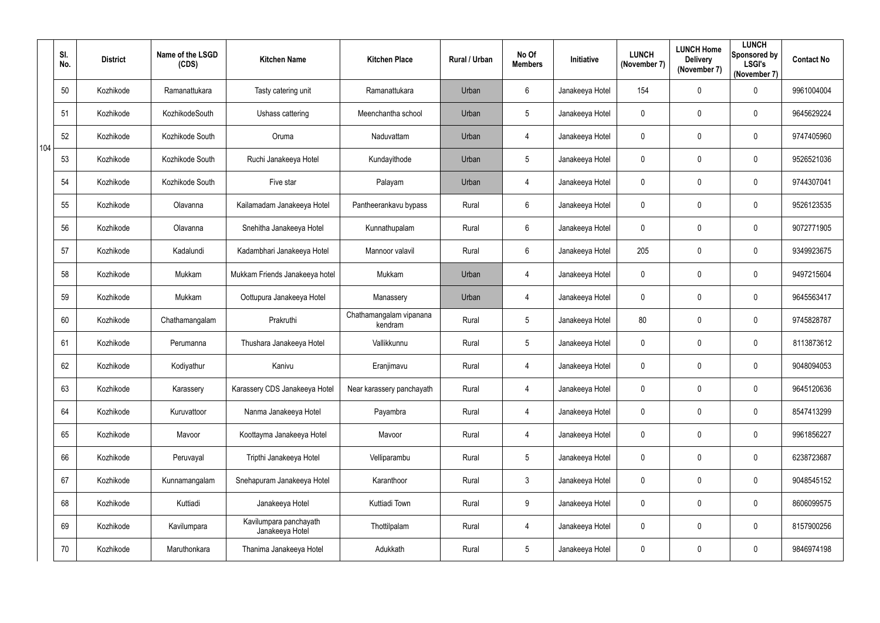|  | Sl. No. | District | Name of the LSGD (CDS) | Kitchen Name | Kitchen Place | Rural / Urban | No Of Members | Initiative | LUNCH (November 7) | LUNCH Home Delivery (November 7) | LUNCH Sponsored by LSGI's (November 7) | Contact No |
|---|---|---|---|---|---|---|---|---|---|---|---|---|
| 104 | 50 | Kozhikode | Ramanattukara | Tasty catering unit | Ramanattukara | Urban | 6 | Janakeeya Hotel | 154 | 0 | 0 | 9961004004 |
|  | 51 | Kozhikode | KozhikodeSouth | Ushass cattering | Meenchantha school | Urban | 5 | Janakeeya Hotel | 0 | 0 | 0 | 9645629224 |
|  | 52 | Kozhikode | Kozhikode South | Oruma | Naduvattam | Urban | 4 | Janakeeya Hotel | 0 | 0 | 0 | 9747405960 |
|  | 53 | Kozhikode | Kozhikode South | Ruchi Janakeeya Hotel | Kundayithode | Urban | 5 | Janakeeya Hotel | 0 | 0 | 0 | 9526521036 |
|  | 54 | Kozhikode | Kozhikode South | Five star | Palayam | Urban | 4 | Janakeeya Hotel | 0 | 0 | 0 | 9744307041 |
|  | 55 | Kozhikode | Olavanna | Kailamadam Janakeeya Hotel | Pantheerankavu bypass | Rural | 6 | Janakeeya Hotel | 0 | 0 | 0 | 9526123535 |
|  | 56 | Kozhikode | Olavanna | Snehitha Janakeeya Hotel | Kunnathupalam | Rural | 6 | Janakeeya Hotel | 0 | 0 | 0 | 9072771905 |
|  | 57 | Kozhikode | Kadalundi | Kadambhari Janakeeya Hotel | Mannoor valavil | Rural | 6 | Janakeeya Hotel | 205 | 0 | 0 | 9349923675 |
|  | 58 | Kozhikode | Mukkam | Mukkam Friends Janakeeya hotel | Mukkam | Urban | 4 | Janakeeya Hotel | 0 | 0 | 0 | 9497215604 |
|  | 59 | Kozhikode | Mukkam | Oottupura Janakeeya Hotel | Manassery | Urban | 4 | Janakeeya Hotel | 0 | 0 | 0 | 9645563417 |
|  | 60 | Kozhikode | Chathamangalam | Prakruthi | Chathamangalam vipanana kendram | Rural | 5 | Janakeeya Hotel | 80 | 0 | 0 | 9745828787 |
|  | 61 | Kozhikode | Perumanna | Thushara Janakeeya Hotel | Vallikkunnu | Rural | 5 | Janakeeya Hotel | 0 | 0 | 0 | 8113873612 |
|  | 62 | Kozhikode | Kodiyathur | Kanivu | Eranjimavu | Rural | 4 | Janakeeya Hotel | 0 | 0 | 0 | 9048094053 |
|  | 63 | Kozhikode | Karassery | Karassery CDS Janakeeya Hotel | Near karassery panchayath | Rural | 4 | Janakeeya Hotel | 0 | 0 | 0 | 9645120636 |
|  | 64 | Kozhikode | Kuruvattoor | Nanma Janakeeya Hotel | Payambra | Rural | 4 | Janakeeya Hotel | 0 | 0 | 0 | 8547413299 |
|  | 65 | Kozhikode | Mavoor | Koottayma Janakeeya Hotel | Mavoor | Rural | 4 | Janakeeya Hotel | 0 | 0 | 0 | 9961856227 |
|  | 66 | Kozhikode | Peruvayal | Tripthi Janakeeya Hotel | Velliparambu | Rural | 5 | Janakeeya Hotel | 0 | 0 | 0 | 6238723687 |
|  | 67 | Kozhikode | Kunnamangalam | Snehapuram Janakeeya Hotel | Karanthoor | Rural | 3 | Janakeeya Hotel | 0 | 0 | 0 | 9048545152 |
|  | 68 | Kozhikode | Kuttiadi | Janakeeya Hotel | Kuttiadi Town | Rural | 9 | Janakeeya Hotel | 0 | 0 | 0 | 8606099575 |
|  | 69 | Kozhikode | Kavilumpara | Kavilumpara panchayath Janakeeya Hotel | Thottilpalam | Rural | 4 | Janakeeya Hotel | 0 | 0 | 0 | 8157900256 |
|  | 70 | Kozhikode | Maruthonkara | Thanima Janakeeya Hotel | Adukkath | Rural | 5 | Janakeeya Hotel | 0 | 0 | 0 | 9846974198 |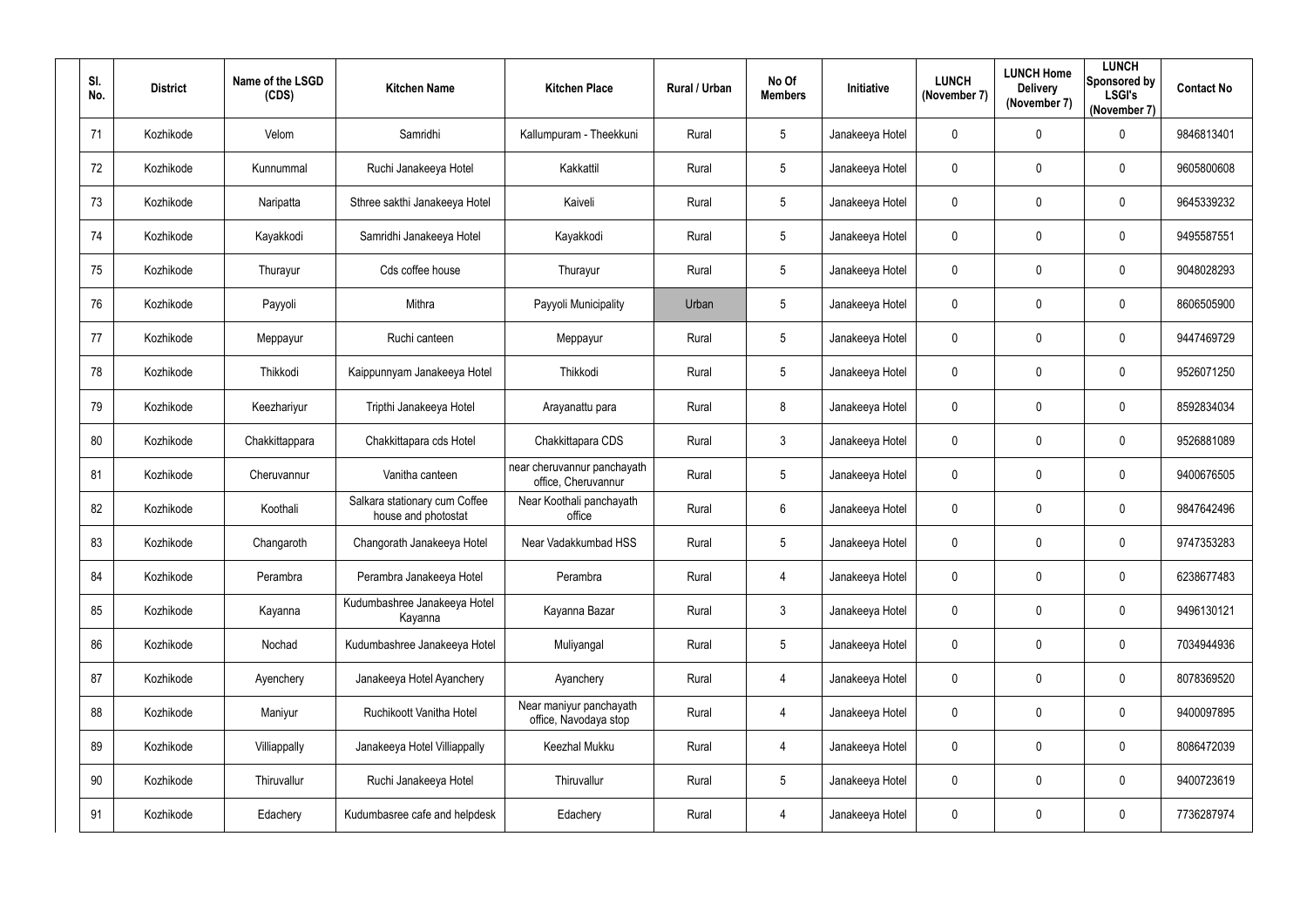| Sl. No. | District | Name of the LSGD (CDS) | Kitchen Name | Kitchen Place | Rural / Urban | No Of Members | Initiative | LUNCH (November 7) | LUNCH Home Delivery (November 7) | LUNCH Sponsored by LSGI's (November 7) | Contact No |
|---|---|---|---|---|---|---|---|---|---|---|---|
| 71 | Kozhikode | Velom | Samridhi | Kallumpuram - Theekkuni | Rural | 5 | Janakeeya Hotel | 0 | 0 | 0 | 9846813401 |
| 72 | Kozhikode | Kunnummal | Ruchi Janakeeya Hotel | Kakkattil | Rural | 5 | Janakeeya Hotel | 0 | 0 | 0 | 9605800608 |
| 73 | Kozhikode | Naripatta | Sthree sakthi Janakeeya Hotel | Kaiveli | Rural | 5 | Janakeeya Hotel | 0 | 0 | 0 | 9645339232 |
| 74 | Kozhikode | Kayakkodi | Samridhi Janakeeya Hotel | Kayakkodi | Rural | 5 | Janakeeya Hotel | 0 | 0 | 0 | 9495587551 |
| 75 | Kozhikode | Thurayur | Cds coffee house | Thurayur | Rural | 5 | Janakeeya Hotel | 0 | 0 | 0 | 9048028293 |
| 76 | Kozhikode | Payyoli | Mithra | Payyoli Municipality | Urban | 5 | Janakeeya Hotel | 0 | 0 | 0 | 8606505900 |
| 77 | Kozhikode | Meppayur | Ruchi canteen | Meppayur | Rural | 5 | Janakeeya Hotel | 0 | 0 | 0 | 9447469729 |
| 78 | Kozhikode | Thikkodi | Kaippunnyam Janakeeya Hotel | Thikkodi | Rural | 5 | Janakeeya Hotel | 0 | 0 | 0 | 9526071250 |
| 79 | Kozhikode | Keezhariyur | Tripthi Janakeeya Hotel | Arayanattu para | Rural | 8 | Janakeeya Hotel | 0 | 0 | 0 | 8592834034 |
| 80 | Kozhikode | Chakkittappara | Chakkittapara cds Hotel | Chakkittapara CDS | Rural | 3 | Janakeeya Hotel | 0 | 0 | 0 | 9526881089 |
| 81 | Kozhikode | Cheruvannur | Vanitha canteen | near cheruvannur panchayath office, Cheruvannur | Rural | 5 | Janakeeya Hotel | 0 | 0 | 0 | 9400676505 |
| 82 | Kozhikode | Koothali | Salkara stationary cum Coffee house and photostat | Near Koothali panchayath office | Rural | 6 | Janakeeya Hotel | 0 | 0 | 0 | 9847642496 |
| 83 | Kozhikode | Changaroth | Changorath Janakeeya Hotel | Near Vadakkumbad HSS | Rural | 5 | Janakeeya Hotel | 0 | 0 | 0 | 9747353283 |
| 84 | Kozhikode | Perambra | Perambra Janakeeya Hotel | Perambra | Rural | 4 | Janakeeya Hotel | 0 | 0 | 0 | 6238677483 |
| 85 | Kozhikode | Kayanna | Kudumbashree Janakeeya Hotel Kayanna | Kayanna Bazar | Rural | 3 | Janakeeya Hotel | 0 | 0 | 0 | 9496130121 |
| 86 | Kozhikode | Nochad | Kudumbashree Janakeeya Hotel | Muliyangal | Rural | 5 | Janakeeya Hotel | 0 | 0 | 0 | 7034944936 |
| 87 | Kozhikode | Ayenchery | Janakeeya Hotel Ayanchery | Ayanchery | Rural | 4 | Janakeeya Hotel | 0 | 0 | 0 | 8078369520 |
| 88 | Kozhikode | Maniyur | Ruchikoott Vanitha Hotel | Near maniyur panchayath office, Navodaya stop | Rural | 4 | Janakeeya Hotel | 0 | 0 | 0 | 9400097895 |
| 89 | Kozhikode | Villiappally | Janakeeya Hotel Villiappally | Keezhal Mukku | Rural | 4 | Janakeeya Hotel | 0 | 0 | 0 | 8086472039 |
| 90 | Kozhikode | Thiruvallur | Ruchi Janakeeya Hotel | Thiruvallur | Rural | 5 | Janakeeya Hotel | 0 | 0 | 0 | 9400723619 |
| 91 | Kozhikode | Edachery | Kudumbasree cafe and helpdesk | Edachery | Rural | 4 | Janakeeya Hotel | 0 | 0 | 0 | 7736287974 |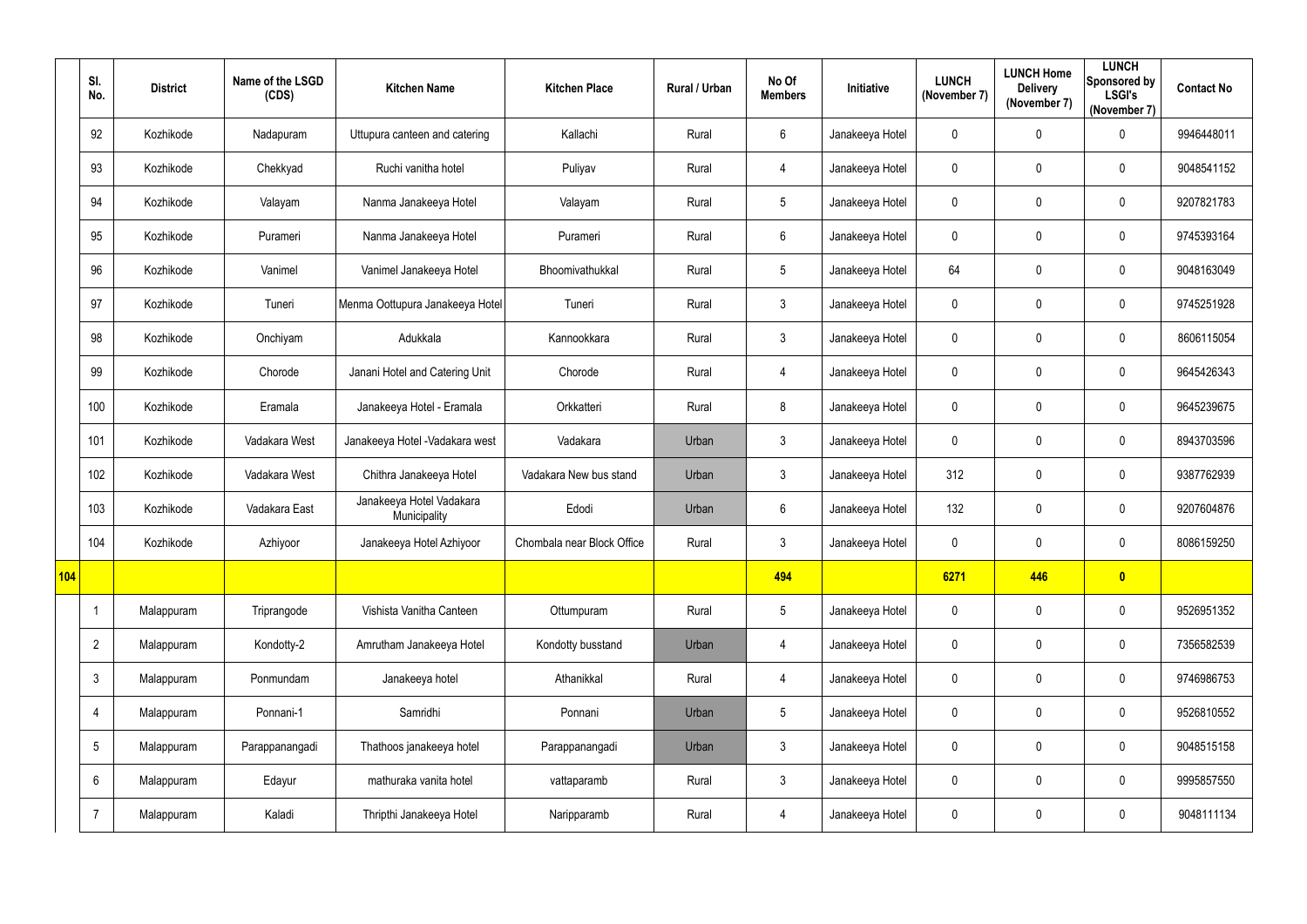| | Sl. No. | District | Name of the LSGD (CDS) | Kitchen Name | Kitchen Place | Rural / Urban | No Of Members | Initiative | LUNCH (November 7) | LUNCH Home Delivery (November 7) | LUNCH Sponsored by LSGI's (November 7) | Contact No |
|---|---|---|---|---|---|---|---|---|---|---|---|---|
| | 92 | Kozhikode | Nadapuram | Uttupura canteen and catering | Kallachi | Rural | 6 | Janakeeya Hotel | 0 | 0 | 0 | 9946448011 |
| | 93 | Kozhikode | Chekkyad | Ruchi vanitha hotel | Puliyav | Rural | 4 | Janakeeya Hotel | 0 | 0 | 0 | 9048541152 |
| | 94 | Kozhikode | Valayam | Nanma Janakeeya Hotel | Valayam | Rural | 5 | Janakeeya Hotel | 0 | 0 | 0 | 9207821783 |
| | 95 | Kozhikode | Purameri | Nanma Janakeeya Hotel | Purameri | Rural | 6 | Janakeeya Hotel | 0 | 0 | 0 | 9745393164 |
| | 96 | Kozhikode | Vanimel | Vanimel Janakeeya Hotel | Bhoomivathukkal | Rural | 5 | Janakeeya Hotel | 64 | 0 | 0 | 9048163049 |
| | 97 | Kozhikode | Tuneri | Menma Oottupura Janakeeya Hotel | Tuneri | Rural | 3 | Janakeeya Hotel | 0 | 0 | 0 | 9745251928 |
| | 98 | Kozhikode | Onchiyam | Adukkala | Kannookkara | Rural | 3 | Janakeeya Hotel | 0 | 0 | 0 | 8606115054 |
| | 99 | Kozhikode | Chorode | Janani Hotel and Catering Unit | Chorode | Rural | 4 | Janakeeya Hotel | 0 | 0 | 0 | 9645426343 |
| | 100 | Kozhikode | Eramala | Janakeeya Hotel - Eramala | Orkkatteri | Rural | 8 | Janakeeya Hotel | 0 | 0 | 0 | 9645239675 |
| | 101 | Kozhikode | Vadakara West | Janakeeya Hotel -Vadakara west | Vadakara | Urban | 3 | Janakeeya Hotel | 0 | 0 | 0 | 8943703596 |
| | 102 | Kozhikode | Vadakara West | Chithra Janakeeya Hotel | Vadakara New bus stand | Urban | 3 | Janakeeya Hotel | 312 | 0 | 0 | 9387762939 |
| | 103 | Kozhikode | Vadakara East | Janakeeya Hotel Vadakara Municipality | Edodi | Urban | 6 | Janakeeya Hotel | 132 | 0 | 0 | 9207604876 |
| | 104 | Kozhikode | Azhiyoor | Janakeeya Hotel Azhiyoor | Chombala near Block Office | Rural | 3 | Janakeeya Hotel | 0 | 0 | 0 | 8086159250 |
| **104** | | | | | | | **494** | | **6271** | **446** | **0** | |
| | 1 | Malappuram | Triprangode | Vishista Vanitha Canteen | Ottumpuram | Rural | 5 | Janakeeya Hotel | 0 | 0 | 0 | 9526951352 |
| | 2 | Malappuram | Kondotty-2 | Amrutham Janakeeya Hotel | Kondotty busstand | Urban | 4 | Janakeeya Hotel | 0 | 0 | 0 | 7356582539 |
| | 3 | Malappuram | Ponmundam | Janakeeya hotel | Athanikkal | Rural | 4 | Janakeeya Hotel | 0 | 0 | 0 | 9746986753 |
| | 4 | Malappuram | Ponnani-1 | Samridhi | Ponnani | Urban | 5 | Janakeeya Hotel | 0 | 0 | 0 | 9526810552 |
| | 5 | Malappuram | Parappanangadi | Thathoos janakeeya hotel | Parappanangadi | Urban | 3 | Janakeeya Hotel | 0 | 0 | 0 | 9048515158 |
| | 6 | Malappuram | Edayur | mathuraka vanita hotel | vattaparamb | Rural | 3 | Janakeeya Hotel | 0 | 0 | 0 | 9995857550 |
| | 7 | Malappuram | Kaladi | Thripthi Janakeeya Hotel | Narripparamb | Rural | 4 | Janakeeya Hotel | 0 | 0 | 0 | 9048111134 |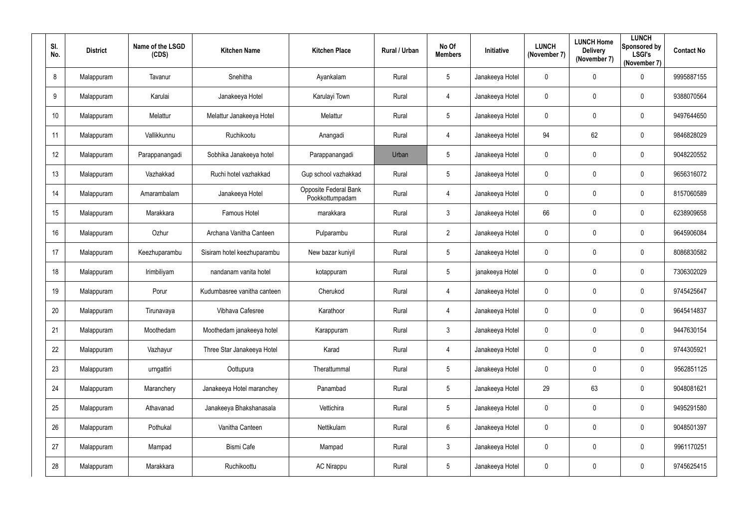| Sl. No. | District | Name of the LSGD (CDS) | Kitchen Name | Kitchen Place | Rural / Urban | No Of Members | Initiative | LUNCH (November 7) | LUNCH Home Delivery (November 7) | LUNCH Sponsored by LSGI's (November 7) | Contact No |
|---|---|---|---|---|---|---|---|---|---|---|---|
| 8 | Malappuram | Tavanur | Snehitha | Ayankalam | Rural | 5 | Janakeeya Hotel | 0 | 0 | 0 | 9995887155 |
| 9 | Malappuram | Karulai | Janakeeya Hotel | Karulayi Town | Rural | 4 | Janakeeya Hotel | 0 | 0 | 0 | 9388070564 |
| 10 | Malappuram | Melattur | Melattur Janakeeya Hotel | Melattur | Rural | 5 | Janakeeya Hotel | 0 | 0 | 0 | 9497644650 |
| 11 | Malappuram | Vallikkunnu | Ruchikootu | Anangadi | Rural | 4 | Janakeeya Hotel | 94 | 62 | 0 | 9846828029 |
| 12 | Malappuram | Parappanangadi | Sobhika Janakeeya hotel | Parappanangadi | Urban | 5 | Janakeeya Hotel | 0 | 0 | 0 | 9048220552 |
| 13 | Malappuram | Vazhakkad | Ruchi hotel vazhakkad | Gup school vazhakkad | Rural | 5 | Janakeeya Hotel | 0 | 0 | 0 | 9656316072 |
| 14 | Malappuram | Amarambalam | Janakeeya Hotel | Opposite Federal Bank Pookkottumpadam | Rural | 4 | Janakeeya Hotel | 0 | 0 | 0 | 8157060589 |
| 15 | Malappuram | Marakkara | Famous Hotel | marakkara | Rural | 3 | Janakeeya Hotel | 66 | 0 | 0 | 6238909658 |
| 16 | Malappuram | Ozhur | Archana Vanitha Canteen | Pulparambu | Rural | 2 | Janakeeya Hotel | 0 | 0 | 0 | 9645906084 |
| 17 | Malappuram | Keezhuparambu | Sisiram hotel keezhuparambu | New bazar kuniyil | Rural | 5 | Janakeeya Hotel | 0 | 0 | 0 | 8086830582 |
| 18 | Malappuram | Irimbiliyam | nandanam vanita hotel | kotappuram | Rural | 5 | janakeeya Hotel | 0 | 0 | 0 | 7306302029 |
| 19 | Malappuram | Porur | Kudumbasree vanitha canteen | Cherukod | Rural | 4 | Janakeeya Hotel | 0 | 0 | 0 | 9745425647 |
| 20 | Malappuram | Tirunavaya | Vibhava Cafesree | Karathoor | Rural | 4 | Janakeeya Hotel | 0 | 0 | 0 | 9645414837 |
| 21 | Malappuram | Moothedam | Moothedam janakeeya hotel | Karappuram | Rural | 3 | Janakeeya Hotel | 0 | 0 | 0 | 9447630154 |
| 22 | Malappuram | Vazhayur | Three Star Janakeeya Hotel | Karad | Rural | 4 | Janakeeya Hotel | 0 | 0 | 0 | 9744305921 |
| 23 | Malappuram | urngattiri | Oottupura | Therattummal | Rural | 5 | Janakeeya Hotel | 0 | 0 | 0 | 9562851125 |
| 24 | Malappuram | Maranchery | Janakeeya Hotel maranchey | Panambad | Rural | 5 | Janakeeya Hotel | 29 | 63 | 0 | 9048081621 |
| 25 | Malappuram | Athavanad | Janakeeya Bhakshanasala | Vettichira | Rural | 5 | Janakeeya Hotel | 0 | 0 | 0 | 9495291580 |
| 26 | Malappuram | Pothukal | Vanitha Canteen | Nettikulam | Rural | 6 | Janakeeya Hotel | 0 | 0 | 0 | 9048501397 |
| 27 | Malappuram | Mampad | Bismi Cafe | Mampad | Rural | 3 | Janakeeya Hotel | 0 | 0 | 0 | 9961170251 |
| 28 | Malappuram | Marakkara | Ruchikoottu | AC Nirappu | Rural | 5 | Janakeeya Hotel | 0 | 0 | 0 | 9745625415 |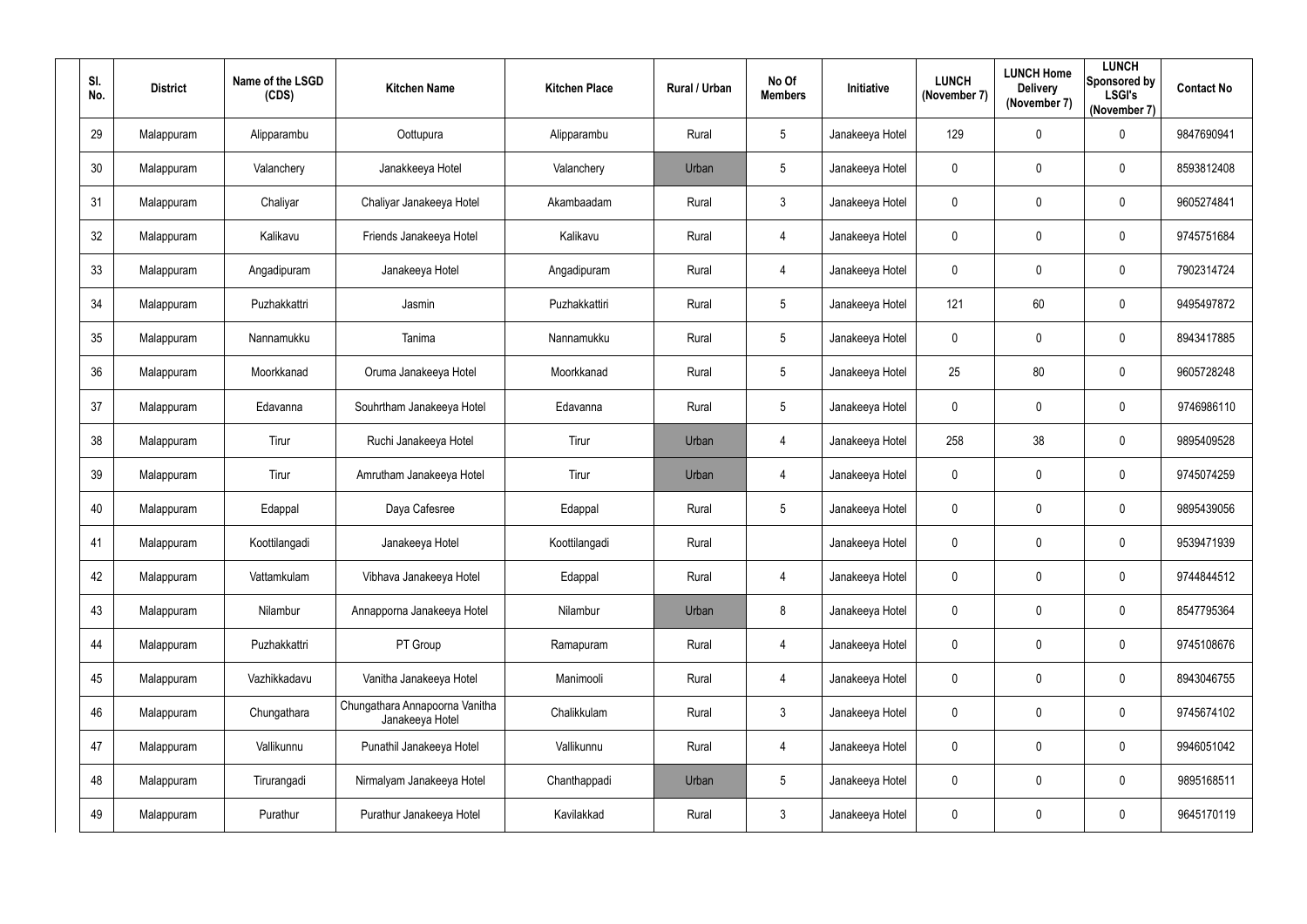| Sl. No. | District | Name of the LSGD (CDS) | Kitchen Name | Kitchen Place | Rural / Urban | No Of Members | Initiative | LUNCH (November 7) | LUNCH Home Delivery (November 7) | LUNCH Sponsored by LSGI's (November 7) | Contact No |
|---|---|---|---|---|---|---|---|---|---|---|---|
| 29 | Malappuram | Alipparambu | Oottupura | Alipparambu | Rural | 5 | Janakeeya Hotel | 129 | 0 | 0 | 9847690941 |
| 30 | Malappuram | Valanchery | Janakkeeya Hotel | Valanchery | Urban | 5 | Janakeeya Hotel | 0 | 0 | 0 | 8593812408 |
| 31 | Malappuram | Chaliyar | Chaliyar Janakeeya Hotel | Akambaadam | Rural | 3 | Janakeeya Hotel | 0 | 0 | 0 | 9605274841 |
| 32 | Malappuram | Kalikavu | Friends Janakeeya Hotel | Kalikavu | Rural | 4 | Janakeeya Hotel | 0 | 0 | 0 | 9745751684 |
| 33 | Malappuram | Angadipuram | Janakeeya Hotel | Angadipuram | Rural | 4 | Janakeeya Hotel | 0 | 0 | 0 | 7902314724 |
| 34 | Malappuram | Puzhakkattri | Jasmin | Puzhakkattiri | Rural | 5 | Janakeeya Hotel | 121 | 60 | 0 | 9495497872 |
| 35 | Malappuram | Nannamukku | Tanima | Nannamukku | Rural | 5 | Janakeeya Hotel | 0 | 0 | 0 | 8943417885 |
| 36 | Malappuram | Moorkkanad | Oruma Janakeeya Hotel | Moorkkanad | Rural | 5 | Janakeeya Hotel | 25 | 80 | 0 | 9605728248 |
| 37 | Malappuram | Edavanna | Souhrtham Janakeeya Hotel | Edavanna | Rural | 5 | Janakeeya Hotel | 0 | 0 | 0 | 9746986110 |
| 38 | Malappuram | Tirur | Ruchi Janakeeya Hotel | Tirur | Urban | 4 | Janakeeya Hotel | 258 | 38 | 0 | 9895409528 |
| 39 | Malappuram | Tirur | Amrutham Janakeeya Hotel | Tirur | Urban | 4 | Janakeeya Hotel | 0 | 0 | 0 | 9745074259 |
| 40 | Malappuram | Edappal | Daya Cafesree | Edappal | Rural | 5 | Janakeeya Hotel | 0 | 0 | 0 | 9895439056 |
| 41 | Malappuram | Koottilangadi | Janakeeya Hotel | Koottilangadi | Rural | | Janakeeya Hotel | 0 | 0 | 0 | 9539471939 |
| 42 | Malappuram | Vattamkulam | Vibhava Janakeeya Hotel | Edappal | Rural | 4 | Janakeeya Hotel | 0 | 0 | 0 | 9744844512 |
| 43 | Malappuram | Nilambur | Annapporna Janakeeya Hotel | Nilambur | Urban | 8 | Janakeeya Hotel | 0 | 0 | 0 | 8547795364 |
| 44 | Malappuram | Puzhakkattri | PT Group | Ramapuram | Rural | 4 | Janakeeya Hotel | 0 | 0 | 0 | 9745108676 |
| 45 | Malappuram | Vazhikkadavu | Vanitha Janakeeya Hotel | Manimooli | Rural | 4 | Janakeeya Hotel | 0 | 0 | 0 | 8943046755 |
| 46 | Malappuram | Chungathara | Chungathara Annapoorna Vanitha Janakeeya Hotel | Chalikkulam | Rural | 3 | Janakeeya Hotel | 0 | 0 | 0 | 9745674102 |
| 47 | Malappuram | Vallikunnu | Punathil Janakeeya Hotel | Vallikunnu | Rural | 4 | Janakeeya Hotel | 0 | 0 | 0 | 9946051042 |
| 48 | Malappuram | Tirurangadi | Nirmalyam Janakeeya Hotel | Chanthappadi | Urban | 5 | Janakeeya Hotel | 0 | 0 | 0 | 9895168511 |
| 49 | Malappuram | Purathur | Purathur Janakeeya Hotel | Kavilakkad | Rural | 3 | Janakeeya Hotel | 0 | 0 | 0 | 9645170119 |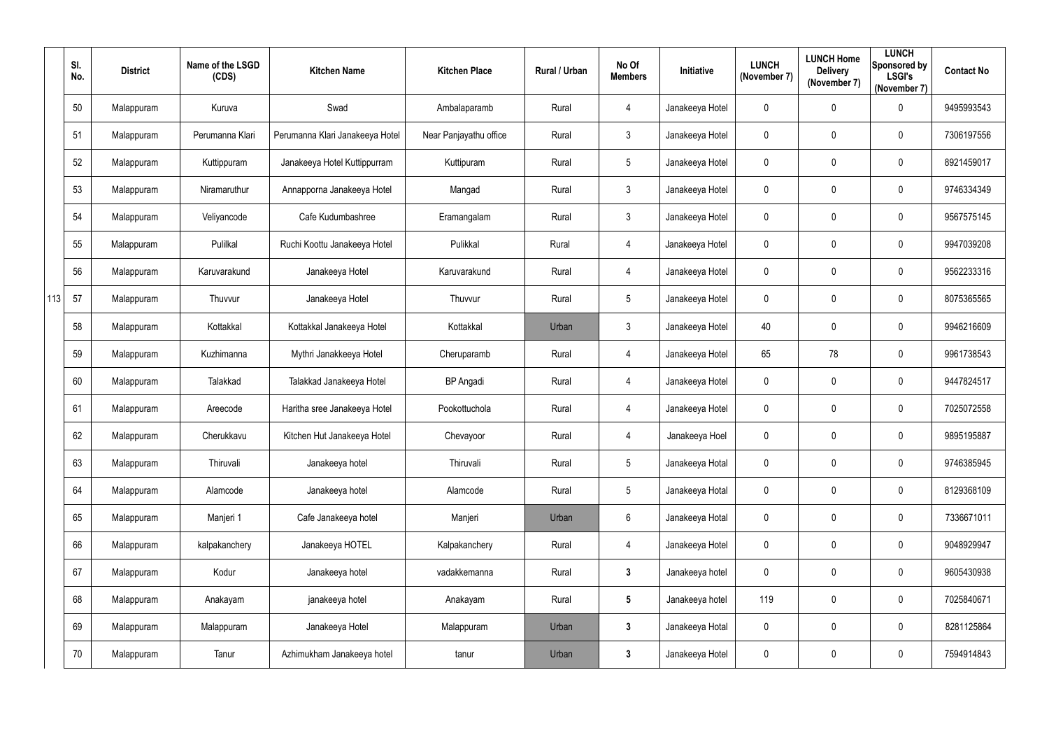| | Sl. No. | District | Name of the LSGD (CDS) | Kitchen Name | Kitchen Place | Rural / Urban | No Of Members | Initiative | LUNCH (November 7) | LUNCH Home Delivery (November 7) | LUNCH Sponsored by LSGI's (November 7) | Contact No |
|---|---|---|---|---|---|---|---|---|---|---|---|---|
| | 50 | Malappuram | Kuruva | Swad | Ambalaparamb | Rural | 4 | Janakeeya Hotel | 0 | 0 | 0 | 9495993543 |
| | 51 | Malappuram | Perumanna Klari | Perumanna Klari Janakeeya Hotel | Near Panjayathu office | Rural | 3 | Janakeeya Hotel | 0 | 0 | 0 | 7306197556 |
| | 52 | Malappuram | Kuttippuram | Janakeeya Hotel Kuttippurram | Kuttipuram | Rural | 5 | Janakeeya Hotel | 0 | 0 | 0 | 8921459017 |
| | 53 | Malappuram | Niramaruthur | Annapporna Janakeeya Hotel | Mangad | Rural | 3 | Janakeeya Hotel | 0 | 0 | 0 | 9746334349 |
| | 54 | Malappuram | Veliyancode | Cafe Kudumbashree | Eramangalam | Rural | 3 | Janakeeya Hotel | 0 | 0 | 0 | 9567575145 |
| | 55 | Malappuram | Pulilkal | Ruchi Koottu Janakeeya Hotel | Pulikkal | Rural | 4 | Janakeeya Hotel | 0 | 0 | 0 | 9947039208 |
| | 56 | Malappuram | Karuvarakund | Janakeeya Hotel | Karuvarakund | Rural | 4 | Janakeeya Hotel | 0 | 0 | 0 | 9562233316 |
| 113 | 57 | Malappuram | Thuvvur | Janakeeya Hotel | Thuvvur | Rural | 5 | Janakeeya Hotel | 0 | 0 | 0 | 8075365565 |
| | 58 | Malappuram | Kottakkal | Kottakkal Janakeeya Hotel | Kottakkal | Urban | 3 | Janakeeya Hotel | 40 | 0 | 0 | 9946216609 |
| | 59 | Malappuram | Kuzhimanna | Mythri Janakkeeya Hotel | Cheruparamb | Rural | 4 | Janakeeya Hotel | 65 | 78 | 0 | 9961738543 |
| | 60 | Malappuram | Talakkad | Talakkad Janakeeya Hotel | BP Angadi | Rural | 4 | Janakeeya Hotel | 0 | 0 | 0 | 9447824517 |
| | 61 | Malappuram | Areecode | Haritha sree Janakeeya Hotel | Pookottuchola | Rural | 4 | Janakeeya Hotel | 0 | 0 | 0 | 7025072558 |
| | 62 | Malappuram | Cherukkavu | Kitchen Hut Janakeeya Hotel | Chevayoor | Rural | 4 | Janakeeya Hoel | 0 | 0 | 0 | 9895195887 |
| | 63 | Malappuram | Thiruvali | Janakeeya hotel | Thiruvali | Rural | 5 | Janakeeya Hotal | 0 | 0 | 0 | 9746385945 |
| | 64 | Malappuram | Alamcode | Janakeeya hotel | Alamcode | Rural | 5 | Janakeeya Hotal | 0 | 0 | 0 | 8129368109 |
| | 65 | Malappuram | Manjeri 1 | Cafe Janakeeya hotel | Manjeri | Urban | 6 | Janakeeya Hotal | 0 | 0 | 0 | 7336671011 |
| | 66 | Malappuram | kalpakanchery | Janakeeya HOTEL | Kalpakanchery | Rural | 4 | Janakeeya Hotel | 0 | 0 | 0 | 9048929947 |
| | 67 | Malappuram | Kodur | Janakeeya hotel | vadakkemanna | Rural | 3 | Janakeeya hotel | 0 | 0 | 0 | 9605430938 |
| | 68 | Malappuram | Anakayam | janakeeya hotel | Anakayam | Rural | 5 | Janakeeya hotel | 119 | 0 | 0 | 7025840671 |
| | 69 | Malappuram | Malappuram | Janakeeya Hotel | Malappuram | Urban | 3 | Janakeeya Hotal | 0 | 0 | 0 | 8281125864 |
| | 70 | Malappuram | Tanur | Azhimukham Janakeeya hotel | tanur | Urban | 3 | Janakeeya Hotel | 0 | 0 | 0 | 7594914843 |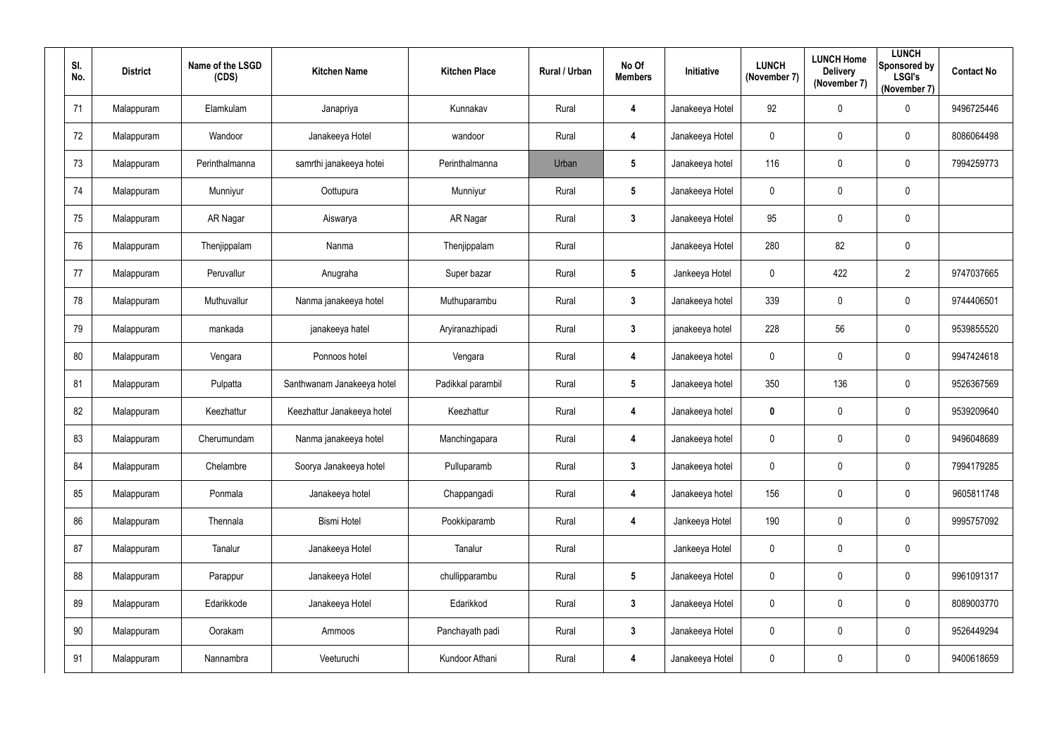| Sl. No. | District | Name of the LSGD (CDS) | Kitchen Name | Kitchen Place | Rural / Urban | No Of Members | Initiative | LUNCH (November 7) | LUNCH Home Delivery (November 7) | LUNCH Sponsored by LSGI's (November 7) | Contact No |
|---|---|---|---|---|---|---|---|---|---|---|---|
| 71 | Malappuram | Elamkulam | Janapriya | Kunnakav | Rural | 4 | Janakeeya Hotel | 92 | 0 | 0 | 9496725446 |
| 72 | Malappuram | Wandoor | Janakeeya Hotel | wandoor | Rural | 4 | Janakeeya Hotel | 0 | 0 | 0 | 8086064498 |
| 73 | Malappuram | Perinthalmanna | samrthi janakeeya hotei | Perinthalmanna | Urban | 5 | Janakeeya hotel | 116 | 0 | 0 | 7994259773 |
| 74 | Malappuram | Munniyur | Oottupura | Munniyur | Rural | 5 | Janakeeya Hotel | 0 | 0 | 0 | |
| 75 | Malappuram | AR Nagar | Aiswarya | AR Nagar | Rural | 3 | Janakeeya Hotel | 95 | 0 | 0 | |
| 76 | Malappuram | Thenjippalam | Nanma | Thenjippalam | Rural | | Janakeeya Hotel | 280 | 82 | 0 | |
| 77 | Malappuram | Peruvallur | Anugraha | Super bazar | Rural | 5 | Jankeeya Hotel | 0 | 422 | 2 | 9747037665 |
| 78 | Malappuram | Muthuvallur | Nanma janakeeya hotel | Muthuparambu | Rural | 3 | Janakeeya hotel | 339 | 0 | 0 | 9744406501 |
| 79 | Malappuram | mankada | janakeeya hatel | Aryiranazhipadi | Rural | 3 | janakeeya hotel | 228 | 56 | 0 | 9539855520 |
| 80 | Malappuram | Vengara | Ponnoos hotel | Vengara | Rural | 4 | Janakeeya hotel | 0 | 0 | 0 | 9947424618 |
| 81 | Malappuram | Pulpatta | Santhwanam Janakeeya hotel | Padikkal parambil | Rural | 5 | Janakeeya hotel | 350 | 136 | 0 | 9526367569 |
| 82 | Malappuram | Keezhattur | Keezhattur Janakeeya hotel | Keezhattur | Rural | 4 | Janakeeya hotel | 0 | 0 | 0 | 9539209640 |
| 83 | Malappuram | Cherumundam | Nanma janakeeya hotel | Manchingapara | Rural | 4 | Janakeeya hotel | 0 | 0 | 0 | 9496048689 |
| 84 | Malappuram | Chelambre | Soorya Janakeeya hotel | Pulluparamb | Rural | 3 | Janakeeya hotel | 0 | 0 | 0 | 7994179285 |
| 85 | Malappuram | Ponmala | Janakeeya hotel | Chappangadi | Rural | 4 | Janakeeya hotel | 156 | 0 | 0 | 9605811748 |
| 86 | Malappuram | Thennala | Bismi Hotel | Pookkiparamb | Rural | 4 | Jankeeya Hotel | 190 | 0 | 0 | 9995757092 |
| 87 | Malappuram | Tanalur | Janakeeya Hotel | Tanalur | Rural | | Jankeeya Hotel | 0 | 0 | 0 | |
| 88 | Malappuram | Parappur | Janakeeya Hotel | chullipparambu | Rural | 5 | Janakeeya Hotel | 0 | 0 | 0 | 9961091317 |
| 89 | Malappuram | Edarikkode | Janakeeya Hotel | Edarikkod | Rural | 3 | Janakeeya Hotel | 0 | 0 | 0 | 8089003770 |
| 90 | Malappuram | Oorakam | Ammoos | Panchayath padi | Rural | 3 | Janakeeya Hotel | 0 | 0 | 0 | 9526449294 |
| 91 | Malappuram | Nannambra | Veeturuchi | Kundoor Athani | Rural | 4 | Janakeeya Hotel | 0 | 0 | 0 | 9400618659 |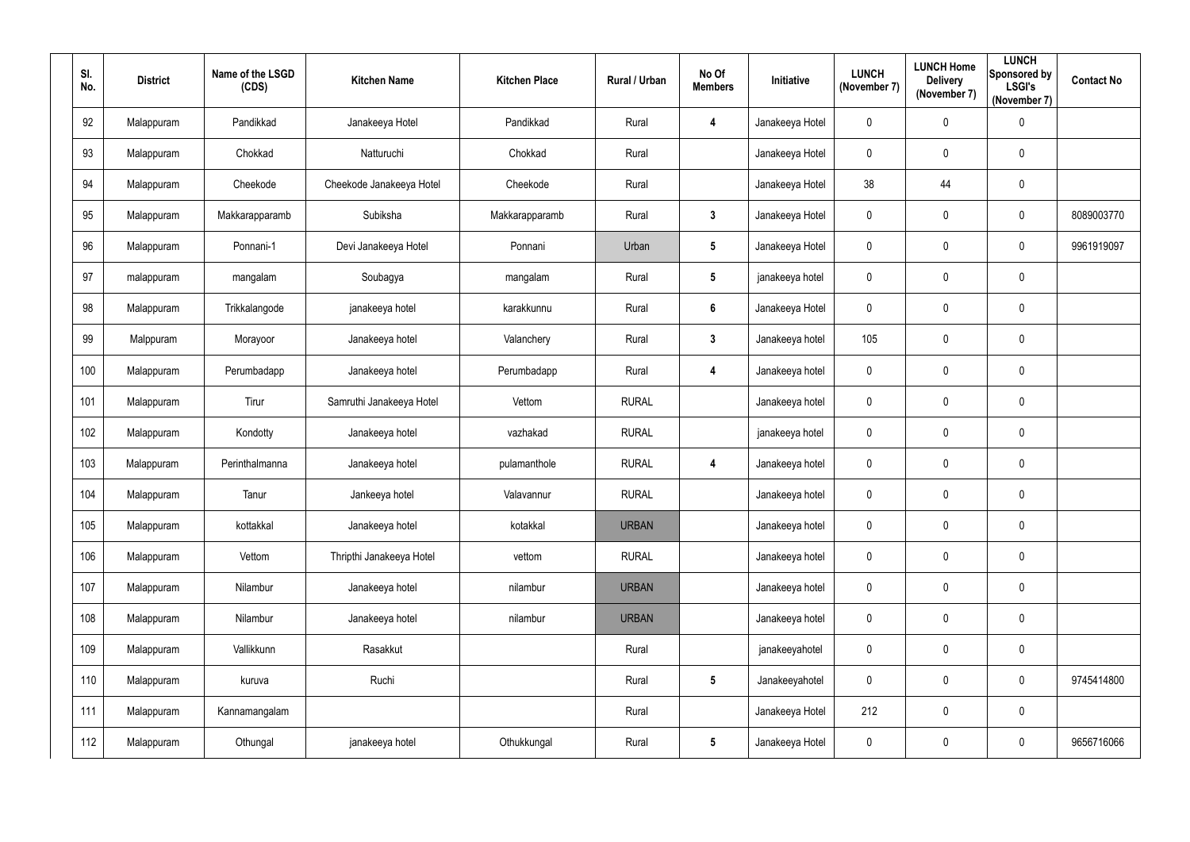| Sl. No. | District | Name of the LSGD (CDS) | Kitchen Name | Kitchen Place | Rural / Urban | No Of Members | Initiative | LUNCH (November 7) | LUNCH Home Delivery (November 7) | LUNCH Sponsored by LSGI's (November 7) | Contact No |
|---|---|---|---|---|---|---|---|---|---|---|---|
| 92 | Malappuram | Pandikkad | Janakeeya Hotel | Pandikkad | Rural | 4 | Janakeeya Hotel | 0 | 0 | 0 | |
| 93 | Malappuram | Chokkad | Natturuchi | Chokkad | Rural | | Janakeeya Hotel | 0 | 0 | 0 | |
| 94 | Malappuram | Cheekode | Cheekode Janakeeya Hotel | Cheekode | Rural | | Janakeeya Hotel | 38 | 44 | 0 | |
| 95 | Malappuram | Makkarapparamb | Subiksha | Makkarapparamb | Rural | 3 | Janakeeya Hotel | 0 | 0 | 0 | 8089003770 |
| 96 | Malappuram | Ponnani-1 | Devi Janakeeya Hotel | Ponnani | Urban | 5 | Janakeeya Hotel | 0 | 0 | 0 | 9961919097 |
| 97 | malappuram | mangalam | Soubagya | mangalam | Rural | 5 | janakeeya hotel | 0 | 0 | 0 | |
| 98 | Malappuram | Trikkalangode | janakeeya hotel | karakkunnu | Rural | 6 | Janakeeya Hotel | 0 | 0 | 0 | |
| 99 | Malppuram | Morayoor | Janakeeya hotel | Valanchery | Rural | 3 | Janakeeya hotel | 105 | 0 | 0 | |
| 100 | Malappuram | Perumbadapp | Janakeeya hotel | Perumbadapp | Rural | 4 | Janakeeya hotel | 0 | 0 | 0 | |
| 101 | Malappuram | Tirur | Samruthi Janakeeya Hotel | Vettom | RURAL | | Janakeeya hotel | 0 | 0 | 0 | |
| 102 | Malappuram | Kondotty | Janakeeya hotel | vazhakad | RURAL | | janakeeya hotel | 0 | 0 | 0 | |
| 103 | Malappuram | Perinthalmanna | Janakeeya hotel | pulamanthole | RURAL | 4 | Janakeeya hotel | 0 | 0 | 0 | |
| 104 | Malappuram | Tanur | Jankeeya hotel | Valavannur | RURAL | | Janakeeya hotel | 0 | 0 | 0 | |
| 105 | Malappuram | kottakkal | Janakeeya hotel | kotakkal | URBAN | | Janakeeya hotel | 0 | 0 | 0 | |
| 106 | Malappuram | Vettom | Thripthi Janakeeya Hotel | vettom | RURAL | | Janakeeya hotel | 0 | 0 | 0 | |
| 107 | Malappuram | Nilambur | Janakeeya hotel | nilambur | URBAN | | Janakeeya hotel | 0 | 0 | 0 | |
| 108 | Malappuram | Nilambur | Janakeeya hotel | nilambur | URBAN | | Janakeeya hotel | 0 | 0 | 0 | |
| 109 | Malappuram | Vallikkunn | Rasakkut | | Rural | | janakeeyahotel | 0 | 0 | 0 | |
| 110 | Malappuram | kuruva | Ruchi | | Rural | 5 | Janakeeyahotel | 0 | 0 | 0 | 9745414800 |
| 111 | Malappuram | Kannamangalam | | | Rural | | Janakeeya Hotel | 212 | 0 | 0 | |
| 112 | Malappuram | Othungal | janakeeya hotel | Othukkungal | Rural | 5 | Janakeeya Hotel | 0 | 0 | 0 | 9656716066 |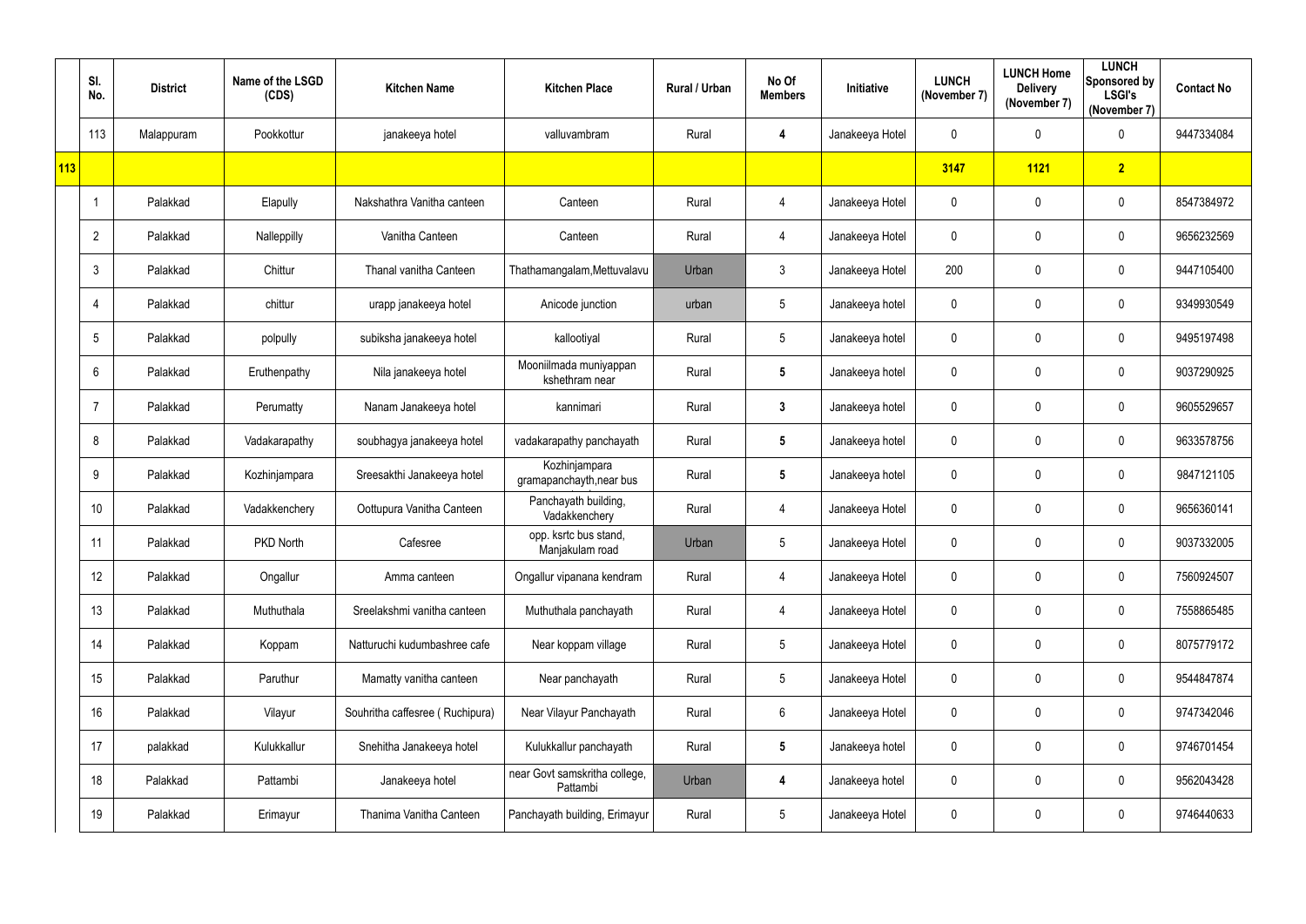| | Sl. No. | District | Name of the LSGD (CDS) | Kitchen Name | Kitchen Place | Rural / Urban | No Of Members | Initiative | LUNCH (November 7) | LUNCH Home Delivery (November 7) | LUNCH Sponsored by LSGI's (November 7) | Contact No |
|---|---|---|---|---|---|---|---|---|---|---|---|---|
| | 113 | Malappuram | Pookkottur | janakeeya hotel | valluvambram | Rural | 4 | Janakeeya Hotel | 0 | 0 | 0 | 9447334084 |
| 113 | | | | | | | | | 3147 | 1121 | 2 | |
| | 1 | Palakkad | Elapully | Nakshathra Vanitha canteen | Canteen | Rural | 4 | Janakeeya Hotel | 0 | 0 | 0 | 8547384972 |
| | 2 | Palakkad | Nalleppilly | Vanitha Canteen | Canteen | Rural | 4 | Janakeeya Hotel | 0 | 0 | 0 | 9656232569 |
| | 3 | Palakkad | Chittur | Thanal vanitha Canteen | Thathamangalam,Mettuvalavu | Urban | 3 | Janakeeya Hotel | 200 | 0 | 0 | 9447105400 |
| | 4 | Palakkad | chittur | urapp janakeeya hotel | Anicode junction | urban | 5 | Janakeeya hotel | 0 | 0 | 0 | 9349930549 |
| | 5 | Palakkad | polpully | subiksha janakeeya hotel | kallootiyal | Rural | 5 | Janakeeya hotel | 0 | 0 | 0 | 9495197498 |
| | 6 | Palakkad | Eruthenpathy | Nila janakeeya hotel | Mooniilmada muniyappan kshethram near | Rural | 5 | Janakeeya hotel | 0 | 0 | 0 | 9037290925 |
| | 7 | Palakkad | Perumatty | Nanam Janakeeya hotel | kannimari | Rural | 3 | Janakeeya hotel | 0 | 0 | 0 | 9605529657 |
| | 8 | Palakkad | Vadakarapathy | soubhagya janakeeya hotel | vadakarapathy panchayath | Rural | 5 | Janakeeya hotel | 0 | 0 | 0 | 9633578756 |
| | 9 | Palakkad | Kozhinjampara | Sreesakthi Janakeeya hotel | Kozhinjampara gramapanchayth,near bus | Rural | 5 | Janakeeya hotel | 0 | 0 | 0 | 9847121105 |
| | 10 | Palakkad | Vadakkenchery | Oottupura Vanitha Canteen | Panchayath building, Vadakkenchery | Rural | 4 | Janakeeya Hotel | 0 | 0 | 0 | 9656360141 |
| | 11 | Palakkad | PKD North | Cafesree | opp. ksrtc bus stand, Manjakulam road | Urban | 5 | Janakeeya Hotel | 0 | 0 | 0 | 9037332005 |
| | 12 | Palakkad | Ongallur | Amma canteen | Ongallur vipanana kendram | Rural | 4 | Janakeeya Hotel | 0 | 0 | 0 | 7560924507 |
| | 13 | Palakkad | Muthuthala | Sreelakshmi vanitha canteen | Muthuthala panchayath | Rural | 4 | Janakeeya Hotel | 0 | 0 | 0 | 7558865485 |
| | 14 | Palakkad | Koppam | Natturuchi kudumbashree cafe | Near koppam village | Rural | 5 | Janakeeya Hotel | 0 | 0 | 0 | 8075779172 |
| | 15 | Palakkad | Paruthur | Mamatty vanitha canteen | Near panchayath | Rural | 5 | Janakeeya Hotel | 0 | 0 | 0 | 9544847874 |
| | 16 | Palakkad | Vilayur | Souhritha caffesree ( Ruchipura) | Near Vilayur Panchayath | Rural | 6 | Janakeeya Hotel | 0 | 0 | 0 | 9747342046 |
| | 17 | palakkad | Kulukkallur | Snehitha Janakeeya hotel | Kulukkallur panchayath | Rural | 5 | Janakeeya hotel | 0 | 0 | 0 | 9746701454 |
| | 18 | Palakkad | Pattambi | Janakeeya hotel | near Govt samskritha college, Pattambi | Urban | 4 | Janakeeya hotel | 0 | 0 | 0 | 9562043428 |
| | 19 | Palakkad | Erimayur | Thanima Vanitha Canteen | Panchayath building, Erimayur | Rural | 5 | Janakeeya Hotel | 0 | 0 | 0 | 9746440633 |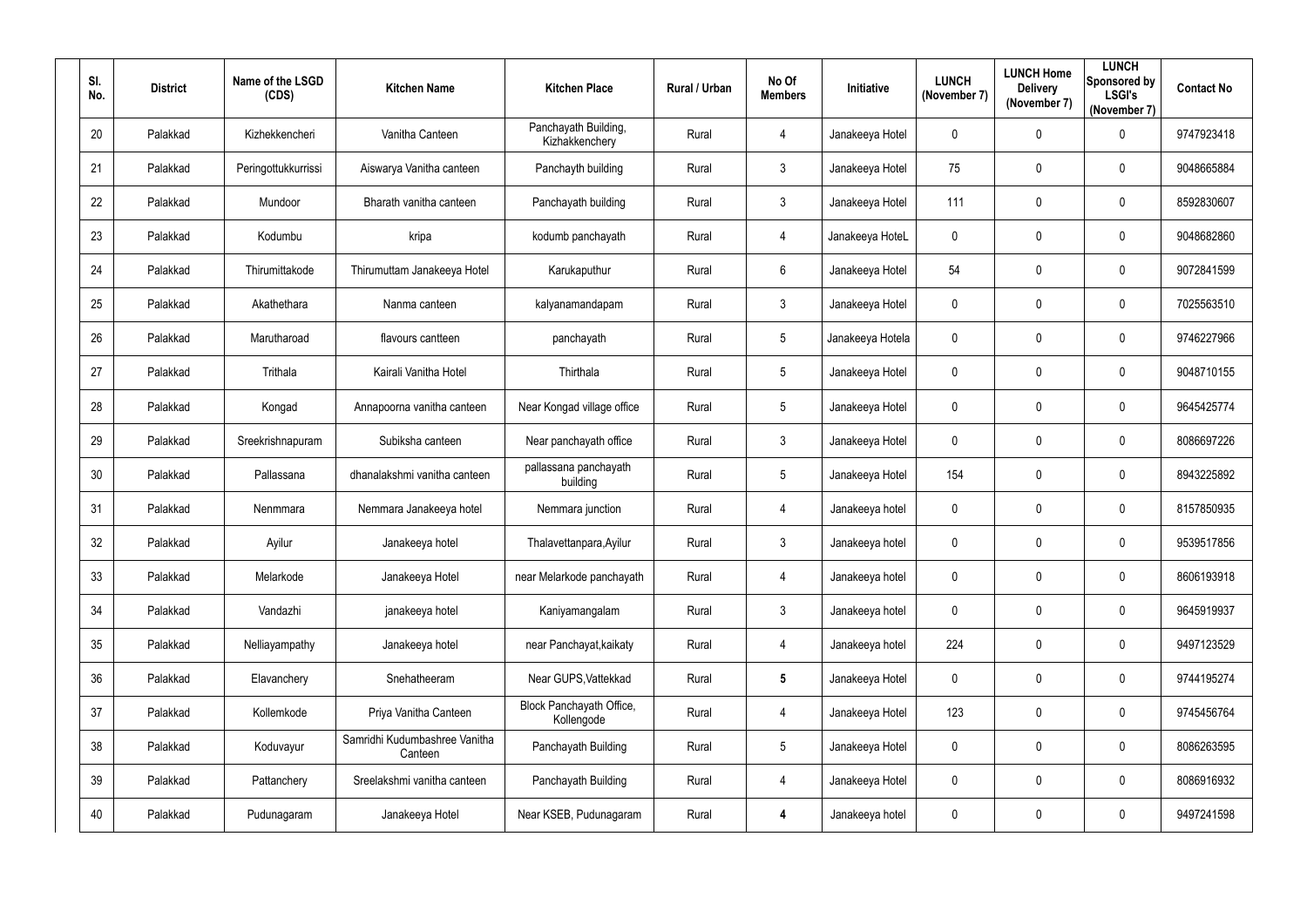| Sl. No. | District | Name of the LSGD (CDS) | Kitchen Name | Kitchen Place | Rural / Urban | No Of Members | Initiative | LUNCH (November 7) | LUNCH Home Delivery (November 7) | LUNCH Sponsored by LSGI's (November 7) | Contact No |
|---|---|---|---|---|---|---|---|---|---|---|---|
| 20 | Palakkad | Kizhekkencheri | Vanitha Canteen | Panchayath Building, Kizhakkenchery | Rural | 4 | Janakeeya Hotel | 0 | 0 | 0 | 9747923418 |
| 21 | Palakkad | Peringottukkurrissi | Aiswarya Vanitha canteen | Panchayth building | Rural | 3 | Janakeeya Hotel | 75 | 0 | 0 | 9048665884 |
| 22 | Palakkad | Mundoor | Bharath vanitha canteen | Panchayath building | Rural | 3 | Janakeeya Hotel | 111 | 0 | 0 | 8592830607 |
| 23 | Palakkad | Kodumbu | kripa | kodumb panchayath | Rural | 4 | Janakeeya HoteL | 0 | 0 | 0 | 9048682860 |
| 24 | Palakkad | Thirumittakode | Thirumuttam Janakeeya Hotel | Karukaputhur | Rural | 6 | Janakeeya Hotel | 54 | 0 | 0 | 9072841599 |
| 25 | Palakkad | Akathethara | Nanma canteen | kalyanamandapam | Rural | 3 | Janakeeya Hotel | 0 | 0 | 0 | 7025563510 |
| 26 | Palakkad | Marutharoad | flavours cantteen | panchayath | Rural | 5 | Janakeeya Hotela | 0 | 0 | 0 | 9746227966 |
| 27 | Palakkad | Trithala | Kairali Vanitha Hotel | Thirthala | Rural | 5 | Janakeeya Hotel | 0 | 0 | 0 | 9048710155 |
| 28 | Palakkad | Kongad | Annapoorna vanitha canteen | Near Kongad village office | Rural | 5 | Janakeeya Hotel | 0 | 0 | 0 | 9645425774 |
| 29 | Palakkad | Sreekrishnapuram | Subiksha canteen | Near panchayath office | Rural | 3 | Janakeeya Hotel | 0 | 0 | 0 | 8086697226 |
| 30 | Palakkad | Pallassana | dhanalakshmi vanitha canteen | pallassana panchayath building | Rural | 5 | Janakeeya Hotel | 154 | 0 | 0 | 8943225892 |
| 31 | Palakkad | Nenmmara | Nemmara Janakeeya hotel | Nemmara junction | Rural | 4 | Janakeeya hotel | 0 | 0 | 0 | 8157850935 |
| 32 | Palakkad | Ayilur | Janakeeya hotel | Thalavettanpara,Ayilur | Rural | 3 | Janakeeya hotel | 0 | 0 | 0 | 9539517856 |
| 33 | Palakkad | Melarkode | Janakeeya Hotel | near Melarkode panchayath | Rural | 4 | Janakeeya hotel | 0 | 0 | 0 | 8606193918 |
| 34 | Palakkad | Vandazhi | janakeeya hotel | Kaniyamangalam | Rural | 3 | Janakeeya hotel | 0 | 0 | 0 | 9645919937 |
| 35 | Palakkad | Nelliayampathy | Janakeeya hotel | near Panchayat,kaikaty | Rural | 4 | Janakeeya hotel | 224 | 0 | 0 | 9497123529 |
| 36 | Palakkad | Elavanchery | Snehatheeram | Near GUPS,Vattekkad | Rural | **5** | Janakeeya Hotel | 0 | 0 | 0 | 9744195274 |
| 37 | Palakkad | Kollemkode | Priya Vanitha Canteen | Block Panchayath Office, Kollengode | Rural | 4 | Janakeeya Hotel | 123 | 0 | 0 | 9745456764 |
| 38 | Palakkad | Koduvayur | Samridhi Kudumbashree Vanitha Canteen | Panchayath Building | Rural | 5 | Janakeeya Hotel | 0 | 0 | 0 | 8086263595 |
| 39 | Palakkad | Pattanchery | Sreelakshmi vanitha canteen | Panchayath Building | Rural | 4 | Janakeeya Hotel | 0 | 0 | 0 | 8086916932 |
| 40 | Palakkad | Pudunagaram | Janakeeya Hotel | Near KSEB, Pudunagaram | Rural | **4** | Janakeeya hotel | 0 | 0 | 0 | 9497241598 |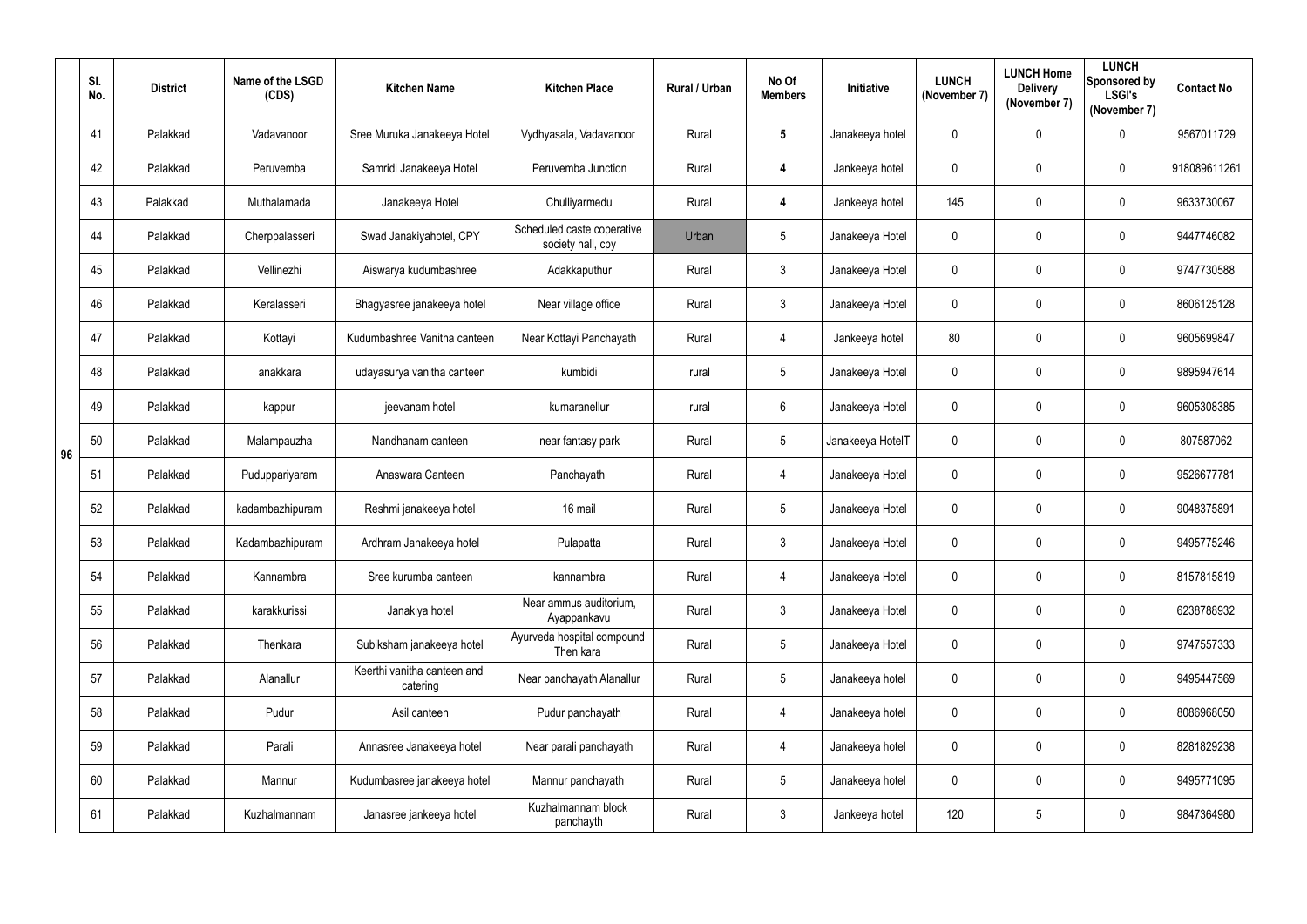|  | Sl. No. | District | Name of the LSGD (CDS) | Kitchen Name | Kitchen Place | Rural / Urban | No Of Members | Initiative | LUNCH (November 7) | LUNCH Home Delivery (November 7) | LUNCH Sponsored by LSGI's (November 7) | Contact No |
|---|---|---|---|---|---|---|---|---|---|---|---|---|
| 96 | 41 | Palakkad | Vadavanoor | Sree Muruka Janakeeya Hotel | Vydhyasala, Vadavanoor | Rural | 5 | Janakeeya hotel | 0 | 0 | 0 | 9567011729 |
|  | 42 | Palakkad | Peruvemba | Samridi Janakeeya Hotel | Peruvemba Junction | Rural | 4 | Jankeeya hotel | 0 | 0 | 0 | 918089611261 |
|  | 43 | Palakkad | Muthalamada | Janakeeya Hotel | Chulliyarmedu | Rural | 4 | Jankeeya hotel | 145 | 0 | 0 | 9633730067 |
|  | 44 | Palakkad | Cherppalasseri | Swad Janakiyahotel, CPY | Scheduled caste coperative society hall, cpy | Urban | 5 | Janakeeya Hotel | 0 | 0 | 0 | 9447746082 |
|  | 45 | Palakkad | Vellinezhi | Aiswarya kudumbashree | Adakkaputhur | Rural | 3 | Janakeeya Hotel | 0 | 0 | 0 | 9747730588 |
|  | 46 | Palakkad | Keralasseri | Bhagyasree janakeeya hotel | Near village office | Rural | 3 | Janakeeya Hotel | 0 | 0 | 0 | 8606125128 |
|  | 47 | Palakkad | Kottayi | Kudumbashree Vanitha canteen | Near Kottayi Panchayath | Rural | 4 | Jankeeya hotel | 80 | 0 | 0 | 9605699847 |
|  | 48 | Palakkad | anakkara | udayasurya vanitha canteen | kumbidi | rural | 5 | Janakeeya Hotel | 0 | 0 | 0 | 9895947614 |
|  | 49 | Palakkad | kappur | jeevanam hotel | kumaranellur | rural | 6 | Janakeeya Hotel | 0 | 0 | 0 | 9605308385 |
|  | 50 | Palakkad | Malampauzha | Nandhanam canteen | near fantasy park | Rural | 5 | Janakeeya HotelT | 0 | 0 | 0 | 807587062 |
|  | 51 | Palakkad | Puduppariyaram | Anaswara Canteen | Panchayath | Rural | 4 | Janakeeya Hotel | 0 | 0 | 0 | 9526677781 |
|  | 52 | Palakkad | kadambazhipuram | Reshmi janakeeya hotel | 16 mail | Rural | 5 | Janakeeya Hotel | 0 | 0 | 0 | 9048375891 |
|  | 53 | Palakkad | Kadambazhipuram | Ardhram Janakeeya hotel | Pulapatta | Rural | 3 | Janakeeya Hotel | 0 | 0 | 0 | 9495775246 |
|  | 54 | Palakkad | Kannambra | Sree kurumba canteen | kannambra | Rural | 4 | Janakeeya Hotel | 0 | 0 | 0 | 8157815819 |
|  | 55 | Palakkad | karakkurissi | Janakiya hotel | Near ammus auditorium, Ayappankavu | Rural | 3 | Janakeeya Hotel | 0 | 0 | 0 | 6238788932 |
|  | 56 | Palakkad | Thenkara | Subiksham janakeeya hotel | Ayurveda hospital compound Then kara | Rural | 5 | Janakeeya Hotel | 0 | 0 | 0 | 9747557333 |
|  | 57 | Palakkad | Alanallur | Keerthi vanitha canteen and catering | Near panchayath Alanallur | Rural | 5 | Janakeeya hotel | 0 | 0 | 0 | 9495447569 |
|  | 58 | Palakkad | Pudur | Asil canteen | Pudur panchayath | Rural | 4 | Janakeeya hotel | 0 | 0 | 0 | 8086968050 |
|  | 59 | Palakkad | Parali | Annasree Janakeeya hotel | Near parali panchayath | Rural | 4 | Janakeeya hotel | 0 | 0 | 0 | 8281829238 |
|  | 60 | Palakkad | Mannur | Kudumbasree janakeeya hotel | Mannur panchayath | Rural | 5 | Janakeeya hotel | 0 | 0 | 0 | 9495771095 |
|  | 61 | Palakkad | Kuzhalmannam | Janasree jankeeya hotel | Kuzhalmannam block panchayth | Rural | 3 | Jankeeya hotel | 120 | 5 | 0 | 9847364980 |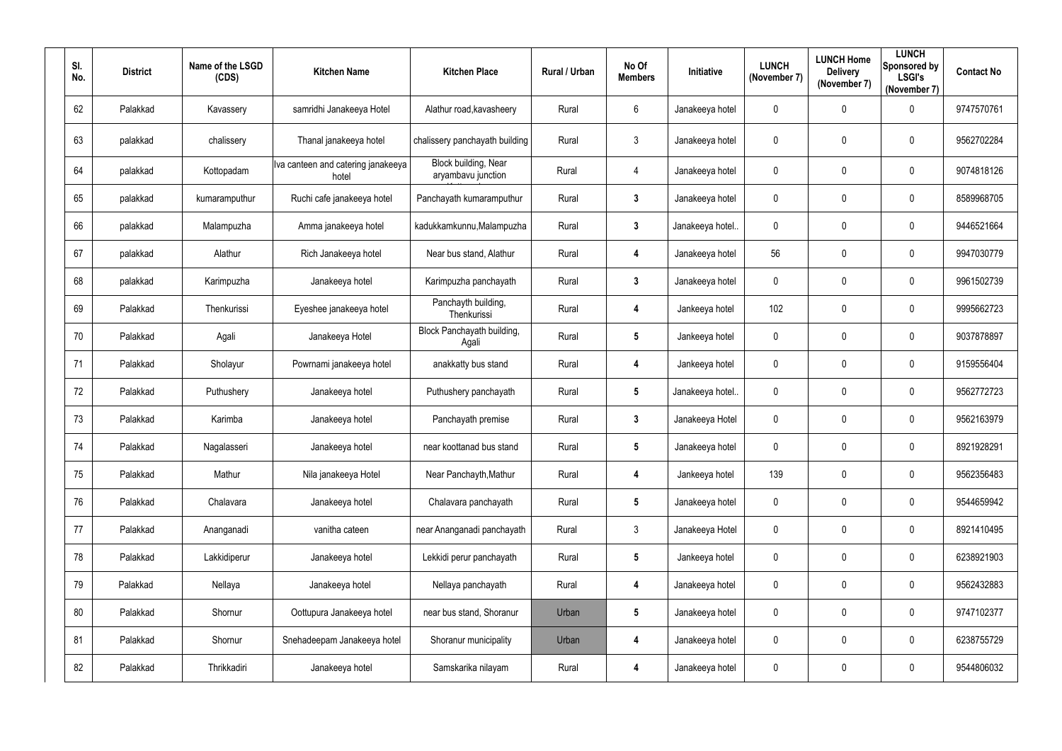| Sl. No. | District | Name of the LSGD (CDS) | Kitchen Name | Kitchen Place | Rural / Urban | No Of Members | Initiative | LUNCH (November 7) | LUNCH Home Delivery (November 7) | LUNCH Sponsored by LSGI's (November 7) | Contact No |
|---|---|---|---|---|---|---|---|---|---|---|---|
| 62 | Palakkad | Kavassery | samridhi Janakeeya Hotel | Alathur road,kavasheery | Rural | 6 | Janakeeya hotel | 0 | 0 | 0 | 9747570761 |
| 63 | palakkad | chalissery | Thanal janakeeya hotel | chalissery panchayath building | Rural | 3 | Janakeeya hotel | 0 | 0 | 0 | 9562702284 |
| 64 | palakkad | Kottopadam | Iva canteen and catering janakeeya hotel | Block building, Near aryambavu junction | Rural | 4 | Janakeeya hotel | 0 | 0 | 0 | 9074818126 |
| 65 | palakkad | kumaramputhur | Ruchi cafe janakeeya hotel | Panchayath kumaramputhur | Rural | 3 | Janakeeya hotel | 0 | 0 | 0 | 8589968705 |
| 66 | palakkad | Malampuzha | Amma janakeeya hotel | kadukkamkunnu,Malampuzha | Rural | 3 | Janakeeya hotel.. | 0 | 0 | 0 | 9446521664 |
| 67 | palakkad | Alathur | Rich Janakeeya hotel | Near bus stand, Alathur | Rural | 4 | Janakeeya hotel | 56 | 0 | 0 | 9947030779 |
| 68 | palakkad | Karimpuzha | Janakeeya hotel | Karimpuzha panchayath | Rural | 3 | Janakeeya hotel | 0 | 0 | 0 | 9961502739 |
| 69 | Palakkad | Thenkurissi | Eyeshee janakeeya hotel | Panchayth building, Thenkurissi | Rural | 4 | Jankeeya hotel | 102 | 0 | 0 | 9995662723 |
| 70 | Palakkad | Agali | Janakeeya Hotel | Block Panchayath building, Agali | Rural | 5 | Jankeeya hotel | 0 | 0 | 0 | 9037878897 |
| 71 | Palakkad | Sholayur | Powrnami janakeeya hotel | anakkatty bus stand | Rural | 4 | Jankeeya hotel | 0 | 0 | 0 | 9159556404 |
| 72 | Palakkad | Puthushery | Janakeeya hotel | Puthushery panchayath | Rural | 5 | Janakeeya hotel.. | 0 | 0 | 0 | 9562772723 |
| 73 | Palakkad | Karimba | Janakeeya hotel | Panchayath premise | Rural | 3 | Janakeeya Hotel | 0 | 0 | 0 | 9562163979 |
| 74 | Palakkad | Nagalasseri | Janakeeya hotel | near koottanad bus stand | Rural | 5 | Janakeeya hotel | 0 | 0 | 0 | 8921928291 |
| 75 | Palakkad | Mathur | Nila janakeeya Hotel | Near Panchayth,Mathur | Rural | 4 | Jankeeya hotel | 139 | 0 | 0 | 9562356483 |
| 76 | Palakkad | Chalavara | Janakeeya hotel | Chalavara panchayath | Rural | 5 | Janakeeya hotel | 0 | 0 | 0 | 9544659942 |
| 77 | Palakkad | Ananganadi | vanitha cateen | near Ananganadi panchayath | Rural | 3 | Janakeeya Hotel | 0 | 0 | 0 | 8921410495 |
| 78 | Palakkad | Lakkidiperur | Janakeeya hotel | Lekkidi perur panchayath | Rural | 5 | Jankeeya hotel | 0 | 0 | 0 | 6238921903 |
| 79 | Palakkad | Nellaya | Janakeeya hotel | Nellaya panchayath | Rural | 4 | Janakeeya hotel | 0 | 0 | 0 | 9562432883 |
| 80 | Palakkad | Shornur | Oottupura Janakeeya hotel | near bus stand, Shoranur | Urban | 5 | Janakeeya hotel | 0 | 0 | 0 | 9747102377 |
| 81 | Palakkad | Shornur | Snehadeepam Janakeeya hotel | Shoranur municipality | Urban | 4 | Janakeeya hotel | 0 | 0 | 0 | 6238755729 |
| 82 | Palakkad | Thrikkadiri | Janakeeya hotel | Samskarika nilayam | Rural | 4 | Janakeeya hotel | 0 | 0 | 0 | 9544806032 |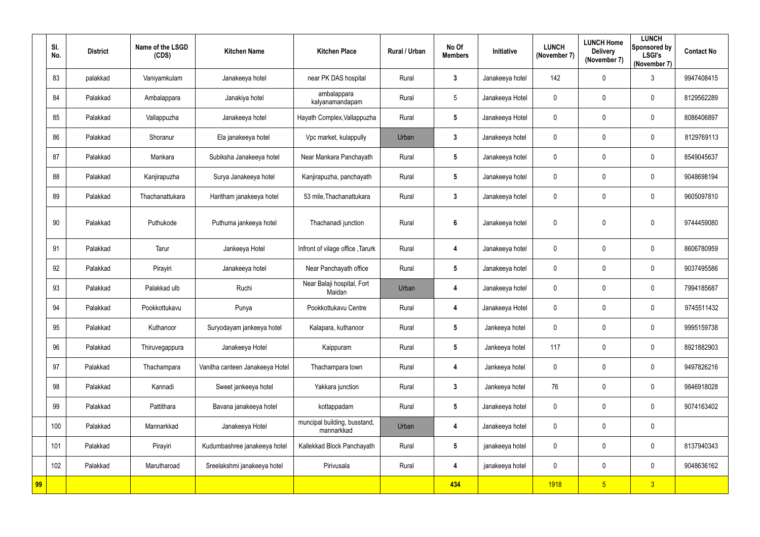| | Sl. No. | District | Name of the LSGD (CDS) | Kitchen Name | Kitchen Place | Rural / Urban | No Of Members | Initiative | LUNCH (November 7) | LUNCH Home Delivery (November 7) | LUNCH Sponsored by LSGI's (November 7) | Contact No |
|---|---|---|---|---|---|---|---|---|---|---|---|---|
| | 83 | palakkad | Vaniyamkulam | Janakeeya hotel | near PK DAS hospital | Rural | 3 | Janakeeya hotel | 142 | 0 | 3 | 9947408415 |
| | 84 | Palakkad | Ambalappara | Janakiya hotel | ambalappara kalyanamandapam | Rural | 5 | Janakeeya Hotel | 0 | 0 | 0 | 8129562289 |
| | 85 | Palakkad | Vallappuzha | Janakeeya hotel | Hayath Complex,Vallappuzha | Rural | 5 | Janakeeya Hotel | 0 | 0 | 0 | 8086406897 |
| | 86 | Palakkad | Shoranur | Ela janakeeya hotel | Vpc market, kulappully | Urban | 3 | Janakeeya hotel | 0 | 0 | 0 | 8129769113 |
| | 87 | Palakkad | Mankara | Subiksha Janakeeya hotel | Near Mankara Panchayath | Rural | 5 | Janakeeya hotel | 0 | 0 | 0 | 8549045637 |
| | 88 | Palakkad | Kanjirapuzha | Surya Janakeeya hotel | Kanjirapuzha, panchayath | Rural | 5 | Janakeeya hotel | 0 | 0 | 0 | 9048698194 |
| | 89 | Palakkad | Thachanattukara | Haritham janakeeya hotel | 53 mile,Thachanattukara | Rural | 3 | Janakeeya hotel | 0 | 0 | 0 | 9605097810 |
| | 90 | Palakkad | Puthukode | Puthuma jankeeya hotel | Thachanadi junction | Rural | 6 | Janakeeya hotel | 0 | 0 | 0 | 9744459080 |
| | 91 | Palakkad | Tarur | Jankeeya Hotel | Infront of vilage office ,Tarurk | Rural | 4 | Janakeeya hotel | 0 | 0 | 0 | 8606780959 |
| | 92 | Palakkad | Pirayiri | Janakeeya hotel | Near Panchayath office | Rural | 5 | Janakeeya hotel | 0 | 0 | 0 | 9037495586 |
| | 93 | Palakkad | Palakkad ulb | Ruchi | Near Balaji hospital, Fort Maidan | Urban | 4 | Janakeeya hotel | 0 | 0 | 0 | 7994185687 |
| | 94 | Palakkad | Pookkottukavu | Punya | Pookkottukavu Centre | Rural | 4 | Janakeeya Hotel | 0 | 0 | 0 | 9745511432 |
| | 95 | Palakkad | Kuthanoor | Suryodayam jankeeya hotel | Kalapara, kuthanoor | Rural | 5 | Jankeeya hotel | 0 | 0 | 0 | 9995159738 |
| | 96 | Palakkad | Thiruvegappura | Janakeeya Hotel | Kaippuram | Rural | 5 | Jankeeya hotel | 117 | 0 | 0 | 8921882903 |
| | 97 | Palakkad | Thachampara | Vanitha canteen Janakeeya Hotel | Thachampara town | Rural | 4 | Jankeeya hotel | 0 | 0 | 0 | 9497826216 |
| | 98 | Palakkad | Kannadi | Sweet jankeeya hotel | Yakkara junction | Rural | 3 | Jankeeya hotel | 76 | 0 | 0 | 9846918028 |
| | 99 | Palakkad | Pattithara | Bavana janakeeya hotel | kottappadam | Rural | 5 | Janakeeya hotel | 0 | 0 | 0 | 9074163402 |
| | 100 | Palakkad | Mannarkkad | Janakeeya Hotel | muncipal building, busstand, mannarkkad | Urban | 4 | Janakeeya hotel | 0 | 0 | 0 | |
| | 101 | Palakkad | Pirayiri | Kudumbashree janakeeya hotel | Kallekkad Block Panchayath | Rural | 5 | janakeeya hotel | 0 | 0 | 0 | 8137940343 |
| | 102 | Palakkad | Marutharoad | Sreelakshmi janakeeya hotel | Pirivusala | Rural | 4 | janakeeya hotel | 0 | 0 | 0 | 9048636162 |
| 99 | | | | | | | 434 | | 1918 | 5 | 3 | |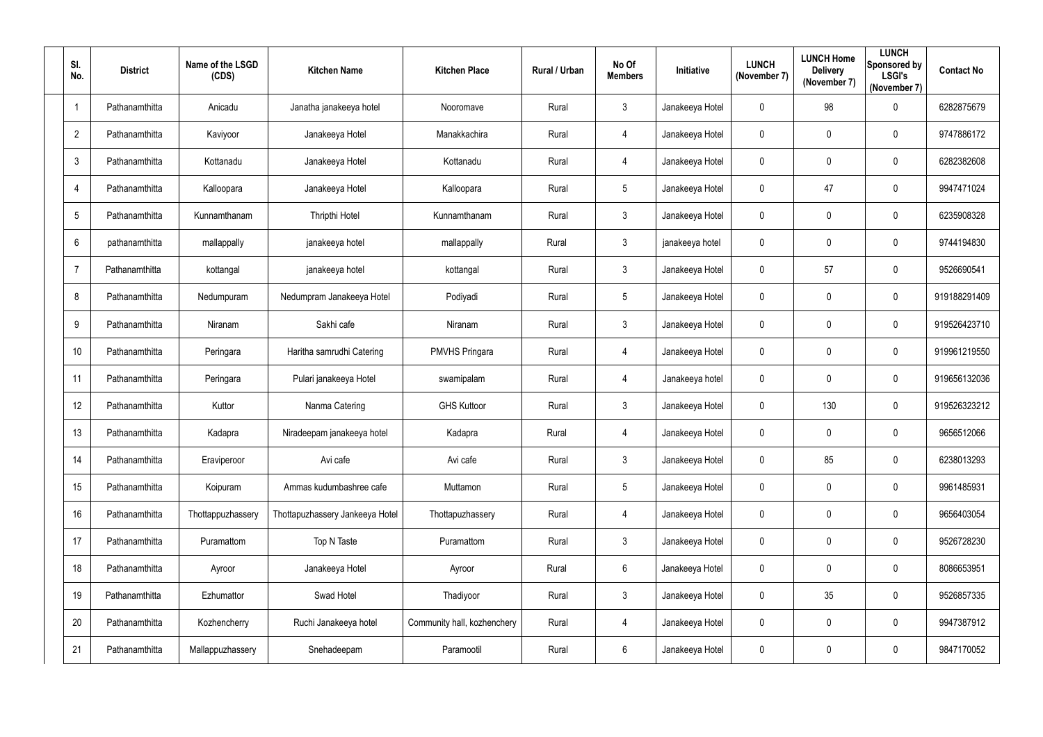| Sl. No. | District | Name of the LSGD (CDS) | Kitchen Name | Kitchen Place | Rural / Urban | No Of Members | Initiative | LUNCH (November 7) | LUNCH Home Delivery (November 7) | LUNCH Sponsored by LSGI's (November 7) | Contact No |
|---|---|---|---|---|---|---|---|---|---|---|---|
| 1 | Pathanamthitta | Anicadu | Janatha janakeeya hotel | Nooromave | Rural | 3 | Janakeeya Hotel | 0 | 98 | 0 | 6282875679 |
| 2 | Pathanamthitta | Kaviyoor | Janakeeya Hotel | Manakkachira | Rural | 4 | Janakeeya Hotel | 0 | 0 | 0 | 9747886172 |
| 3 | Pathanamthitta | Kottanadu | Janakeeya Hotel | Kottanadu | Rural | 4 | Janakeeya Hotel | 0 | 0 | 0 | 6282382608 |
| 4 | Pathanamthitta | Kalloopara | Janakeeya Hotel | Kalloopara | Rural | 5 | Janakeeya Hotel | 0 | 47 | 0 | 9947471024 |
| 5 | Pathanamthitta | Kunnamthanam | Thripthi Hotel | Kunnamthanam | Rural | 3 | Janakeeya Hotel | 0 | 0 | 0 | 6235908328 |
| 6 | pathanamthitta | mallappally | janakeeya hotel | mallappally | Rural | 3 | janakeeya hotel | 0 | 0 | 0 | 9744194830 |
| 7 | Pathanamthitta | kottangal | janakeeya hotel | kottangal | Rural | 3 | Janakeeya Hotel | 0 | 57 | 0 | 9526690541 |
| 8 | Pathanamthitta | Nedumpuram | Nedumpram Janakeeya Hotel | Podiyadi | Rural | 5 | Janakeeya Hotel | 0 | 0 | 0 | 919188291409 |
| 9 | Pathanamthitta | Niranam | Sakhi cafe | Niranam | Rural | 3 | Janakeeya Hotel | 0 | 0 | 0 | 919526423710 |
| 10 | Pathanamthitta | Peringara | Haritha samrudhi Catering | PMVHS Pringara | Rural | 4 | Janakeeya Hotel | 0 | 0 | 0 | 919961219550 |
| 11 | Pathanamthitta | Peringara | Pulari janakeeya Hotel | swamipalam | Rural | 4 | Janakeeya hotel | 0 | 0 | 0 | 919656132036 |
| 12 | Pathanamthitta | Kuttor | Nanma Catering | GHS Kuttoor | Rural | 3 | Janakeeya Hotel | 0 | 130 | 0 | 919526323212 |
| 13 | Pathanamthitta | Kadapra | Niradeepam janakeeya hotel | Kadapra | Rural | 4 | Janakeeya Hotel | 0 | 0 | 0 | 9656512066 |
| 14 | Pathanamthitta | Eraviperoor | Avi cafe | Avi cafe | Rural | 3 | Janakeeya Hotel | 0 | 85 | 0 | 6238013293 |
| 15 | Pathanamthitta | Koipuram | Ammas kudumbashree cafe | Muttamon | Rural | 5 | Janakeeya Hotel | 0 | 0 | 0 | 9961485931 |
| 16 | Pathanamthitta | Thottappuzhassery | Thottapuzhassery Jankeeya Hotel | Thottapuzhassery | Rural | 4 | Janakeeya Hotel | 0 | 0 | 0 | 9656403054 |
| 17 | Pathanamthitta | Puramattom | Top N Taste | Puramattom | Rural | 3 | Janakeeya Hotel | 0 | 0 | 0 | 9526728230 |
| 18 | Pathanamthitta | Ayroor | Janakeeya Hotel | Ayroor | Rural | 6 | Janakeeya Hotel | 0 | 0 | 0 | 8086653951 |
| 19 | Pathanamthitta | Ezhumattor | Swad Hotel | Thadiyoor | Rural | 3 | Janakeeya Hotel | 0 | 35 | 0 | 9526857335 |
| 20 | Pathanamthitta | Kozhencherry | Ruchi Janakeeya hotel | Community hall, kozhenchery | Rural | 4 | Janakeeya Hotel | 0 | 0 | 0 | 9947387912 |
| 21 | Pathanamthitta | Mallappuzhassery | Snehadeepam | Paramootil | Rural | 6 | Janakeeya Hotel | 0 | 0 | 0 | 9847170052 |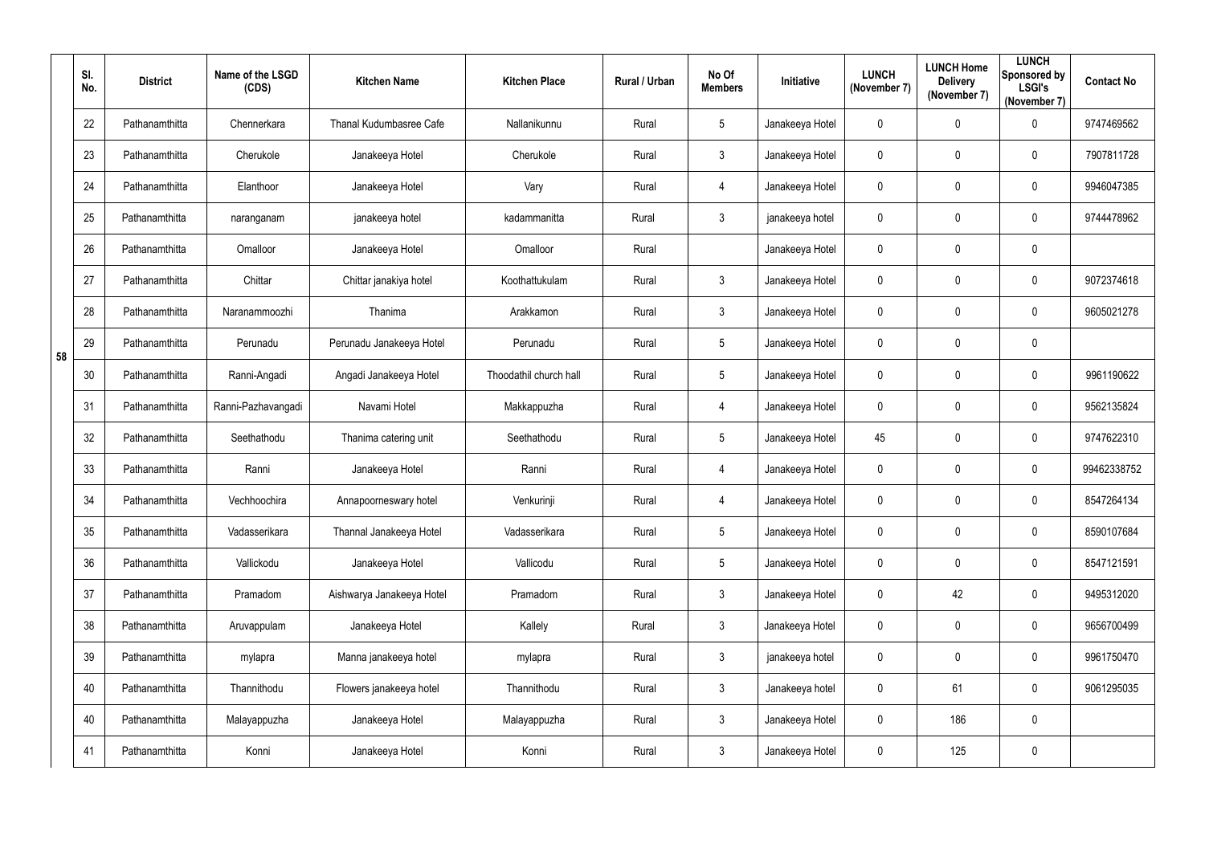|  | Sl. No. | District | Name of the LSGD (CDS) | Kitchen Name | Kitchen Place | Rural / Urban | No Of Members | Initiative | LUNCH (November 7) | LUNCH Home Delivery (November 7) | LUNCH Sponsored by LSGI's (November 7) | Contact No |
|---|---|---|---|---|---|---|---|---|---|---|---|---|
| 58 | 22 | Pathanamthitta | Chennerkara | Thanal Kudumbasree Cafe | Nallanikunnu | Rural | 5 | Janakeeya Hotel | 0 | 0 | 0 | 9747469562 |
|  | 23 | Pathanamthitta | Cherukole | Janakeeya Hotel | Cherukole | Rural | 3 | Janakeeya Hotel | 0 | 0 | 0 | 7907811728 |
|  | 24 | Pathanamthitta | Elanthoor | Janakeeya Hotel | Vary | Rural | 4 | Janakeeya Hotel | 0 | 0 | 0 | 9946047385 |
|  | 25 | Pathanamthitta | naranganam | janakeeya hotel | kadammanitta | Rural | 3 | janakeeya hotel | 0 | 0 | 0 | 9744478962 |
|  | 26 | Pathanamthitta | Omalloor | Janakeeya Hotel | Omalloor | Rural |  | Janakeeya Hotel | 0 | 0 | 0 |  |
|  | 27 | Pathanamthitta | Chittar | Chittar janakiya hotel | Koothattukulam | Rural | 3 | Janakeeya Hotel | 0 | 0 | 0 | 9072374618 |
|  | 28 | Pathanamthitta | Naranammoozhi | Thanima | Arakkamon | Rural | 3 | Janakeeya Hotel | 0 | 0 | 0 | 9605021278 |
|  | 29 | Pathanamthitta | Perunadu | Perunadu Janakeeya Hotel | Perunadu | Rural | 5 | Janakeeya Hotel | 0 | 0 | 0 |  |
|  | 30 | Pathanamthitta | Ranni-Angadi | Angadi Janakeeya Hotel | Thoodathil church hall | Rural | 5 | Janakeeya Hotel | 0 | 0 | 0 | 9961190622 |
|  | 31 | Pathanamthitta | Ranni-Pazhavangadi | Navami Hotel | Makkappuzha | Rural | 4 | Janakeeya Hotel | 0 | 0 | 0 | 9562135824 |
|  | 32 | Pathanamthitta | Seethathodu | Thanima catering unit | Seethathodu | Rural | 5 | Janakeeya Hotel | 45 | 0 | 0 | 9747622310 |
|  | 33 | Pathanamthitta | Ranni | Janakeeya Hotel | Ranni | Rural | 4 | Janakeeya Hotel | 0 | 0 | 0 | 99462338752 |
|  | 34 | Pathanamthitta | Vechhoochira | Annapoorneswary hotel | Venkurinji | Rural | 4 | Janakeeya Hotel | 0 | 0 | 0 | 8547264134 |
|  | 35 | Pathanamthitta | Vadasserikara | Thannal Janakeeya Hotel | Vadasserikara | Rural | 5 | Janakeeya Hotel | 0 | 0 | 0 | 8590107684 |
|  | 36 | Pathanamthitta | Vallickodu | Janakeeya Hotel | Vallicodu | Rural | 5 | Janakeeya Hotel | 0 | 0 | 0 | 8547121591 |
|  | 37 | Pathanamthitta | Pramadom | Aishwarya Janakeeya Hotel | Pramadom | Rural | 3 | Janakeeya Hotel | 0 | 42 | 0 | 9495312020 |
|  | 38 | Pathanamthitta | Aruvappulam | Janakeeya Hotel | Kallely | Rural | 3 | Janakeeya Hotel | 0 | 0 | 0 | 9656700499 |
|  | 39 | Pathanamthitta | mylapra | Manna janakeeya hotel | mylapra | Rural | 3 | janakeeya hotel | 0 | 0 | 0 | 9961750470 |
|  | 40 | Pathanamthitta | Thannithodu | Flowers janakeeya hotel | Thannithodu | Rural | 3 | Janakeeya hotel | 0 | 61 | 0 | 9061295035 |
|  | 40 | Pathanamthitta | Malayappuzha | Janakeeya Hotel | Malayappuzha | Rural | 3 | Janakeeya Hotel | 0 | 186 | 0 |  |
|  | 41 | Pathanamthitta | Konni | Janakeeya Hotel | Konni | Rural | 3 | Janakeeya Hotel | 0 | 125 | 0 |  |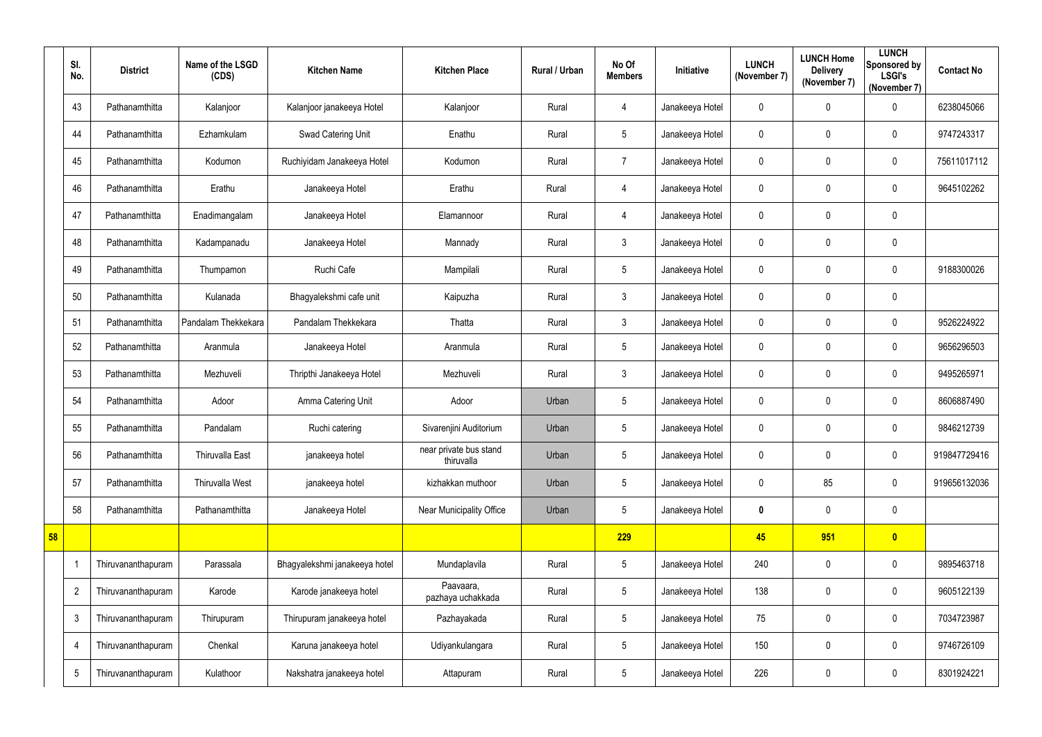| | Sl. No. | District | Name of the LSGD (CDS) | Kitchen Name | Kitchen Place | Rural / Urban | No Of Members | Initiative | LUNCH (November 7) | LUNCH Home Delivery (November 7) | LUNCH Sponsored by LSGI's (November 7) | Contact No |
|---|---|---|---|---|---|---|---|---|---|---|---|---|
| | 43 | Pathanamthitta | Kalanjoor | Kalanjoor janakeeya Hotel | Kalanjoor | Rural | 4 | Janakeeya Hotel | 0 | 0 | 0 | 6238045066 |
| | 44 | Pathanamthitta | Ezhamkulam | Swad Catering Unit | Enathu | Rural | 5 | Janakeeya Hotel | 0 | 0 | 0 | 9747243317 |
| | 45 | Pathanamthitta | Kodumon | Ruchiyidam Janakeeya Hotel | Kodumon | Rural | 7 | Janakeeya Hotel | 0 | 0 | 0 | 75611017112 |
| | 46 | Pathanamthitta | Erathu | Janakeeya Hotel | Erathu | Rural | 4 | Janakeeya Hotel | 0 | 0 | 0 | 9645102262 |
| | 47 | Pathanamthitta | Enadimangalam | Janakeeya Hotel | Elamannoor | Rural | 4 | Janakeeya Hotel | 0 | 0 | 0 | |
| | 48 | Pathanamthitta | Kadampanadu | Janakeeya Hotel | Mannady | Rural | 3 | Janakeeya Hotel | 0 | 0 | 0 | |
| | 49 | Pathanamthitta | Thumpamon | Ruchi Cafe | Mampilali | Rural | 5 | Janakeeya Hotel | 0 | 0 | 0 | 9188300026 |
| | 50 | Pathanamthitta | Kulanada | Bhagyalekshmi cafe unit | Kaipuzha | Rural | 3 | Janakeeya Hotel | 0 | 0 | 0 | |
| | 51 | Pathanamthitta | Pandalam Thekkekara | Pandalam Thekkekara | Thatta | Rural | 3 | Janakeeya Hotel | 0 | 0 | 0 | 9526224922 |
| | 52 | Pathanamthitta | Aranmula | Janakeeya Hotel | Aranmula | Rural | 5 | Janakeeya Hotel | 0 | 0 | 0 | 9656296503 |
| | 53 | Pathanamthitta | Mezhuveli | Thripthi Janakeeya Hotel | Mezhuveli | Rural | 3 | Janakeeya Hotel | 0 | 0 | 0 | 9495265971 |
| | 54 | Pathanamthitta | Adoor | Amma Catering Unit | Adoor | Urban | 5 | Janakeeya Hotel | 0 | 0 | 0 | 8606887490 |
| | 55 | Pathanamthitta | Pandalam | Ruchi catering | Sivarenjini Auditorium | Urban | 5 | Janakeeya Hotel | 0 | 0 | 0 | 9846212739 |
| | 56 | Pathanamthitta | Thiruvalla East | janakeeya hotel | near private bus stand thiruvalla | Urban | 5 | Janakeeya Hotel | 0 | 0 | 0 | 919847729416 |
| | 57 | Pathanamthitta | Thiruvalla West | janakeeya hotel | kizhakkan muthoor | Urban | 5 | Janakeeya Hotel | 0 | 85 | 0 | 919656132036 |
| | 58 | Pathanamthitta | Pathanamthitta | Janakeeya Hotel | Near Municipality Office | Urban | 5 | Janakeeya Hotel | **0** | 0 | 0 | |
| **58** | | | | | | | **229** | | **45** | **951** | **0** | |
| | 1 | Thiruvananthapuram | Parassala | Bhagyalekshmi janakeeya hotel | Mundaplavila | Rural | 5 | Janakeeya Hotel | 240 | 0 | 0 | 9895463718 |
| | 2 | Thiruvananthapuram | Karode | Karode janakeeya hotel | Paavaara, pazhaya uchakkada | Rural | 5 | Janakeeya Hotel | 138 | 0 | 0 | 9605122139 |
| | 3 | Thiruvananthapuram | Thirupuram | Thirupuram janakeeya hotel | Pazhayakada | Rural | 5 | Janakeeya Hotel | 75 | 0 | 0 | 7034723987 |
| | 4 | Thiruvananthapuram | Chenkal | Karuna janakeeya hotel | Udiyankulangara | Rural | 5 | Janakeeya Hotel | 150 | 0 | 0 | 9746726109 |
| | 5 | Thiruvananthapuram | Kulathoor | Nakshatra janakeeya hotel | Attapuram | Rural | 5 | Janakeeya Hotel | 226 | 0 | 0 | 8301924221 |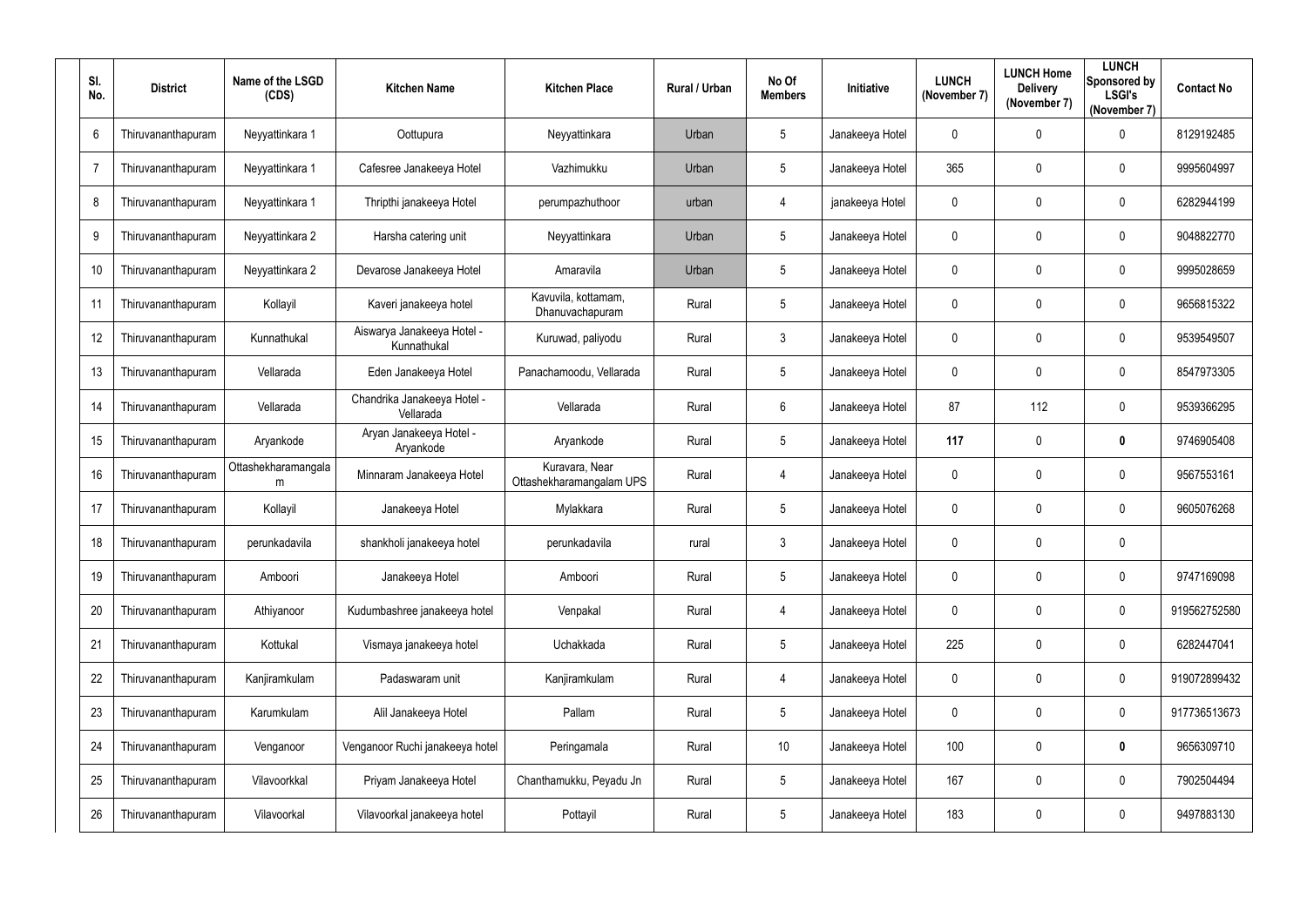| Sl. No. | District | Name of the LSGD (CDS) | Kitchen Name | Kitchen Place | Rural / Urban | No Of Members | Initiative | LUNCH (November 7) | LUNCH Home Delivery (November 7) | LUNCH Sponsored by LSGI's (November 7) | Contact No |
|---|---|---|---|---|---|---|---|---|---|---|---|
| 6 | Thiruvananthapuram | Neyyattinkara 1 | Oottupura | Neyyattinkara | Urban | 5 | Janakeeya Hotel | 0 | 0 | 0 | 8129192485 |
| 7 | Thiruvananthapuram | Neyyattinkara 1 | Cafesree Janakeeya Hotel | Vazhimukku | Urban | 5 | Janakeeya Hotel | 365 | 0 | 0 | 9995604997 |
| 8 | Thiruvananthapuram | Neyyattinkara 1 | Thripthi janakeeya Hotel | perumpazhuthoor | urban | 4 | janakeeya Hotel | 0 | 0 | 0 | 6282944199 |
| 9 | Thiruvananthapuram | Neyyattinkara 2 | Harsha catering unit | Neyyattinkara | Urban | 5 | Janakeeya Hotel | 0 | 0 | 0 | 9048822770 |
| 10 | Thiruvananthapuram | Neyyattinkara 2 | Devarose Janakeeya Hotel | Amaravila | Urban | 5 | Janakeeya Hotel | 0 | 0 | 0 | 9995028659 |
| 11 | Thiruvananthapuram | Kollayil | Kaveri janakeeya hotel | Kavuvila, kottamam, Dhanuvachapuram | Rural | 5 | Janakeeya Hotel | 0 | 0 | 0 | 9656815322 |
| 12 | Thiruvananthapuram | Kunnathukal | Aiswarya Janakeeya Hotel - Kunnathukal | Kuruwad, paliyodu | Rural | 3 | Janakeeya Hotel | 0 | 0 | 0 | 9539549507 |
| 13 | Thiruvananthapuram | Vellarada | Eden Janakeeya Hotel | Panachamoodu, Vellarada | Rural | 5 | Janakeeya Hotel | 0 | 0 | 0 | 8547973305 |
| 14 | Thiruvananthapuram | Vellarada | Chandrika Janakeeya Hotel - Vellarada | Vellarada | Rural | 6 | Janakeeya Hotel | 87 | 112 | 0 | 9539366295 |
| 15 | Thiruvananthapuram | Aryankode | Aryan Janakeeya Hotel - Aryankode | Aryankode | Rural | 5 | Janakeeya Hotel | **117** | 0 | **0** | 9746905408 |
| 16 | Thiruvananthapuram | Ottashekharamangalam | Minnaram Janakeeya Hotel | Kuravara, Near Ottashekharamangalam UPS | Rural | 4 | Janakeeya Hotel | 0 | 0 | 0 | 9567553161 |
| 17 | Thiruvananthapuram | Kollayil | Janakeeya Hotel | Mylakkara | Rural | 5 | Janakeeya Hotel | 0 | 0 | 0 | 9605076268 |
| 18 | Thiruvananthapuram | perunkadavila | shankholi janakeeya hotel | perunkadavila | rural | 3 | Janakeeya Hotel | 0 | 0 | 0 | |
| 19 | Thiruvananthapuram | Amboori | Janakeeya Hotel | Amboori | Rural | 5 | Janakeeya Hotel | 0 | 0 | 0 | 9747169098 |
| 20 | Thiruvananthapuram | Athiyanoor | Kudumbashree janakeeya hotel | Venpakal | Rural | 4 | Janakeeya Hotel | 0 | 0 | 0 | 919562752580 |
| 21 | Thiruvananthapuram | Kottukal | Vismaya janakeeya hotel | Uchakkada | Rural | 5 | Janakeeya Hotel | 225 | 0 | 0 | 6282447041 |
| 22 | Thiruvananthapuram | Kanjiramkulam | Padaswaram unit | Kanjiramkulam | Rural | 4 | Janakeeya Hotel | 0 | 0 | 0 | 919072899432 |
| 23 | Thiruvananthapuram | Karumkulam | Alil Janakeeya Hotel | Pallam | Rural | 5 | Janakeeya Hotel | 0 | 0 | 0 | 917736513673 |
| 24 | Thiruvananthapuram | Venganoor | Venganoor Ruchi janakeeya hotel | Peringamala | Rural | 10 | Janakeeya Hotel | 100 | 0 | **0** | 9656309710 |
| 25 | Thiruvananthapuram | Vilavoorkkal | Priyam Janakeeya Hotel | Chanthamukku, Peyadu Jn | Rural | 5 | Janakeeya Hotel | 167 | 0 | 0 | 7902504494 |
| 26 | Thiruvananthapuram | Vilavoorkal | Vilavoorkal janakeeya hotel | Pottayil | Rural | 5 | Janakeeya Hotel | 183 | 0 | 0 | 9497883130 |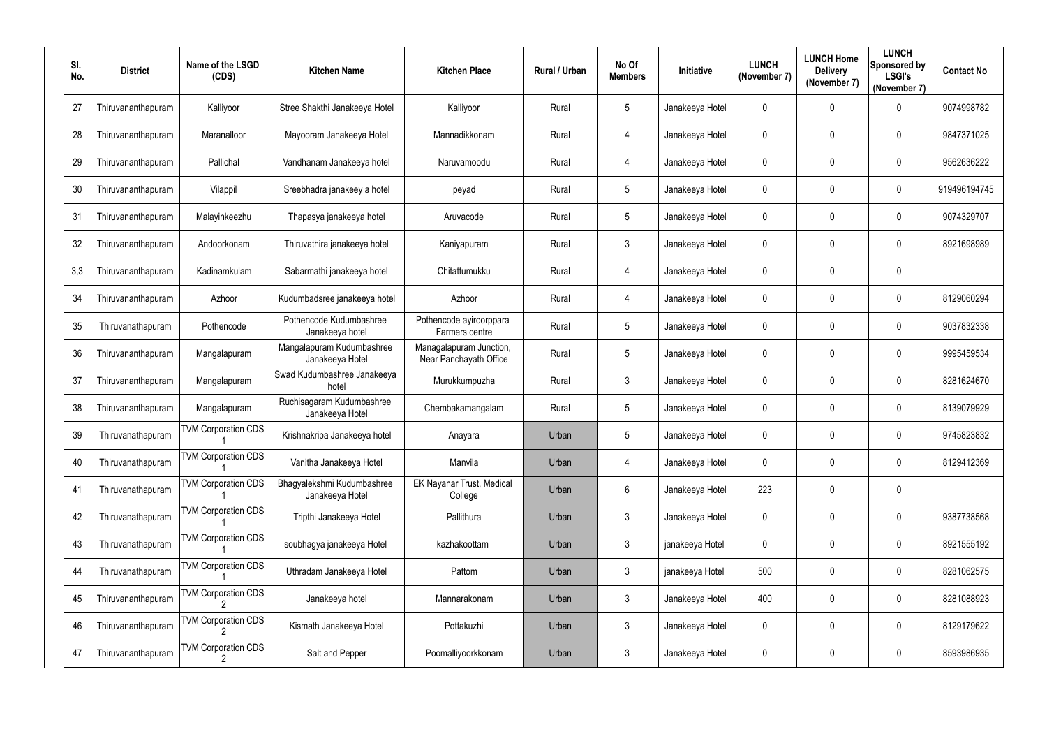| Sl. No. | District | Name of the LSGD (CDS) | Kitchen Name | Kitchen Place | Rural / Urban | No Of Members | Initiative | LUNCH (November 7) | LUNCH Home Delivery (November 7) | LUNCH Sponsored by LSGI's (November 7) | Contact No |
|---|---|---|---|---|---|---|---|---|---|---|---|
| 27 | Thiruvananthapuram | Kalliyoor | Stree Shakthi Janakeeya Hotel | Kalliyoor | Rural | 5 | Janakeeya Hotel | 0 | 0 | 0 | 9074998782 |
| 28 | Thiruvananthapuram | Maranalloor | Mayooram Janakeeya Hotel | Mannadikkonam | Rural | 4 | Janakeeya Hotel | 0 | 0 | 0 | 9847371025 |
| 29 | Thiruvananthapuram | Pallichal | Vandhanam Janakeeya hotel | Naruvamoodu | Rural | 4 | Janakeeya Hotel | 0 | 0 | 0 | 9562636222 |
| 30 | Thiruvananthapuram | Vilappil | Sreebhadra janakeey a hotel | peyad | Rural | 5 | Janakeeya Hotel | 0 | 0 | 0 | 919496194745 |
| 31 | Thiruvananthapuram | Malayinkeezhu | Thapasya janakeeya hotel | Aruvacode | Rural | 5 | Janakeeya Hotel | 0 | 0 | **0** | 9074329707 |
| 32 | Thiruvananthapuram | Andoorkonam | Thiruvathira janakeeya hotel | Kaniyapuram | Rural | 3 | Janakeeya Hotel | 0 | 0 | 0 | 8921698989 |
| 3,3 | Thiruvananthapuram | Kadinamkulam | Sabarmathi janakeeya hotel | Chitattumukku | Rural | 4 | Janakeeya Hotel | 0 | 0 | 0 | |
| 34 | Thiruvananthapuram | Azhoor | Kudumbadsree janakeeya hotel | Azhoor | Rural | 4 | Janakeeya Hotel | 0 | 0 | 0 | 8129060294 |
| 35 | Thiruvanathapuram | Pothencode | Pothencode Kudumbashree Janakeeya hotel | Pothencode ayiroorppara Farmers centre | Rural | 5 | Janakeeya Hotel | 0 | 0 | 0 | 9037832338 |
| 36 | Thiruvananthapuram | Mangalapuram | Mangalapuram Kudumbashree Janakeeya Hotel | Managalapuram Junction, Near Panchayath Office | Rural | 5 | Janakeeya Hotel | 0 | 0 | 0 | 9995459534 |
| 37 | Thiruvananthapuram | Mangalapuram | Swad Kudumbashree Janakeeya hotel | Murukkumpuzha | Rural | 3 | Janakeeya Hotel | 0 | 0 | 0 | 8281624670 |
| 38 | Thiruvananthapuram | Mangalapuram | Ruchisagaram Kudumbashree Janakeeya Hotel | Chembakamangalam | Rural | 5 | Janakeeya Hotel | 0 | 0 | 0 | 8139079929 |
| 39 | Thiruvanathapuram | TVM Corporation CDS 1 | Krishnakripa Janakeeya hotel | Anayara | Urban | 5 | Janakeeya Hotel | 0 | 0 | 0 | 9745823832 |
| 40 | Thiruvanathapuram | TVM Corporation CDS 1 | Vanitha Janakeeya Hotel | Manvila | Urban | 4 | Janakeeya Hotel | 0 | 0 | 0 | 8129412369 |
| 41 | Thiruvanathapuram | TVM Corporation CDS 1 | Bhagyalekshmi Kudumbashree Janakeeya Hotel | EK Nayanar Trust, Medical College | Urban | 6 | Janakeeya Hotel | 223 | 0 | 0 | |
| 42 | Thiruvanathapuram | TVM Corporation CDS 1 | Tripthi Janakeeya Hotel | Pallithura | Urban | 3 | Janakeeya Hotel | 0 | 0 | 0 | 9387738568 |
| 43 | Thiruvanathapuram | TVM Corporation CDS 1 | soubhagya janakeeya Hotel | kazhakoottam | Urban | 3 | janakeeya Hotel | 0 | 0 | 0 | 8921555192 |
| 44 | Thiruvanathapuram | TVM Corporation CDS 1 | Uthradam Janakeeya Hotel | Pattom | Urban | 3 | janakeeya Hotel | 500 | 0 | 0 | 8281062575 |
| 45 | Thiruvananthapuram | TVM Corporation CDS 2 | Janakeeya hotel | Mannarakonam | Urban | 3 | Janakeeya Hotel | 400 | 0 | 0 | 8281088923 |
| 46 | Thiruvananthapuram | TVM Corporation CDS 2 | Kismath Janakeeya Hotel | Pottakuzhi | Urban | 3 | Janakeeya Hotel | 0 | 0 | 0 | 8129179622 |
| 47 | Thiruvananthapuram | TVM Corporation CDS 2 | Salt and Pepper | Poomalliyoorkkonam | Urban | 3 | Janakeeya Hotel | 0 | 0 | 0 | 8593986935 |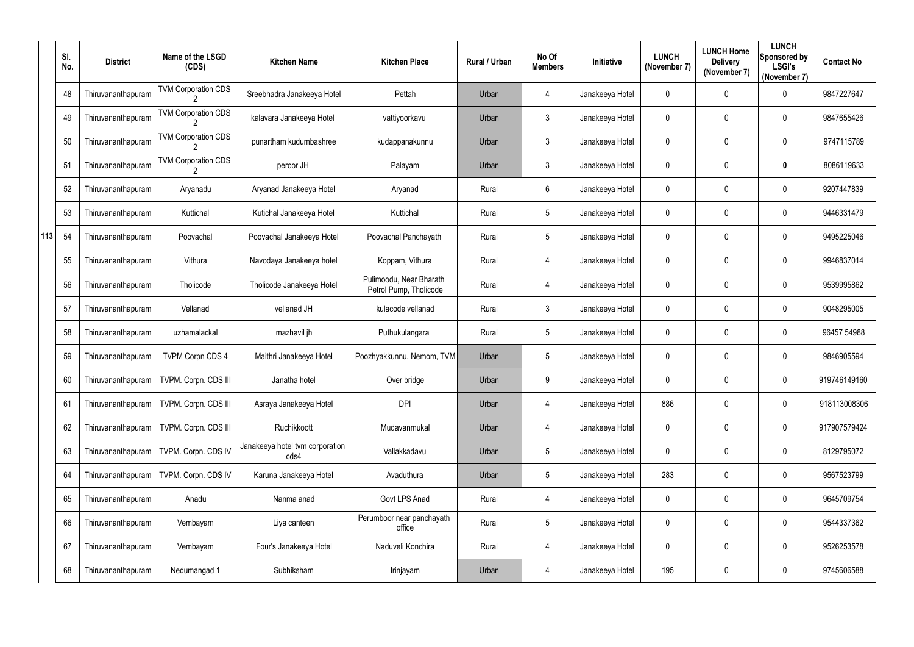| | Sl. No. | District | Name of the LSGD (CDS) | Kitchen Name | Kitchen Place | Rural / Urban | No Of Members | Initiative | LUNCH (November 7) | LUNCH Home Delivery (November 7) | LUNCH Sponsored by LSGI's (November 7) | Contact No |
|---|---|---|---|---|---|---|---|---|---|---|---|---|
| 113 | 48 | Thiruvananthapuram | TVM Corporation CDS 2 | Sreebhadra Janakeeya Hotel | Pettah | Urban | 4 | Janakeeya Hotel | 0 | 0 | 0 | 9847227647 |
| | 49 | Thiruvananthapuram | TVM Corporation CDS 2 | kalavara Janakeeya Hotel | vattiyoorkavu | Urban | 3 | Janakeeya Hotel | 0 | 0 | 0 | 9847655426 |
| | 50 | Thiruvananthapuram | TVM Corporation CDS 2 | punartham kudumbashree | kudappanakunnu | Urban | 3 | Janakeeya Hotel | 0 | 0 | 0 | 9747115789 |
| | 51 | Thiruvananthapuram | TVM Corporation CDS 2 | peroor JH | Palayam | Urban | 3 | Janakeeya Hotel | 0 | 0 | **0** | 8086119633 |
| | 52 | Thiruvananthapuram | Aryanadu | Aryanad Janakeeya Hotel | Aryanad | Rural | 6 | Janakeeya Hotel | 0 | 0 | 0 | 9207447839 |
| | 53 | Thiruvananthapuram | Kuttichal | Kutichal Janakeeya Hotel | Kuttichal | Rural | 5 | Janakeeya Hotel | 0 | 0 | 0 | 9446331479 |
| | 54 | Thiruvananthapuram | Poovachal | Poovachal Janakeeya Hotel | Poovachal Panchayath | Rural | 5 | Janakeeya Hotel | 0 | 0 | 0 | 9495225046 |
| | 55 | Thiruvananthapuram | Vithura | Navodaya Janakeeya hotel | Koppam, Vithura | Rural | 4 | Janakeeya Hotel | 0 | 0 | 0 | 9946837014 |
| | 56 | Thiruvananthapuram | Tholicode | Tholicode Janakeeya Hotel | Pulimoodu, Near Bharath Petrol Pump, Tholicode | Rural | 4 | Janakeeya Hotel | 0 | 0 | 0 | 9539995862 |
| | 57 | Thiruvananthapuram | Vellanad | vellanad JH | kulacode vellanad | Rural | 3 | Janakeeya Hotel | 0 | 0 | 0 | 9048295005 |
| | 58 | Thiruvananthapuram | uzhamalackal | mazhavil jh | Puthukulangara | Rural | 5 | Janakeeya Hotel | 0 | 0 | 0 | 96457 54988 |
| | 59 | Thiruvananthapuram | TVPM Corpn CDS 4 | Maithri Janakeeya Hotel | Poozhyakkunnu, Nemom, TVM | Urban | 5 | Janakeeya Hotel | 0 | 0 | 0 | 9846905594 |
| | 60 | Thiruvananthapuram | TVPM. Corpn. CDS III | Janatha hotel | Over bridge | Urban | 9 | Janakeeya Hotel | 0 | 0 | 0 | 919746149160 |
| | 61 | Thiruvananthapuram | TVPM. Corpn. CDS III | Asraya Janakeeya Hotel | DPI | Urban | 4 | Janakeeya Hotel | 886 | 0 | 0 | 918113008306 |
| | 62 | Thiruvananthapuram | TVPM. Corpn. CDS III | Ruchikkoott | Mudavanmukal | Urban | 4 | Janakeeya Hotel | 0 | 0 | 0 | 917907579424 |
| | 63 | Thiruvananthapuram | TVPM. Corpn. CDS IV | Janakeeya hotel tvm corporation cds4 | Vallakkadavu | Urban | 5 | Janakeeya Hotel | 0 | 0 | 0 | 8129795072 |
| | 64 | Thiruvananthapuram | TVPM. Corpn. CDS IV | Karuna Janakeeya Hotel | Avaduthura | Urban | 5 | Janakeeya Hotel | 283 | 0 | 0 | 9567523799 |
| | 65 | Thiruvananthapuram | Anadu | Nanma anad | Govt LPS Anad | Rural | 4 | Janakeeya Hotel | 0 | 0 | 0 | 9645709754 |
| | 66 | Thiruvananthapuram | Vembayam | Liya canteen | Perumboor near panchayath office | Rural | 5 | Janakeeya Hotel | 0 | 0 | 0 | 9544337362 |
| | 67 | Thiruvananthapuram | Vembayam | Four's Janakeeya Hotel | Naduveli Konchira | Rural | 4 | Janakeeya Hotel | 0 | 0 | 0 | 9526253578 |
| | 68 | Thiruvananthapuram | Nedumangad 1 | Subhiksham | Irinjayam | Urban | 4 | Janakeeya Hotel | 195 | 0 | 0 | 9745606588 |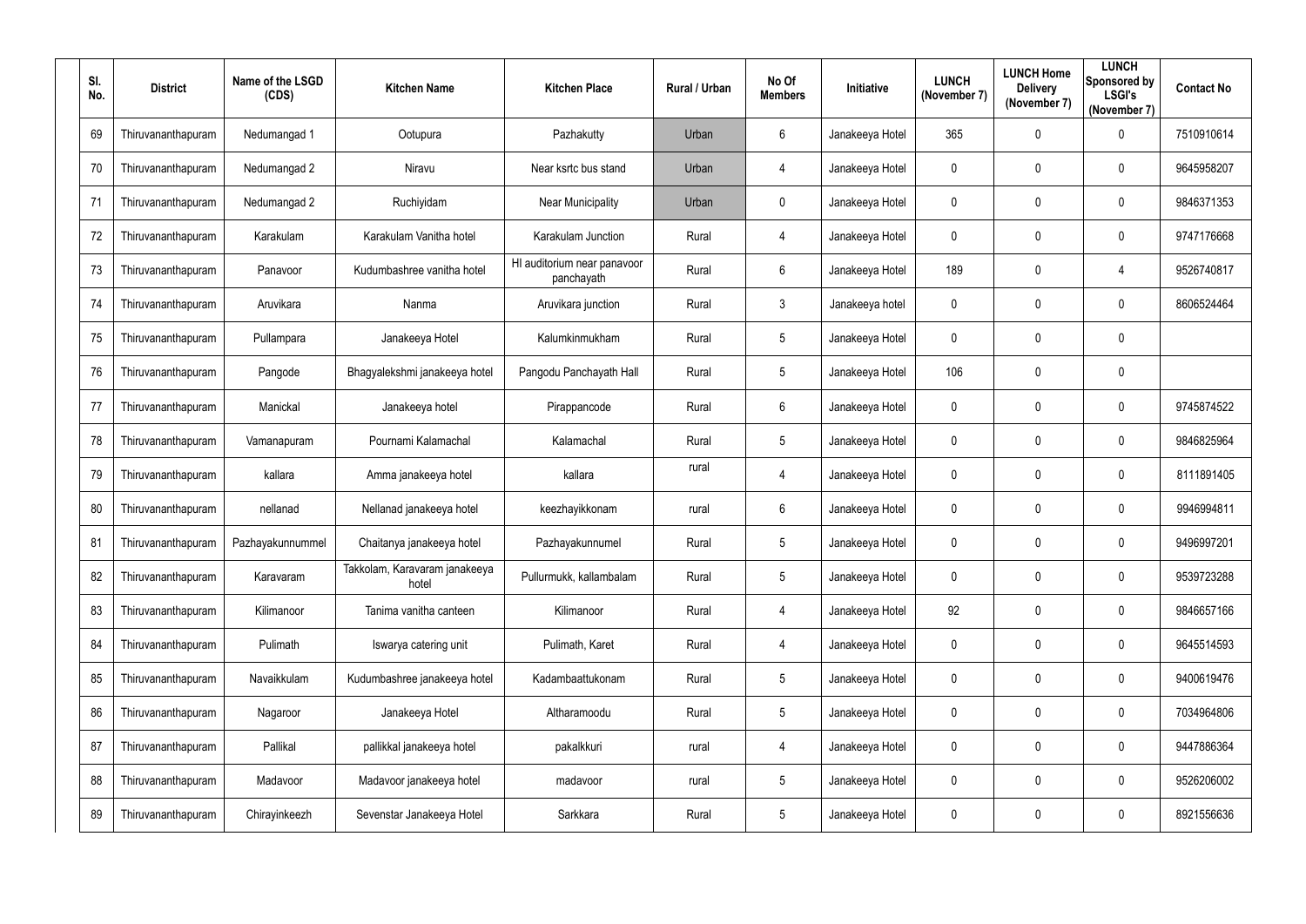| Sl. No. | District | Name of the LSGD (CDS) | Kitchen Name | Kitchen Place | Rural / Urban | No Of Members | Initiative | LUNCH (November 7) | LUNCH Home Delivery (November 7) | LUNCH Sponsored by LSGI's (November 7) | Contact No |
|---|---|---|---|---|---|---|---|---|---|---|---|
| 69 | Thiruvananthapuram | Nedumangad 1 | Ootupura | Pazhakutty | Urban | 6 | Janakeeya Hotel | 365 | 0 | 0 | 7510910614 |
| 70 | Thiruvananthapuram | Nedumangad 2 | Niravu | Near ksrtc bus stand | Urban | 4 | Janakeeya Hotel | 0 | 0 | 0 | 9645958207 |
| 71 | Thiruvananthapuram | Nedumangad 2 | Ruchiyidam | Near Municipality | Urban | 0 | Janakeeya Hotel | 0 | 0 | 0 | 9846371353 |
| 72 | Thiruvananthapuram | Karakulam | Karakulam Vanitha hotel | Karakulam Junction | Rural | 4 | Janakeeya Hotel | 0 | 0 | 0 | 9747176668 |
| 73 | Thiruvananthapuram | Panavoor | Kudumbashree vanitha hotel | HI auditorium near panavoor panchayath | Rural | 6 | Janakeeya Hotel | 189 | 0 | 4 | 9526740817 |
| 74 | Thiruvananthapuram | Aruvikara | Nanma | Aruvikara junction | Rural | 3 | Janakeeya hotel | 0 | 0 | 0 | 8606524464 |
| 75 | Thiruvananthapuram | Pullampara | Janakeeya Hotel | Kalumkinmukham | Rural | 5 | Janakeeya Hotel | 0 | 0 | 0 | |
| 76 | Thiruvananthapuram | Pangode | Bhagyalekshmi janakeeya hotel | Pangodu Panchayath Hall | Rural | 5 | Janakeeya Hotel | 106 | 0 | 0 | |
| 77 | Thiruvananthapuram | Manickal | Janakeeya hotel | Pirappancode | Rural | 6 | Janakeeya Hotel | 0 | 0 | 0 | 9745874522 |
| 78 | Thiruvananthapuram | Vamanapuram | Pournami Kalamachal | Kalamachal | Rural | 5 | Janakeeya Hotel | 0 | 0 | 0 | 9846825964 |
| 79 | Thiruvananthapuram | kallara | Amma janakeeya hotel | kallara | rural | 4 | Janakeeya Hotel | 0 | 0 | 0 | 8111891405 |
| 80 | Thiruvananthapuram | nellanad | Nellanad janakeeya hotel | keezhayikkonam | rural | 6 | Janakeeya Hotel | 0 | 0 | 0 | 9946994811 |
| 81 | Thiruvananthapuram | Pazhayakunnummel | Chaitanya janakeeya hotel | Pazhayakunnumel | Rural | 5 | Janakeeya Hotel | 0 | 0 | 0 | 9496997201 |
| 82 | Thiruvananthapuram | Karavaram | Takkolam, Karavaram janakeeya hotel | Pullurmukk, kallambalam | Rural | 5 | Janakeeya Hotel | 0 | 0 | 0 | 9539723288 |
| 83 | Thiruvananthapuram | Kilimanoor | Tanima vanitha canteen | Kilimanoor | Rural | 4 | Janakeeya Hotel | 92 | 0 | 0 | 9846657166 |
| 84 | Thiruvananthapuram | Pulimath | Iswarya catering unit | Pulimath, Karet | Rural | 4 | Janakeeya Hotel | 0 | 0 | 0 | 9645514593 |
| 85 | Thiruvananthapuram | Navaikkulam | Kudumbashree janakeeya hotel | Kadambaattukonam | Rural | 5 | Janakeeya Hotel | 0 | 0 | 0 | 9400619476 |
| 86 | Thiruvananthapuram | Nagaroor | Janakeeya Hotel | Altharamoodu | Rural | 5 | Janakeeya Hotel | 0 | 0 | 0 | 7034964806 |
| 87 | Thiruvananthapuram | Pallikal | pallikkal janakeeya hotel | pakalkkuri | rural | 4 | Janakeeya Hotel | 0 | 0 | 0 | 9447886364 |
| 88 | Thiruvananthapuram | Madavoor | Madavoor janakeeya hotel | madavoor | rural | 5 | Janakeeya Hotel | 0 | 0 | 0 | 9526206002 |
| 89 | Thiruvananthapuram | Chirayinkeezh | Sevenstar Janakeeya Hotel | Sarkkara | Rural | 5 | Janakeeya Hotel | 0 | 0 | 0 | 8921556636 |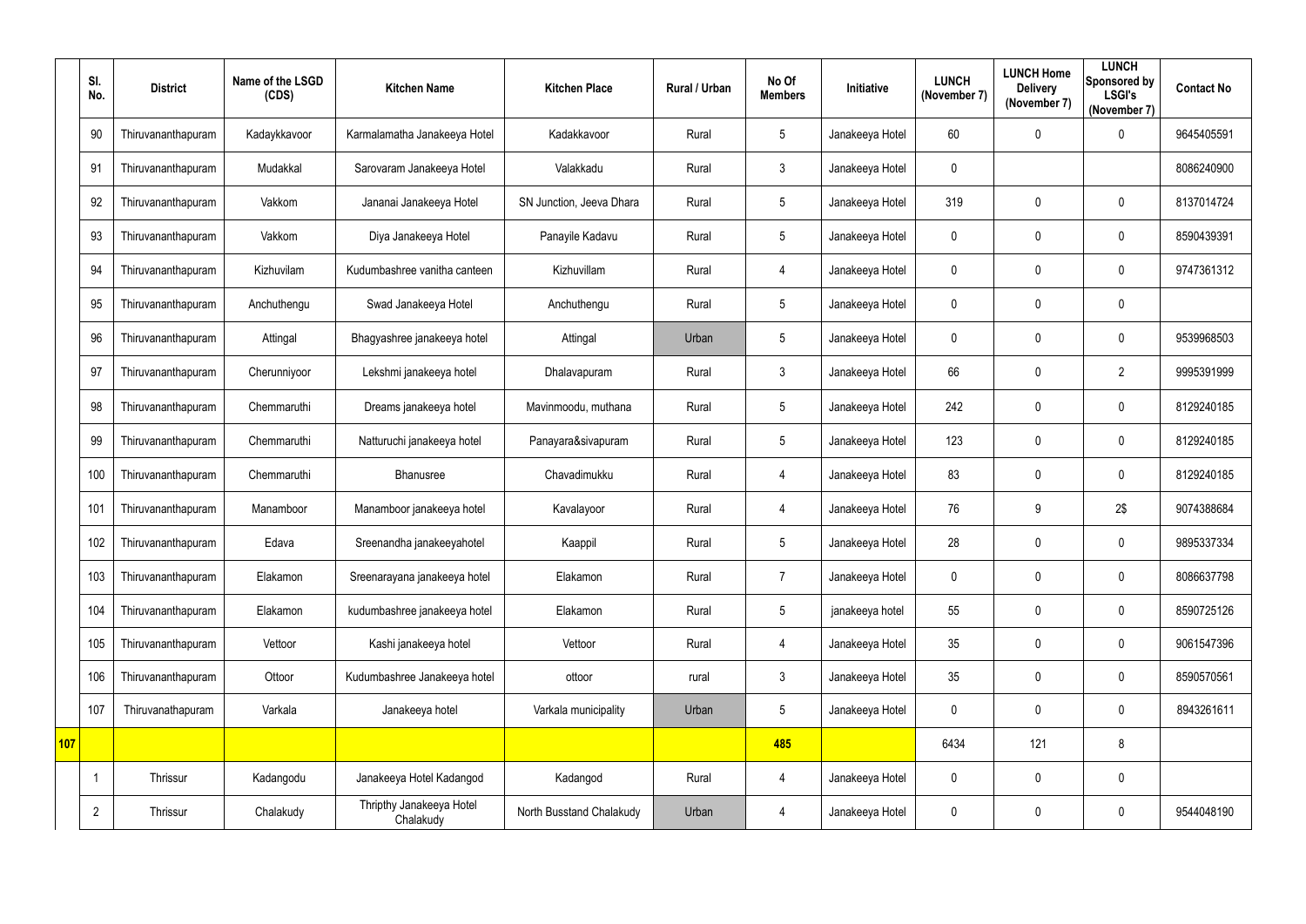| | Sl. No. | District | Name of the LSGD (CDS) | Kitchen Name | Kitchen Place | Rural / Urban | No Of Members | Initiative | LUNCH (November 7) | LUNCH Home Delivery (November 7) | LUNCH Sponsored by LSGI's (November 7) | Contact No |
|---|---|---|---|---|---|---|---|---|---|---|---|---|
| | 90 | Thiruvananthapuram | Kadaykkavoor | Karmalamatha Janakeeya Hotel | Kadakkavoor | Rural | 5 | Janakeeya Hotel | 60 | 0 | 0 | 9645405591 |
| | 91 | Thiruvananthapuram | Mudakkal | Sarovaram Janakeeya Hotel | Valakkadu | Rural | 3 | Janakeeya Hotel | 0 | | | 8086240900 |
| | 92 | Thiruvananthapuram | Vakkom | Jananai Janakeeya Hotel | SN Junction, Jeeva Dhara | Rural | 5 | Janakeeya Hotel | 319 | 0 | 0 | 8137014724 |
| | 93 | Thiruvananthapuram | Vakkom | Diya Janakeeya Hotel | Panayile Kadavu | Rural | 5 | Janakeeya Hotel | 0 | 0 | 0 | 8590439391 |
| | 94 | Thiruvananthapuram | Kizhuvilam | Kudumbashree vanitha canteen | Kizhuvillam | Rural | 4 | Janakeeya Hotel | 0 | 0 | 0 | 9747361312 |
| | 95 | Thiruvananthapuram | Anchuthengu | Swad Janakeeya Hotel | Anchuthengu | Rural | 5 | Janakeeya Hotel | 0 | 0 | 0 | |
| | 96 | Thiruvananthapuram | Attingal | Bhagyashree janakeeya hotel | Attingal | Urban | 5 | Janakeeya Hotel | 0 | 0 | 0 | 9539968503 |
| | 97 | Thiruvananthapuram | Cherunniyoor | Lekshmi janakeeya hotel | Dhalavapuram | Rural | 3 | Janakeeya Hotel | 66 | 0 | 2 | 9995391999 |
| | 98 | Thiruvananthapuram | Chemmaruthi | Dreams janakeeya hotel | Mavinmoodu, muthana | Rural | 5 | Janakeeya Hotel | 242 | 0 | 0 | 8129240185 |
| | 99 | Thiruvananthapuram | Chemmaruthi | Natturuchi janakeeya hotel | Panayara&sivapuram | Rural | 5 | Janakeeya Hotel | 123 | 0 | 0 | 8129240185 |
| | 100 | Thiruvananthapuram | Chemmaruthi | Bhanusree | Chavadimukku | Rural | 4 | Janakeeya Hotel | 83 | 0 | 0 | 8129240185 |
| | 101 | Thiruvananthapuram | Manamboor | Manamboor janakeeya hotel | Kavalayoor | Rural | 4 | Janakeeya Hotel | 76 | 9 | 2$ | 9074388684 |
| | 102 | Thiruvananthapuram | Edava | Sreenandha janakeeyahotel | Kaappil | Rural | 5 | Janakeeya Hotel | 28 | 0 | 0 | 9895337334 |
| | 103 | Thiruvananthapuram | Elakamon | Sreenarayana janakeeya hotel | Elakamon | Rural | 7 | Janakeeya Hotel | 0 | 0 | 0 | 8086637798 |
| | 104 | Thiruvananthapuram | Elakamon | kudumbashree janakeeya hotel | Elakamon | Rural | 5 | janakeeya hotel | 55 | 0 | 0 | 8590725126 |
| | 105 | Thiruvananthapuram | Vettoor | Kashi janakeeya hotel | Vettoor | Rural | 4 | Janakeeya Hotel | 35 | 0 | 0 | 9061547396 |
| | 106 | Thiruvananthapuram | Ottoor | Kudumbashree Janakeeya hotel | ottoor | rural | 3 | Janakeeya Hotel | 35 | 0 | 0 | 8590570561 |
| | 107 | Thiruvanathapuram | Varkala | Janakeeya hotel | Varkala municipality | Urban | 5 | Janakeeya Hotel | 0 | 0 | 0 | 8943261611 |
| 107 | | | | | | | 485 | | 6434 | 121 | 8 | |
| | 1 | Thrissur | Kadangodu | Janakeeya Hotel Kadangod | Kadangod | Rural | 4 | Janakeeya Hotel | 0 | 0 | 0 | |
| | 2 | Thrissur | Chalakudy | Thripthy Janakeeya Hotel Chalakudy | North Busstand Chalakudy | Urban | 4 | Janakeeya Hotel | 0 | 0 | 0 | 9544048190 |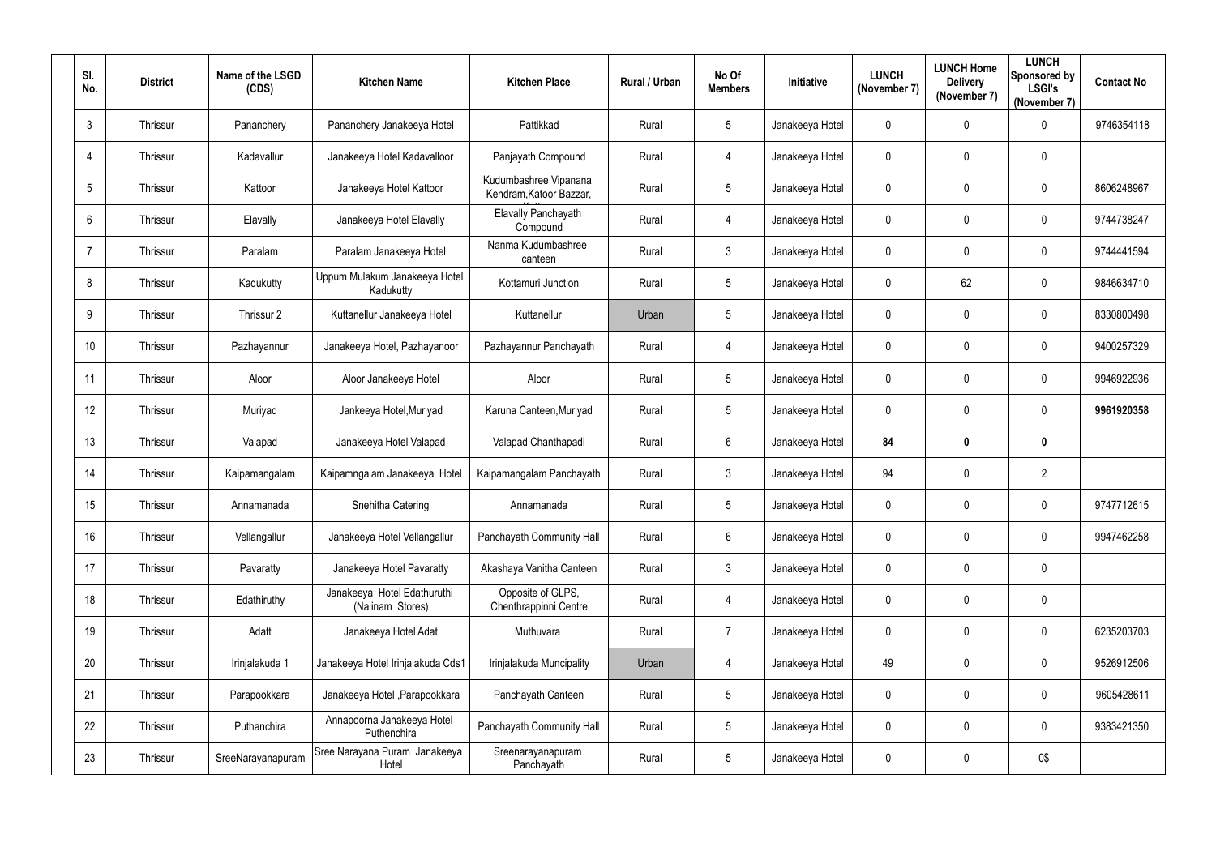| Sl. No. | District | Name of the LSGD (CDS) | Kitchen Name | Kitchen Place | Rural / Urban | No Of Members | Initiative | LUNCH (November 7) | LUNCH Home Delivery (November 7) | LUNCH Sponsored by LSGI's (November 7) | Contact No |
|---|---|---|---|---|---|---|---|---|---|---|---|
| 3 | Thrissur | Pananchery | Pananchery Janakeeya Hotel | Pattikkad | Rural | 5 | Janakeeya Hotel | 0 | 0 | 0 | 9746354118 |
| 4 | Thrissur | Kadavallur | Janakeeya Hotel Kadavalloor | Panjayath Compound | Rural | 4 | Janakeeya Hotel | 0 | 0 | 0 | |
| 5 | Thrissur | Kattoor | Janakeeya Hotel Kattoor | Kudumbashree Vipanana Kendram,Katoor Bazzar, | Rural | 5 | Janakeeya Hotel | 0 | 0 | 0 | 8606248967 |
| 6 | Thrissur | Elavally | Janakeeya Hotel Elavally | Elavally Panchayath Compound | Rural | 4 | Janakeeya Hotel | 0 | 0 | 0 | 9744738247 |
| 7 | Thrissur | Paralam | Paralam Janakeeya Hotel | Nanma Kudumbashree canteen | Rural | 3 | Janakeeya Hotel | 0 | 0 | 0 | 9744441594 |
| 8 | Thrissur | Kadukutty | Uppum Mulakum Janakeeya Hotel Kadukutty | Kottamuri Junction | Rural | 5 | Janakeeya Hotel | 0 | 62 | 0 | 9846634710 |
| 9 | Thrissur | Thrissur 2 | Kuttanellur Janakeeya Hotel | Kuttanellur | Urban | 5 | Janakeeya Hotel | 0 | 0 | 0 | 8330800498 |
| 10 | Thrissur | Pazhayannur | Janakeeya Hotel, Pazhayanoor | Pazhayannur Panchayath | Rural | 4 | Janakeeya Hotel | 0 | 0 | 0 | 9400257329 |
| 11 | Thrissur | Aloor | Aloor Janakeeya Hotel | Aloor | Rural | 5 | Janakeeya Hotel | 0 | 0 | 0 | 9946922936 |
| 12 | Thrissur | Muriyad | Jankeeya Hotel,Muriyad | Karuna Canteen,Muriyad | Rural | 5 | Janakeeya Hotel | 0 | 0 | 0 | **9961920358** |
| 13 | Thrissur | Valapad | Janakeeya Hotel Valapad | Valapad Chanthapadi | Rural | 6 | Janakeeya Hotel | **84** | **0** | **0** | |
| 14 | Thrissur | Kaipamangalam | Kaipamngalam Janakeeya Hotel | Kaipamangalam Panchayath | Rural | 3 | Janakeeya Hotel | 94 | 0 | 2 | |
| 15 | Thrissur | Annamanada | Snehitha Catering | Annamanada | Rural | 5 | Janakeeya Hotel | 0 | 0 | 0 | 9747712615 |
| 16 | Thrissur | Vellangallur | Janakeeya Hotel Vellangallur | Panchayath Community Hall | Rural | 6 | Janakeeya Hotel | 0 | 0 | 0 | 9947462258 |
| 17 | Thrissur | Pavaratty | Janakeeya Hotel Pavaratty | Akashaya Vanitha Canteen | Rural | 3 | Janakeeya Hotel | 0 | 0 | 0 | |
| 18 | Thrissur | Edathiruthy | Janakeeya Hotel Edathuruthi (Nalinam Stores) | Opposite of GLPS, Chenthrappinni Centre | Rural | 4 | Janakeeya Hotel | 0 | 0 | 0 | |
| 19 | Thrissur | Adatt | Janakeeya Hotel Adat | Muthuvara | Rural | 7 | Janakeeya Hotel | 0 | 0 | 0 | 6235203703 |
| 20 | Thrissur | Irinjalakuda 1 | Janakeeya Hotel Irinjalakuda Cds1 | Irinjalakuda Muncipality | Urban | 4 | Janakeeya Hotel | 49 | 0 | 0 | 9526912506 |
| 21 | Thrissur | Parapookkara | Janakeeya Hotel ,Parapookkara | Panchayath Canteen | Rural | 5 | Janakeeya Hotel | 0 | 0 | 0 | 9605428611 |
| 22 | Thrissur | Puthanchira | Annapoorna Janakeeya Hotel Puthenchira | Panchayath Community Hall | Rural | 5 | Janakeeya Hotel | 0 | 0 | 0 | 9383421350 |
| 23 | Thrissur | SreeNarayanapuram | Sree Narayana Puram Janakeeya Hotel | Sreenarayanapuram Panchayath | Rural | 5 | Janakeeya Hotel | 0 | 0 | 0$ | |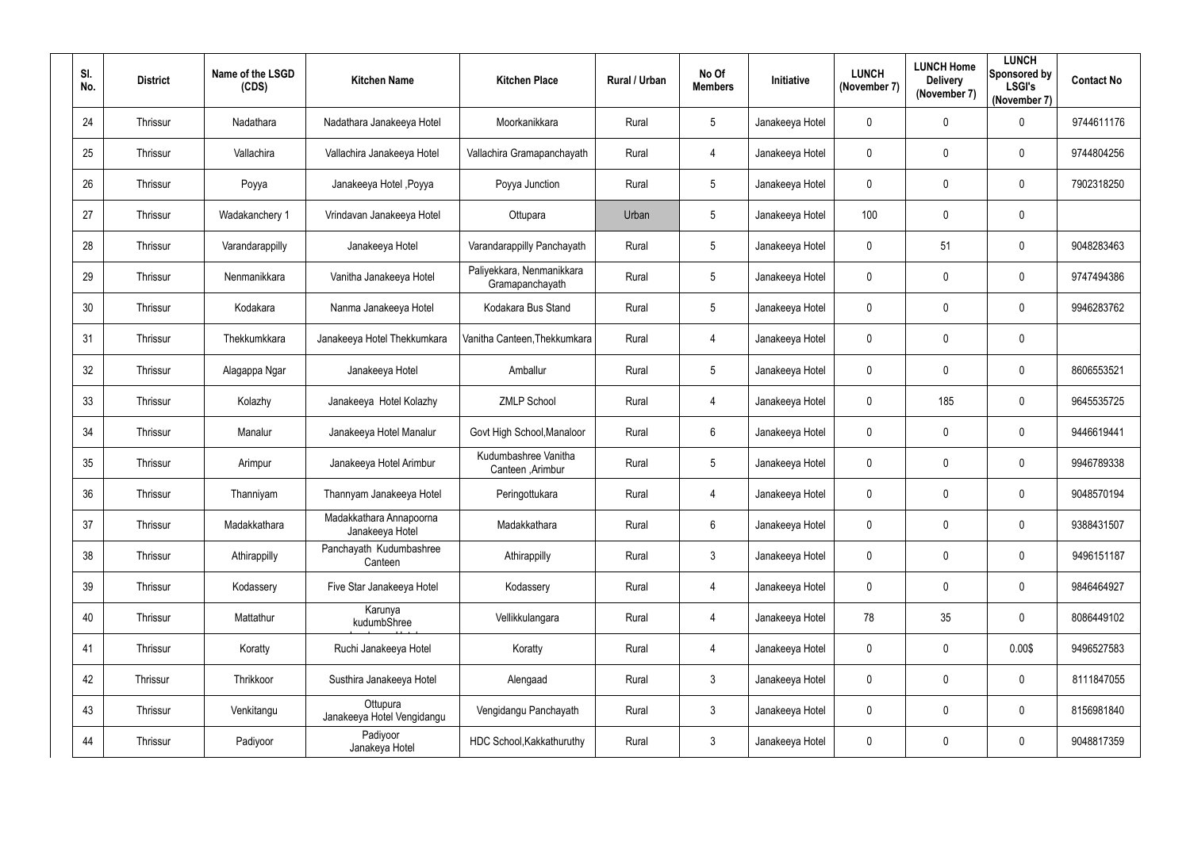| Sl. No. | District | Name of the LSGD (CDS) | Kitchen Name | Kitchen Place | Rural / Urban | No Of Members | Initiative | LUNCH (November 7) | LUNCH Home Delivery (November 7) | LUNCH Sponsored by LSGI's (November 7) | Contact No |
|---|---|---|---|---|---|---|---|---|---|---|---|
| 24 | Thrissur | Nadathara | Nadathara Janakeeya Hotel | Moorkanikkara | Rural | 5 | Janakeeya Hotel | 0 | 0 | 0 | 9744611176 |
| 25 | Thrissur | Vallachira | Vallachira Janakeeya Hotel | Vallachira Gramapanchayath | Rural | 4 | Janakeeya Hotel | 0 | 0 | 0 | 9744804256 |
| 26 | Thrissur | Poyya | Janakeeya Hotel ,Poyya | Poyya Junction | Rural | 5 | Janakeeya Hotel | 0 | 0 | 0 | 7902318250 |
| 27 | Thrissur | Wadakanchery 1 | Vrindavan Janakeeya Hotel | Ottupara | Urban | 5 | Janakeeya Hotel | 100 | 0 | 0 | |
| 28 | Thrissur | Varandarappilly | Janakeeya Hotel | Varandarappilly Panchayath | Rural | 5 | Janakeeya Hotel | 0 | 51 | 0 | 9048283463 |
| 29 | Thrissur | Nenmanikkara | Vanitha Janakeeya Hotel | Paliyekkara, Nenmanikkara Gramapanchayath | Rural | 5 | Janakeeya Hotel | 0 | 0 | 0 | 9747494386 |
| 30 | Thrissur | Kodakara | Nanma Janakeeya Hotel | Kodakara Bus Stand | Rural | 5 | Janakeeya Hotel | 0 | 0 | 0 | 9946283762 |
| 31 | Thrissur | Thekkumkkara | Janakeeya Hotel Thekkumkara | Vanitha Canteen,Thekkumkara | Rural | 4 | Janakeeya Hotel | 0 | 0 | 0 | |
| 32 | Thrissur | Alagappa Ngar | Janakeeya Hotel | Amballur | Rural | 5 | Janakeeya Hotel | 0 | 0 | 0 | 8606553521 |
| 33 | Thrissur | Kolazhy | Janakeeya Hotel Kolazhy | ZMLP School | Rural | 4 | Janakeeya Hotel | 0 | 185 | 0 | 9645535725 |
| 34 | Thrissur | Manalur | Janakeeya Hotel Manalur | Govt High School,Manaloor | Rural | 6 | Janakeeya Hotel | 0 | 0 | 0 | 9446619441 |
| 35 | Thrissur | Arimpur | Janakeeya Hotel Arimbur | Kudumbashree Vanitha Canteen ,Arimbur | Rural | 5 | Janakeeya Hotel | 0 | 0 | 0 | 9946789338 |
| 36 | Thrissur | Thanniyam | Thannyam Janakeeya Hotel | Peringottukara | Rural | 4 | Janakeeya Hotel | 0 | 0 | 0 | 9048570194 |
| 37 | Thrissur | Madakkathara | Madakkathara Annapoorna Janakeeya Hotel | Madakkathara | Rural | 6 | Janakeeya Hotel | 0 | 0 | 0 | 9388431507 |
| 38 | Thrissur | Athirappilly | Panchayath Kudumbashree Canteen | Athirappilly | Rural | 3 | Janakeeya Hotel | 0 | 0 | 0 | 9496151187 |
| 39 | Thrissur | Kodassery | Five Star Janakeeya Hotel | Kodassery | Rural | 4 | Janakeeya Hotel | 0 | 0 | 0 | 9846464927 |
| 40 | Thrissur | Mattathur | Karunya kudumbShree | Vellikkulangara | Rural | 4 | Janakeeya Hotel | 78 | 35 | 0 | 8086449102 |
| 41 | Thrissur | Koratty | Ruchi Janakeeya Hotel | Koratty | Rural | 4 | Janakeeya Hotel | 0 | 0 | 0.00$ | 9496527583 |
| 42 | Thrissur | Thrikkoor | Susthira Janakeeya Hotel | Alengaad | Rural | 3 | Janakeeya Hotel | 0 | 0 | 0 | 8111847055 |
| 43 | Thrissur | Venkitangu | Ottupura Janakeeya Hotel Vengidangu | Vengidangu Panchayath | Rural | 3 | Janakeeya Hotel | 0 | 0 | 0 | 8156981840 |
| 44 | Thrissur | Padiyoor | Padiyoor Janakeya Hotel | HDC School,Kakkathuruthy | Rural | 3 | Janakeeya Hotel | 0 | 0 | 0 | 9048817359 |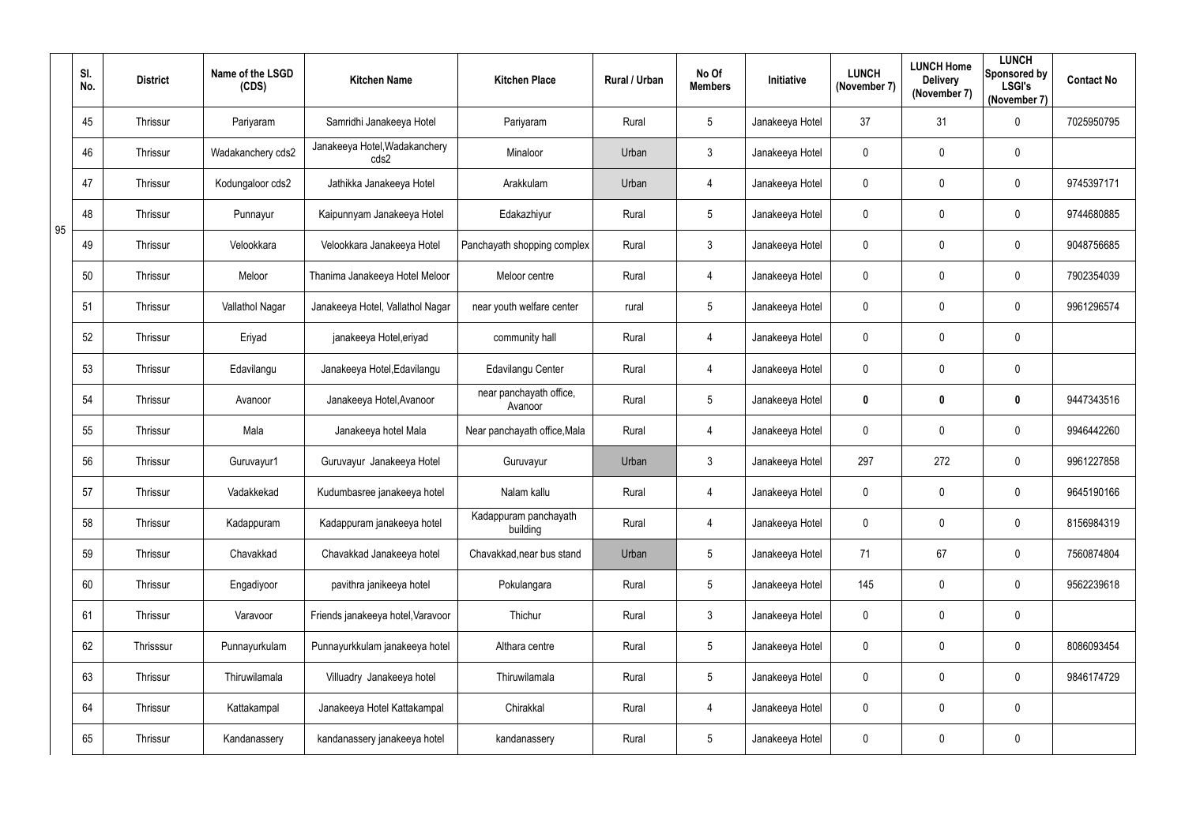| | Sl. No. | District | Name of the LSGD (CDS) | Kitchen Name | Kitchen Place | Rural / Urban | No Of Members | Initiative | LUNCH (November 7) | LUNCH Home Delivery (November 7) | LUNCH Sponsored by LSGI's (November 7) | Contact No |
|---|---|---|---|---|---|---|---|---|---|---|---|---|
| 95 | 45 | Thrissur | Pariyaram | Samridhi Janakeeya Hotel | Pariyaram | Rural | 5 | Janakeeya Hotel | 37 | 31 | 0 | 7025950795 |
| | 46 | Thrissur | Wadakanchery cds2 | Janakeeya Hotel,Wadakanchery cds2 | Minaloor | Urban | 3 | Janakeeya Hotel | 0 | 0 | 0 | |
| | 47 | Thrissur | Kodungaloor cds2 | Jathikka Janakeeya Hotel | Arakkulam | Urban | 4 | Janakeeya Hotel | 0 | 0 | 0 | 9745397171 |
| | 48 | Thrissur | Punnayur | Kaipunnyam Janakeeya Hotel | Edakazhiyur | Rural | 5 | Janakeeya Hotel | 0 | 0 | 0 | 9744680885 |
| | 49 | Thrissur | Velookkara | Velookkara Janakeeya Hotel | Panchayath shopping complex | Rural | 3 | Janakeeya Hotel | 0 | 0 | 0 | 9048756685 |
| | 50 | Thrissur | Meloor | Thanima Janakeeya Hotel Meloor | Meloor centre | Rural | 4 | Janakeeya Hotel | 0 | 0 | 0 | 7902354039 |
| | 51 | Thrissur | Vallathol Nagar | Janakeeya Hotel, Vallathol Nagar | near youth welfare center | rural | 5 | Janakeeya Hotel | 0 | 0 | 0 | 9961296574 |
| | 52 | Thrissur | Eriyad | janakeeya Hotel,eriyad | community hall | Rural | 4 | Janakeeya Hotel | 0 | 0 | 0 | |
| | 53 | Thrissur | Edavilangu | Janakeeya Hotel,Edavilangu | Edavilangu Center | Rural | 4 | Janakeeya Hotel | 0 | 0 | 0 | |
| | 54 | Thrissur | Avanoor | Janakeeya Hotel,Avanoor | near panchayath office, Avanoor | Rural | 5 | Janakeeya Hotel | **0** | **0** | **0** | 9447343516 |
| | 55 | Thrissur | Mala | Janakeeya hotel Mala | Near panchayath office,Mala | Rural | 4 | Janakeeya Hotel | 0 | 0 | 0 | 9946442260 |
| | 56 | Thrissur | Guruvayur1 | Guruvayur Janakeeya Hotel | Guruvayur | Urban | 3 | Janakeeya Hotel | 297 | 272 | 0 | 9961227858 |
| | 57 | Thrissur | Vadakkekad | Kudumbasree janakeeya hotel | Nalam kallu | Rural | 4 | Janakeeya Hotel | 0 | 0 | 0 | 9645190166 |
| | 58 | Thrissur | Kadappuram | Kadappuram janakeeya hotel | Kadappuram panchayath building | Rural | 4 | Janakeeya Hotel | 0 | 0 | 0 | 8156984319 |
| | 59 | Thrissur | Chavakkad | Chavakkad Janakeeya hotel | Chavakkad,near bus stand | Urban | 5 | Janakeeya Hotel | 71 | 67 | 0 | 7560874804 |
| | 60 | Thrissur | Engadiyoor | pavithra janikeeya hotel | Pokulangara | Rural | 5 | Janakeeya Hotel | 145 | 0 | 0 | 9562239618 |
| | 61 | Thrissur | Varavoor | Friends janakeeya hotel,Varavoor | Thichur | Rural | 3 | Janakeeya Hotel | 0 | 0 | 0 | |
| | 62 | Thrisssur | Punnayurkulam | Punnayurkkulam janakeeya hotel | Althara centre | Rural | 5 | Janakeeya Hotel | 0 | 0 | 0 | 8086093454 |
| | 63 | Thrissur | Thiruwilamala | Villuadry Janakeeya hotel | Thiruwilamala | Rural | 5 | Janakeeya Hotel | 0 | 0 | 0 | 9846174729 |
| | 64 | Thrissur | Kattakampal | Janakeeya Hotel Kattakampal | Chirakkal | Rural | 4 | Janakeeya Hotel | 0 | 0 | 0 | |
| | 65 | Thrissur | Kandanassery | kandanassery janakeeya hotel | kandanassery | Rural | 5 | Janakeeya Hotel | 0 | 0 | 0 | |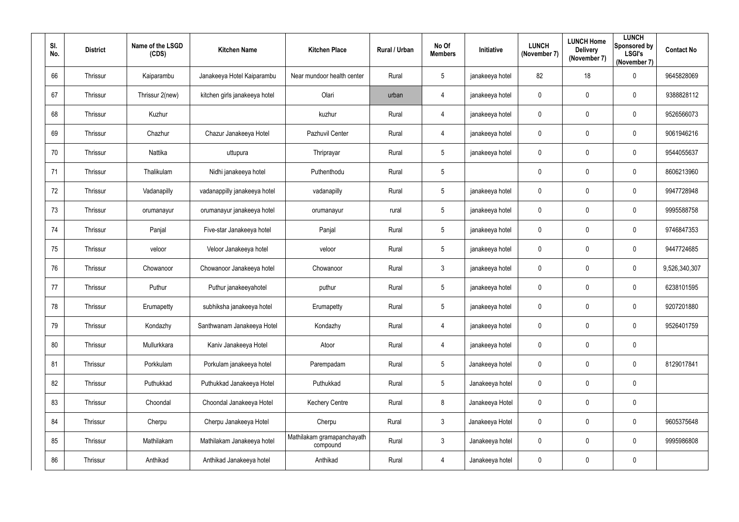| Sl. No. | District | Name of the LSGD (CDS) | Kitchen Name | Kitchen Place | Rural / Urban | No Of Members | Initiative | LUNCH (November 7) | LUNCH Home Delivery (November 7) | LUNCH Sponsored by LSGI's (November 7) | Contact No |
|---|---|---|---|---|---|---|---|---|---|---|---|
| 66 | Thrissur | Kaiparambu | Janakeeya Hotel Kaiparambu | Near mundoor health center | Rural | 5 | janakeeya hotel | 82 | 18 | 0 | 9645828069 |
| 67 | Thrissur | Thrissur 2(new) | kitchen girls janakeeya hotel | Olari | urban | 4 | janakeeya hotel | 0 | 0 | 0 | 9388828112 |
| 68 | Thrissur | Kuzhur | | kuzhur | Rural | 4 | janakeeya hotel | 0 | 0 | 0 | 9526566073 |
| 69 | Thrissur | Chazhur | Chazur Janakeeya Hotel | Pazhuvil Center | Rural | 4 | janakeeya hotel | 0 | 0 | 0 | 9061946216 |
| 70 | Thrissur | Nattika | uttupura | Thriprayar | Rural | 5 | janakeeya hotel | 0 | 0 | 0 | 9544055637 |
| 71 | Thrissur | Thalikulam | Nidhi janakeeya hotel | Puthenthodu | Rural | 5 | | 0 | 0 | 0 | 8606213960 |
| 72 | Thrissur | Vadanapilly | vadanappilly janakeeya hotel | vadanapilly | Rural | 5 | janakeeya hotel | 0 | 0 | 0 | 9947728948 |
| 73 | Thrissur | orumanayur | orumanayur janakeeya hotel | orumanayur | rural | 5 | janakeeya hotel | 0 | 0 | 0 | 9995588758 |
| 74 | Thrissur | Panjal | Five-star Janakeeya hotel | Panjal | Rural | 5 | janakeeya hotel | 0 | 0 | 0 | 9746847353 |
| 75 | Thrissur | veloor | Veloor Janakeeya hotel | veloor | Rural | 5 | janakeeya hotel | 0 | 0 | 0 | 9447724685 |
| 76 | Thrissur | Chowanoor | Chowanoor Janakeeya hotel | Chowanoor | Rural | 3 | janakeeya hotel | 0 | 0 | 0 | 9,526,340,307 |
| 77 | Thrissur | Puthur | Puthur janakeeyahotel | puthur | Rural | 5 | janakeeya hotel | 0 | 0 | 0 | 6238101595 |
| 78 | Thrissur | Erumapetty | subhiksha janakeeya hotel | Erumapetty | Rural | 5 | janakeeya hotel | 0 | 0 | 0 | 9207201880 |
| 79 | Thrissur | Kondazhy | Santhwanam Janakeeya Hotel | Kondazhy | Rural | 4 | janakeeya hotel | 0 | 0 | 0 | 9526401759 |
| 80 | Thrissur | Mullurkkara | Kaniv Janakeeya Hotel | Atoor | Rural | 4 | janakeeya hotel | 0 | 0 | 0 | |
| 81 | Thrissur | Porkkulam | Porkulam janakeeya hotel | Parempadam | Rural | 5 | Janakeeya hotel | 0 | 0 | 0 | 8129017841 |
| 82 | Thrissur | Puthukkad | Puthukkad Janakeeya Hotel | Puthukkad | Rural | 5 | Janakeeya hotel | 0 | 0 | 0 | |
| 83 | Thrissur | Choondal | Choondal Janakeeya Hotel | Kechery Centre | Rural | 8 | Janakeeya Hotel | 0 | 0 | 0 | |
| 84 | Thrissur | Cherpu | Cherpu Janakeeya Hotel | Cherpu | Rural | 3 | Janakeeya Hotel | 0 | 0 | 0 | 9605375648 |
| 85 | Thrissur | Mathilakam | Mathilakam Janakeeya hotel | Mathilakam gramapanchayath compound | Rural | 3 | Janakeeya hotel | 0 | 0 | 0 | 9995986808 |
| 86 | Thrissur | Anthikad | Anthikad Janakeeya hotel | Anthikad | Rural | 4 | Janakeeya hotel | 0 | 0 | 0 | |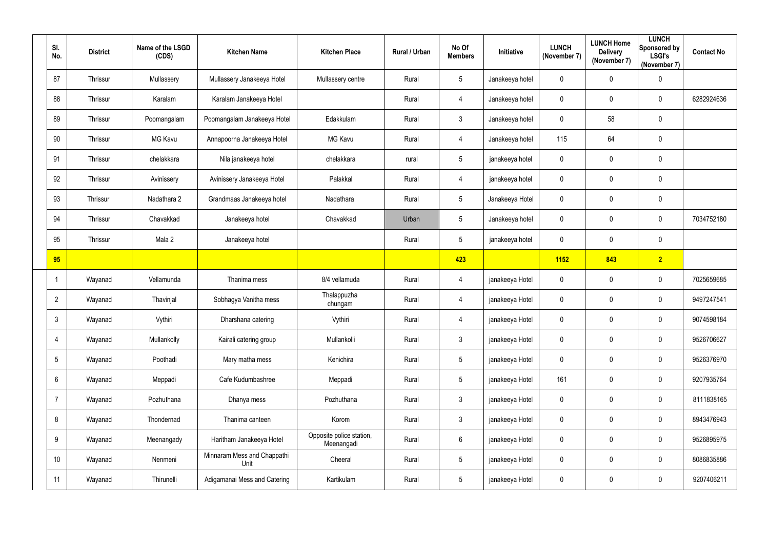| Sl. No. | District | Name of the LSGD (CDS) | Kitchen Name | Kitchen Place | Rural / Urban | No Of Members | Initiative | LUNCH (November 7) | LUNCH Home Delivery (November 7) | LUNCH Sponsored by LSGI's (November 7) | Contact No |
|---|---|---|---|---|---|---|---|---|---|---|---|
| 87 | Thrissur | Mullassery | Mullassery Janakeeya Hotel | Mullassery centre | Rural | 5 | Janakeeya hotel | 0 | 0 | 0 | |
| 88 | Thrissur | Karalam | Karalam Janakeeya Hotel | | Rural | 4 | Janakeeya hotel | 0 | 0 | 0 | 6282924636 |
| 89 | Thrissur | Poomangalam | Poomangalam Janakeeya Hotel | Edakkulam | Rural | 3 | Janakeeya hotel | 0 | 58 | 0 | |
| 90 | Thrissur | MG Kavu | Annapoorna Janakeeya Hotel | MG Kavu | Rural | 4 | Janakeeya hotel | 115 | 64 | 0 | |
| 91 | Thrissur | chelakkara | Nila janakeeya hotel | chelakkara | rural | 5 | janakeeya hotel | 0 | 0 | 0 | |
| 92 | Thrissur | Avinissery | Avinissery Janakeeya Hotel | Palakkal | Rural | 4 | janakeeya hotel | 0 | 0 | 0 | |
| 93 | Thrissur | Nadathara 2 | Grandmaas Janakeeya hotel | Nadathara | Rural | 5 | Janakeeya Hotel | 0 | 0 | 0 | |
| 94 | Thrissur | Chavakkad | Janakeeya hotel | Chavakkad | Urban | 5 | Janakeeya hotel | 0 | 0 | 0 | 7034752180 |
| 95 | Thrissur | Mala 2 | Janakeeya hotel | | Rural | 5 | janakeeya hotel | 0 | 0 | 0 | |
| **95** | | | | | | **423** | | **1152** | **843** | **2** | |
| 1 | Wayanad | Vellamunda | Thanima mess | 8/4 vellamuda | Rural | 4 | janakeeya Hotel | 0 | 0 | 0 | 7025659685 |
| 2 | Wayanad | Thavinjal | Sobhagya Vanitha mess | Thalappuzha chungam | Rural | 4 | janakeeya Hotel | 0 | 0 | 0 | 9497247541 |
| 3 | Wayanad | Vythiri | Dharshana catering | Vythiri | Rural | 4 | janakeeya Hotel | 0 | 0 | 0 | 9074598184 |
| 4 | Wayanad | Mullankolly | Kairali catering group | Mullankolli | Rural | 3 | janakeeya Hotel | 0 | 0 | 0 | 9526706627 |
| 5 | Wayanad | Poothadi | Mary matha mess | Kenichira | Rural | 5 | janakeeya Hotel | 0 | 0 | 0 | 9526376970 |
| 6 | Wayanad | Meppadi | Cafe Kudumbashree | Meppadi | Rural | 5 | janakeeya Hotel | 161 | 0 | 0 | 9207935764 |
| 7 | Wayanad | Pozhuthana | Dhanya mess | Pozhuthana | Rural | 3 | janakeeya Hotel | 0 | 0 | 0 | 8111838165 |
| 8 | Wayanad | Thondernad | Thanima canteen | Korom | Rural | 3 | janakeeya Hotel | 0 | 0 | 0 | 8943476943 |
| 9 | Wayanad | Meenangady | Haritham Janakeeya Hotel | Opposite police station, Meenangadi | Rural | 6 | janakeeya Hotel | 0 | 0 | 0 | 9526895975 |
| 10 | Wayanad | Nenmeni | Minnaram Mess and Chappathi Unit | Cheeral | Rural | 5 | janakeeya Hotel | 0 | 0 | 0 | 8086835886 |
| 11 | Wayanad | Thirunelli | Adigamanai Mess and Catering | Kartikulam | Rural | 5 | janakeeya Hotel | 0 | 0 | 0 | 9207406211 |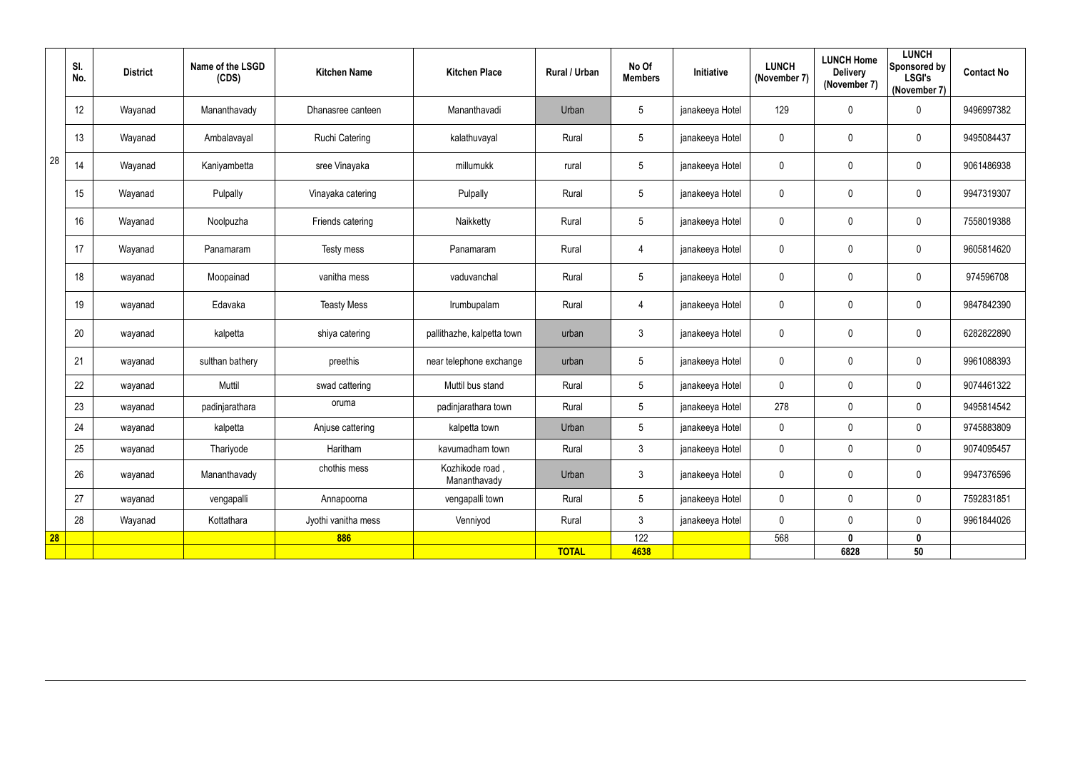| | Sl. No. | District | Name of the LSGD (CDS) | Kitchen Name | Kitchen Place | Rural / Urban | No Of Members | Initiative | LUNCH (November 7) | LUNCH Home Delivery (November 7) | LUNCH Sponsored by LSGI's (November 7) | Contact No |
|---|---|---|---|---|---|---|---|---|---|---|---|---|
| 28 | 12 | Wayanad | Mananthavady | Dhanasree canteen | Mananthavadi | Urban | 5 | janakeeya Hotel | 129 | 0 | 0 | 9496997382 |
| | 13 | Wayanad | Ambalavayal | Ruchi Catering | kalathuvayal | Rural | 5 | janakeeya Hotel | 0 | 0 | 0 | 9495084437 |
| | 14 | Wayanad | Kaniyambetta | sree Vinayaka | millumukk | rural | 5 | janakeeya Hotel | 0 | 0 | 0 | 9061486938 |
| | 15 | Wayanad | Pulpally | Vinayaka catering | Pulpally | Rural | 5 | janakeeya Hotel | 0 | 0 | 0 | 9947319307 |
| | 16 | Wayanad | Noolpuzha | Friends catering | Naikketty | Rural | 5 | janakeeya Hotel | 0 | 0 | 0 | 7558019388 |
| | 17 | Wayanad | Panamaram | Testy mess | Panamaram | Rural | 4 | janakeeya Hotel | 0 | 0 | 0 | 9605814620 |
| | 18 | wayanad | Moopainad | vanitha mess | vaduvanchal | Rural | 5 | janakeeya Hotel | 0 | 0 | 0 | 974596708 |
| | 19 | wayanad | Edavaka | Teasty Mess | Irumbupalam | Rural | 4 | janakeeya Hotel | 0 | 0 | 0 | 9847842390 |
| | 20 | wayanad | kalpetta | shiya catering | pallithazhe, kalpetta town | urban | 3 | janakeeya Hotel | 0 | 0 | 0 | 6282822890 |
| | 21 | wayanad | sulthan bathery | preethis | near telephone exchange | urban | 5 | janakeeya Hotel | 0 | 0 | 0 | 9961088393 |
| | 22 | wayanad | Muttil | swad cattering | Muttil bus stand | Rural | 5 | janakeeya Hotel | 0 | 0 | 0 | 9074461322 |
| | 23 | wayanad | padinjarathara | oruma | padinjarathara town | Rural | 5 | janakeeya Hotel | 278 | 0 | 0 | 9495814542 |
| | 24 | wayanad | kalpetta | Anjuse cattering | kalpetta town | Urban | 5 | janakeeya Hotel | 0 | 0 | 0 | 9745883809 |
| | 25 | wayanad | Thariyode | Haritham | kavumadham town | Rural | 3 | janakeeya Hotel | 0 | 0 | 0 | 9074095457 |
| | 26 | wayanad | Mananthavady | chothis mess | Kozhikode road , Mananthavady | Urban | 3 | janakeeya Hotel | 0 | 0 | 0 | 9947376596 |
| | 27 | wayanad | vengapalli | Annapoorna | vengapalli town | Rural | 5 | janakeeya Hotel | 0 | 0 | 0 | 7592831851 |
| | 28 | Wayanad | Kottathara | Jyothi vanitha mess | Venniyod | Rural | 3 | janakeeya Hotel | 0 | 0 | 0 | 9961844026 |
| **28** | | | | **886** | | | 122 | | 568 | **0** | **0** | |
| | | | | | | **TOTAL** | **4638** | | | **6828** | **50** | |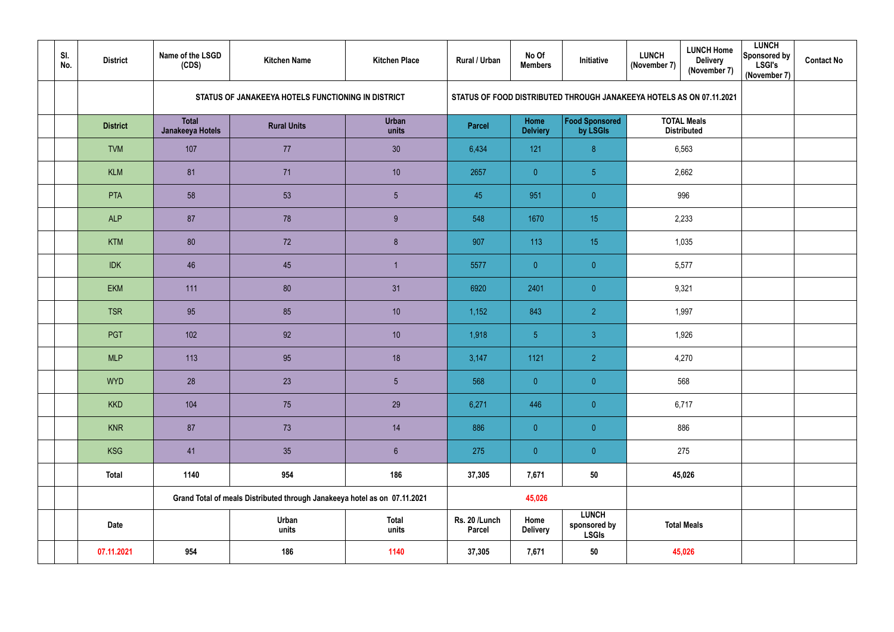| | Sl. No. | District | Name of the LSGD (CDS) | Kitchen Name | Kitchen Place | Rural / Urban | No Of Members | Initiative | LUNCH (November 7) | LUNCH Home Delivery (November 7) | LUNCH Sponsored by LSGI's (November 7) | Contact No |
|---|---|---|---|---|---|---|---|---|---|---|---|---|
| | | | STATUS OF JANAKEEYA HOTELS FUNCTIONING IN DISTRICT | | | STATUS OF FOOD DISTRIBUTED THROUGH JANAKEEYA HOTELS AS ON 07.11.2021 | | | | | | |
| | | District | Total Janakeeya Hotels | Rural Units | Urban units | Parcel | Home Delviery | Food Sponsored by LSGIs | TOTAL Meals Distributed | | | |
| | | TVM | 107 | 77 | 30 | 6,434 | 121 | 8 | 6,563 | | | |
| | | KLM | 81 | 71 | 10 | 2657 | 0 | 5 | 2,662 | | | |
| | | PTA | 58 | 53 | 5 | 45 | 951 | 0 | 996 | | | |
| | | ALP | 87 | 78 | 9 | 548 | 1670 | 15 | 2,233 | | | |
| | | KTM | 80 | 72 | 8 | 907 | 113 | 15 | 1,035 | | | |
| | | IDK | 46 | 45 | 1 | 5577 | 0 | 0 | 5,577 | | | |
| | | EKM | 111 | 80 | 31 | 6920 | 2401 | 0 | 9,321 | | | |
| | | TSR | 95 | 85 | 10 | 1,152 | 843 | 2 | 1,997 | | | |
| | | PGT | 102 | 92 | 10 | 1,918 | 5 | 3 | 1,926 | | | |
| | | MLP | 113 | 95 | 18 | 3,147 | 1121 | 2 | 4,270 | | | |
| | | WYD | 28 | 23 | 5 | 568 | 0 | 0 | 568 | | | |
| | | KKD | 104 | 75 | 29 | 6,271 | 446 | 0 | 6,717 | | | |
| | | KNR | 87 | 73 | 14 | 886 | 0 | 0 | 886 | | | |
| | | KSG | 41 | 35 | 6 | 275 | 0 | 0 | 275 | | | |
| | | **Total** | **1140** | **954** | **186** | **37,305** | **7,671** | **50** | **45,026** | | | |
| | | | **Grand Total of meals Distributed through Janakeeya hotel as on 07.11.2021** | | | | **45,026** | | | | | |
| | | **Date** | | **Urban units** | **Total units** | **Rs. 20 /Lunch Parcel** | **Home Delivery** | **LUNCH sponsored by LSGIs** | **Total Meals** | | | |
| | | **07.11.2021** | **954** | **186** | **1140** | **37,305** | **7,671** | **50** | **45,026** | | | |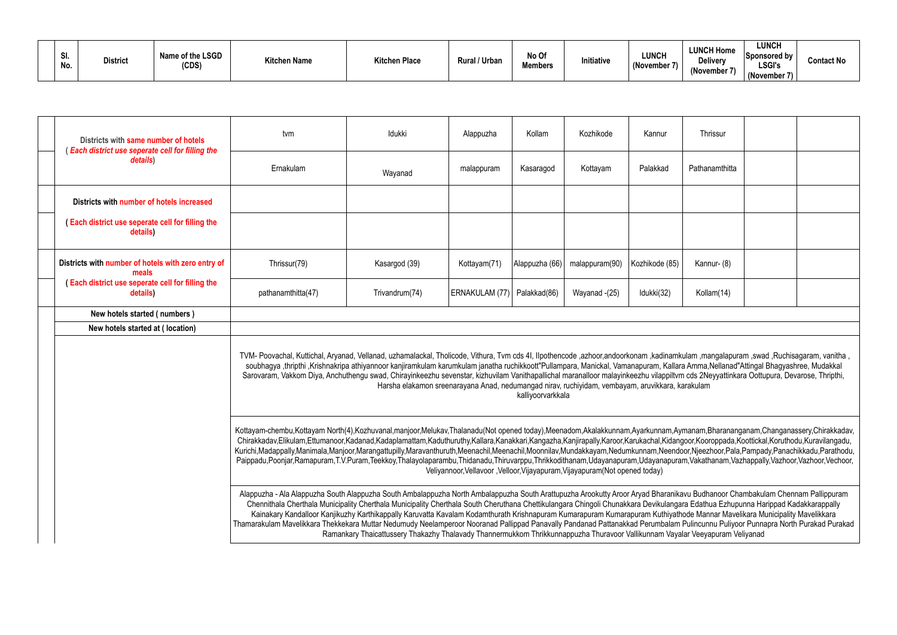| Sl. No. | District | Name of the LSGD (CDS) | Kitchen Name | Kitchen Place | Rural / Urban | No Of Members | Initiative | LUNCH (November 7) | LUNCH Home Delivery (November 7) | LUNCH Sponsored by LSGI's (November 7) | Contact No |
|---|---|---|---|---|---|---|---|---|---|---|---|

| | | | | | | | | | |
|---|---|---|---|---|---|---|---|---|---|
| Districts with same number of hotels ( *Each district use seperate cell for filling the details*) | tvm | Idukki | Alappuzha | Kollam | Kozhikode | Kannur | Thrissur | | |
| | Ernakulam | Wayanad | malappuram | Kasaragod | Kottayam | Palakkad | Pathanamthitta | | |
| Districts with number of hotels increased | | | | | | | | | |
| ( Each district use seperate cell for filling the details) | | | | | | | | | |
| Districts with number of hotels with zero entry of meals ( Each district use seperate cell for filling the details) | Thrissur(79) | Kasargod (39) | Kottayam(71) | Alappuzha (66) | malappuram(90) | Kozhikode (85) | Kannur- (8) | | |
| | pathanamthitta(47) | Trivandrum(74) | ERNAKULAM (77) | Palakkad(86) | Wayanad -(25) | Idukki(32) | Kollam(14) | | |
| New hotels started ( numbers ) | | | | | | | | | |
| New hotels started at ( location) | | | | | | | | | |
| | TVM- Poovachal, Kuttichal, Aryanad, Vellanad, uzhamalackal, Tholicode, Vithura, Tvm cds 4I, IIpothencode ,azhoor,andoorkonam ,kadinamkulam ,mangalapuram ,swad ,Ruchisagaram, vanitha , soubhagya ,thripthi ,Krishnakripa athiyannoor kanjiramkulam karumkulam janatha ruchikkoott"Pullampara, Manickal, Vamanapuram, Kallara Amma,Nellanad"Attingal Bhagyashree, Mudakkal Sarovaram, Vakkom Diya, Anchuthengu swad, Chirayinkeezhu sevenstar, kizhuvilam Vanithapallichal maranalloor malayinkeezhu vilappiltvm cds 2Neyyattinkara Oottupura, Devarose, Thripthi, Harsha elakamon sreenarayana Anad, nedumangad nirav, ruchiyidam, vembayam, aruvikkara, karakulam kalliyoorvarkkala | | | | | | | | |
| | Kottayam-chembu,Kottayam North(4),Kozhuvanal,manjoor,Melukav,Thalanadu(Not opened today),Meenadom,Akalakkunnam,Ayarkunnam,Aymanam,Bharananganam,Changanassery,Chirakkadav, Chirakkadav,Elikulam,Ettumanoor,Kadanad,Kadaplamattam,Kaduthuruthy,Kallara,Kanakkari,Kangazha,Kanjirapally,Karoor,Karukachal,Kidangoor,Kooroppada,Koottickal,Koruthodu,Kuravilangadu, Kurichi,Madappally,Manimala,Manjoor,Marangattupilly,Maravanthuruth,Meenachil,Meenachil,Moonnilav,Mundakkayam,Nedumkunnam,Neendoor,Njeezhoor,Pala,Pampady,Panachikkadu,Parathodu, Paippadu,Poonjar,Ramapuram,T.V.Puram,Teekkoy,Thalayolaparambu,Thidanadu,Thiruvarppu,Thrikkodithanam,Udayanapuram,Udayanapuram,Vakathanam,Vazhappally,Vazhoor,Vazhoor,Vechoor, Veliyannoor,Vellavoor ,Velloor,Vijayapuram,Vijayapuram(Not opened today) | | | | | | | | |
| | Alappuzha - Ala Alappuzha South Alappuzha South Ambalappuzha North Ambalappuzha South Arattupuzha Arookutty Aroor Aryad Bharanikavu Budhanoor Chambakulam Chennam Pallippuram Chennithala Cherthala Municipality Cherthala Municipality Cherthala South Cheruthana Chettikulangara Chingoli Chunakkara Devikulangara Edathua Ezhupunna Harippad Kadakkarappally Kainakary Kandalloor Kanjikuzhy Karthikappally Karuvatta Kavalam Kodamthurath Krishnapuram Kumarapuram Kumarapuram Kuthiyathode Mannar Mavelikara Municipality Mavelikkara Thamarakulam Mavelikkara Thekkekara Muttar Nedumudy Neelamperoor Nooranad Pallippad Panavally Pandanad Pattanakkad Perumbalam Pulincunnu Puliyoor Punnapra North Purakad Purakad Ramankary Thaicattussery Thakazhy Thalavady Thannermukkom Thrikkunnappuzha Thuravoor Vallikunnam Vayalar Veeyapuram Veliyanad | | | | | | | | |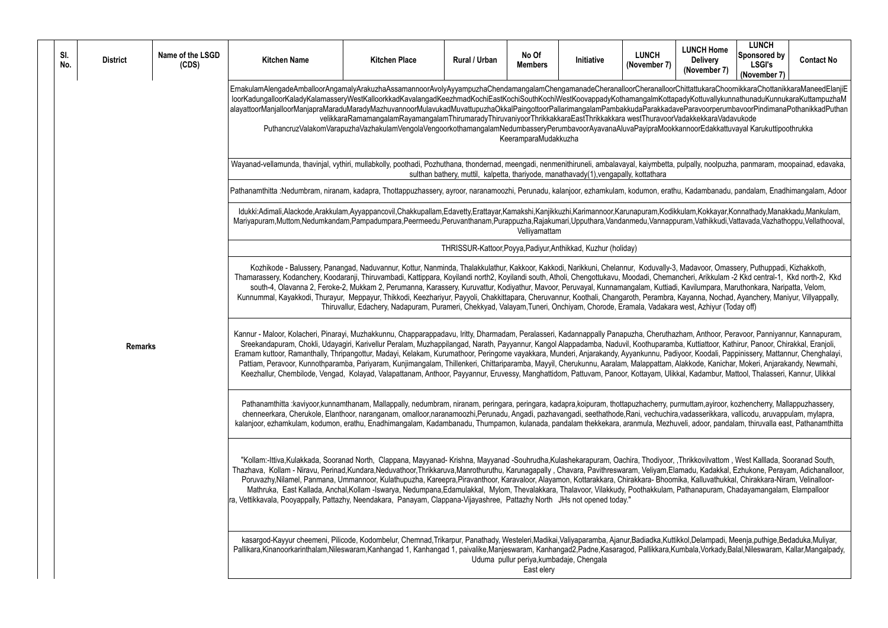| Sl. No. | District | Name of the LSGD (CDS) | Kitchen Name | Kitchen Place | Rural / Urban | No Of Members | Initiative | LUNCH (November 7) | LUNCH Home Delivery (November 7) | LUNCH Sponsored by LSGI's (November 7) | Contact No |
|---|---|---|---|---|---|---|---|---|---|---|---|
| | Remarks | | ErnakulamAlengadeAmballoorAngamalyArakuzhaAssamannoorAvolyAyyampuzhaChendamangalamChengamanadeCheranalloorCheranalloorChittattukaraChoornikkaraChottanikkaraManeedElanjiEloorKadungalloorKaladyKalamasseryWestKalloorkkadKavalangadKeezhmadKochiEastKochiSouthKochiWestKoovappadyKothamangalmKottapadyKottuvallykunnathunaduKunnukaraKuttampuzhaMalayattoorManjalloorManjapraMaraduMaradyMazhuvannoorMulavukadMuvattupuzhaOkkalPaingottoorPallarimangalamPambakkudaParakkadaveParavoorperumbavoorPindimanaPothanikkadPuthanvelikkaraRamamangalamRayamangalamThirumaradyThiruvaniyoorThrikkakkaraEastThrikkakkara westThuravoorVadakkekkaraVadavukode PuthancruzValakomVarapuzhaVazhakulamVengolaVengoorkothamangalamNedumbasseryPerumbavoorAyavanaAluvaPayipraMookkannoorEdakkattuvayal Karukuttipoothrukka KeeramparaMudakkuzha | | | | | | | | |
| | | | Wayanad-vellamunda, thavinjal, vythiri, mullabkolly, poothadi, Pozhuthana, thondernad, meengadi, nenmenithiruneli, ambalavayal, kaiymbetta, pulpally, noolpuzha, panmaram, moopainad, edavaka, sulthan bathery, muttil, kalpetta, thariyode, manathavady(1),vengapally, kottathara | | | | | | | | |
| | | | Pathanamthitta :Nedumbram, niranam, kadapra, Thottappuzhassery, ayroor, naranamoozhi, Perunadu, kalanjoor, ezhamkulam, kodumon, erathu, Kadambanadu, pandalam, Enadhimangalam, Adoor | | | | | | | | |
| | | | Idukki:Adimali,Alackode,Arakkulam,Ayyappancovil,Chakkupallam,Edavetty,Erattayar,Kamakshi,Kanjikkuzhi,Karimannoor,Karunapuram,Kodikkulam,Kokkayar,Konnathady,Manakkadu,Mankulam,Mariyapuram,Muttom,Nedumkandam,Pampadumpara,Peermeedu,Peruvanthanam,Purappuzha,Rajakumari,Upputhara,Vandanmedu,Vannappuram,Vathikkudi,Vattavada,Vazhathoppu,Vellathooval,Velliyamattam | | | | | | | | |
| | | | THRISSUR-Kattoor,Poyya,Padiyur,Anthikkad, Kuzhur (holiday) | | | | | | | | |
| | | | Kozhikode - Balussery, Panangad, Naduvannur, Kottur, Nanminda, Thalakkulathur, Kakkoor, Kakkodi, Narikkuni, Chelannur, Koduvally-3, Madavoor, Omassery, Puthuppadi, Kizhakkoth, Thamarassery, Kodanchery, Koodaranji, Thiruvambadi, Kattippara, Koyilandi north2, Koyilandi south, Atholi, Chengottukavu, Moodadi, Chemancheri, Arikkulam -2 Kkd central-1, Kkd north-2, Kkd south-4, Olavanna 2, Feroke-2, Mukkam 2, Perumanna, Karassery, Kuruvattur, Kodiyathur, Mavoor, Peruvayal, Kunnamangalam, Kuttiadi, Kavilumpara, Maruthonkara, Naripatta, Velom, Kunnummal, Kayakkodi, Thurayur, Meppayur, Thikkodi, Keezhariyur, Payyoli, Chakkittapara, Cheruvannur, Koothali, Changaroth, Perambra, Kayanna, Nochad, Ayanchery, Maniyur, Villyappally, Thiruvallur, Edachery, Nadapuram, Purameri, Chekkyad, Valayam,Tuneri, Onchiyam, Chorode, Eramala, Vadakara west, Azhiyur (Today off) | | | | | | | | |
| | | | Kannur - Maloor, Kolacheri, Pinarayi, Muzhakkunnu, Chapparappadavu, Iritty, Dharmadam, Peralasseri, Kadannappally Panapuzha, Cheruthazham, Anthoor, Peravoor, Panniyannur, Kannapuram, Sreekandapuram, Chokli, Udayagiri, Karivellur Peralam, Muzhappilangad, Narath, Payyannur, Kangol Alappadamba, Naduvil, Koothuparamba, Kuttiattoor, Kathirur, Panoor, Chirakkal, Eranjoli, Eramam kuttoor, Ramanthally, Thripangottur, Madayi, Kelakam, Kurumathoor, Peringome vayakkara, Munderi, Anjarakandy, Ayyankunnu, Padiyoor, Koodali, Pappinissery, Mattannur, Chenghalayi, Pattiam, Peravoor, Kunnothparamba, Pariyaram, Kunjimangalam, Thillenkeri, Chittariparamba, Mayyil, Cherukunnu, Aaralam, Malappattam, Alakkode, Kanichar, Mokeri, Anjarakandy, Newmahi, Keezhallur, Chembilode, Vengad, Kolayad, Valapattanam, Anthoor, Payyannur, Eruvessy, Manghattidom, Pattuvam, Panoor, Kottayam, Ulikkal, Kadambur, Mattool, Thalasseri, Kannur, Ulikkal | | | | | | | | |
| | | | Pathanamthitta :kaviyoor,kunnamthanam, Mallappally, nedumbram, niranam, peringara, peringara, kadapra,koipuram, thottapuzhacherry, purmuttam,ayiroor, kozhencherry, Mallappuzhassery, chenneerkara, Cherukole, Elanthoor, naranganam, omalloor,naranamoozhi,Perunadu, Angadi, pazhavangadi, seethathode,Rani, vechuchira,vadasserikkara, vallicodu, aruvappulam, mylapra, kalanjoor, ezhamkulam, kodumon, erathu, Enadhimangalam, Kadambanadu, Thumpamon, kulanada, pandalam thekkekara, aranmula, Mezhuveli, adoor, pandalam, thiruvalla east, Pathanamthitta | | | | | | | | |
| | | | "Kollam:-Ittiva,Kulakkada, Sooranad North, Clappana, Mayyanad- Krishna, Mayyanad -Souhrudha,Kulashekarapuram, Oachira, Thodiyoor, ,Thrikkovilvattom , West Kalllada, Sooranad South, Thazhava, Kollam - Niravu, Perinad,Kundara,Neduvathoor,Thrikkaruva,Manrothuruthu, Karunagapally , Chavara, Pavithreswaram, Veliyam,Elamadu, Kadakkal, Ezhukone, Perayam, Adichanalloor, Poruvazhy,Nilamel, Panmana, Ummannoor, Kulathupuzha, Kareepra,Piravanthoor, Karavaloor, Alayamon, Kottarakkara, Chirakkara- Bhoomika, Kalluvathukkal, Chirakkara-Niram, Velinalloor-Mathruka, East Kallada, Anchal,Kollam -Iswarya, Nedumpana,Edamulakkal, Mylom, Thevalakkara, Thalavoor, Vilakkudy, Poothakkulam, Pathanapuram, Chadayamangalam, Elampalloor ra, Vettikkavala, Pooyappally, Pattazhy, Neendakara, Panayam, Clappana-Vijayashree, Pattazhy North JHs not opened today." | | | | | | | | |
| | | | kasargod-Kayyur cheemeni, Pilicode, Kodombelur, Chemnad,Trikarpur, Panathady, Westeleri,Madikai,Valiyaparamba, Ajanur,Badiadka,Kuttikkol,Delampadi, Meenja,puthige,Bedaduka,Muliyar, Pallikara,Kinanoorkarinthalam,Nileswaram,Kanhangad 1, Kanhangad 1, paivalike,Manjeswaram, Kanhangad2,Padne,Kasaragod, Pallikkara,Kumbala,Vorkady,Balal,Nileswaram, Kallar,Mangalpady, Uduma pullur periya,kumbadaje, Chengala East elery | | | | | | | | |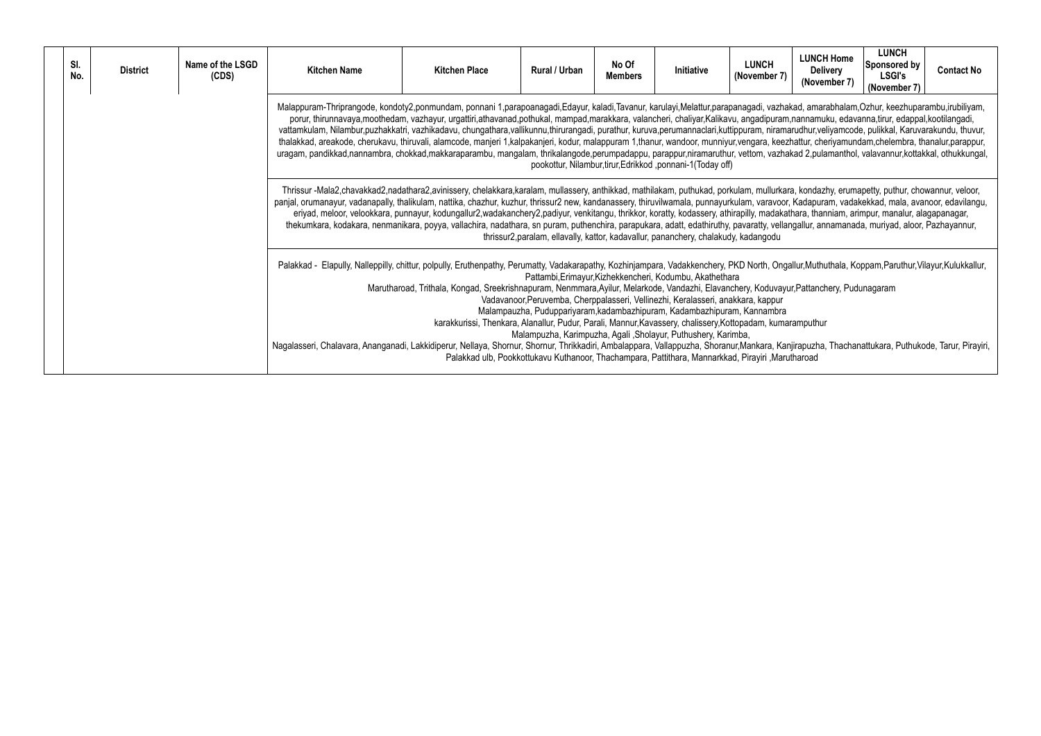| Sl. No. | District | Name of the LSGD (CDS) | Kitchen Name | Kitchen Place | Rural / Urban | No Of Members | Initiative | LUNCH (November 7) | LUNCH Home Delivery (November 7) | LUNCH Sponsored by LSGI's (November 7) | Contact No |
|---|---|---|---|---|---|---|---|---|---|---|---|
| | | | Malappuram-Thriprangode, kondoty2,ponmundam, ponnani 1,parapoanagadi,Edayur, kaladi,Tavanur, karulayi,Melattur,parapanagadi, vazhakad, amarabhalam,Ozhur, keezhuparambu,irubiliyam, porur, thirunnavaya,moothedam, vazhayur, urgattiri,athavanad,pothukal, mampad,marakkara, valancheri, chaliyar,Kalikavu, angadipuram,nannamuku, edavanna,tirur, edappal,kootilangadi, vattamkulam, Nilambur,puzhakkatri, vazhikadavu, chungathara,vallikunnu,thirurangadi, purathur, kuruva,perumannaclari,kuttippuram, niramarudhur,veliyamcode, pulikkal, Karuvarakundu, thuvur, thalakkad, areakode, cherukavu, thiruvali, alamcode, manjeri 1,kalpakanjeri, kodur, malappuram 1,thanur, wandoor, munniyur,vengara, keezhattur, cheriyamundam,chelembra, thanalur,parappur, uragam, pandikkad,nannambra, chokkad,makkaraparambu, mangalam, thrikalangode,perumpadappu, parappur,niramaruthur, vettom, vazhakad 2,pulamanthol, valavannur,kottakkal, othukkungal, pookottur, Nilambur,tirur,Edrikkod ,ponnani-1(Today off) | | | | | | | | |
| | | | Thrissur -Mala2,chavakkad2,nadathara2,avinissery, chelakkara,karalam, mullassery, anthikkad, mathilakam, puthukad, porkulam, mullurkara, kondazhy, erumapetty, puthur, chowannur, veloor, panjal, orumanayur, vadanapally, thalikulam, nattika, chazhur, kuzhur, thrissur2 new, kandanassery, thiruvilwamala, punnayurkulam, varavoor, Kadapuram, vadakekkad, mala, avanoor, edavilangu, eriyad, meloor, velookkara, punnayur, kodungallur2,wadakanchery2,padiyur, venkitangu, thrikkor, koratty, kodassery, athirapilly, madakathara, thanniam, arimpur, manalur, alagapanagar, thekumkara, kodakara, nenmanikara, poyya, vallachira, nadathara, sn puram, puthenchira, parapukara, adatt, edathiruthy, pavaratty, vellangallur, annamanada, muriyad, aloor, Pazhayannur, thrissur2,paralam, ellavally, kattor, kadavallur, pananchery, chalakudy, kadangodu | | | | | | | | |
| | | | Palakkad - Elapully, Nalleppilly, chittur, polpully, Eruthenpathy, Perumatty, Vadakarapathy, Kozhinjampara, Vadakkenchery, PKD North, Ongallur,Muthuthala, Koppam,Paruthur,Vilayur,Kulukkallur, Pattambi,Erimayur,Kizhekkencheri, Kodumbu, Akathethara Marutharoad, Trithala, Kongad, Sreekrishnapuram, Nenmmara,Ayilur, Melarkode, Vandazhi, Elavanchery, Koduvayur,Pattanchery, Pudunagaram Vadavanoor,Peruvemba, Cherppalasseri, Vellinezhi, Keralasseri, anakkara, kappur Malampauzha, Puduppariyaram,kadambazhipuram, Kadambazhipuram, Kannambra karakkurissi, Thenkara, Alanallur, Pudur, Parali, Mannur,Kavassery, chalissery,Kottopadam, kumaramputhur Malampuzha, Karimpuzha, Agali ,Sholayur, Puthushery, Karimba, Nagalasseri, Chalavara, Ananganadi, Lakkidiperur, Nellaya, Shornur, Shornur, Thrikkadiri, Ambalappara, Vallappuzha, Shoranur,Mankara, Kanjirapuzha, Thachanattukara, Puthukode, Tarur, Pirayiri, Palakkad ulb, Pookkottukavu Kuthanoor, Thachampara, Pattithara, Mannarkkad, Pirayiri ,Marutharoad | | | | | | | | |